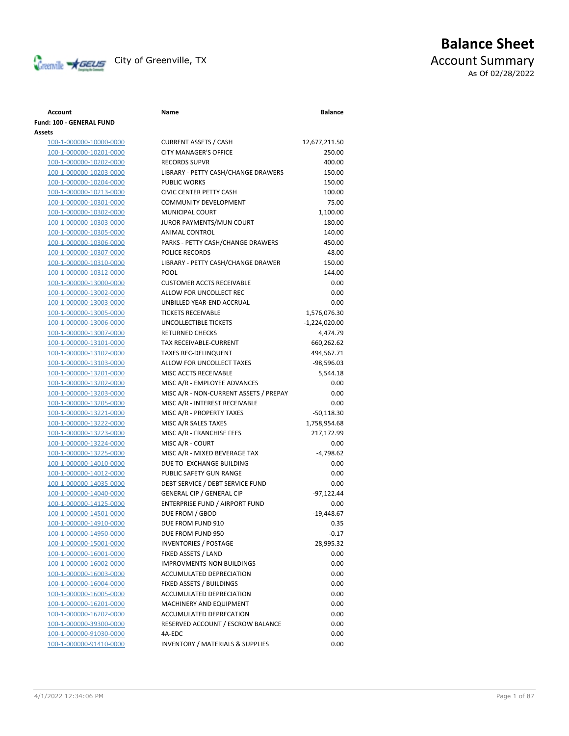# Balance Sheet

## Account Summary

City of Greenville, TX

As Of 02/28/2022

| Account | Name | Balance |
|---|---|---|
| **Fund: 100 - GENERAL FUND** | | |
| **Assets** | | |
| 100-1-000000-10000-0000 | CURRENT ASSETS / CASH | 12,677,211.50 |
| 100-1-000000-10201-0000 | CITY MANAGER'S OFFICE | 250.00 |
| 100-1-000000-10202-0000 | RECORDS SUPVR | 400.00 |
| 100-1-000000-10203-0000 | LIBRARY - PETTY CASH/CHANGE DRAWERS | 150.00 |
| 100-1-000000-10204-0000 | PUBLIC WORKS | 150.00 |
| 100-1-000000-10213-0000 | CIVIC CENTER PETTY CASH | 100.00 |
| 100-1-000000-10301-0000 | COMMUNITY DEVELOPMENT | 75.00 |
| 100-1-000000-10302-0000 | MUNICIPAL COURT | 1,100.00 |
| 100-1-000000-10303-0000 | JUROR PAYMENTS/MUN COURT | 180.00 |
| 100-1-000000-10305-0000 | ANIMAL CONTROL | 140.00 |
| 100-1-000000-10306-0000 | PARKS - PETTY CASH/CHANGE DRAWERS | 450.00 |
| 100-1-000000-10307-0000 | POLICE RECORDS | 48.00 |
| 100-1-000000-10310-0000 | LIBRARY - PETTY CASH/CHANGE DRAWER | 150.00 |
| 100-1-000000-10312-0000 | POOL | 144.00 |
| 100-1-000000-13000-0000 | CUSTOMER ACCTS RECEIVABLE | 0.00 |
| 100-1-000000-13002-0000 | ALLOW FOR UNCOLLECT REC | 0.00 |
| 100-1-000000-13003-0000 | UNBILLED YEAR-END ACCRUAL | 0.00 |
| 100-1-000000-13005-0000 | TICKETS RECEIVABLE | 1,576,076.30 |
| 100-1-000000-13006-0000 | UNCOLLECTIBLE TICKETS | -1,224,020.00 |
| 100-1-000000-13007-0000 | RETURNED CHECKS | 4,474.79 |
| 100-1-000000-13101-0000 | TAX RECEIVABLE-CURRENT | 660,262.62 |
| 100-1-000000-13102-0000 | TAXES REC-DELINQUENT | 494,567.71 |
| 100-1-000000-13103-0000 | ALLOW FOR UNCOLLECT TAXES | -98,596.03 |
| 100-1-000000-13201-0000 | MISC ACCTS RECEIVABLE | 5,544.18 |
| 100-1-000000-13202-0000 | MISC A/R - EMPLOYEE ADVANCES | 0.00 |
| 100-1-000000-13203-0000 | MISC A/R - NON-CURRENT ASSETS / PREPAY | 0.00 |
| 100-1-000000-13205-0000 | MISC A/R - INTEREST RECEIVABLE | 0.00 |
| 100-1-000000-13221-0000 | MISC A/R - PROPERTY TAXES | -50,118.30 |
| 100-1-000000-13222-0000 | MISC A/R SALES TAXES | 1,758,954.68 |
| 100-1-000000-13223-0000 | MISC A/R - FRANCHISE FEES | 217,172.99 |
| 100-1-000000-13224-0000 | MISC A/R - COURT | 0.00 |
| 100-1-000000-13225-0000 | MISC A/R - MIXED BEVERAGE TAX | -4,798.62 |
| 100-1-000000-14010-0000 | DUE TO EXCHANGE BUILDING | 0.00 |
| 100-1-000000-14012-0000 | PUBLIC SAFETY GUN RANGE | 0.00 |
| 100-1-000000-14035-0000 | DEBT SERVICE / DEBT SERVICE FUND | 0.00 |
| 100-1-000000-14040-0000 | GENERAL CIP / GENERAL CIP | -97,122.44 |
| 100-1-000000-14125-0000 | ENTERPRISE FUND / AIRPORT FUND | 0.00 |
| 100-1-000000-14501-0000 | DUE FROM / GBOD | -19,448.67 |
| 100-1-000000-14910-0000 | DUE FROM FUND 910 | 0.35 |
| 100-1-000000-14950-0000 | DUE FROM FUND 950 | -0.17 |
| 100-1-000000-15001-0000 | INVENTORIES / POSTAGE | 28,995.32 |
| 100-1-000000-16001-0000 | FIXED ASSETS / LAND | 0.00 |
| 100-1-000000-16002-0000 | IMPROVMENTS-NON BUILDINGS | 0.00 |
| 100-1-000000-16003-0000 | ACCUMULATED DEPRECIATION | 0.00 |
| 100-1-000000-16004-0000 | FIXED ASSETS / BUILDINGS | 0.00 |
| 100-1-000000-16005-0000 | ACCUMULATED DEPRECIATION | 0.00 |
| 100-1-000000-16201-0000 | MACHINERY AND EQUIPMENT | 0.00 |
| 100-1-000000-16202-0000 | ACCUMULATED DEPRECATION | 0.00 |
| 100-1-000000-39300-0000 | RESERVED ACCOUNT / ESCROW BALANCE | 0.00 |
| 100-1-000000-91030-0000 | 4A-EDC | 0.00 |
| 100-1-000000-91410-0000 | INVENTORY / MATERIALS & SUPPLIES | 0.00 |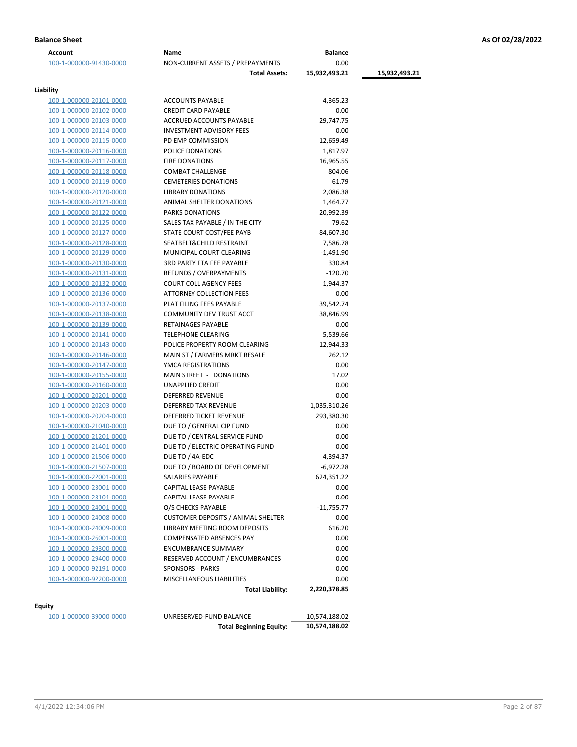**Balance Sheet** **As Of 02/28/2022**

| Account | Name | Balance | |
|---|---|---|---|
| 100-1-000000-91430-0000 | NON-CURRENT ASSETS / PREPAYMENTS | 0.00 | |
| | **Total Assets:** | **15,932,493.21** | **15,932,493.21** |

**Liability**

| Account | Name | Balance |
|---|---|---|
| 100-1-000000-20101-0000 | ACCOUNTS PAYABLE | 4,365.23 |
| 100-1-000000-20102-0000 | CREDIT CARD PAYABLE | 0.00 |
| 100-1-000000-20103-0000 | ACCRUED ACCOUNTS PAYABLE | 29,747.75 |
| 100-1-000000-20114-0000 | INVESTMENT ADVISORY FEES | 0.00 |
| 100-1-000000-20115-0000 | PD EMP COMMISSION | 12,659.49 |
| 100-1-000000-20116-0000 | POLICE DONATIONS | 1,817.97 |
| 100-1-000000-20117-0000 | FIRE DONATIONS | 16,965.55 |
| 100-1-000000-20118-0000 | COMBAT CHALLENGE | 804.06 |
| 100-1-000000-20119-0000 | CEMETERIES DONATIONS | 61.79 |
| 100-1-000000-20120-0000 | LIBRARY DONATIONS | 2,086.38 |
| 100-1-000000-20121-0000 | ANIMAL SHELTER DONATIONS | 1,464.77 |
| 100-1-000000-20122-0000 | PARKS DONATIONS | 20,992.39 |
| 100-1-000000-20125-0000 | SALES TAX PAYABLE / IN THE CITY | 79.62 |
| 100-1-000000-20127-0000 | STATE COURT COST/FEE PAYB | 84,607.30 |
| 100-1-000000-20128-0000 | SEATBELT&CHILD RESTRAINT | 7,586.78 |
| 100-1-000000-20129-0000 | MUNICIPAL COURT CLEARING | -1,491.90 |
| 100-1-000000-20130-0000 | 3RD PARTY FTA FEE PAYABLE | 330.84 |
| 100-1-000000-20131-0000 | REFUNDS / OVERPAYMENTS | -120.70 |
| 100-1-000000-20132-0000 | COURT COLL AGENCY FEES | 1,944.37 |
| 100-1-000000-20136-0000 | ATTORNEY COLLECTION FEES | 0.00 |
| 100-1-000000-20137-0000 | PLAT FILING FEES PAYABLE | 39,542.74 |
| 100-1-000000-20138-0000 | COMMUNITY DEV TRUST ACCT | 38,846.99 |
| 100-1-000000-20139-0000 | RETAINAGES PAYABLE | 0.00 |
| 100-1-000000-20141-0000 | TELEPHONE CLEARING | 5,539.66 |
| 100-1-000000-20143-0000 | POLICE PROPERTY ROOM CLEARING | 12,944.33 |
| 100-1-000000-20146-0000 | MAIN ST / FARMERS MRKT RESALE | 262.12 |
| 100-1-000000-20147-0000 | YMCA REGISTRATIONS | 0.00 |
| 100-1-000000-20155-0000 | MAIN STREET - DONATIONS | 17.02 |
| 100-1-000000-20160-0000 | UNAPPLIED CREDIT | 0.00 |
| 100-1-000000-20201-0000 | DEFERRED REVENUE | 0.00 |
| 100-1-000000-20203-0000 | DEFERRED TAX REVENUE | 1,035,310.26 |
| 100-1-000000-20204-0000 | DEFERRED TICKET REVENUE | 293,380.30 |
| 100-1-000000-21040-0000 | DUE TO / GENERAL CIP FUND | 0.00 |
| 100-1-000000-21201-0000 | DUE TO / CENTRAL SERVICE FUND | 0.00 |
| 100-1-000000-21401-0000 | DUE TO / ELECTRIC OPERATING FUND | 0.00 |
| 100-1-000000-21506-0000 | DUE TO / 4A-EDC | 4,394.37 |
| 100-1-000000-21507-0000 | DUE TO / BOARD OF DEVELOPMENT | -6,972.28 |
| 100-1-000000-22001-0000 | SALARIES PAYABLE | 624,351.22 |
| 100-1-000000-23001-0000 | CAPITAL LEASE PAYABLE | 0.00 |
| 100-1-000000-23101-0000 | CAPITAL LEASE PAYABLE | 0.00 |
| 100-1-000000-24001-0000 | O/S CHECKS PAYABLE | -11,755.77 |
| 100-1-000000-24008-0000 | CUSTOMER DEPOSITS / ANIMAL SHELTER | 0.00 |
| 100-1-000000-24009-0000 | LIBRARY MEETING ROOM DEPOSITS | 616.20 |
| 100-1-000000-26001-0000 | COMPENSATED ABSENCES PAY | 0.00 |
| 100-1-000000-29300-0000 | ENCUMBRANCE SUMMARY | 0.00 |
| 100-1-000000-29400-0000 | RESERVED ACCOUNT / ENCUMBRANCES | 0.00 |
| 100-1-000000-92191-0000 | SPONSORS - PARKS | 0.00 |
| 100-1-000000-92200-0000 | MISCELLANEOUS LIABILITIES | 0.00 |
| | **Total Liability:** | **2,220,378.85** |

**Equity**

| Account | Name | Balance |
|---|---|---|
| 100-1-000000-39000-0000 | UNRESERVED-FUND BALANCE | 10,574,188.02 |
| | **Total Beginning Equity:** | **10,574,188.02** |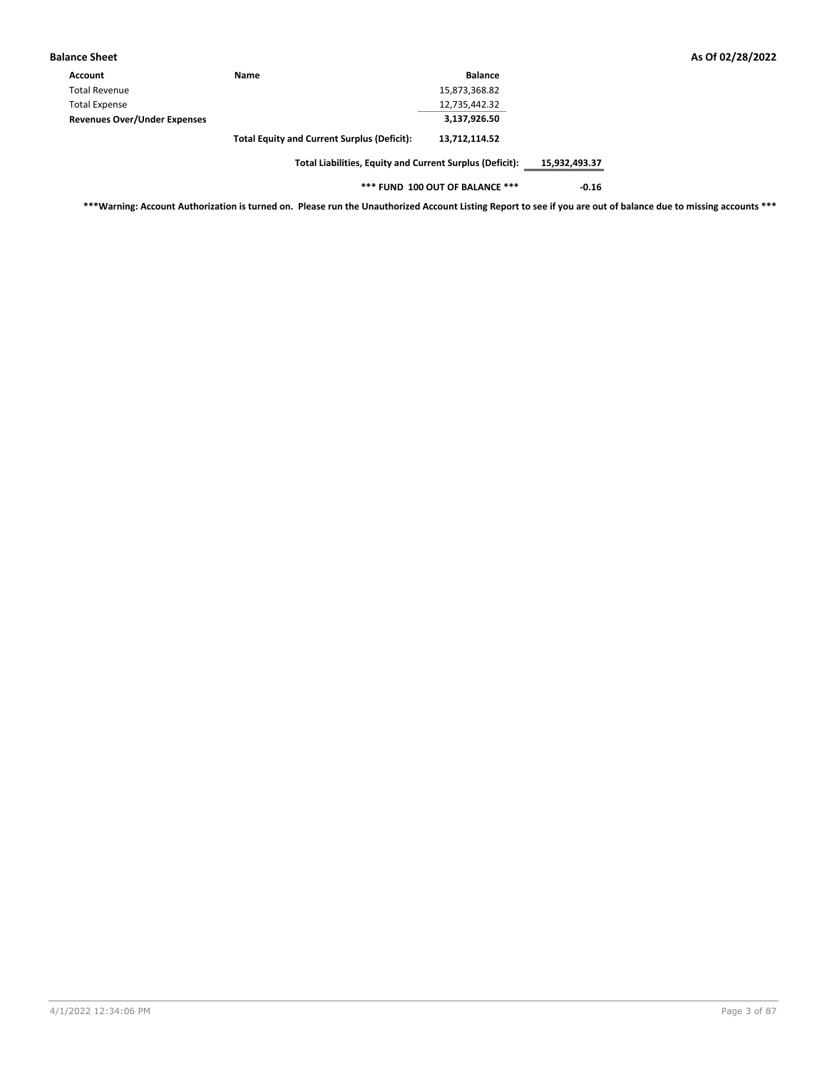## Balance Sheet

As Of 02/28/2022

| Account | Name | Balance | |
|---|---|---|---|
| Total Revenue | | 15,873,368.82 | |
| Total Expense | | 12,735,442.32 | |
| **Revenues Over/Under Expenses** | | **3,137,926.50** | |
| | **Total Equity and Current Surplus (Deficit):** | **13,712,114.52** | |
| | **Total Liabilities, Equity and Current Surplus (Deficit):** | | **15,932,493.37** |
| | **\*\*\* FUND 100 OUT OF BALANCE \*\*\*** | | **-0.16** |

**\*\*\*Warning: Account Authorization is turned on. Please run the Unauthorized Account Listing Report to see if you are out of balance due to missing accounts \*\*\***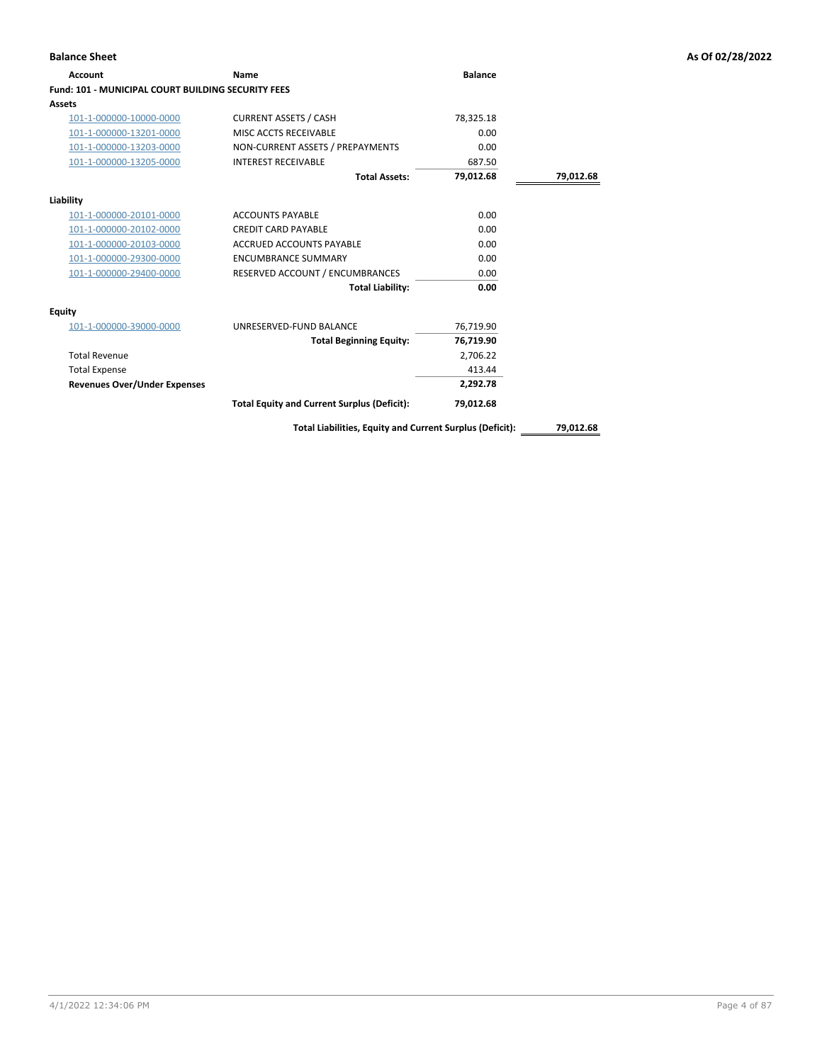**Balance Sheet** — As Of 02/28/2022

| Account | Name | Balance | |
|---|---|---|---|
| **Fund: 101 - MUNICIPAL COURT BUILDING SECURITY FEES** | | | |
| **Assets** | | | |
| 101-1-000000-10000-0000 | CURRENT ASSETS / CASH | 78,325.18 | |
| 101-1-000000-13201-0000 | MISC ACCTS RECEIVABLE | 0.00 | |
| 101-1-000000-13203-0000 | NON-CURRENT ASSETS / PREPAYMENTS | 0.00 | |
| 101-1-000000-13205-0000 | INTEREST RECEIVABLE | 687.50 | |
| | **Total Assets:** | **79,012.68** | **79,012.68** |
| **Liability** | | | |
| 101-1-000000-20101-0000 | ACCOUNTS PAYABLE | 0.00 | |
| 101-1-000000-20102-0000 | CREDIT CARD PAYABLE | 0.00 | |
| 101-1-000000-20103-0000 | ACCRUED ACCOUNTS PAYABLE | 0.00 | |
| 101-1-000000-29300-0000 | ENCUMBRANCE SUMMARY | 0.00 | |
| 101-1-000000-29400-0000 | RESERVED ACCOUNT / ENCUMBRANCES | 0.00 | |
| | **Total Liability:** | **0.00** | |
| **Equity** | | | |
| 101-1-000000-39000-0000 | UNRESERVED-FUND BALANCE | 76,719.90 | |
| | **Total Beginning Equity:** | **76,719.90** | |
| Total Revenue | | 2,706.22 | |
| Total Expense | | 413.44 | |
| **Revenues Over/Under Expenses** | | **2,292.78** | |
| | **Total Equity and Current Surplus (Deficit):** | **79,012.68** | |
| | **Total Liabilities, Equity and Current Surplus (Deficit):** | | **79,012.68** |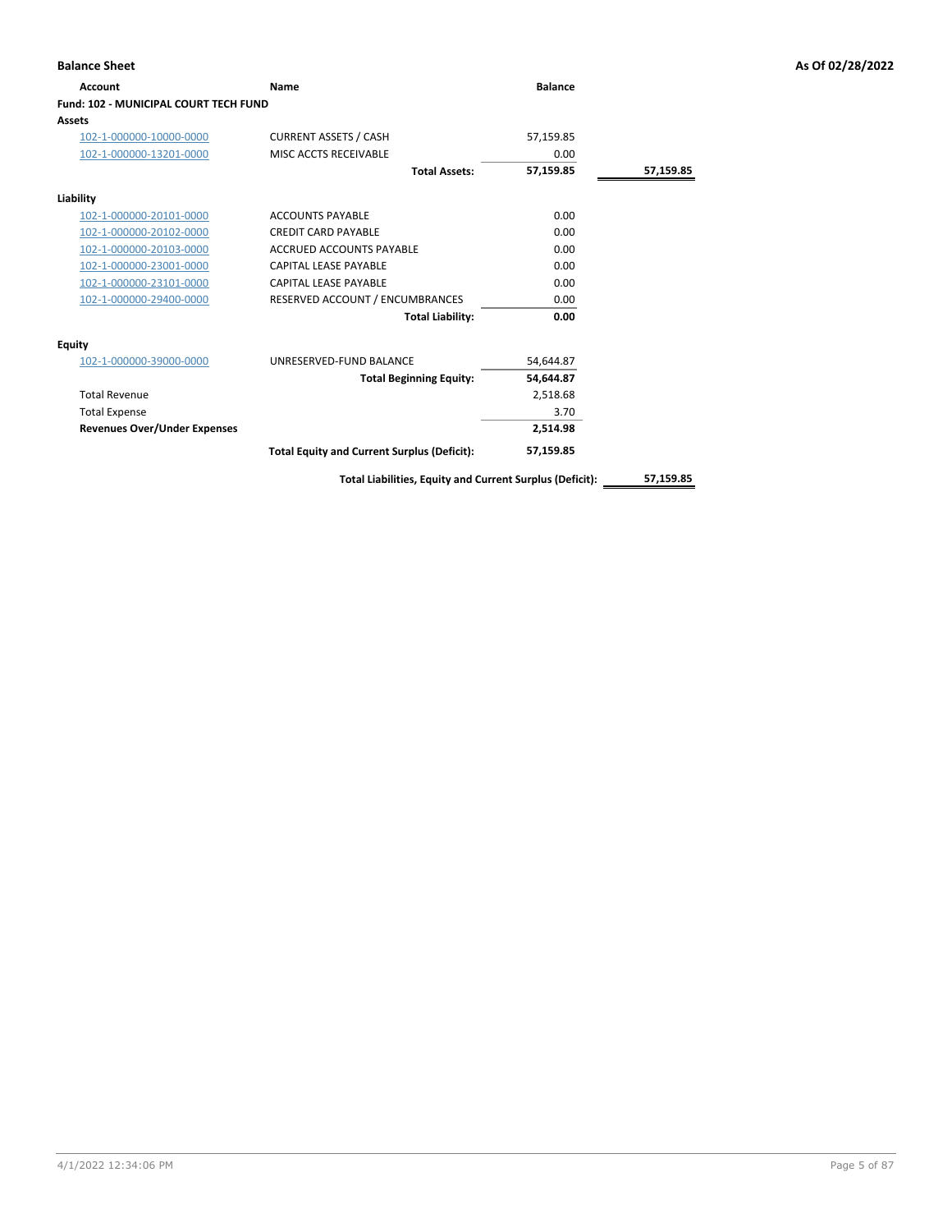**Balance Sheet** — As Of 02/28/2022

| Account | Name | Balance | |
|---|---|---|---|
| **Fund: 102 - MUNICIPAL COURT TECH FUND** | | | |
| **Assets** | | | |
| 102-1-000000-10000-0000 | CURRENT ASSETS / CASH | 57,159.85 | |
| 102-1-000000-13201-0000 | MISC ACCTS RECEIVABLE | 0.00 | |
| | **Total Assets:** | **57,159.85** | **57,159.85** |
| **Liability** | | | |
| 102-1-000000-20101-0000 | ACCOUNTS PAYABLE | 0.00 | |
| 102-1-000000-20102-0000 | CREDIT CARD PAYABLE | 0.00 | |
| 102-1-000000-20103-0000 | ACCRUED ACCOUNTS PAYABLE | 0.00 | |
| 102-1-000000-23001-0000 | CAPITAL LEASE PAYABLE | 0.00 | |
| 102-1-000000-23101-0000 | CAPITAL LEASE PAYABLE | 0.00 | |
| 102-1-000000-29400-0000 | RESERVED ACCOUNT / ENCUMBRANCES | 0.00 | |
| | **Total Liability:** | **0.00** | |
| **Equity** | | | |
| 102-1-000000-39000-0000 | UNRESERVED-FUND BALANCE | 54,644.87 | |
| | **Total Beginning Equity:** | **54,644.87** | |
| Total Revenue | | 2,518.68 | |
| Total Expense | | 3.70 | |
| **Revenues Over/Under Expenses** | | **2,514.98** | |
| | **Total Equity and Current Surplus (Deficit):** | **57,159.85** | |
| | **Total Liabilities, Equity and Current Surplus (Deficit):** | | **57,159.85** |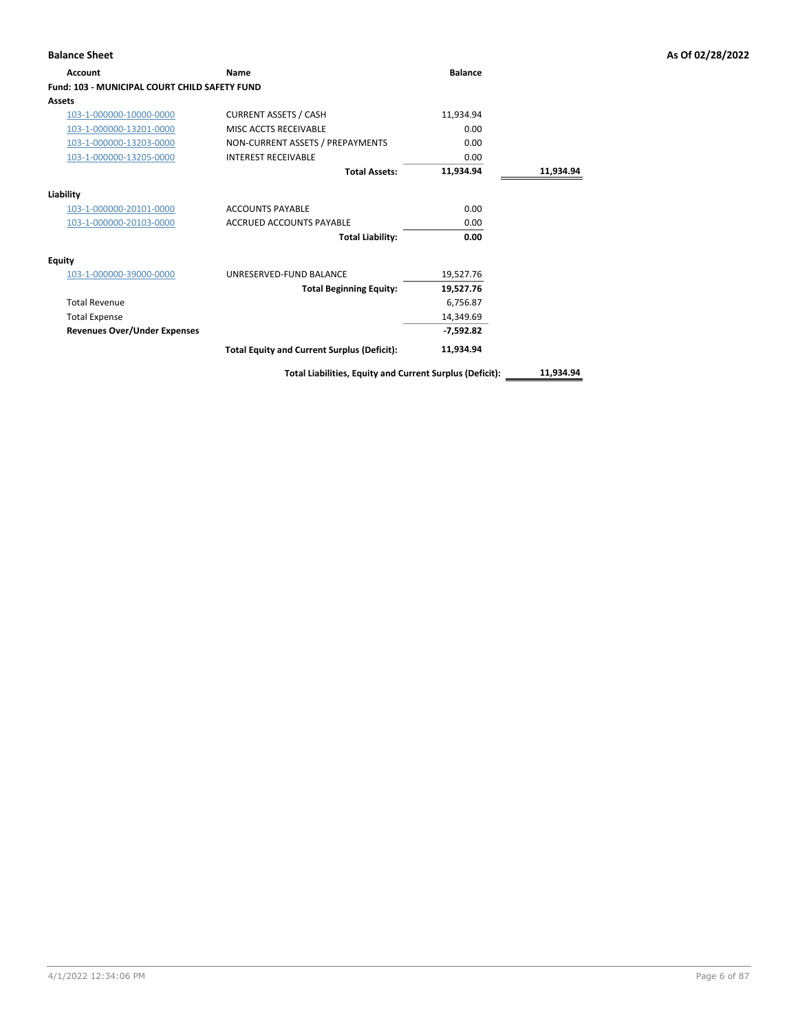**Balance Sheet** — As Of 02/28/2022

| Account | Name | Balance | |
|---|---|---|---|
| **Fund: 103 - MUNICIPAL COURT CHILD SAFETY FUND** | | | |
| **Assets** | | | |
| 103-1-000000-10000-0000 | CURRENT ASSETS / CASH | 11,934.94 | |
| 103-1-000000-13201-0000 | MISC ACCTS RECEIVABLE | 0.00 | |
| 103-1-000000-13203-0000 | NON-CURRENT ASSETS / PREPAYMENTS | 0.00 | |
| 103-1-000000-13205-0000 | INTEREST RECEIVABLE | 0.00 | |
| | **Total Assets:** | **11,934.94** | **11,934.94** |
| **Liability** | | | |
| 103-1-000000-20101-0000 | ACCOUNTS PAYABLE | 0.00 | |
| 103-1-000000-20103-0000 | ACCRUED ACCOUNTS PAYABLE | 0.00 | |
| | **Total Liability:** | **0.00** | |
| **Equity** | | | |
| 103-1-000000-39000-0000 | UNRESERVED-FUND BALANCE | 19,527.76 | |
| | **Total Beginning Equity:** | **19,527.76** | |
| Total Revenue | | 6,756.87 | |
| Total Expense | | 14,349.69 | |
| **Revenues Over/Under Expenses** | | **-7,592.82** | |
| | **Total Equity and Current Surplus (Deficit):** | **11,934.94** | |
| | **Total Liabilities, Equity and Current Surplus (Deficit):** | | **11,934.94** |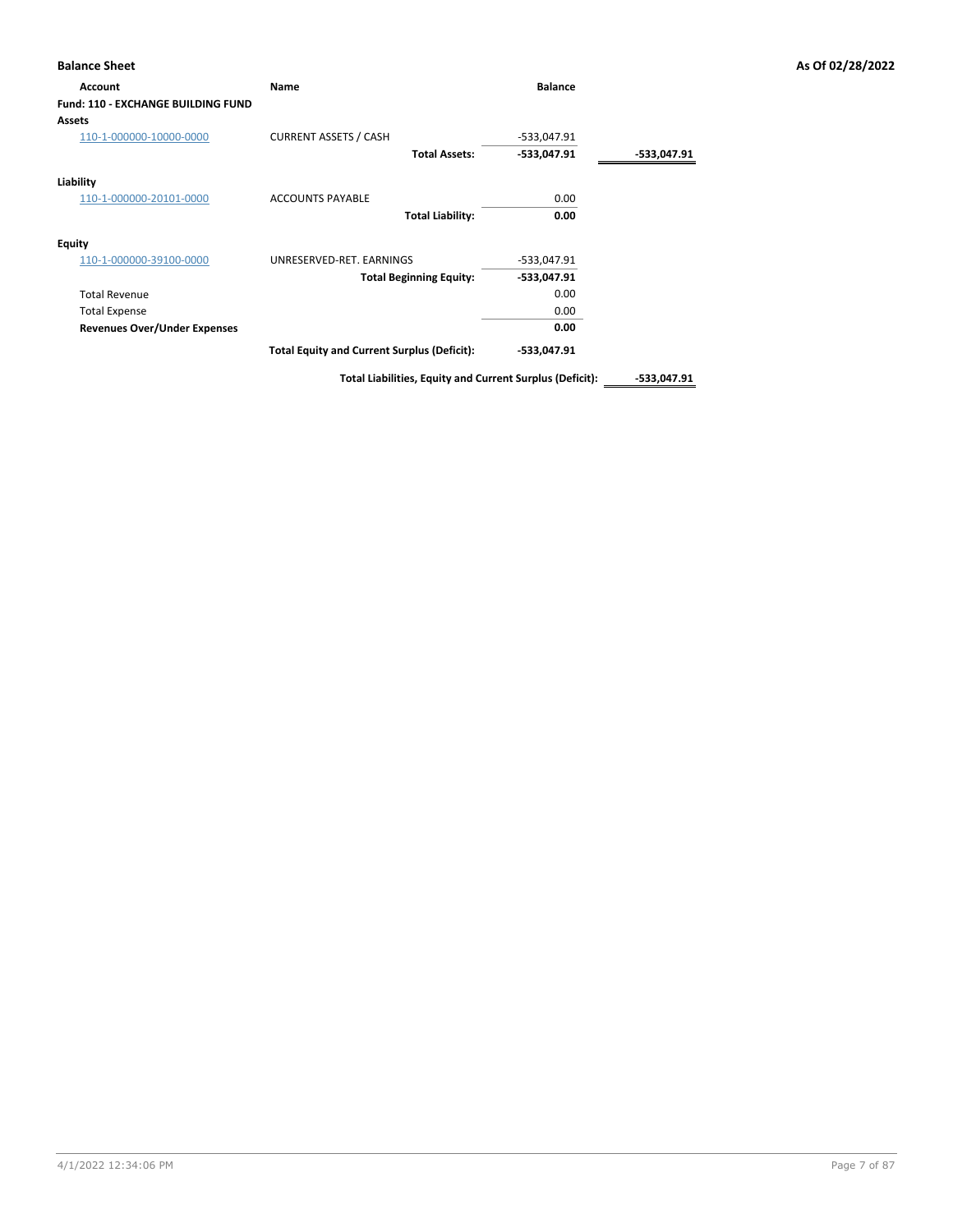## Balance Sheet

**As Of 02/28/2022**

| Account | Name | Balance | |
|---|---|---|---|
| **Fund: 110 - EXCHANGE BUILDING FUND** | | | |
| **Assets** | | | |
| 110-1-000000-10000-0000 | CURRENT ASSETS / CASH | -533,047.91 | |
| | **Total Assets:** | **-533,047.91** | **-533,047.91** |
| **Liability** | | | |
| 110-1-000000-20101-0000 | ACCOUNTS PAYABLE | 0.00 | |
| | **Total Liability:** | **0.00** | |
| **Equity** | | | |
| 110-1-000000-39100-0000 | UNRESERVED-RET. EARNINGS | -533,047.91 | |
| | **Total Beginning Equity:** | **-533,047.91** | |
| Total Revenue | | 0.00 | |
| Total Expense | | 0.00 | |
| **Revenues Over/Under Expenses** | | **0.00** | |
| | **Total Equity and Current Surplus (Deficit):** | **-533,047.91** | |
| | **Total Liabilities, Equity and Current Surplus (Deficit):** | | **-533,047.91** |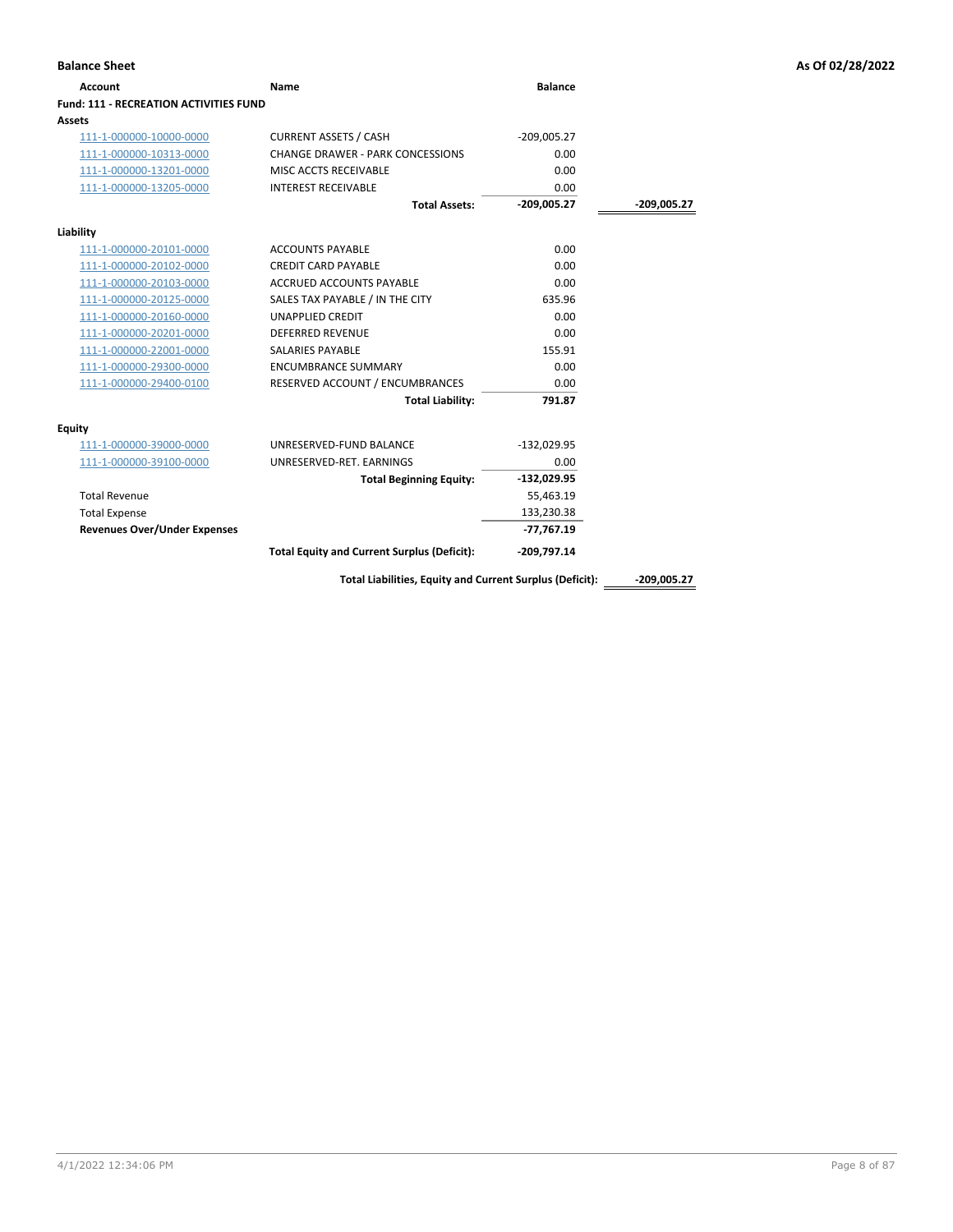## Balance Sheet

**As Of 02/28/2022**

| Account | Name | Balance | |
|---|---|---|---|
| **Fund: 111 - RECREATION ACTIVITIES FUND** | | | |
| **Assets** | | | |
| 111-1-000000-10000-0000 | CURRENT ASSETS / CASH | -209,005.27 | |
| 111-1-000000-10313-0000 | CHANGE DRAWER - PARK CONCESSIONS | 0.00 | |
| 111-1-000000-13201-0000 | MISC ACCTS RECEIVABLE | 0.00 | |
| 111-1-000000-13205-0000 | INTEREST RECEIVABLE | 0.00 | |
| | **Total Assets:** | **-209,005.27** | **-209,005.27** |
| **Liability** | | | |
| 111-1-000000-20101-0000 | ACCOUNTS PAYABLE | 0.00 | |
| 111-1-000000-20102-0000 | CREDIT CARD PAYABLE | 0.00 | |
| 111-1-000000-20103-0000 | ACCRUED ACCOUNTS PAYABLE | 0.00 | |
| 111-1-000000-20125-0000 | SALES TAX PAYABLE / IN THE CITY | 635.96 | |
| 111-1-000000-20160-0000 | UNAPPLIED CREDIT | 0.00 | |
| 111-1-000000-20201-0000 | DEFERRED REVENUE | 0.00 | |
| 111-1-000000-22001-0000 | SALARIES PAYABLE | 155.91 | |
| 111-1-000000-29300-0000 | ENCUMBRANCE SUMMARY | 0.00 | |
| 111-1-000000-29400-0100 | RESERVED ACCOUNT / ENCUMBRANCES | 0.00 | |
| | **Total Liability:** | **791.87** | |
| **Equity** | | | |
| 111-1-000000-39000-0000 | UNRESERVED-FUND BALANCE | -132,029.95 | |
| 111-1-000000-39100-0000 | UNRESERVED-RET. EARNINGS | 0.00 | |
| | **Total Beginning Equity:** | **-132,029.95** | |
| Total Revenue | | 55,463.19 | |
| Total Expense | | 133,230.38 | |
| **Revenues Over/Under Expenses** | | **-77,767.19** | |
| | **Total Equity and Current Surplus (Deficit):** | **-209,797.14** | |
| | **Total Liabilities, Equity and Current Surplus (Deficit):** | | **-209,005.27** |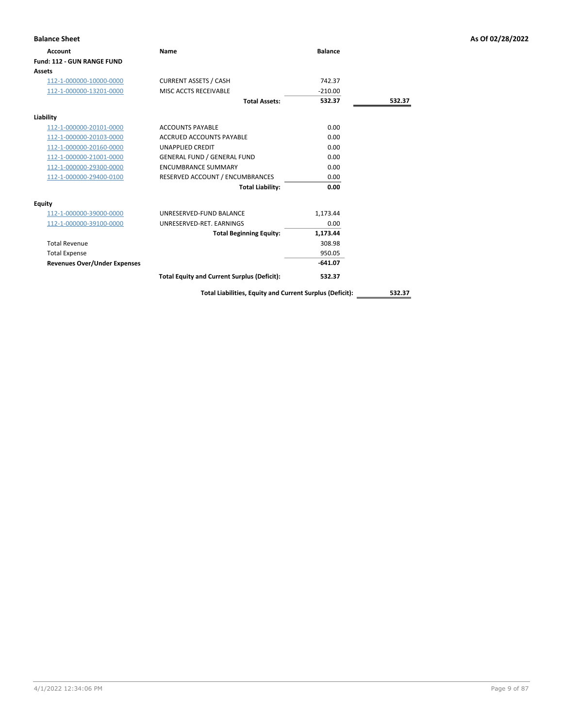**Balance Sheet** — As Of 02/28/2022

| Account | Name | Balance | |
|---|---|---|---|
| **Fund: 112 - GUN RANGE FUND** | | | |
| **Assets** | | | |
| 112-1-000000-10000-0000 | CURRENT ASSETS / CASH | 742.37 | |
| 112-1-000000-13201-0000 | MISC ACCTS RECEIVABLE | -210.00 | |
| | **Total Assets:** | **532.37** | **532.37** |
| **Liability** | | | |
| 112-1-000000-20101-0000 | ACCOUNTS PAYABLE | 0.00 | |
| 112-1-000000-20103-0000 | ACCRUED ACCOUNTS PAYABLE | 0.00 | |
| 112-1-000000-20160-0000 | UNAPPLIED CREDIT | 0.00 | |
| 112-1-000000-21001-0000 | GENERAL FUND / GENERAL FUND | 0.00 | |
| 112-1-000000-29300-0000 | ENCUMBRANCE SUMMARY | 0.00 | |
| 112-1-000000-29400-0100 | RESERVED ACCOUNT / ENCUMBRANCES | 0.00 | |
| | **Total Liability:** | **0.00** | |
| **Equity** | | | |
| 112-1-000000-39000-0000 | UNRESERVED-FUND BALANCE | 1,173.44 | |
| 112-1-000000-39100-0000 | UNRESERVED-RET. EARNINGS | 0.00 | |
| | **Total Beginning Equity:** | **1,173.44** | |
| Total Revenue | | 308.98 | |
| Total Expense | | 950.05 | |
| **Revenues Over/Under Expenses** | | **-641.07** | |
| | **Total Equity and Current Surplus (Deficit):** | **532.37** | |
| | **Total Liabilities, Equity and Current Surplus (Deficit):** | | **532.37** |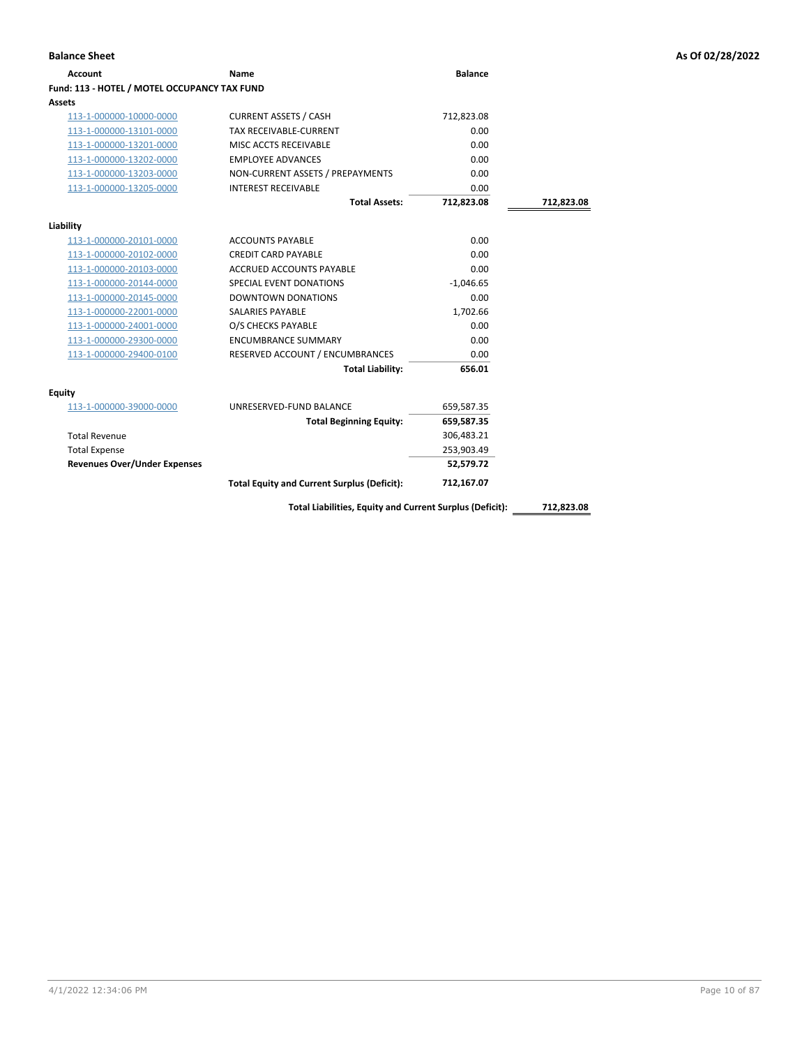**Balance Sheet** — As Of 02/28/2022

| Account | Name | Balance | |
|---|---|---|---|
| **Fund: 113 - HOTEL / MOTEL OCCUPANCY TAX FUND** | | | |
| **Assets** | | | |
| 113-1-000000-10000-0000 | CURRENT ASSETS / CASH | 712,823.08 | |
| 113-1-000000-13101-0000 | TAX RECEIVABLE-CURRENT | 0.00 | |
| 113-1-000000-13201-0000 | MISC ACCTS RECEIVABLE | 0.00 | |
| 113-1-000000-13202-0000 | EMPLOYEE ADVANCES | 0.00 | |
| 113-1-000000-13203-0000 | NON-CURRENT ASSETS / PREPAYMENTS | 0.00 | |
| 113-1-000000-13205-0000 | INTEREST RECEIVABLE | 0.00 | |
| | **Total Assets:** | **712,823.08** | **712,823.08** |
| **Liability** | | | |
| 113-1-000000-20101-0000 | ACCOUNTS PAYABLE | 0.00 | |
| 113-1-000000-20102-0000 | CREDIT CARD PAYABLE | 0.00 | |
| 113-1-000000-20103-0000 | ACCRUED ACCOUNTS PAYABLE | 0.00 | |
| 113-1-000000-20144-0000 | SPECIAL EVENT DONATIONS | -1,046.65 | |
| 113-1-000000-20145-0000 | DOWNTOWN DONATIONS | 0.00 | |
| 113-1-000000-22001-0000 | SALARIES PAYABLE | 1,702.66 | |
| 113-1-000000-24001-0000 | O/S CHECKS PAYABLE | 0.00 | |
| 113-1-000000-29300-0000 | ENCUMBRANCE SUMMARY | 0.00 | |
| 113-1-000000-29400-0100 | RESERVED ACCOUNT / ENCUMBRANCES | 0.00 | |
| | **Total Liability:** | **656.01** | |
| **Equity** | | | |
| 113-1-000000-39000-0000 | UNRESERVED-FUND BALANCE | 659,587.35 | |
| | **Total Beginning Equity:** | **659,587.35** | |
| Total Revenue | | 306,483.21 | |
| Total Expense | | 253,903.49 | |
| **Revenues Over/Under Expenses** | | **52,579.72** | |
| | **Total Equity and Current Surplus (Deficit):** | **712,167.07** | |
| | **Total Liabilities, Equity and Current Surplus (Deficit):** | | **712,823.08** |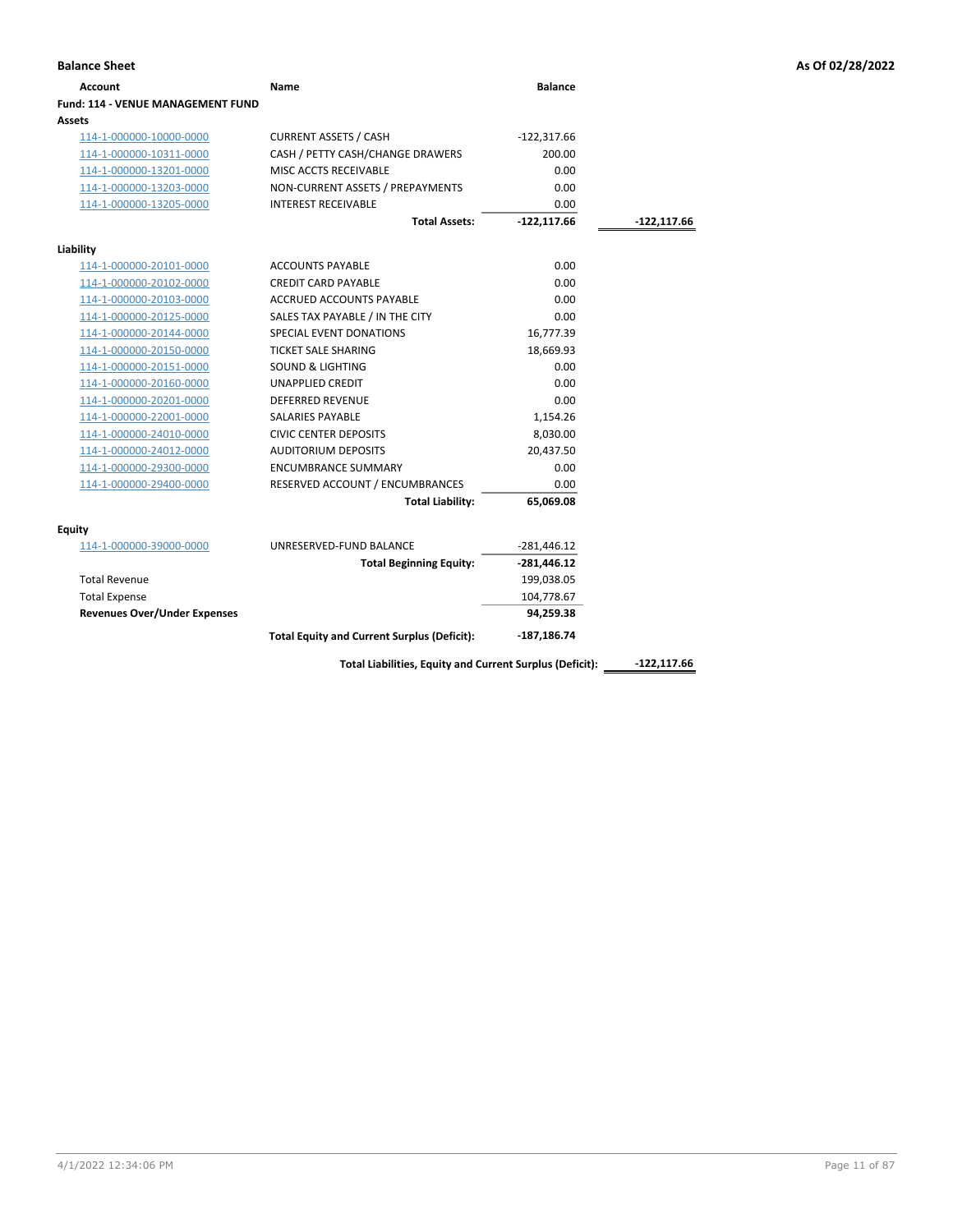**Balance Sheet** — As Of 02/28/2022

| Account | Name | Balance | |
|---|---|---|---|
| **Fund: 114 - VENUE MANAGEMENT FUND** | | | |
| **Assets** | | | |
| 114-1-000000-10000-0000 | CURRENT ASSETS / CASH | -122,317.66 | |
| 114-1-000000-10311-0000 | CASH / PETTY CASH/CHANGE DRAWERS | 200.00 | |
| 114-1-000000-13201-0000 | MISC ACCTS RECEIVABLE | 0.00 | |
| 114-1-000000-13203-0000 | NON-CURRENT ASSETS / PREPAYMENTS | 0.00 | |
| 114-1-000000-13205-0000 | INTEREST RECEIVABLE | 0.00 | |
| | **Total Assets:** | **-122,117.66** | **-122,117.66** |
| **Liability** | | | |
| 114-1-000000-20101-0000 | ACCOUNTS PAYABLE | 0.00 | |
| 114-1-000000-20102-0000 | CREDIT CARD PAYABLE | 0.00 | |
| 114-1-000000-20103-0000 | ACCRUED ACCOUNTS PAYABLE | 0.00 | |
| 114-1-000000-20125-0000 | SALES TAX PAYABLE / IN THE CITY | 0.00 | |
| 114-1-000000-20144-0000 | SPECIAL EVENT DONATIONS | 16,777.39 | |
| 114-1-000000-20150-0000 | TICKET SALE SHARING | 18,669.93 | |
| 114-1-000000-20151-0000 | SOUND & LIGHTING | 0.00 | |
| 114-1-000000-20160-0000 | UNAPPLIED CREDIT | 0.00 | |
| 114-1-000000-20201-0000 | DEFERRED REVENUE | 0.00 | |
| 114-1-000000-22001-0000 | SALARIES PAYABLE | 1,154.26 | |
| 114-1-000000-24010-0000 | CIVIC CENTER DEPOSITS | 8,030.00 | |
| 114-1-000000-24012-0000 | AUDITORIUM DEPOSITS | 20,437.50 | |
| 114-1-000000-29300-0000 | ENCUMBRANCE SUMMARY | 0.00 | |
| 114-1-000000-29400-0000 | RESERVED ACCOUNT / ENCUMBRANCES | 0.00 | |
| | **Total Liability:** | **65,069.08** | |
| **Equity** | | | |
| 114-1-000000-39000-0000 | UNRESERVED-FUND BALANCE | -281,446.12 | |
| | **Total Beginning Equity:** | **-281,446.12** | |
| Total Revenue | | 199,038.05 | |
| Total Expense | | 104,778.67 | |
| **Revenues Over/Under Expenses** | | **94,259.38** | |
| | **Total Equity and Current Surplus (Deficit):** | **-187,186.74** | |
| | **Total Liabilities, Equity and Current Surplus (Deficit):** | | **-122,117.66** |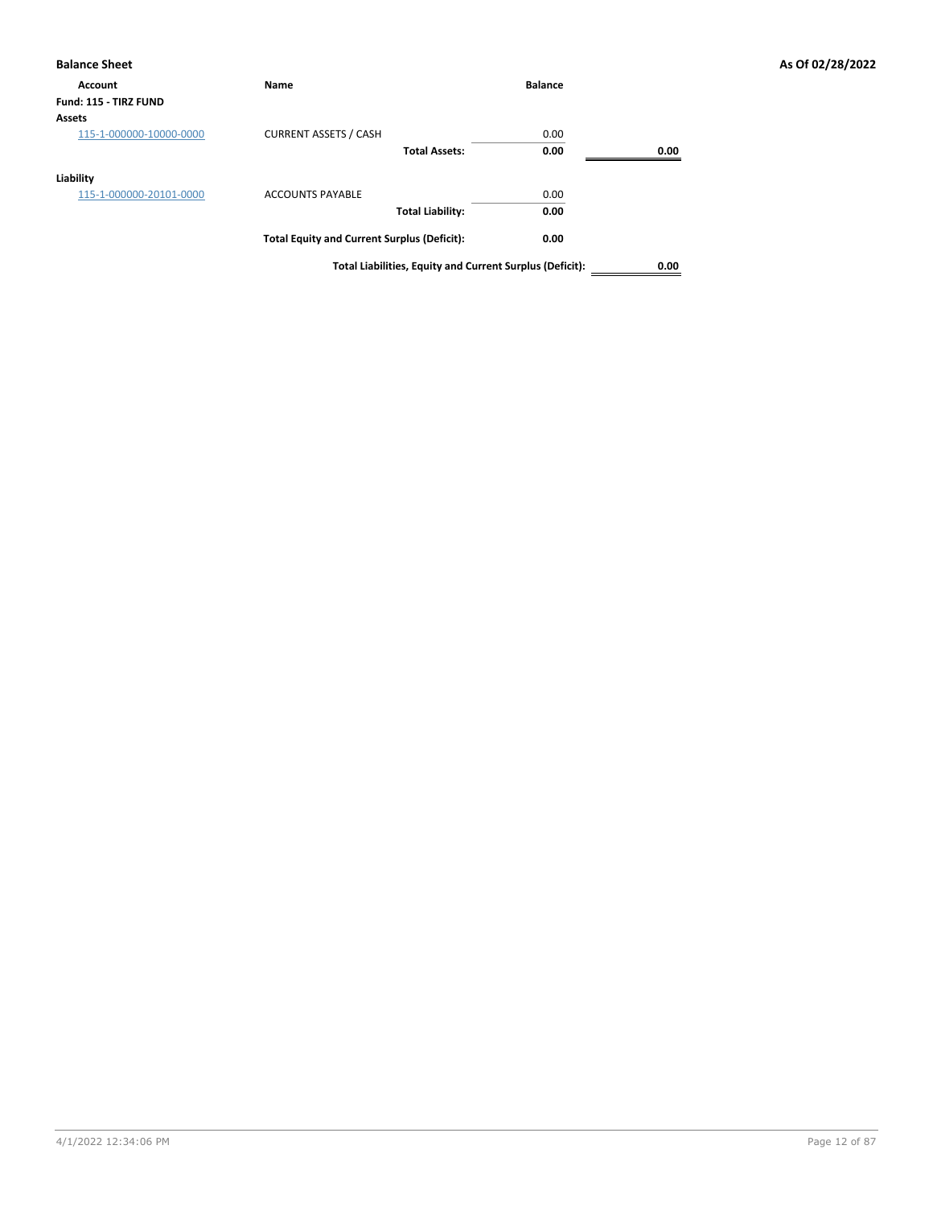**Balance Sheet** **As Of 02/28/2022**

| Account | Name | Balance | |
|---|---|---|---|
| **Fund: 115 - TIRZ FUND** | | | |
| **Assets** | | | |
| 115-1-000000-10000-0000 | CURRENT ASSETS / CASH | 0.00 | |
| | **Total Assets:** | **0.00** | **0.00** |
| **Liability** | | | |
| 115-1-000000-20101-0000 | ACCOUNTS PAYABLE | 0.00 | |
| | **Total Liability:** | **0.00** | |
| | **Total Equity and Current Surplus (Deficit):** | **0.00** | |
| | **Total Liabilities, Equity and Current Surplus (Deficit):** | | **0.00** |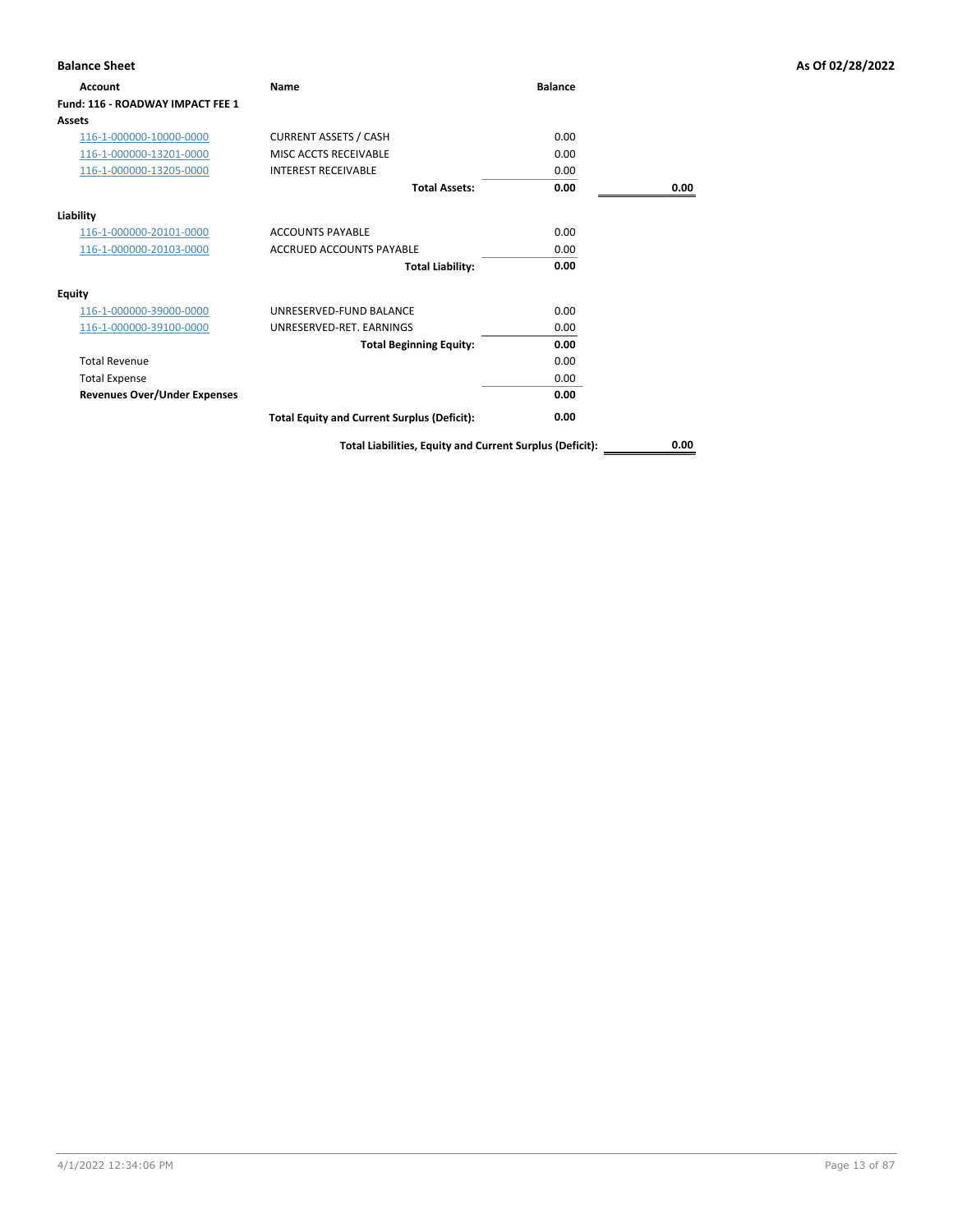**Balance Sheet** — As Of 02/28/2022

| Account | Name | Balance | |
|---|---|---|---|
| **Fund: 116 - ROADWAY IMPACT FEE 1** | | | |
| **Assets** | | | |
| 116-1-000000-10000-0000 | CURRENT ASSETS / CASH | 0.00 | |
| 116-1-000000-13201-0000 | MISC ACCTS RECEIVABLE | 0.00 | |
| 116-1-000000-13205-0000 | INTEREST RECEIVABLE | 0.00 | |
| | **Total Assets:** | **0.00** | **0.00** |
| **Liability** | | | |
| 116-1-000000-20101-0000 | ACCOUNTS PAYABLE | 0.00 | |
| 116-1-000000-20103-0000 | ACCRUED ACCOUNTS PAYABLE | 0.00 | |
| | **Total Liability:** | **0.00** | |
| **Equity** | | | |
| 116-1-000000-39000-0000 | UNRESERVED-FUND BALANCE | 0.00 | |
| 116-1-000000-39100-0000 | UNRESERVED-RET. EARNINGS | 0.00 | |
| | **Total Beginning Equity:** | **0.00** | |
| Total Revenue | | 0.00 | |
| Total Expense | | 0.00 | |
| **Revenues Over/Under Expenses** | | **0.00** | |
| | **Total Equity and Current Surplus (Deficit):** | **0.00** | |
| | **Total Liabilities, Equity and Current Surplus (Deficit):** | | **0.00** |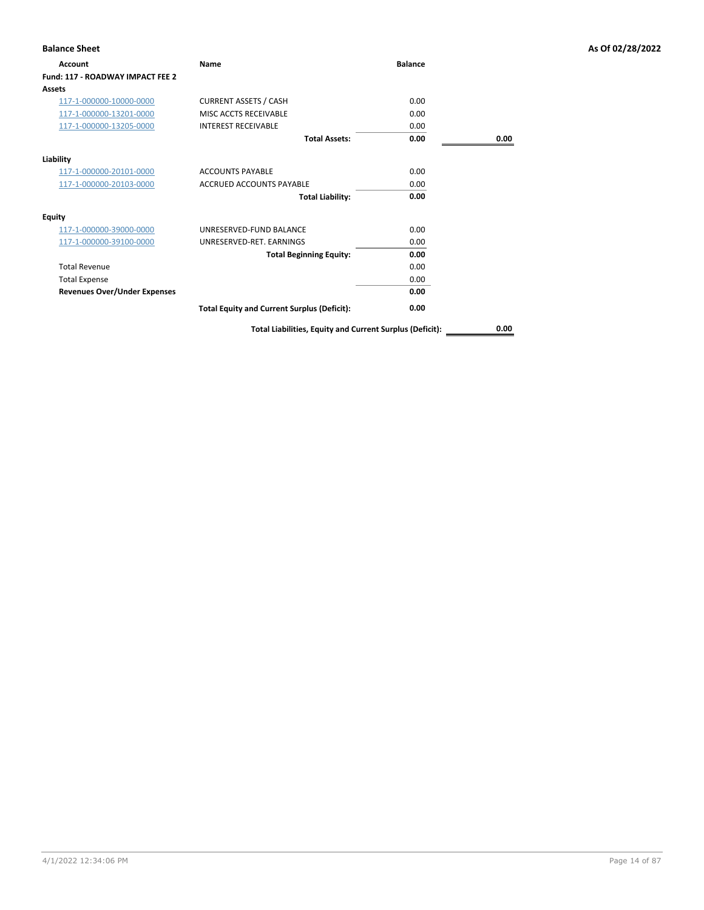**Balance Sheet** — **As Of 02/28/2022**

| Account | Name | Balance | |
|---|---|---|---|
| **Fund: 117 - ROADWAY IMPACT FEE 2** | | | |
| **Assets** | | | |
| 117-1-000000-10000-0000 | CURRENT ASSETS / CASH | 0.00 | |
| 117-1-000000-13201-0000 | MISC ACCTS RECEIVABLE | 0.00 | |
| 117-1-000000-13205-0000 | INTEREST RECEIVABLE | 0.00 | |
| | **Total Assets:** | **0.00** | **0.00** |
| **Liability** | | | |
| 117-1-000000-20101-0000 | ACCOUNTS PAYABLE | 0.00 | |
| 117-1-000000-20103-0000 | ACCRUED ACCOUNTS PAYABLE | 0.00 | |
| | **Total Liability:** | **0.00** | |
| **Equity** | | | |
| 117-1-000000-39000-0000 | UNRESERVED-FUND BALANCE | 0.00 | |
| 117-1-000000-39100-0000 | UNRESERVED-RET. EARNINGS | 0.00 | |
| | **Total Beginning Equity:** | **0.00** | |
| Total Revenue | | 0.00 | |
| Total Expense | | 0.00 | |
| **Revenues Over/Under Expenses** | | **0.00** | |
| | **Total Equity and Current Surplus (Deficit):** | **0.00** | |
| | **Total Liabilities, Equity and Current Surplus (Deficit):** | | **0.00** |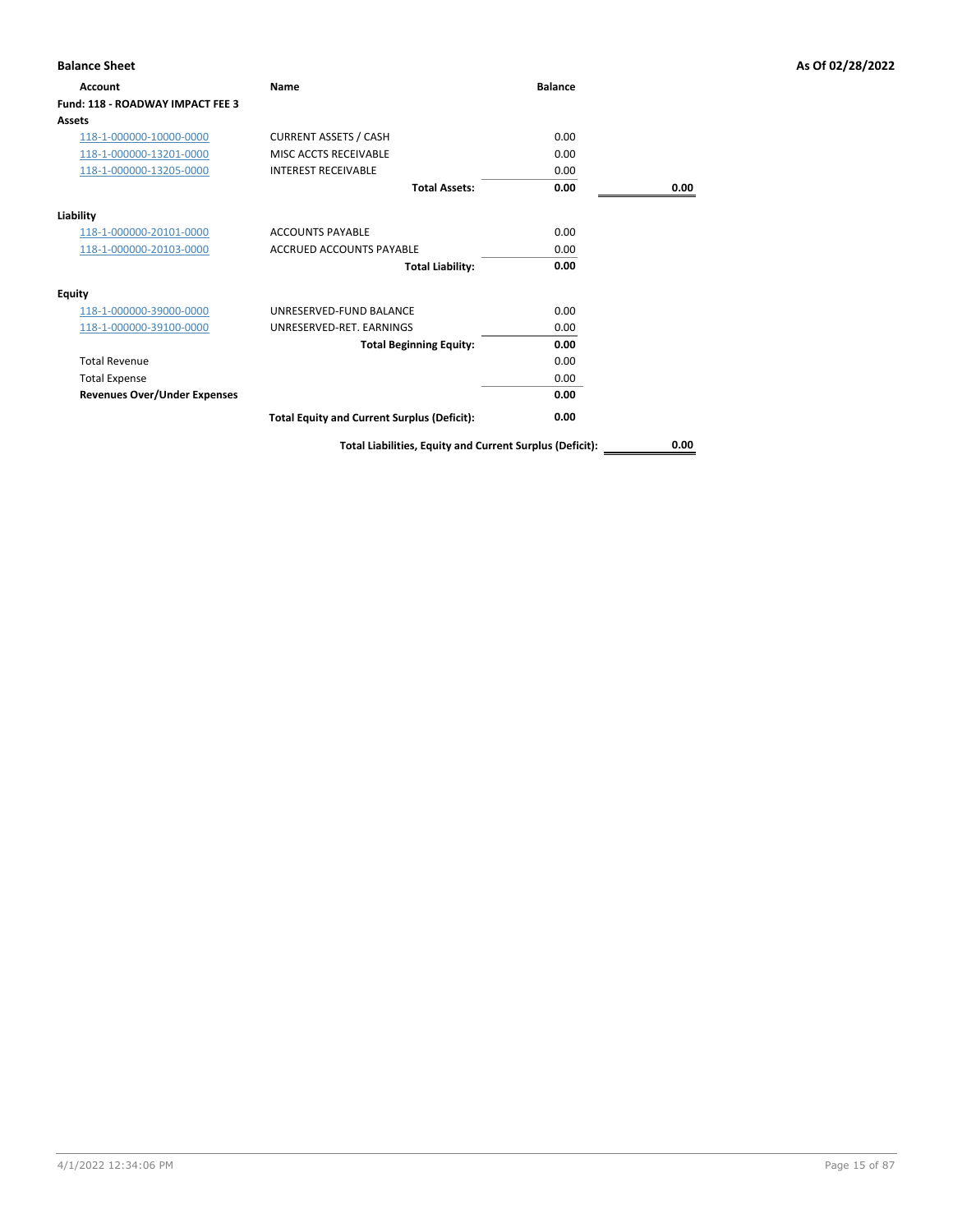## Balance Sheet

As Of 02/28/2022

| Account | Name | Balance | |
|---|---|---|---|
| **Fund: 118 - ROADWAY IMPACT FEE 3** | | | |
| **Assets** | | | |
| 118-1-000000-10000-0000 | CURRENT ASSETS / CASH | 0.00 | |
| 118-1-000000-13201-0000 | MISC ACCTS RECEIVABLE | 0.00 | |
| 118-1-000000-13205-0000 | INTEREST RECEIVABLE | 0.00 | |
| | **Total Assets:** | **0.00** | **0.00** |
| **Liability** | | | |
| 118-1-000000-20101-0000 | ACCOUNTS PAYABLE | 0.00 | |
| 118-1-000000-20103-0000 | ACCRUED ACCOUNTS PAYABLE | 0.00 | |
| | **Total Liability:** | **0.00** | |
| **Equity** | | | |
| 118-1-000000-39000-0000 | UNRESERVED-FUND BALANCE | 0.00 | |
| 118-1-000000-39100-0000 | UNRESERVED-RET. EARNINGS | 0.00 | |
| | **Total Beginning Equity:** | **0.00** | |
| Total Revenue | | 0.00 | |
| Total Expense | | 0.00 | |
| **Revenues Over/Under Expenses** | | **0.00** | |
| | **Total Equity and Current Surplus (Deficit):** | **0.00** | |
| | **Total Liabilities, Equity and Current Surplus (Deficit):** | | **0.00** |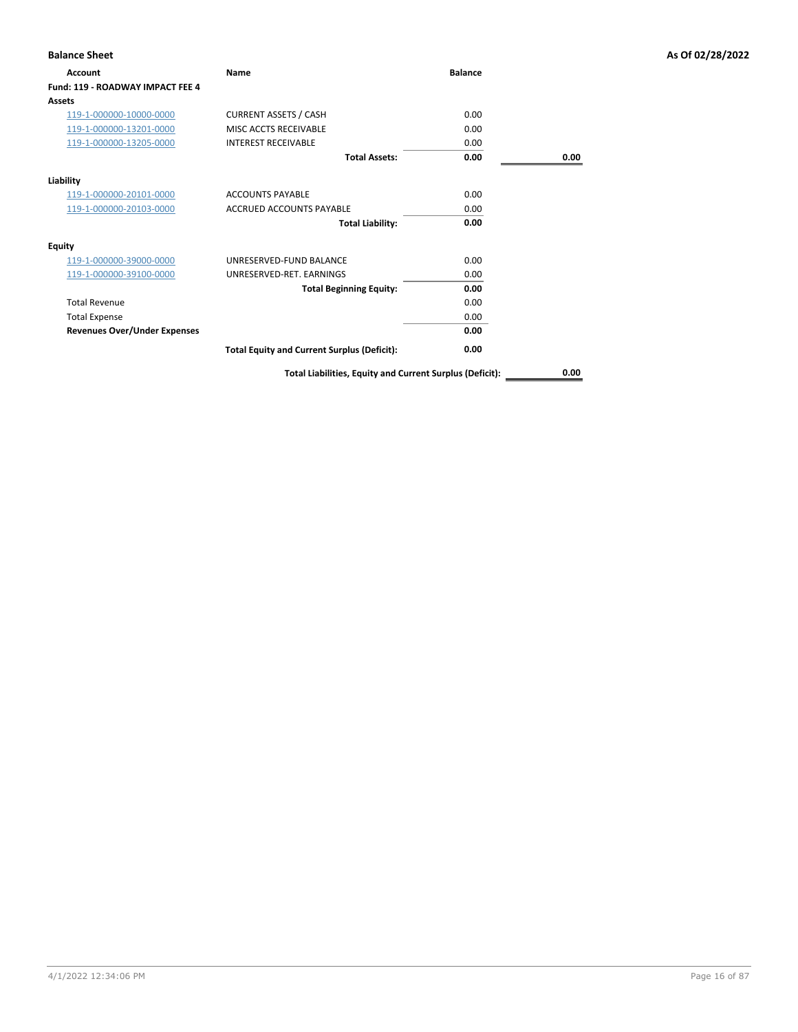**Balance Sheet** **As Of 02/28/2022**

| Account | Name | Balance | |
|---|---|---|---|
| **Fund: 119 - ROADWAY IMPACT FEE 4** | | | |
| **Assets** | | | |
| 119-1-000000-10000-0000 | CURRENT ASSETS / CASH | 0.00 | |
| 119-1-000000-13201-0000 | MISC ACCTS RECEIVABLE | 0.00 | |
| 119-1-000000-13205-0000 | INTEREST RECEIVABLE | 0.00 | |
| | **Total Assets:** | **0.00** | **0.00** |
| **Liability** | | | |
| 119-1-000000-20101-0000 | ACCOUNTS PAYABLE | 0.00 | |
| 119-1-000000-20103-0000 | ACCRUED ACCOUNTS PAYABLE | 0.00 | |
| | **Total Liability:** | **0.00** | |
| **Equity** | | | |
| 119-1-000000-39000-0000 | UNRESERVED-FUND BALANCE | 0.00 | |
| 119-1-000000-39100-0000 | UNRESERVED-RET. EARNINGS | 0.00 | |
| | **Total Beginning Equity:** | **0.00** | |
| Total Revenue | | 0.00 | |
| Total Expense | | 0.00 | |
| **Revenues Over/Under Expenses** | | **0.00** | |
| | **Total Equity and Current Surplus (Deficit):** | **0.00** | |
| | **Total Liabilities, Equity and Current Surplus (Deficit):** | | **0.00** |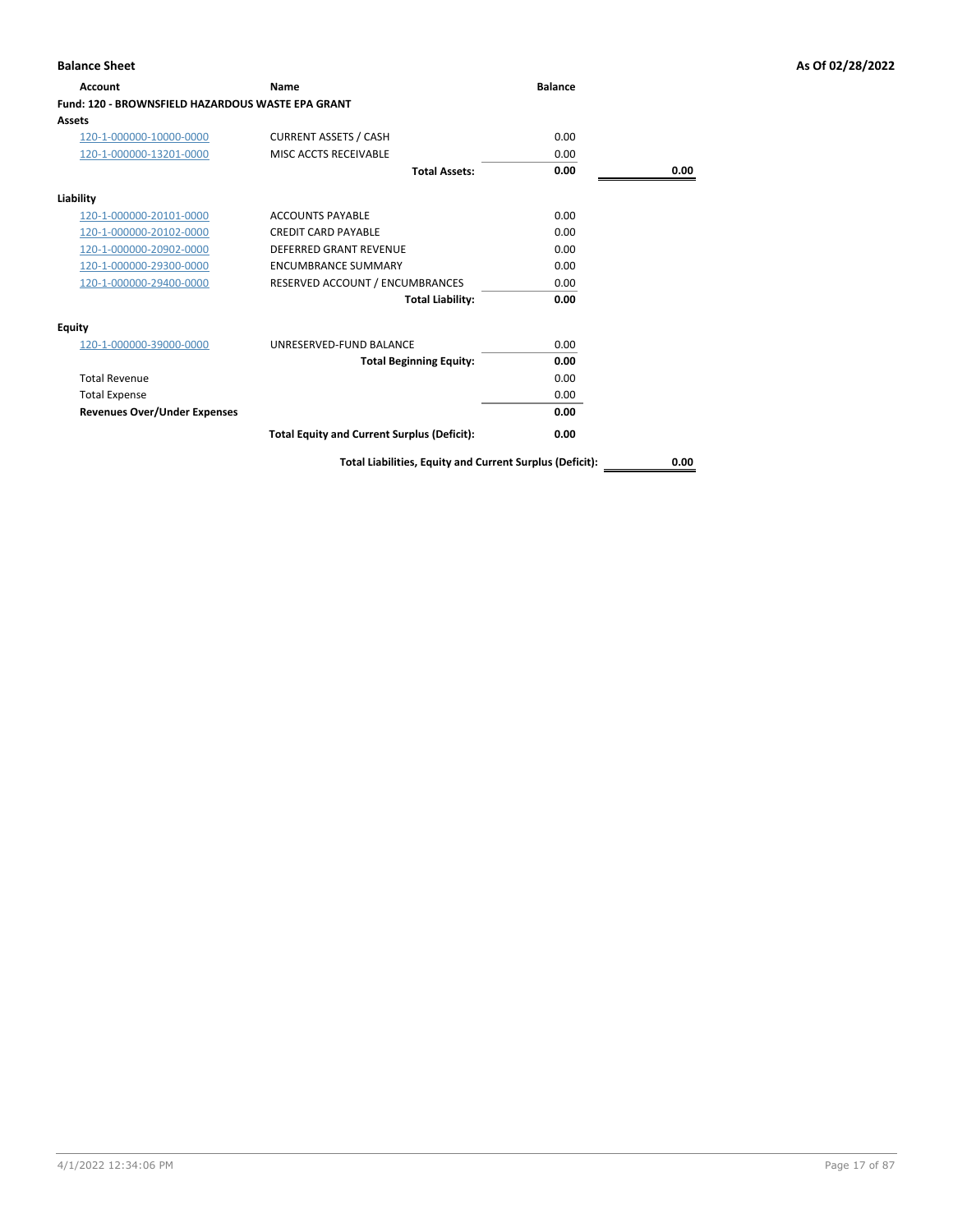**Balance Sheet** | **As Of 02/28/2022**

| Account | Name | Balance | |
|---|---|---|---|
| **Fund: 120 - BROWNSFIELD HAZARDOUS WASTE EPA GRANT** | | | |
| **Assets** | | | |
| 120-1-000000-10000-0000 | CURRENT ASSETS / CASH | 0.00 | |
| 120-1-000000-13201-0000 | MISC ACCTS RECEIVABLE | 0.00 | |
| | **Total Assets:** | **0.00** | **0.00** |
| **Liability** | | | |
| 120-1-000000-20101-0000 | ACCOUNTS PAYABLE | 0.00 | |
| 120-1-000000-20102-0000 | CREDIT CARD PAYABLE | 0.00 | |
| 120-1-000000-20902-0000 | DEFERRED GRANT REVENUE | 0.00 | |
| 120-1-000000-29300-0000 | ENCUMBRANCE SUMMARY | 0.00 | |
| 120-1-000000-29400-0000 | RESERVED ACCOUNT / ENCUMBRANCES | 0.00 | |
| | **Total Liability:** | **0.00** | |
| **Equity** | | | |
| 120-1-000000-39000-0000 | UNRESERVED-FUND BALANCE | 0.00 | |
| | **Total Beginning Equity:** | **0.00** | |
| Total Revenue | | 0.00 | |
| Total Expense | | 0.00 | |
| **Revenues Over/Under Expenses** | | **0.00** | |
| | **Total Equity and Current Surplus (Deficit):** | **0.00** | |
| | **Total Liabilities, Equity and Current Surplus (Deficit):** | | **0.00** |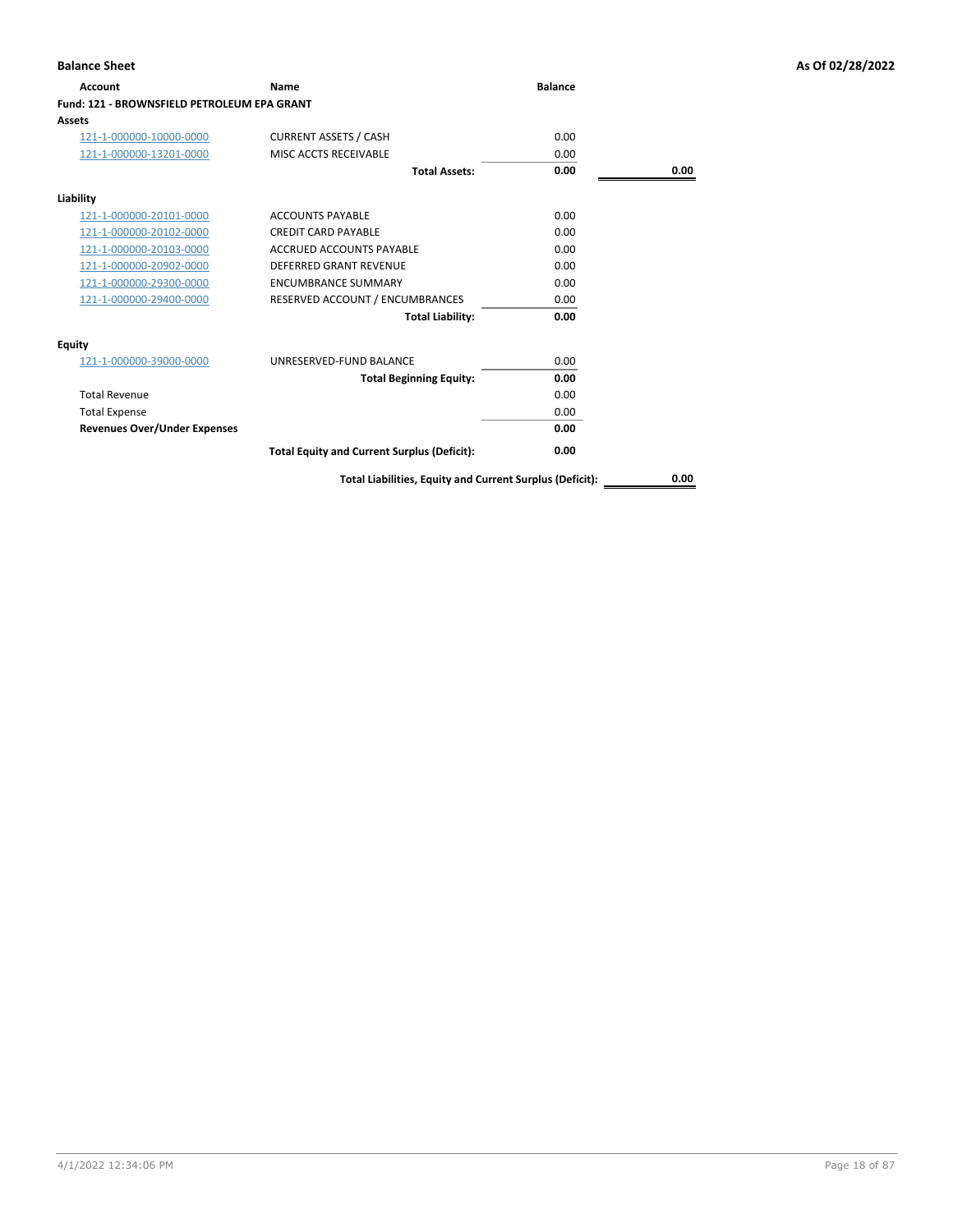**Balance Sheet** — As Of 02/28/2022

| Account | Name | Balance | |
|---|---|---|---|
| **Fund: 121 - BROWNSFIELD PETROLEUM EPA GRANT** | | | |
| **Assets** | | | |
| 121-1-000000-10000-0000 | CURRENT ASSETS / CASH | 0.00 | |
| 121-1-000000-13201-0000 | MISC ACCTS RECEIVABLE | 0.00 | |
| | **Total Assets:** | **0.00** | **0.00** |
| **Liability** | | | |
| 121-1-000000-20101-0000 | ACCOUNTS PAYABLE | 0.00 | |
| 121-1-000000-20102-0000 | CREDIT CARD PAYABLE | 0.00 | |
| 121-1-000000-20103-0000 | ACCRUED ACCOUNTS PAYABLE | 0.00 | |
| 121-1-000000-20902-0000 | DEFERRED GRANT REVENUE | 0.00 | |
| 121-1-000000-29300-0000 | ENCUMBRANCE SUMMARY | 0.00 | |
| 121-1-000000-29400-0000 | RESERVED ACCOUNT / ENCUMBRANCES | 0.00 | |
| | **Total Liability:** | **0.00** | |
| **Equity** | | | |
| 121-1-000000-39000-0000 | UNRESERVED-FUND BALANCE | 0.00 | |
| | **Total Beginning Equity:** | **0.00** | |
| Total Revenue | | 0.00 | |
| Total Expense | | 0.00 | |
| **Revenues Over/Under Expenses** | | **0.00** | |
| | **Total Equity and Current Surplus (Deficit):** | **0.00** | |
| | **Total Liabilities, Equity and Current Surplus (Deficit):** | | **0.00** |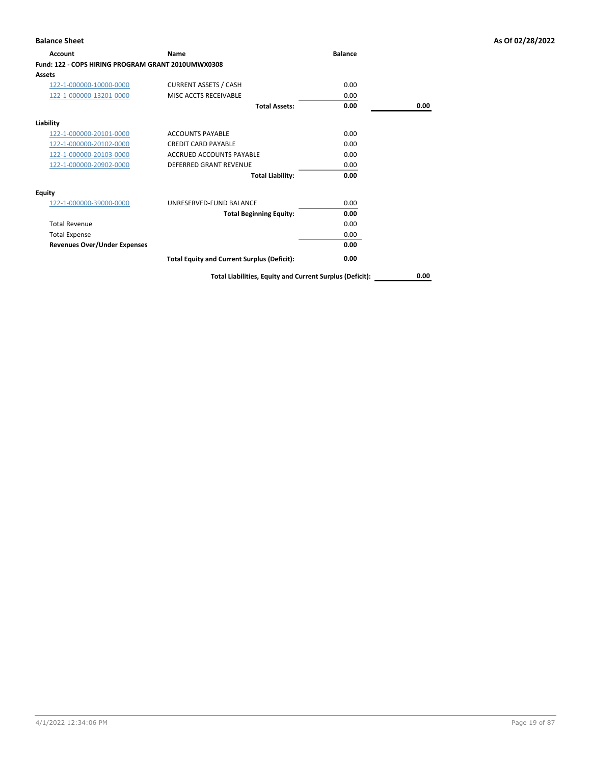**Balance Sheet** **As Of 02/28/2022**

| Account | Name | Balance | |
|---|---|---|---|
| **Fund: 122 - COPS HIRING PROGRAM GRANT 2010UMWX0308** | | | |
| **Assets** | | | |
| 122-1-000000-10000-0000 | CURRENT ASSETS / CASH | 0.00 | |
| 122-1-000000-13201-0000 | MISC ACCTS RECEIVABLE | 0.00 | |
| | **Total Assets:** | **0.00** | **0.00** |
| **Liability** | | | |
| 122-1-000000-20101-0000 | ACCOUNTS PAYABLE | 0.00 | |
| 122-1-000000-20102-0000 | CREDIT CARD PAYABLE | 0.00 | |
| 122-1-000000-20103-0000 | ACCRUED ACCOUNTS PAYABLE | 0.00 | |
| 122-1-000000-20902-0000 | DEFERRED GRANT REVENUE | 0.00 | |
| | **Total Liability:** | **0.00** | |
| **Equity** | | | |
| 122-1-000000-39000-0000 | UNRESERVED-FUND BALANCE | 0.00 | |
| | **Total Beginning Equity:** | **0.00** | |
| Total Revenue | | 0.00 | |
| Total Expense | | 0.00 | |
| **Revenues Over/Under Expenses** | | **0.00** | |
| | **Total Equity and Current Surplus (Deficit):** | **0.00** | |
| | **Total Liabilities, Equity and Current Surplus (Deficit):** | | **0.00** |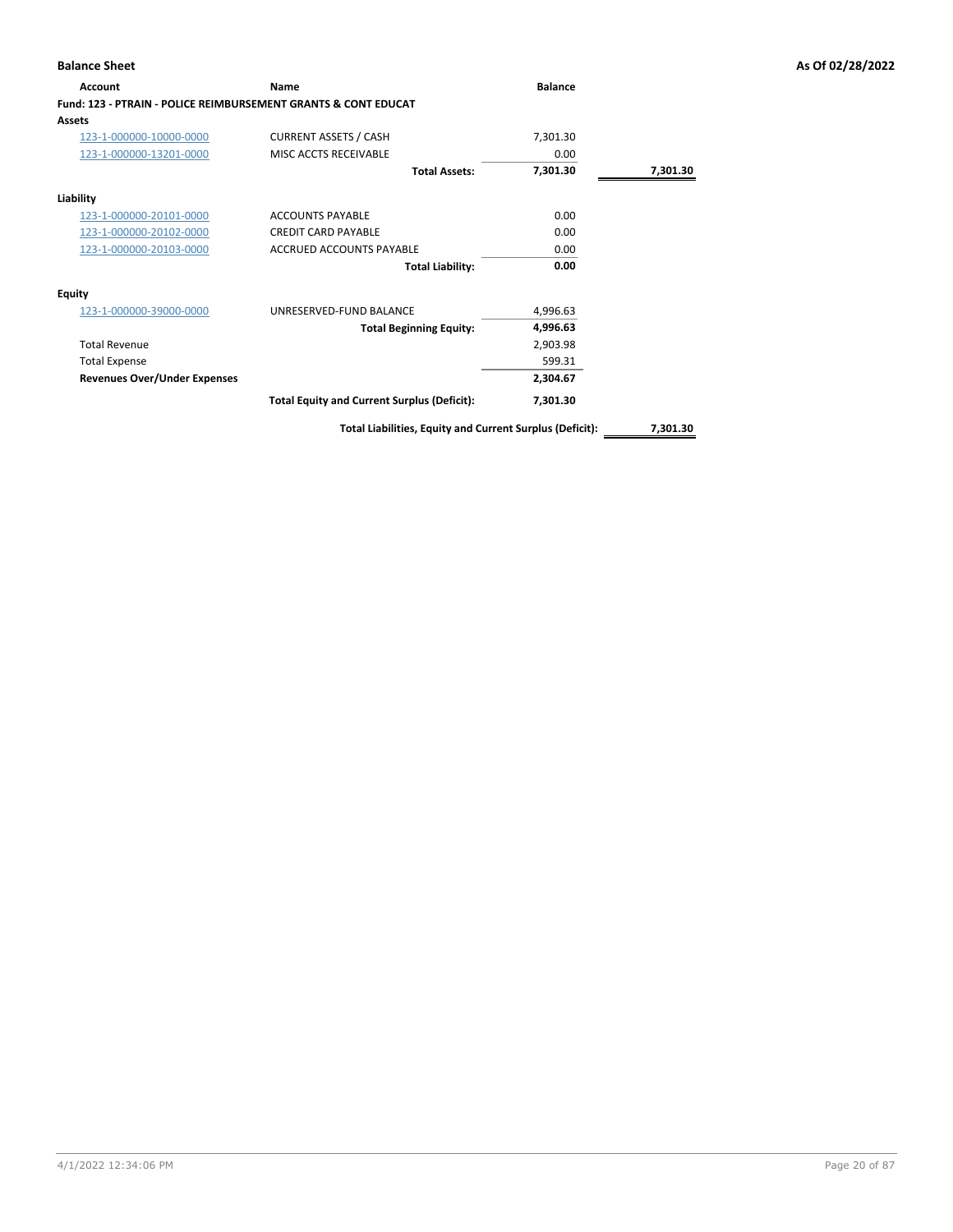**Balance Sheet** — As Of 02/28/2022

| Account | Name | Balance | |
|---|---|---|---|
| **Fund: 123 - PTRAIN - POLICE REIMBURSEMENT GRANTS & CONT EDUCAT** | | | |
| **Assets** | | | |
| 123-1-000000-10000-0000 | CURRENT ASSETS / CASH | 7,301.30 | |
| 123-1-000000-13201-0000 | MISC ACCTS RECEIVABLE | 0.00 | |
| | **Total Assets:** | **7,301.30** | **7,301.30** |
| **Liability** | | | |
| 123-1-000000-20101-0000 | ACCOUNTS PAYABLE | 0.00 | |
| 123-1-000000-20102-0000 | CREDIT CARD PAYABLE | 0.00 | |
| 123-1-000000-20103-0000 | ACCRUED ACCOUNTS PAYABLE | 0.00 | |
| | **Total Liability:** | **0.00** | |
| **Equity** | | | |
| 123-1-000000-39000-0000 | UNRESERVED-FUND BALANCE | 4,996.63 | |
| | **Total Beginning Equity:** | **4,996.63** | |
| Total Revenue | | 2,903.98 | |
| Total Expense | | 599.31 | |
| **Revenues Over/Under Expenses** | | **2,304.67** | |
| | **Total Equity and Current Surplus (Deficit):** | **7,301.30** | |
| | **Total Liabilities, Equity and Current Surplus (Deficit):** | | **7,301.30** |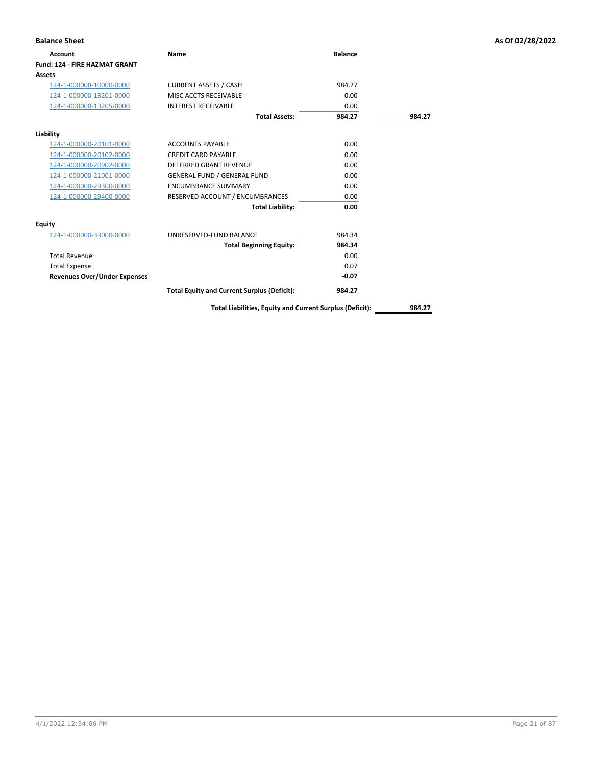**Balance Sheet** — As Of 02/28/2022

| Account | Name | Balance | |
|---|---|---|---|
| **Fund: 124 - FIRE HAZMAT GRANT** | | | |
| **Assets** | | | |
| 124-1-000000-10000-0000 | CURRENT ASSETS / CASH | 984.27 | |
| 124-1-000000-13201-0000 | MISC ACCTS RECEIVABLE | 0.00 | |
| 124-1-000000-13205-0000 | INTEREST RECEIVABLE | 0.00 | |
| | **Total Assets:** | **984.27** | **984.27** |
| **Liability** | | | |
| 124-1-000000-20101-0000 | ACCOUNTS PAYABLE | 0.00 | |
| 124-1-000000-20102-0000 | CREDIT CARD PAYABLE | 0.00 | |
| 124-1-000000-20902-0000 | DEFERRED GRANT REVENUE | 0.00 | |
| 124-1-000000-21001-0000 | GENERAL FUND / GENERAL FUND | 0.00 | |
| 124-1-000000-29300-0000 | ENCUMBRANCE SUMMARY | 0.00 | |
| 124-1-000000-29400-0000 | RESERVED ACCOUNT / ENCUMBRANCES | 0.00 | |
| | **Total Liability:** | **0.00** | |
| **Equity** | | | |
| 124-1-000000-39000-0000 | UNRESERVED-FUND BALANCE | 984.34 | |
| | **Total Beginning Equity:** | **984.34** | |
| Total Revenue | | 0.00 | |
| Total Expense | | 0.07 | |
| **Revenues Over/Under Expenses** | | **-0.07** | |
| | **Total Equity and Current Surplus (Deficit):** | **984.27** | |
| | **Total Liabilities, Equity and Current Surplus (Deficit):** | | **984.27** |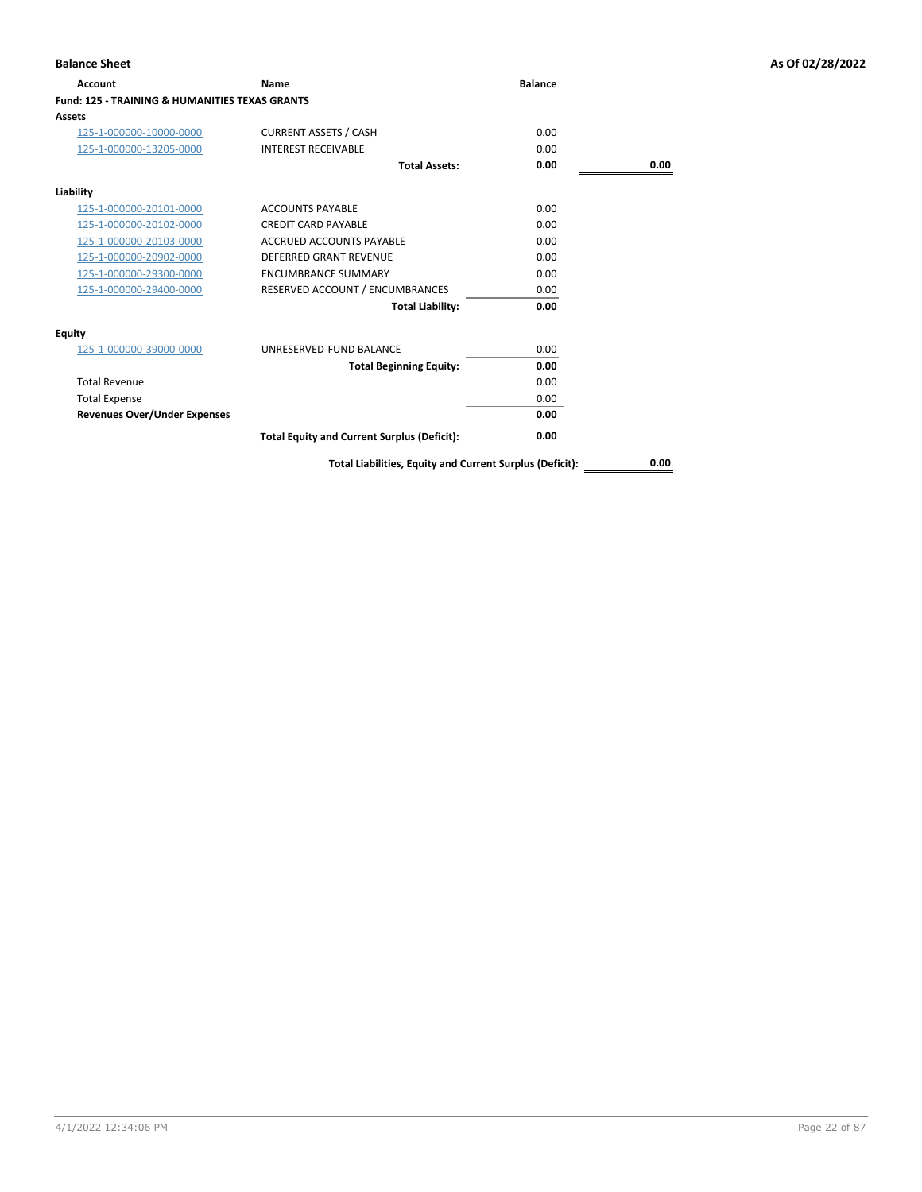**Balance Sheet** **As Of 02/28/2022**

| Account | Name | Balance | |
|---|---|---|---|
| **Fund: 125 - TRAINING & HUMANITIES TEXAS GRANTS** | | | |
| **Assets** | | | |
| 125-1-000000-10000-0000 | CURRENT ASSETS / CASH | 0.00 | |
| 125-1-000000-13205-0000 | INTEREST RECEIVABLE | 0.00 | |
| | **Total Assets:** | **0.00** | **0.00** |
| **Liability** | | | |
| 125-1-000000-20101-0000 | ACCOUNTS PAYABLE | 0.00 | |
| 125-1-000000-20102-0000 | CREDIT CARD PAYABLE | 0.00 | |
| 125-1-000000-20103-0000 | ACCRUED ACCOUNTS PAYABLE | 0.00 | |
| 125-1-000000-20902-0000 | DEFERRED GRANT REVENUE | 0.00 | |
| 125-1-000000-29300-0000 | ENCUMBRANCE SUMMARY | 0.00 | |
| 125-1-000000-29400-0000 | RESERVED ACCOUNT / ENCUMBRANCES | 0.00 | |
| | **Total Liability:** | **0.00** | |
| **Equity** | | | |
| 125-1-000000-39000-0000 | UNRESERVED-FUND BALANCE | 0.00 | |
| | **Total Beginning Equity:** | **0.00** | |
| Total Revenue | | 0.00 | |
| Total Expense | | 0.00 | |
| **Revenues Over/Under Expenses** | | **0.00** | |
| | **Total Equity and Current Surplus (Deficit):** | **0.00** | |
| | **Total Liabilities, Equity and Current Surplus (Deficit):** | | **0.00** |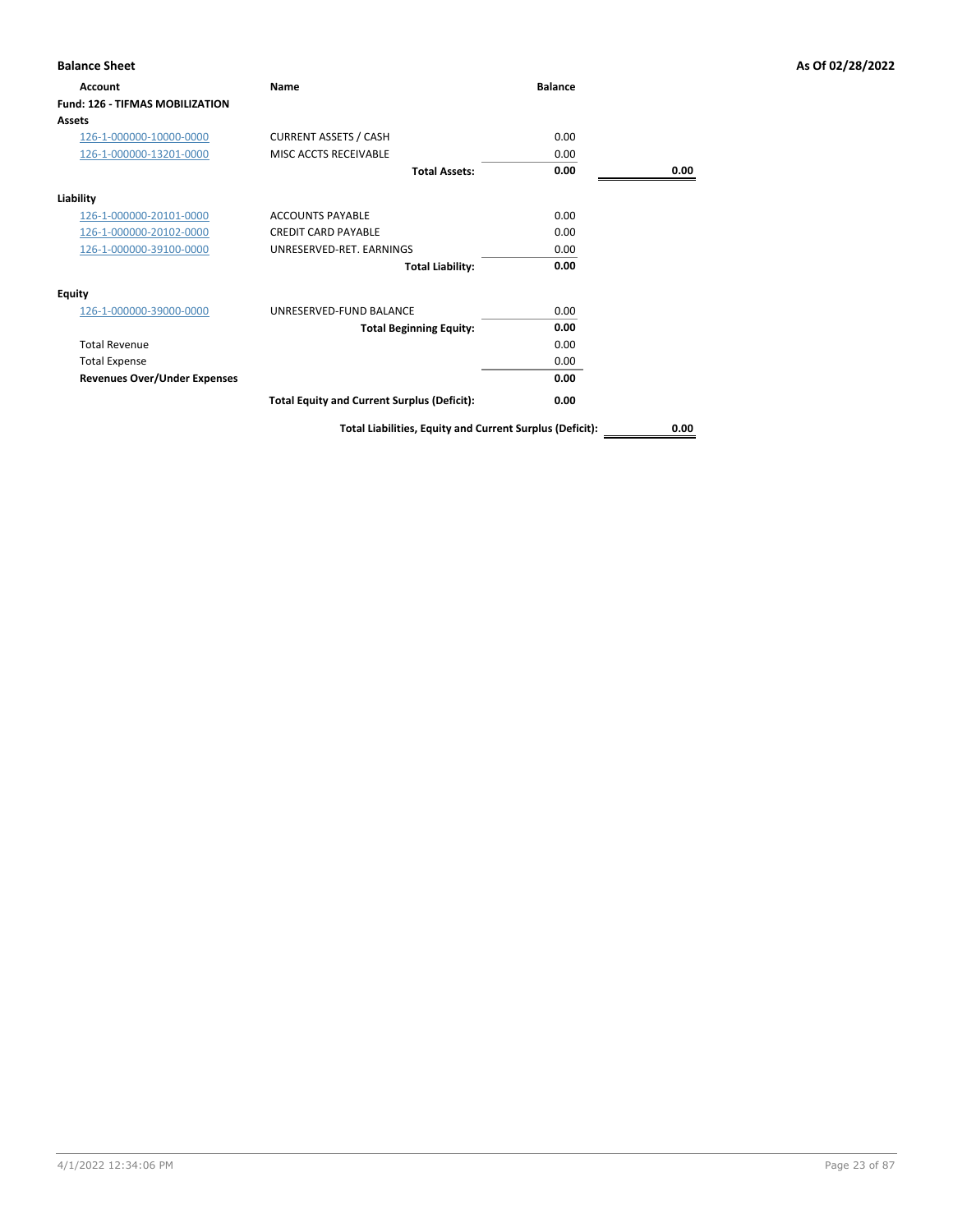**Balance Sheet** — As Of 02/28/2022

| Account | Name | Balance | |
|---|---|---|---|
| **Fund: 126 - TIFMAS MOBILIZATION** | | | |
| **Assets** | | | |
| 126-1-000000-10000-0000 | CURRENT ASSETS / CASH | 0.00 | |
| 126-1-000000-13201-0000 | MISC ACCTS RECEIVABLE | 0.00 | |
| | **Total Assets:** | **0.00** | **0.00** |
| **Liability** | | | |
| 126-1-000000-20101-0000 | ACCOUNTS PAYABLE | 0.00 | |
| 126-1-000000-20102-0000 | CREDIT CARD PAYABLE | 0.00 | |
| 126-1-000000-39100-0000 | UNRESERVED-RET. EARNINGS | 0.00 | |
| | **Total Liability:** | **0.00** | |
| **Equity** | | | |
| 126-1-000000-39000-0000 | UNRESERVED-FUND BALANCE | 0.00 | |
| | **Total Beginning Equity:** | **0.00** | |
| Total Revenue | | 0.00 | |
| Total Expense | | 0.00 | |
| **Revenues Over/Under Expenses** | | **0.00** | |
| | **Total Equity and Current Surplus (Deficit):** | **0.00** | |
| | **Total Liabilities, Equity and Current Surplus (Deficit):** | | **0.00** |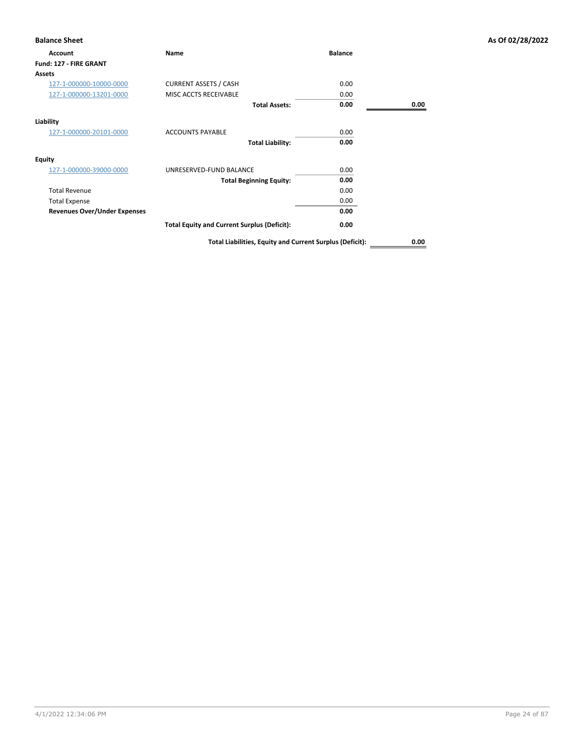**Balance Sheet** | **As Of 02/28/2022**

| Account | Name | Balance | |
|---|---|---|---|
| **Fund: 127 - FIRE GRANT** | | | |
| **Assets** | | | |
| 127-1-000000-10000-0000 | CURRENT ASSETS / CASH | 0.00 | |
| 127-1-000000-13201-0000 | MISC ACCTS RECEIVABLE | 0.00 | |
| | **Total Assets:** | **0.00** | **0.00** |
| **Liability** | | | |
| 127-1-000000-20101-0000 | ACCOUNTS PAYABLE | 0.00 | |
| | **Total Liability:** | **0.00** | |
| **Equity** | | | |
| 127-1-000000-39000-0000 | UNRESERVED-FUND BALANCE | 0.00 | |
| | **Total Beginning Equity:** | **0.00** | |
| Total Revenue | | 0.00 | |
| Total Expense | | 0.00 | |
| **Revenues Over/Under Expenses** | | **0.00** | |
| | **Total Equity and Current Surplus (Deficit):** | **0.00** | |
| | **Total Liabilities, Equity and Current Surplus (Deficit):** | | **0.00** |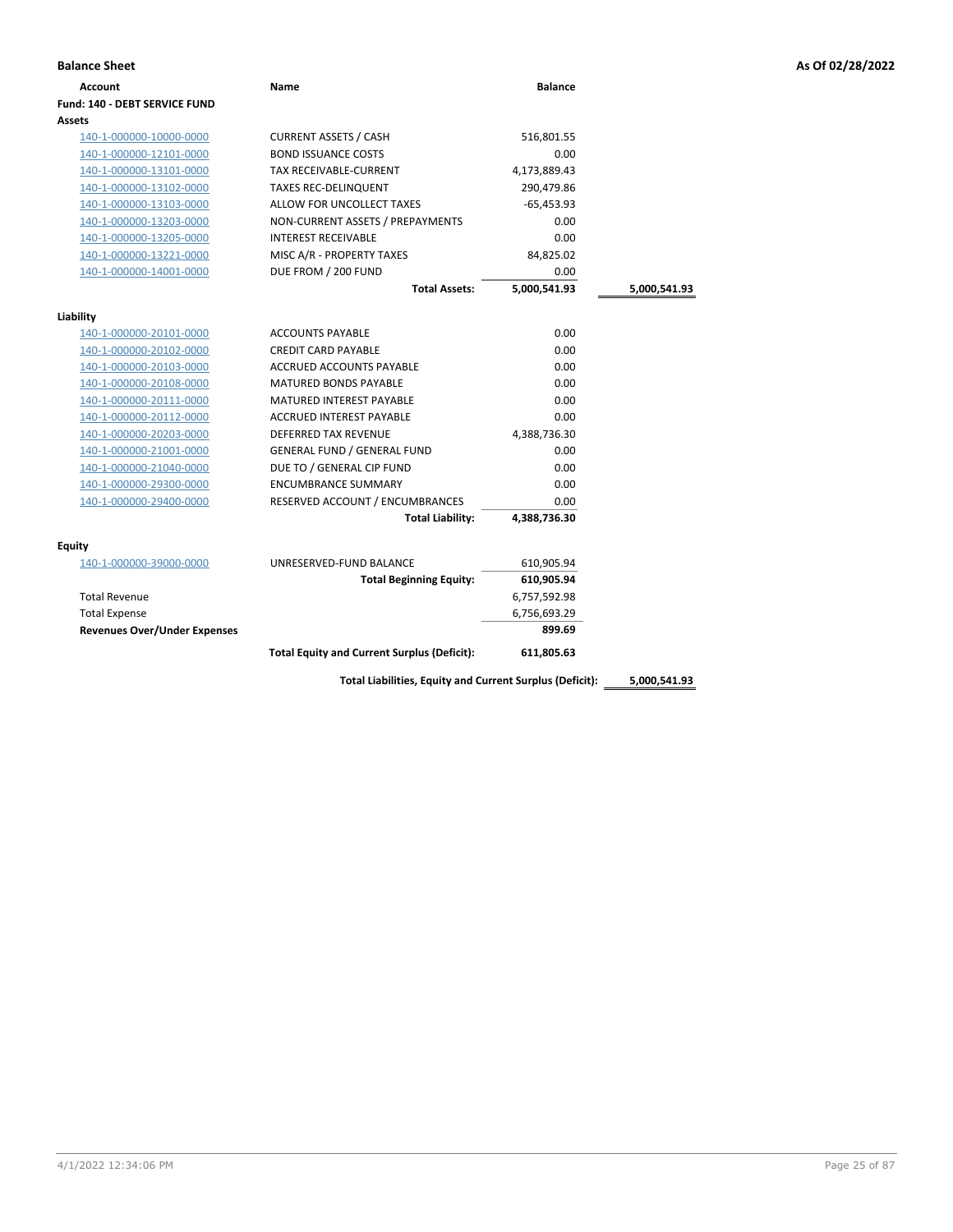**Balance Sheet** — As Of 02/28/2022

| Account | Name | Balance | |
|---|---|---|---|
| **Fund: 140 - DEBT SERVICE FUND** | | | |
| **Assets** | | | |
| 140-1-000000-10000-0000 | CURRENT ASSETS / CASH | 516,801.55 | |
| 140-1-000000-12101-0000 | BOND ISSUANCE COSTS | 0.00 | |
| 140-1-000000-13101-0000 | TAX RECEIVABLE-CURRENT | 4,173,889.43 | |
| 140-1-000000-13102-0000 | TAXES REC-DELINQUENT | 290,479.86 | |
| 140-1-000000-13103-0000 | ALLOW FOR UNCOLLECT TAXES | -65,453.93 | |
| 140-1-000000-13203-0000 | NON-CURRENT ASSETS / PREPAYMENTS | 0.00 | |
| 140-1-000000-13205-0000 | INTEREST RECEIVABLE | 0.00 | |
| 140-1-000000-13221-0000 | MISC A/R - PROPERTY TAXES | 84,825.02 | |
| 140-1-000000-14001-0000 | DUE FROM / 200 FUND | 0.00 | |
| | **Total Assets:** | **5,000,541.93** | **5,000,541.93** |
| **Liability** | | | |
| 140-1-000000-20101-0000 | ACCOUNTS PAYABLE | 0.00 | |
| 140-1-000000-20102-0000 | CREDIT CARD PAYABLE | 0.00 | |
| 140-1-000000-20103-0000 | ACCRUED ACCOUNTS PAYABLE | 0.00 | |
| 140-1-000000-20108-0000 | MATURED BONDS PAYABLE | 0.00 | |
| 140-1-000000-20111-0000 | MATURED INTEREST PAYABLE | 0.00 | |
| 140-1-000000-20112-0000 | ACCRUED INTEREST PAYABLE | 0.00 | |
| 140-1-000000-20203-0000 | DEFERRED TAX REVENUE | 4,388,736.30 | |
| 140-1-000000-21001-0000 | GENERAL FUND / GENERAL FUND | 0.00 | |
| 140-1-000000-21040-0000 | DUE TO / GENERAL CIP FUND | 0.00 | |
| 140-1-000000-29300-0000 | ENCUMBRANCE SUMMARY | 0.00 | |
| 140-1-000000-29400-0000 | RESERVED ACCOUNT / ENCUMBRANCES | 0.00 | |
| | **Total Liability:** | **4,388,736.30** | |
| **Equity** | | | |
| 140-1-000000-39000-0000 | UNRESERVED-FUND BALANCE | 610,905.94 | |
| | **Total Beginning Equity:** | **610,905.94** | |
| Total Revenue | | 6,757,592.98 | |
| Total Expense | | 6,756,693.29 | |
| **Revenues Over/Under Expenses** | | **899.69** | |
| | **Total Equity and Current Surplus (Deficit):** | **611,805.63** | |
| | **Total Liabilities, Equity and Current Surplus (Deficit):** | | **5,000,541.93** |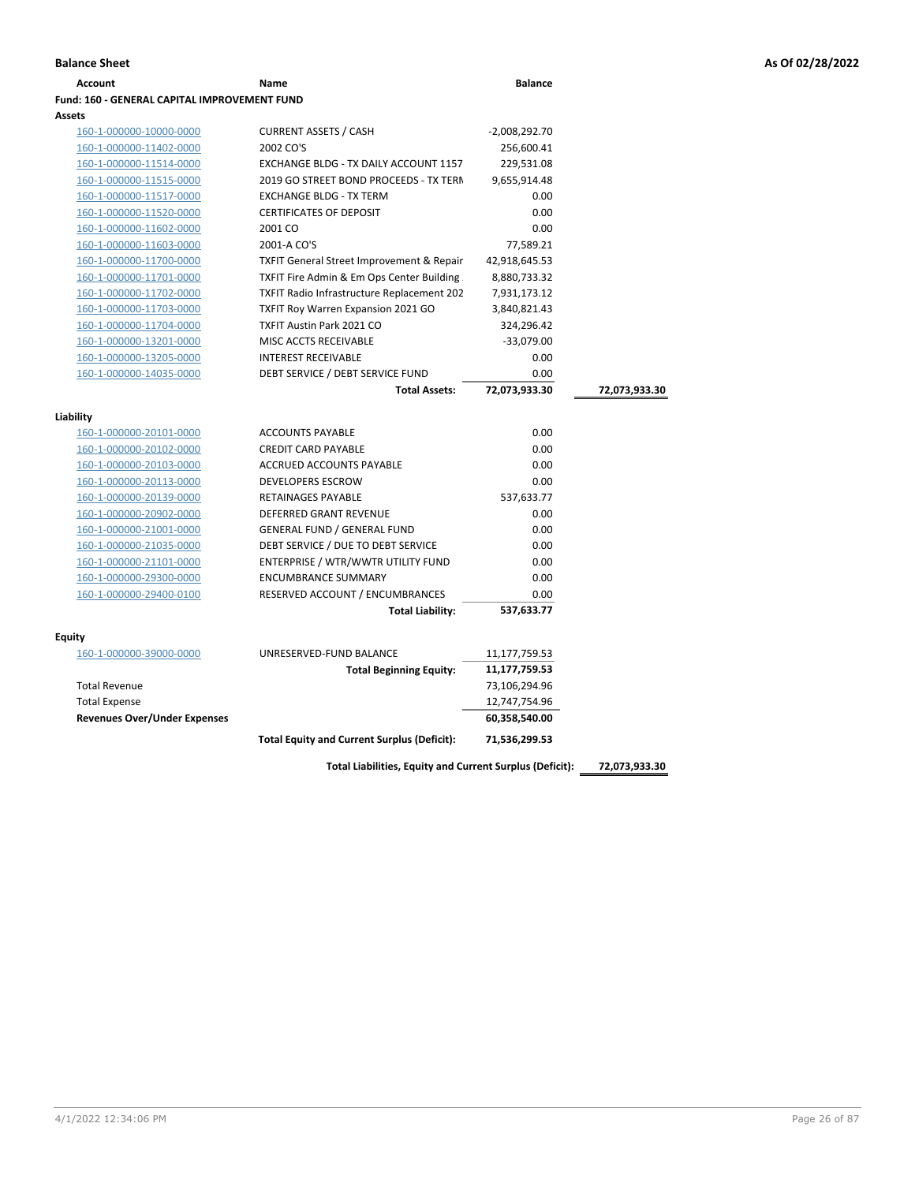**Balance Sheet** — As Of 02/28/2022

| Account | Name | Balance | |
|---|---|---|---|
| **Fund: 160 - GENERAL CAPITAL IMPROVEMENT FUND** | | | |
| **Assets** | | | |
| 160-1-000000-10000-0000 | CURRENT ASSETS / CASH | -2,008,292.70 | |
| 160-1-000000-11402-0000 | 2002 CO'S | 256,600.41 | |
| 160-1-000000-11514-0000 | EXCHANGE BLDG - TX DAILY ACCOUNT 1157 | 229,531.08 | |
| 160-1-000000-11515-0000 | 2019 GO STREET BOND PROCEEDS - TX TERN | 9,655,914.48 | |
| 160-1-000000-11517-0000 | EXCHANGE BLDG - TX TERM | 0.00 | |
| 160-1-000000-11520-0000 | CERTIFICATES OF DEPOSIT | 0.00 | |
| 160-1-000000-11602-0000 | 2001 CO | 0.00 | |
| 160-1-000000-11603-0000 | 2001-A CO'S | 77,589.21 | |
| 160-1-000000-11700-0000 | TXFIT General Street Improvement & Repair | 42,918,645.53 | |
| 160-1-000000-11701-0000 | TXFIT Fire Admin & Em Ops Center Building | 8,880,733.32 | |
| 160-1-000000-11702-0000 | TXFIT Radio Infrastructure Replacement 202 | 7,931,173.12 | |
| 160-1-000000-11703-0000 | TXFIT Roy Warren Expansion 2021 GO | 3,840,821.43 | |
| 160-1-000000-11704-0000 | TXFIT Austin Park 2021 CO | 324,296.42 | |
| 160-1-000000-13201-0000 | MISC ACCTS RECEIVABLE | -33,079.00 | |
| 160-1-000000-13205-0000 | INTEREST RECEIVABLE | 0.00 | |
| 160-1-000000-14035-0000 | DEBT SERVICE / DEBT SERVICE FUND | 0.00 | |
| | **Total Assets:** | **72,073,933.30** | **72,073,933.30** |
| **Liability** | | | |
| 160-1-000000-20101-0000 | ACCOUNTS PAYABLE | 0.00 | |
| 160-1-000000-20102-0000 | CREDIT CARD PAYABLE | 0.00 | |
| 160-1-000000-20103-0000 | ACCRUED ACCOUNTS PAYABLE | 0.00 | |
| 160-1-000000-20113-0000 | DEVELOPERS ESCROW | 0.00 | |
| 160-1-000000-20139-0000 | RETAINAGES PAYABLE | 537,633.77 | |
| 160-1-000000-20902-0000 | DEFERRED GRANT REVENUE | 0.00 | |
| 160-1-000000-21001-0000 | GENERAL FUND / GENERAL FUND | 0.00 | |
| 160-1-000000-21035-0000 | DEBT SERVICE / DUE TO DEBT SERVICE | 0.00 | |
| 160-1-000000-21101-0000 | ENTERPRISE / WTR/WWTR UTILITY FUND | 0.00 | |
| 160-1-000000-29300-0000 | ENCUMBRANCE SUMMARY | 0.00 | |
| 160-1-000000-29400-0100 | RESERVED ACCOUNT / ENCUMBRANCES | 0.00 | |
| | **Total Liability:** | **537,633.77** | |
| **Equity** | | | |
| 160-1-000000-39000-0000 | UNRESERVED-FUND BALANCE | 11,177,759.53 | |
| | **Total Beginning Equity:** | **11,177,759.53** | |
| Total Revenue | | 73,106,294.96 | |
| Total Expense | | 12,747,754.96 | |
| **Revenues Over/Under Expenses** | | **60,358,540.00** | |
| | **Total Equity and Current Surplus (Deficit):** | **71,536,299.53** | |
| | **Total Liabilities, Equity and Current Surplus (Deficit):** | | **72,073,933.30** |

4/1/2022 12:34:06 PM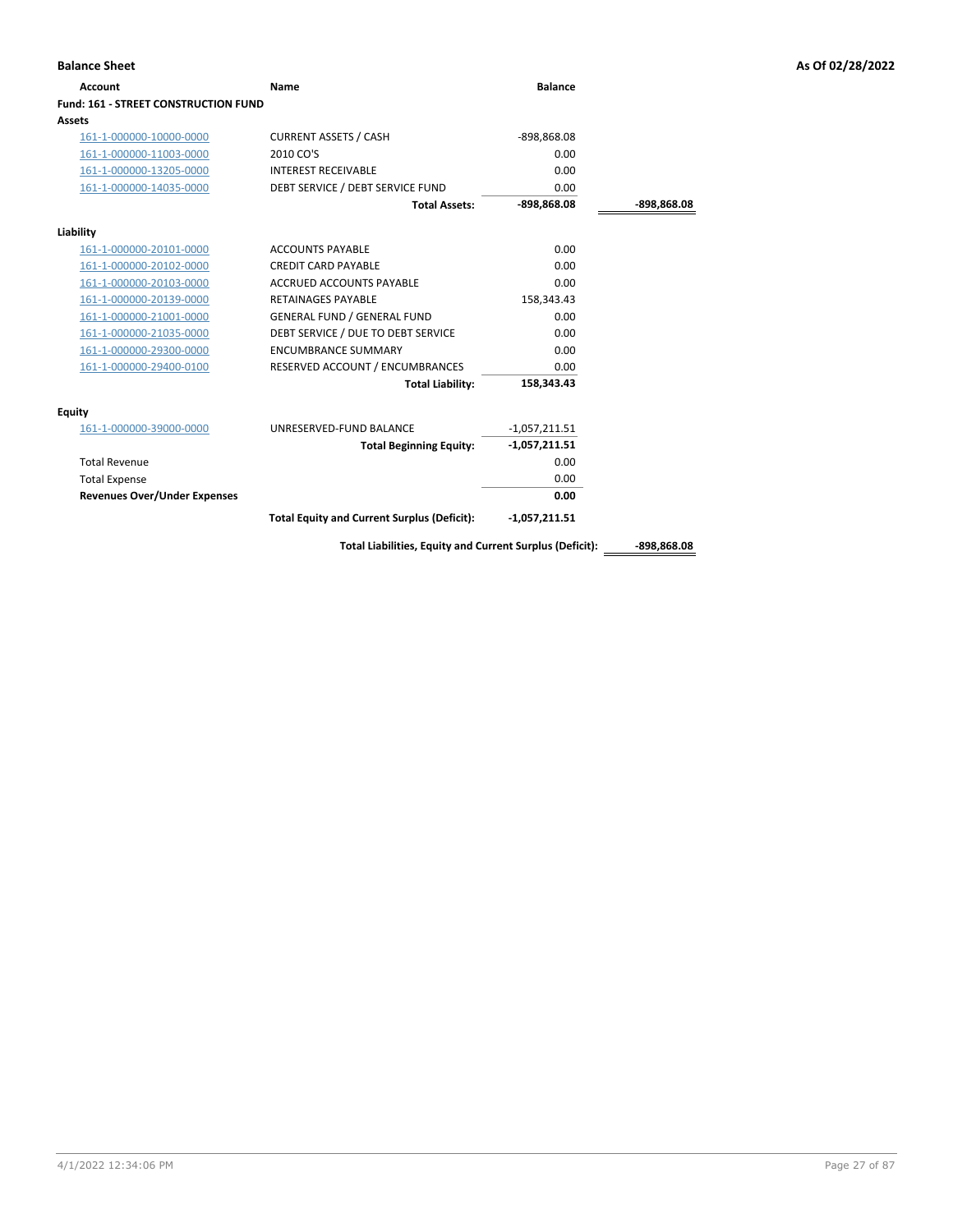**Balance Sheet** — As Of 02/28/2022

| Account | Name | Balance | |
|---|---|---|---|
| **Fund: 161 - STREET CONSTRUCTION FUND** | | | |
| **Assets** | | | |
| 161-1-000000-10000-0000 | CURRENT ASSETS / CASH | -898,868.08 | |
| 161-1-000000-11003-0000 | 2010 CO'S | 0.00 | |
| 161-1-000000-13205-0000 | INTEREST RECEIVABLE | 0.00 | |
| 161-1-000000-14035-0000 | DEBT SERVICE / DEBT SERVICE FUND | 0.00 | |
| | **Total Assets:** | **-898,868.08** | **-898,868.08** |
| **Liability** | | | |
| 161-1-000000-20101-0000 | ACCOUNTS PAYABLE | 0.00 | |
| 161-1-000000-20102-0000 | CREDIT CARD PAYABLE | 0.00 | |
| 161-1-000000-20103-0000 | ACCRUED ACCOUNTS PAYABLE | 0.00 | |
| 161-1-000000-20139-0000 | RETAINAGES PAYABLE | 158,343.43 | |
| 161-1-000000-21001-0000 | GENERAL FUND / GENERAL FUND | 0.00 | |
| 161-1-000000-21035-0000 | DEBT SERVICE / DUE TO DEBT SERVICE | 0.00 | |
| 161-1-000000-29300-0000 | ENCUMBRANCE SUMMARY | 0.00 | |
| 161-1-000000-29400-0100 | RESERVED ACCOUNT / ENCUMBRANCES | 0.00 | |
| | **Total Liability:** | **158,343.43** | |
| **Equity** | | | |
| 161-1-000000-39000-0000 | UNRESERVED-FUND BALANCE | -1,057,211.51 | |
| | **Total Beginning Equity:** | **-1,057,211.51** | |
| Total Revenue | | 0.00 | |
| Total Expense | | 0.00 | |
| **Revenues Over/Under Expenses** | | **0.00** | |
| | **Total Equity and Current Surplus (Deficit):** | **-1,057,211.51** | |
| | **Total Liabilities, Equity and Current Surplus (Deficit):** | | **-898,868.08** |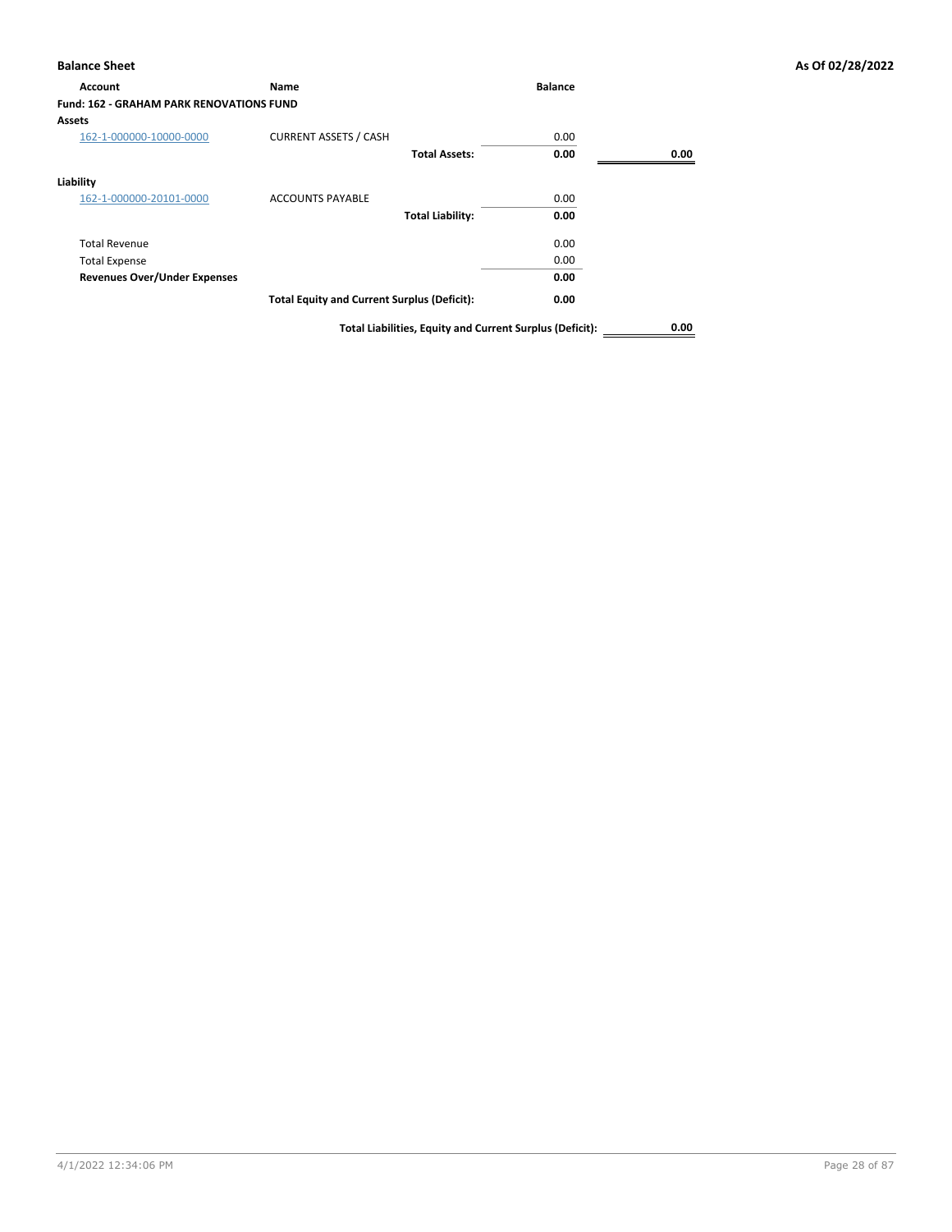## Balance Sheet

As Of 02/28/2022

| Account | Name | Balance | |
|---|---|---|---|
| **Fund: 162 - GRAHAM PARK RENOVATIONS FUND** | | | |
| **Assets** | | | |
| 162-1-000000-10000-0000 | CURRENT ASSETS / CASH | 0.00 | |
| | **Total Assets:** | **0.00** | **0.00** |
| **Liability** | | | |
| 162-1-000000-20101-0000 | ACCOUNTS PAYABLE | 0.00 | |
| | **Total Liability:** | **0.00** | |
| Total Revenue | | 0.00 | |
| Total Expense | | 0.00 | |
| **Revenues Over/Under Expenses** | | **0.00** | |
| | **Total Equity and Current Surplus (Deficit):** | **0.00** | |
| | **Total Liabilities, Equity and Current Surplus (Deficit):** | | **0.00** |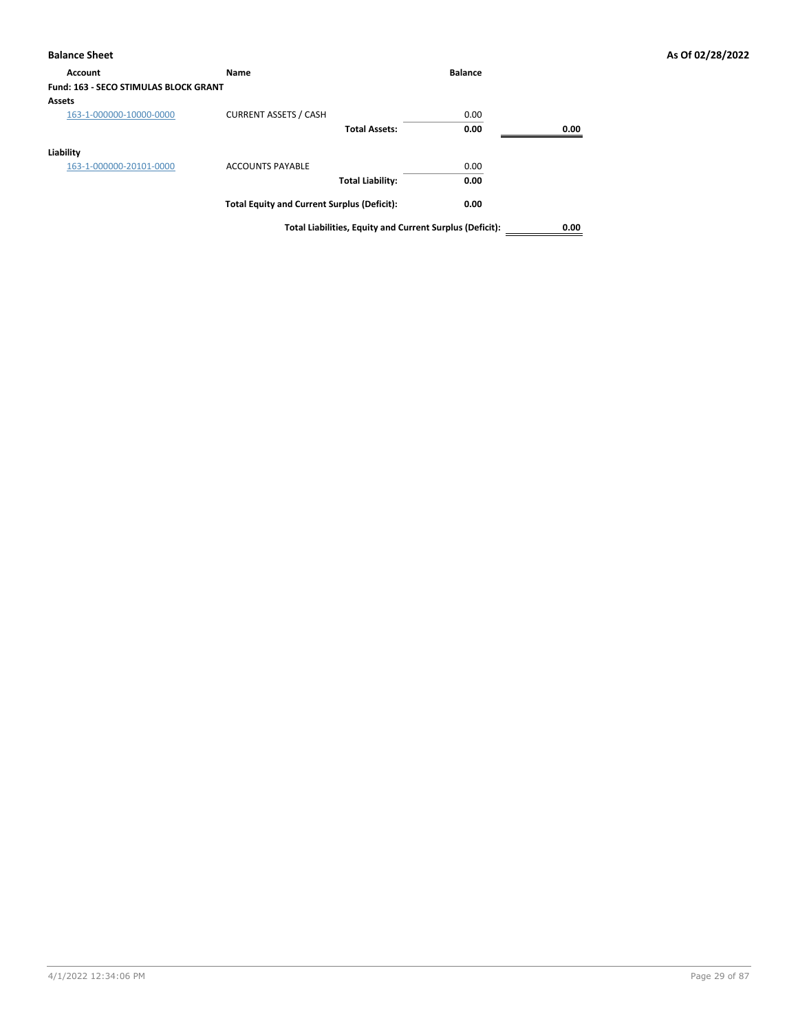**Balance Sheet** **As Of 02/28/2022**

| Account | Name | Balance | |
|---|---|---|---|
| **Fund: 163 - SECO STIMULAS BLOCK GRANT** | | | |
| **Assets** | | | |
| 163-1-000000-10000-0000 | CURRENT ASSETS / CASH | 0.00 | |
| | **Total Assets:** | **0.00** | **0.00** |
| **Liability** | | | |
| 163-1-000000-20101-0000 | ACCOUNTS PAYABLE | 0.00 | |
| | **Total Liability:** | **0.00** | |
| | **Total Equity and Current Surplus (Deficit):** | **0.00** | |
| | **Total Liabilities, Equity and Current Surplus (Deficit):** | | **0.00** |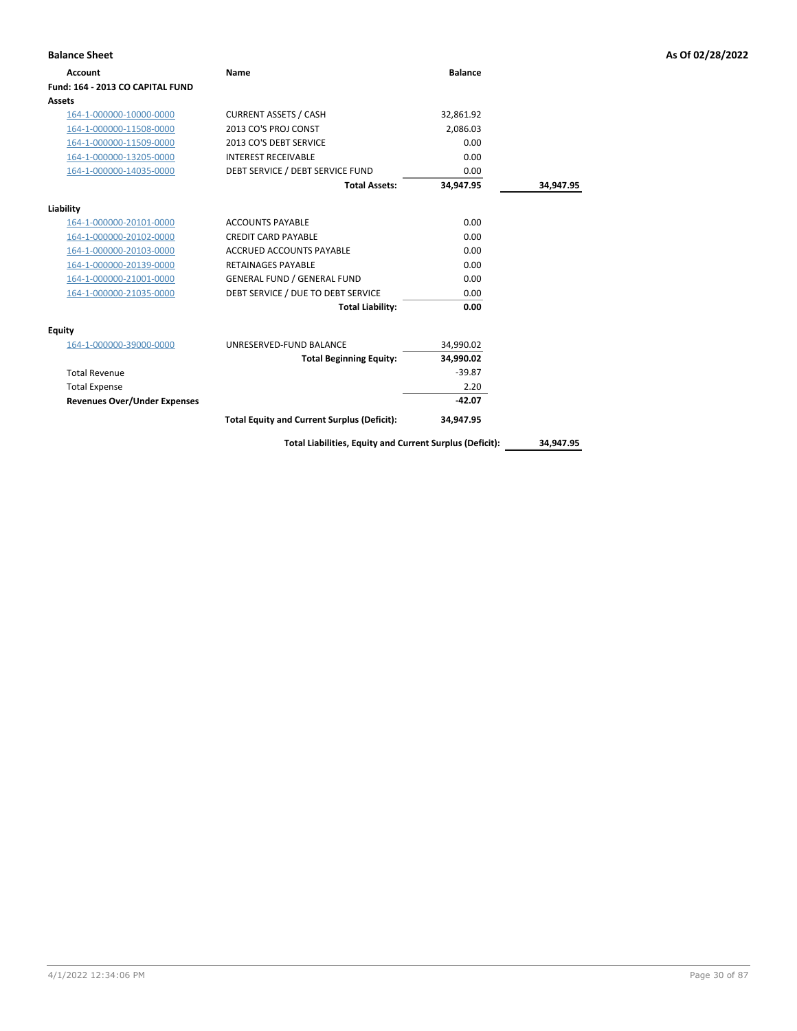**Balance Sheet** — As Of 02/28/2022

| Account | Name | Balance | |
|---|---|---|---|
| **Fund: 164 - 2013 CO CAPITAL FUND** | | | |
| **Assets** | | | |
| 164-1-000000-10000-0000 | CURRENT ASSETS / CASH | 32,861.92 | |
| 164-1-000000-11508-0000 | 2013 CO'S PROJ CONST | 2,086.03 | |
| 164-1-000000-11509-0000 | 2013 CO'S DEBT SERVICE | 0.00 | |
| 164-1-000000-13205-0000 | INTEREST RECEIVABLE | 0.00 | |
| 164-1-000000-14035-0000 | DEBT SERVICE / DEBT SERVICE FUND | 0.00 | |
| | **Total Assets:** | **34,947.95** | **34,947.95** |
| **Liability** | | | |
| 164-1-000000-20101-0000 | ACCOUNTS PAYABLE | 0.00 | |
| 164-1-000000-20102-0000 | CREDIT CARD PAYABLE | 0.00 | |
| 164-1-000000-20103-0000 | ACCRUED ACCOUNTS PAYABLE | 0.00 | |
| 164-1-000000-20139-0000 | RETAINAGES PAYABLE | 0.00 | |
| 164-1-000000-21001-0000 | GENERAL FUND / GENERAL FUND | 0.00 | |
| 164-1-000000-21035-0000 | DEBT SERVICE / DUE TO DEBT SERVICE | 0.00 | |
| | **Total Liability:** | **0.00** | |
| **Equity** | | | |
| 164-1-000000-39000-0000 | UNRESERVED-FUND BALANCE | 34,990.02 | |
| | **Total Beginning Equity:** | **34,990.02** | |
| Total Revenue | | -39.87 | |
| Total Expense | | 2.20 | |
| **Revenues Over/Under Expenses** | | **-42.07** | |
| | **Total Equity and Current Surplus (Deficit):** | **34,947.95** | |
| | **Total Liabilities, Equity and Current Surplus (Deficit):** | | **34,947.95** |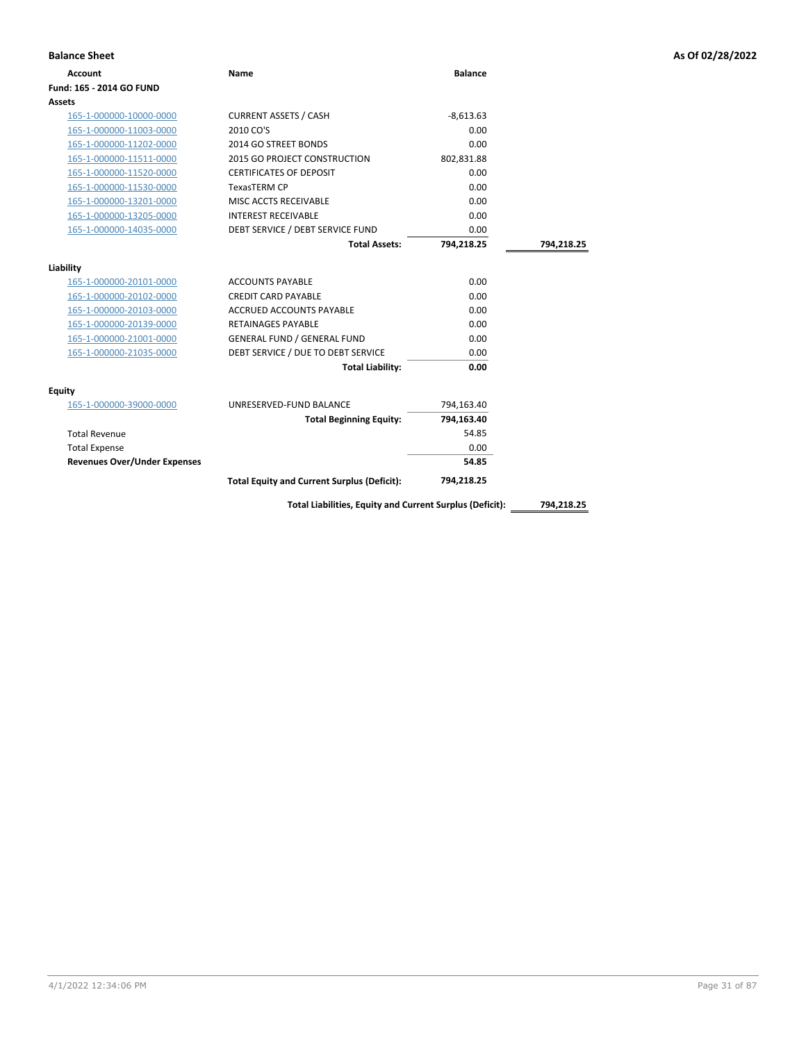**Balance Sheet** **As Of 02/28/2022**

| Account | Name | Balance | |
|---|---|---|---|
| **Fund: 165 - 2014 GO FUND** | | | |
| **Assets** | | | |
| 165-1-000000-10000-0000 | CURRENT ASSETS / CASH | -8,613.63 | |
| 165-1-000000-11003-0000 | 2010 CO'S | 0.00 | |
| 165-1-000000-11202-0000 | 2014 GO STREET BONDS | 0.00 | |
| 165-1-000000-11511-0000 | 2015 GO PROJECT CONSTRUCTION | 802,831.88 | |
| 165-1-000000-11520-0000 | CERTIFICATES OF DEPOSIT | 0.00 | |
| 165-1-000000-11530-0000 | TexasTERM CP | 0.00 | |
| 165-1-000000-13201-0000 | MISC ACCTS RECEIVABLE | 0.00 | |
| 165-1-000000-13205-0000 | INTEREST RECEIVABLE | 0.00 | |
| 165-1-000000-14035-0000 | DEBT SERVICE / DEBT SERVICE FUND | 0.00 | |
| | **Total Assets:** | **794,218.25** | **794,218.25** |
| **Liability** | | | |
| 165-1-000000-20101-0000 | ACCOUNTS PAYABLE | 0.00 | |
| 165-1-000000-20102-0000 | CREDIT CARD PAYABLE | 0.00 | |
| 165-1-000000-20103-0000 | ACCRUED ACCOUNTS PAYABLE | 0.00 | |
| 165-1-000000-20139-0000 | RETAINAGES PAYABLE | 0.00 | |
| 165-1-000000-21001-0000 | GENERAL FUND / GENERAL FUND | 0.00 | |
| 165-1-000000-21035-0000 | DEBT SERVICE / DUE TO DEBT SERVICE | 0.00 | |
| | **Total Liability:** | **0.00** | |
| **Equity** | | | |
| 165-1-000000-39000-0000 | UNRESERVED-FUND BALANCE | 794,163.40 | |
| | **Total Beginning Equity:** | **794,163.40** | |
| Total Revenue | | 54.85 | |
| Total Expense | | 0.00 | |
| **Revenues Over/Under Expenses** | | **54.85** | |
| | **Total Equity and Current Surplus (Deficit):** | **794,218.25** | |
| | **Total Liabilities, Equity and Current Surplus (Deficit):** | | **794,218.25** |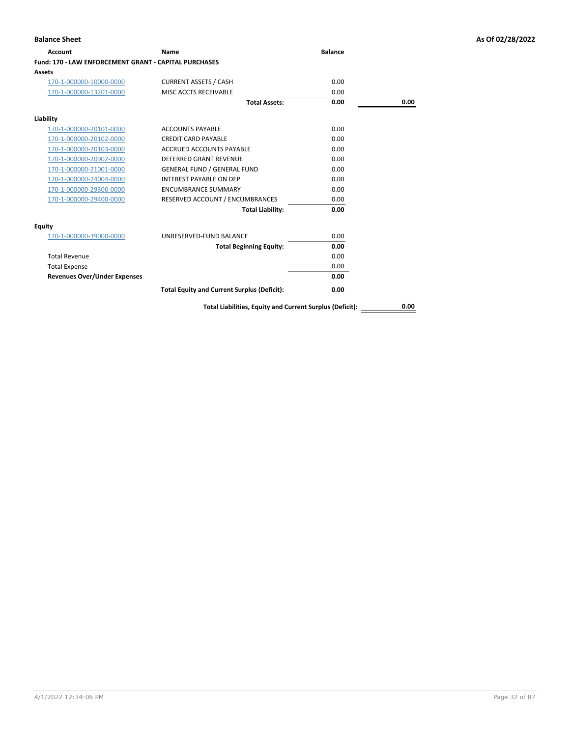## Balance Sheet

As Of 02/28/2022

| Account | Name | Balance | |
|---|---|---|---|
| **Fund: 170 - LAW ENFORCEMENT GRANT - CAPITAL PURCHASES** | | | |
| **Assets** | | | |
| 170-1-000000-10000-0000 | CURRENT ASSETS / CASH | 0.00 | |
| 170-1-000000-13201-0000 | MISC ACCTS RECEIVABLE | 0.00 | |
| | **Total Assets:** | **0.00** | **0.00** |
| **Liability** | | | |
| 170-1-000000-20101-0000 | ACCOUNTS PAYABLE | 0.00 | |
| 170-1-000000-20102-0000 | CREDIT CARD PAYABLE | 0.00 | |
| 170-1-000000-20103-0000 | ACCRUED ACCOUNTS PAYABLE | 0.00 | |
| 170-1-000000-20902-0000 | DEFERRED GRANT REVENUE | 0.00 | |
| 170-1-000000-21001-0000 | GENERAL FUND / GENERAL FUND | 0.00 | |
| 170-1-000000-24004-0000 | INTEREST PAYABLE ON DEP | 0.00 | |
| 170-1-000000-29300-0000 | ENCUMBRANCE SUMMARY | 0.00 | |
| 170-1-000000-29400-0000 | RESERVED ACCOUNT / ENCUMBRANCES | 0.00 | |
| | **Total Liability:** | **0.00** | |
| **Equity** | | | |
| 170-1-000000-39000-0000 | UNRESERVED-FUND BALANCE | 0.00 | |
| | **Total Beginning Equity:** | **0.00** | |
| Total Revenue | | 0.00 | |
| Total Expense | | 0.00 | |
| **Revenues Over/Under Expenses** | | **0.00** | |
| | **Total Equity and Current Surplus (Deficit):** | **0.00** | |
| | **Total Liabilities, Equity and Current Surplus (Deficit):** | | **0.00** |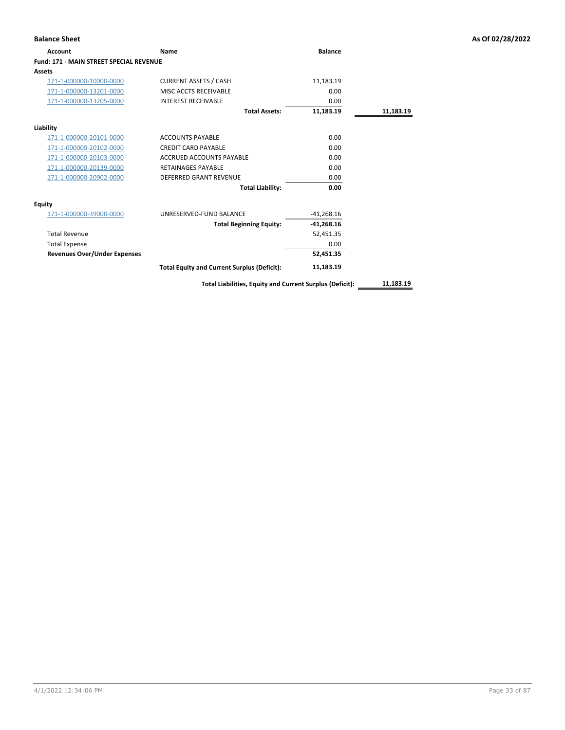**Balance Sheet** — As Of 02/28/2022

| Account | Name | Balance | |
|---|---|---|---|
| **Fund: 171 - MAIN STREET SPECIAL REVENUE** | | | |
| **Assets** | | | |
| 171-1-000000-10000-0000 | CURRENT ASSETS / CASH | 11,183.19 | |
| 171-1-000000-13201-0000 | MISC ACCTS RECEIVABLE | 0.00 | |
| 171-1-000000-13205-0000 | INTEREST RECEIVABLE | 0.00 | |
| | **Total Assets:** | **11,183.19** | **11,183.19** |
| **Liability** | | | |
| 171-1-000000-20101-0000 | ACCOUNTS PAYABLE | 0.00 | |
| 171-1-000000-20102-0000 | CREDIT CARD PAYABLE | 0.00 | |
| 171-1-000000-20103-0000 | ACCRUED ACCOUNTS PAYABLE | 0.00 | |
| 171-1-000000-20139-0000 | RETAINAGES PAYABLE | 0.00 | |
| 171-1-000000-20902-0000 | DEFERRED GRANT REVENUE | 0.00 | |
| | **Total Liability:** | **0.00** | |
| **Equity** | | | |
| 171-1-000000-39000-0000 | UNRESERVED-FUND BALANCE | -41,268.16 | |
| | **Total Beginning Equity:** | **-41,268.16** | |
| Total Revenue | | 52,451.35 | |
| Total Expense | | 0.00 | |
| **Revenues Over/Under Expenses** | | **52,451.35** | |
| | **Total Equity and Current Surplus (Deficit):** | **11,183.19** | |
| | **Total Liabilities, Equity and Current Surplus (Deficit):** | | **11,183.19** |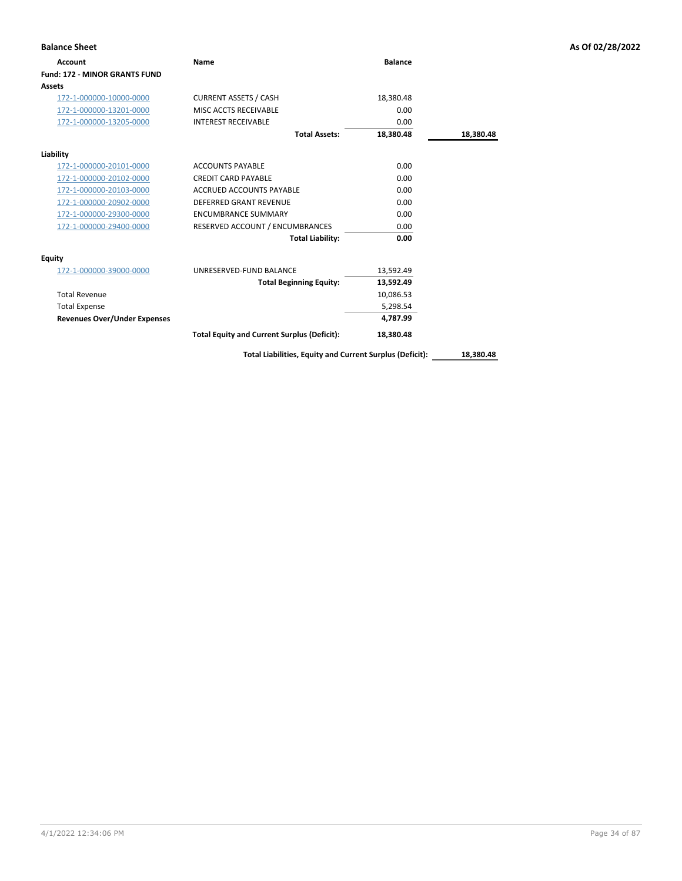**Balance Sheet** — As Of 02/28/2022

| Account | Name | Balance | |
|---|---|---|---|
| **Fund: 172 - MINOR GRANTS FUND** | | | |
| **Assets** | | | |
| 172-1-000000-10000-0000 | CURRENT ASSETS / CASH | 18,380.48 | |
| 172-1-000000-13201-0000 | MISC ACCTS RECEIVABLE | 0.00 | |
| 172-1-000000-13205-0000 | INTEREST RECEIVABLE | 0.00 | |
| | **Total Assets:** | **18,380.48** | **18,380.48** |
| **Liability** | | | |
| 172-1-000000-20101-0000 | ACCOUNTS PAYABLE | 0.00 | |
| 172-1-000000-20102-0000 | CREDIT CARD PAYABLE | 0.00 | |
| 172-1-000000-20103-0000 | ACCRUED ACCOUNTS PAYABLE | 0.00 | |
| 172-1-000000-20902-0000 | DEFERRED GRANT REVENUE | 0.00 | |
| 172-1-000000-29300-0000 | ENCUMBRANCE SUMMARY | 0.00 | |
| 172-1-000000-29400-0000 | RESERVED ACCOUNT / ENCUMBRANCES | 0.00 | |
| | **Total Liability:** | **0.00** | |
| **Equity** | | | |
| 172-1-000000-39000-0000 | UNRESERVED-FUND BALANCE | 13,592.49 | |
| | **Total Beginning Equity:** | **13,592.49** | |
| Total Revenue | | 10,086.53 | |
| Total Expense | | 5,298.54 | |
| **Revenues Over/Under Expenses** | | **4,787.99** | |
| | **Total Equity and Current Surplus (Deficit):** | **18,380.48** | |
| | **Total Liabilities, Equity and Current Surplus (Deficit):** | | **18,380.48** |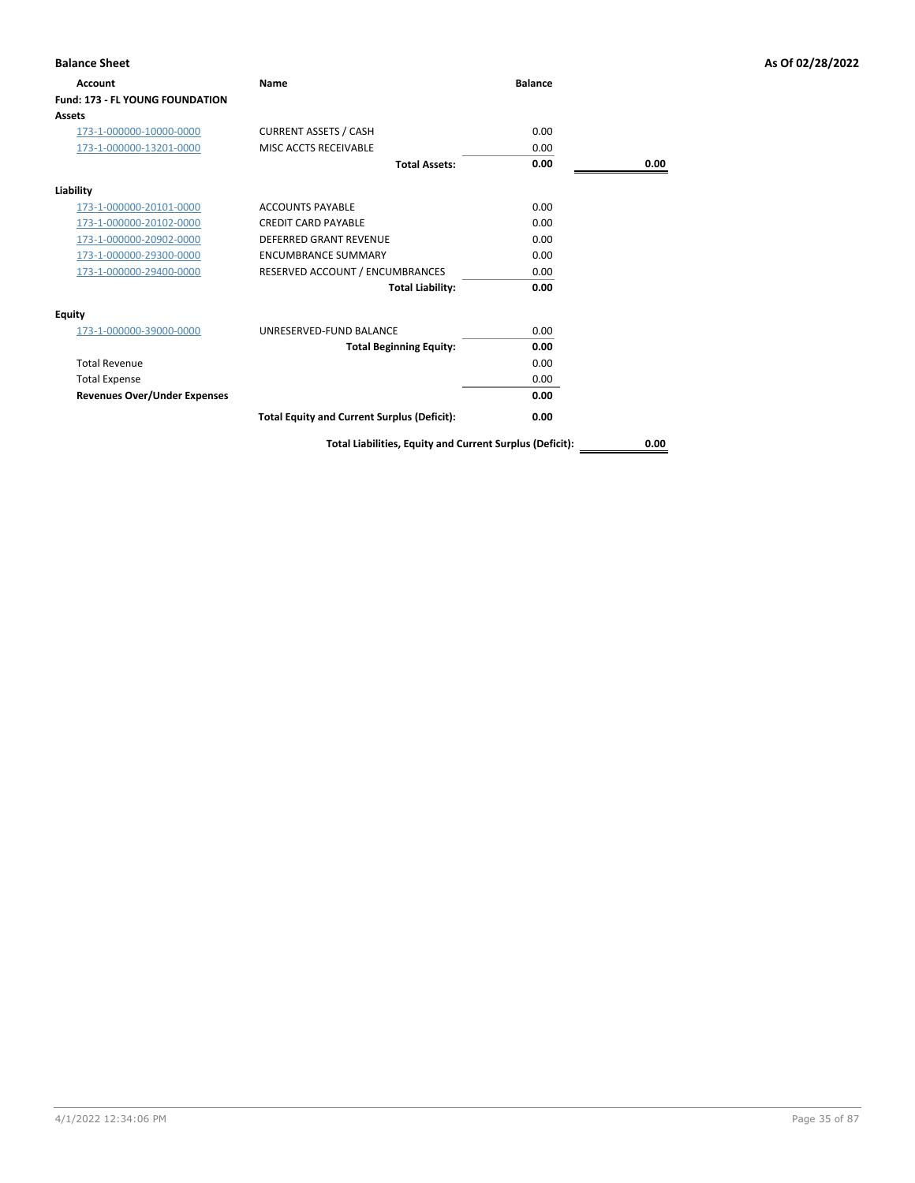**Balance Sheet** **As Of 02/28/2022**

| Account | Name | Balance | |
|---|---|---|---|
| **Fund: 173 - FL YOUNG FOUNDATION** | | | |
| **Assets** | | | |
| 173-1-000000-10000-0000 | CURRENT ASSETS / CASH | 0.00 | |
| 173-1-000000-13201-0000 | MISC ACCTS RECEIVABLE | 0.00 | |
| | **Total Assets:** | **0.00** | **0.00** |
| **Liability** | | | |
| 173-1-000000-20101-0000 | ACCOUNTS PAYABLE | 0.00 | |
| 173-1-000000-20102-0000 | CREDIT CARD PAYABLE | 0.00 | |
| 173-1-000000-20902-0000 | DEFERRED GRANT REVENUE | 0.00 | |
| 173-1-000000-29300-0000 | ENCUMBRANCE SUMMARY | 0.00 | |
| 173-1-000000-29400-0000 | RESERVED ACCOUNT / ENCUMBRANCES | 0.00 | |
| | **Total Liability:** | **0.00** | |
| **Equity** | | | |
| 173-1-000000-39000-0000 | UNRESERVED-FUND BALANCE | 0.00 | |
| | **Total Beginning Equity:** | **0.00** | |
| Total Revenue | | 0.00 | |
| Total Expense | | 0.00 | |
| **Revenues Over/Under Expenses** | | **0.00** | |
| | **Total Equity and Current Surplus (Deficit):** | **0.00** | |
| | **Total Liabilities, Equity and Current Surplus (Deficit):** | | **0.00** |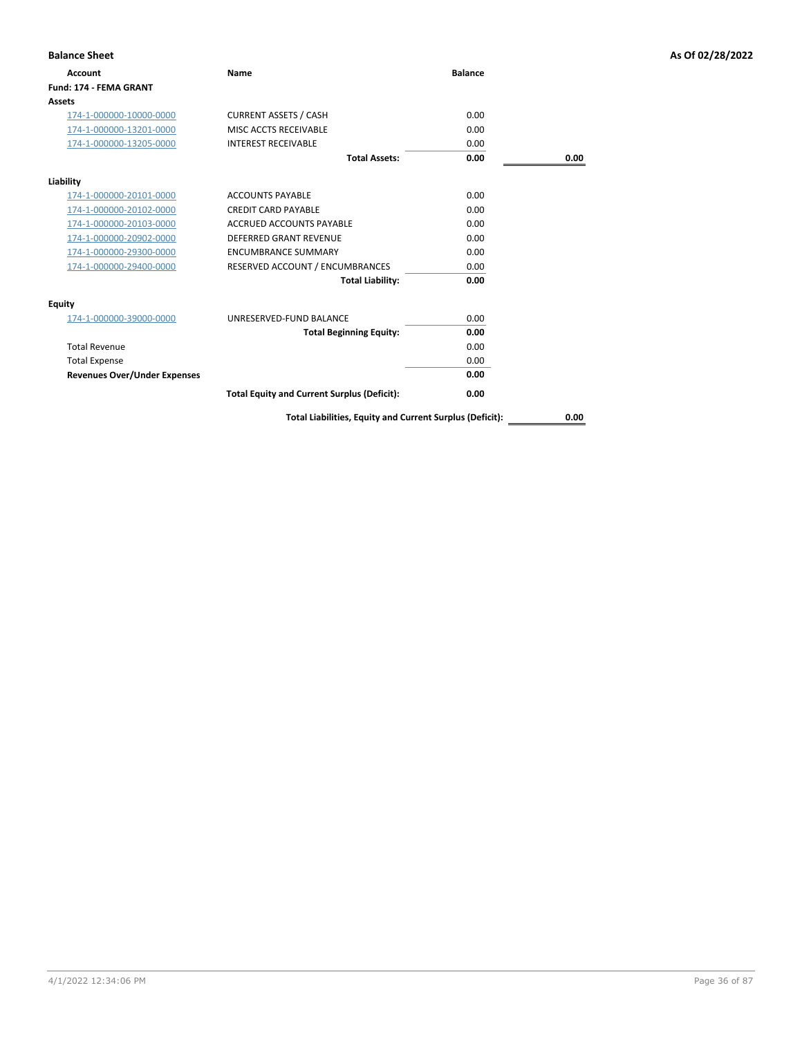**Balance Sheet** — As Of 02/28/2022

| Account | Name | Balance | |
|---|---|---|---|
| **Fund: 174 - FEMA GRANT** | | | |
| **Assets** | | | |
| 174-1-000000-10000-0000 | CURRENT ASSETS / CASH | 0.00 | |
| 174-1-000000-13201-0000 | MISC ACCTS RECEIVABLE | 0.00 | |
| 174-1-000000-13205-0000 | INTEREST RECEIVABLE | 0.00 | |
| | **Total Assets:** | **0.00** | **0.00** |
| **Liability** | | | |
| 174-1-000000-20101-0000 | ACCOUNTS PAYABLE | 0.00 | |
| 174-1-000000-20102-0000 | CREDIT CARD PAYABLE | 0.00 | |
| 174-1-000000-20103-0000 | ACCRUED ACCOUNTS PAYABLE | 0.00 | |
| 174-1-000000-20902-0000 | DEFERRED GRANT REVENUE | 0.00 | |
| 174-1-000000-29300-0000 | ENCUMBRANCE SUMMARY | 0.00 | |
| 174-1-000000-29400-0000 | RESERVED ACCOUNT / ENCUMBRANCES | 0.00 | |
| | **Total Liability:** | **0.00** | |
| **Equity** | | | |
| 174-1-000000-39000-0000 | UNRESERVED-FUND BALANCE | 0.00 | |
| | **Total Beginning Equity:** | **0.00** | |
| Total Revenue | | 0.00 | |
| Total Expense | | 0.00 | |
| **Revenues Over/Under Expenses** | | **0.00** | |
| | **Total Equity and Current Surplus (Deficit):** | **0.00** | |
| | **Total Liabilities, Equity and Current Surplus (Deficit):** | | **0.00** |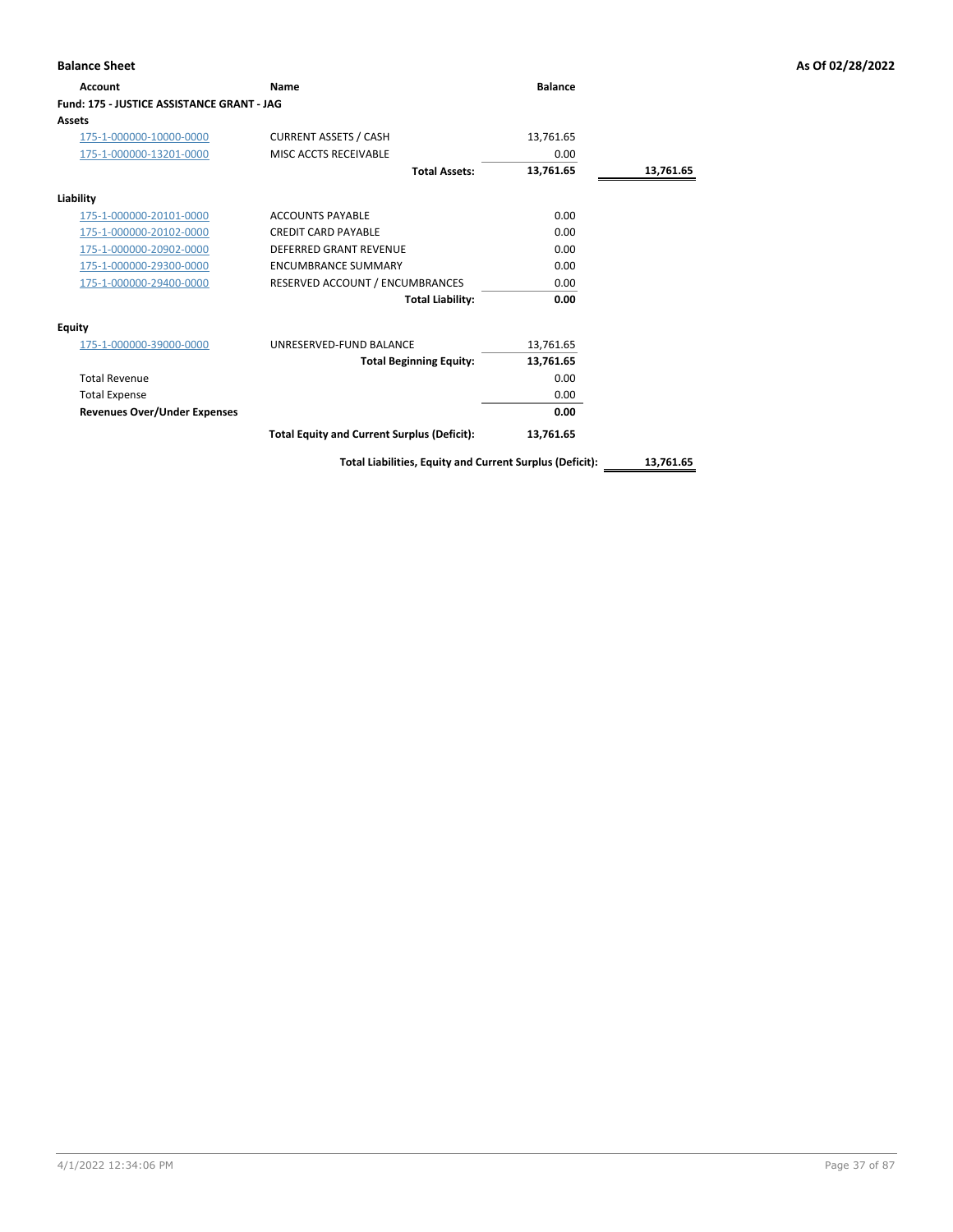**Balance Sheet** **As Of 02/28/2022**

| Account | Name | Balance | |
|---|---|---|---|
| **Fund: 175 - JUSTICE ASSISTANCE GRANT - JAG** | | | |
| **Assets** | | | |
| 175-1-000000-10000-0000 | CURRENT ASSETS / CASH | 13,761.65 | |
| 175-1-000000-13201-0000 | MISC ACCTS RECEIVABLE | 0.00 | |
| | **Total Assets:** | **13,761.65** | **13,761.65** |
| **Liability** | | | |
| 175-1-000000-20101-0000 | ACCOUNTS PAYABLE | 0.00 | |
| 175-1-000000-20102-0000 | CREDIT CARD PAYABLE | 0.00 | |
| 175-1-000000-20902-0000 | DEFERRED GRANT REVENUE | 0.00 | |
| 175-1-000000-29300-0000 | ENCUMBRANCE SUMMARY | 0.00 | |
| 175-1-000000-29400-0000 | RESERVED ACCOUNT / ENCUMBRANCES | 0.00 | |
| | **Total Liability:** | **0.00** | |
| **Equity** | | | |
| 175-1-000000-39000-0000 | UNRESERVED-FUND BALANCE | 13,761.65 | |
| | **Total Beginning Equity:** | **13,761.65** | |
| Total Revenue | | 0.00 | |
| Total Expense | | 0.00 | |
| **Revenues Over/Under Expenses** | | **0.00** | |
| | **Total Equity and Current Surplus (Deficit):** | **13,761.65** | |
| | **Total Liabilities, Equity and Current Surplus (Deficit):** | | **13,761.65** |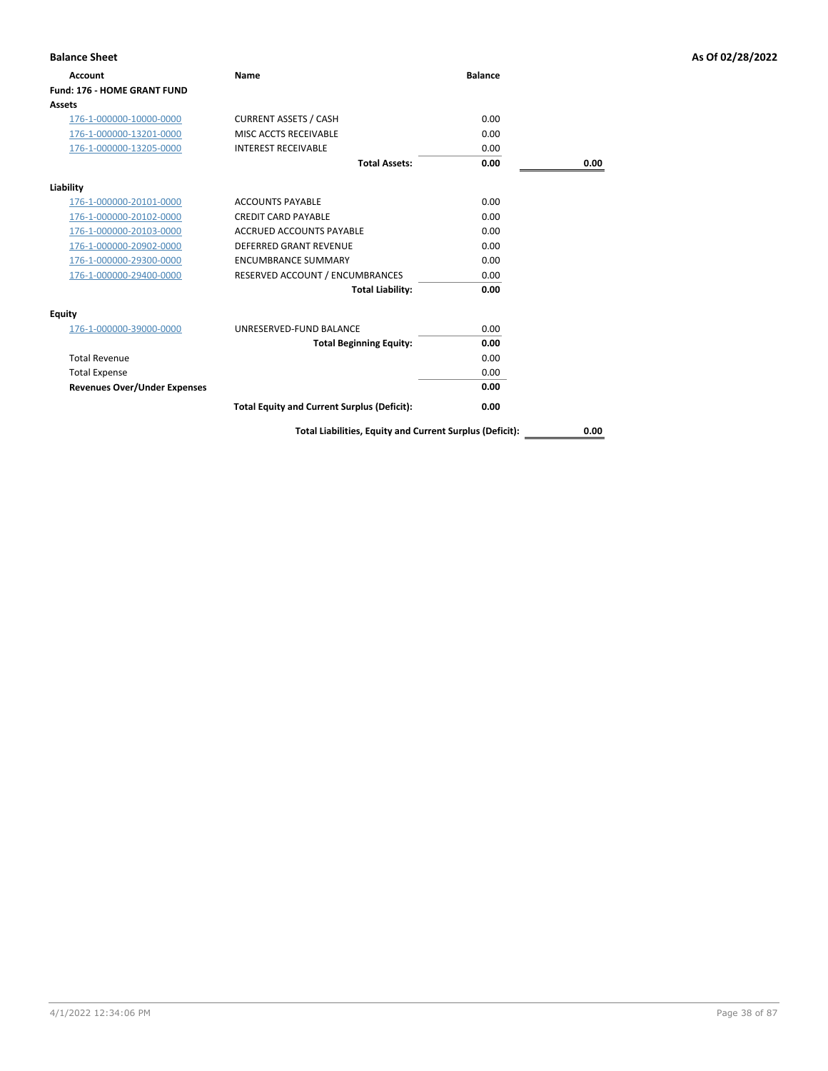**Balance Sheet** — As Of 02/28/2022

| Account | Name | Balance | |
|---|---|---|---|
| **Fund: 176 - HOME GRANT FUND** | | | |
| **Assets** | | | |
| 176-1-000000-10000-0000 | CURRENT ASSETS / CASH | 0.00 | |
| 176-1-000000-13201-0000 | MISC ACCTS RECEIVABLE | 0.00 | |
| 176-1-000000-13205-0000 | INTEREST RECEIVABLE | 0.00 | |
| | **Total Assets:** | **0.00** | **0.00** |
| **Liability** | | | |
| 176-1-000000-20101-0000 | ACCOUNTS PAYABLE | 0.00 | |
| 176-1-000000-20102-0000 | CREDIT CARD PAYABLE | 0.00 | |
| 176-1-000000-20103-0000 | ACCRUED ACCOUNTS PAYABLE | 0.00 | |
| 176-1-000000-20902-0000 | DEFERRED GRANT REVENUE | 0.00 | |
| 176-1-000000-29300-0000 | ENCUMBRANCE SUMMARY | 0.00 | |
| 176-1-000000-29400-0000 | RESERVED ACCOUNT / ENCUMBRANCES | 0.00 | |
| | **Total Liability:** | **0.00** | |
| **Equity** | | | |
| 176-1-000000-39000-0000 | UNRESERVED-FUND BALANCE | 0.00 | |
| | **Total Beginning Equity:** | **0.00** | |
| Total Revenue | | 0.00 | |
| Total Expense | | 0.00 | |
| **Revenues Over/Under Expenses** | | **0.00** | |
| | **Total Equity and Current Surplus (Deficit):** | **0.00** | |
| | **Total Liabilities, Equity and Current Surplus (Deficit):** | | **0.00** |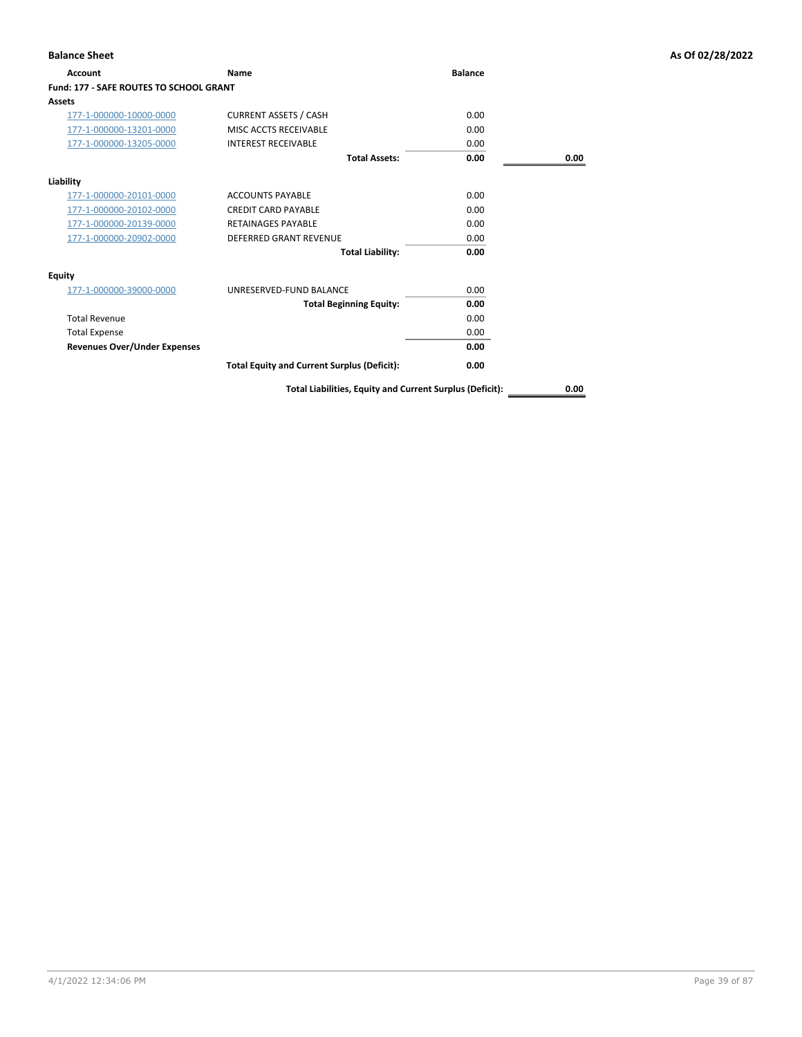**Balance Sheet** **As Of 02/28/2022**

| Account | Name | Balance | |
|---|---|---|---|
| **Fund: 177 - SAFE ROUTES TO SCHOOL GRANT** | | | |
| **Assets** | | | |
| 177-1-000000-10000-0000 | CURRENT ASSETS / CASH | 0.00 | |
| 177-1-000000-13201-0000 | MISC ACCTS RECEIVABLE | 0.00 | |
| 177-1-000000-13205-0000 | INTEREST RECEIVABLE | 0.00 | |
| | **Total Assets:** | **0.00** | **0.00** |
| **Liability** | | | |
| 177-1-000000-20101-0000 | ACCOUNTS PAYABLE | 0.00 | |
| 177-1-000000-20102-0000 | CREDIT CARD PAYABLE | 0.00 | |
| 177-1-000000-20139-0000 | RETAINAGES PAYABLE | 0.00 | |
| 177-1-000000-20902-0000 | DEFERRED GRANT REVENUE | 0.00 | |
| | **Total Liability:** | **0.00** | |
| **Equity** | | | |
| 177-1-000000-39000-0000 | UNRESERVED-FUND BALANCE | 0.00 | |
| | **Total Beginning Equity:** | **0.00** | |
| Total Revenue | | 0.00 | |
| Total Expense | | 0.00 | |
| **Revenues Over/Under Expenses** | | **0.00** | |
| | **Total Equity and Current Surplus (Deficit):** | **0.00** | |
| | **Total Liabilities, Equity and Current Surplus (Deficit):** | | **0.00** |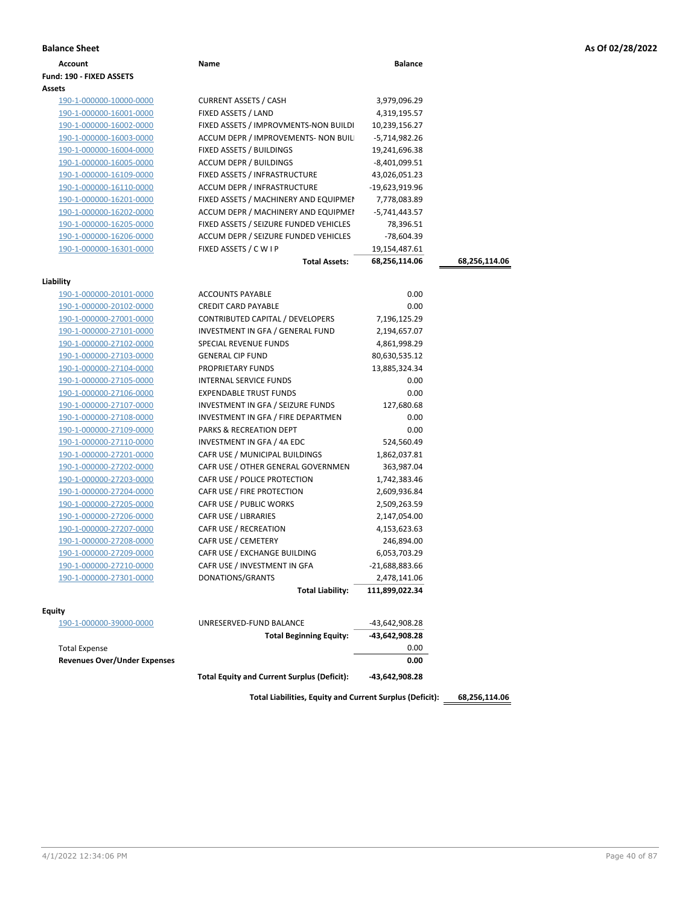**Balance Sheet** **As Of 02/28/2022**

| Account | Name | Balance | |
|---|---|---|---|
| **Fund: 190 - FIXED ASSETS** | | | |
| **Assets** | | | |
| 190-1-000000-10000-0000 | CURRENT ASSETS / CASH | 3,979,096.29 | |
| 190-1-000000-16001-0000 | FIXED ASSETS / LAND | 4,319,195.57 | |
| 190-1-000000-16002-0000 | FIXED ASSETS / IMPROVMENTS-NON BUILDI | 10,239,156.27 | |
| 190-1-000000-16003-0000 | ACCUM DEPR / IMPROVEMENTS- NON BUIL | -5,714,982.26 | |
| 190-1-000000-16004-0000 | FIXED ASSETS / BUILDINGS | 19,241,696.38 | |
| 190-1-000000-16005-0000 | ACCUM DEPR / BUILDINGS | -8,401,099.51 | |
| 190-1-000000-16109-0000 | FIXED ASSETS / INFRASTRUCTURE | 43,026,051.23 | |
| 190-1-000000-16110-0000 | ACCUM DEPR / INFRASTRUCTURE | -19,623,919.96 | |
| 190-1-000000-16201-0000 | FIXED ASSETS / MACHINERY AND EQUIPMEI | 7,778,083.89 | |
| 190-1-000000-16202-0000 | ACCUM DEPR / MACHINERY AND EQUIPMEI | -5,741,443.57 | |
| 190-1-000000-16205-0000 | FIXED ASSETS / SEIZURE FUNDED VEHICLES | 78,396.51 | |
| 190-1-000000-16206-0000 | ACCUM DEPR / SEIZURE FUNDED VEHICLES | -78,604.39 | |
| 190-1-000000-16301-0000 | FIXED ASSETS / C W I P | 19,154,487.61 | |
| | **Total Assets:** | **68,256,114.06** | **68,256,114.06** |
| **Liability** | | | |
| 190-1-000000-20101-0000 | ACCOUNTS PAYABLE | 0.00 | |
| 190-1-000000-20102-0000 | CREDIT CARD PAYABLE | 0.00 | |
| 190-1-000000-27001-0000 | CONTRIBUTED CAPITAL / DEVELOPERS | 7,196,125.29 | |
| 190-1-000000-27101-0000 | INVESTMENT IN GFA / GENERAL FUND | 2,194,657.07 | |
| 190-1-000000-27102-0000 | SPECIAL REVENUE FUNDS | 4,861,998.29 | |
| 190-1-000000-27103-0000 | GENERAL CIP FUND | 80,630,535.12 | |
| 190-1-000000-27104-0000 | PROPRIETARY FUNDS | 13,885,324.34 | |
| 190-1-000000-27105-0000 | INTERNAL SERVICE FUNDS | 0.00 | |
| 190-1-000000-27106-0000 | EXPENDABLE TRUST FUNDS | 0.00 | |
| 190-1-000000-27107-0000 | INVESTMENT IN GFA / SEIZURE FUNDS | 127,680.68 | |
| 190-1-000000-27108-0000 | INVESTMENT IN GFA / FIRE DEPARTMEN | 0.00 | |
| 190-1-000000-27109-0000 | PARKS & RECREATION DEPT | 0.00 | |
| 190-1-000000-27110-0000 | INVESTMENT IN GFA / 4A EDC | 524,560.49 | |
| 190-1-000000-27201-0000 | CAFR USE / MUNICIPAL BUILDINGS | 1,862,037.81 | |
| 190-1-000000-27202-0000 | CAFR USE / OTHER GENERAL GOVERNMEN | 363,987.04 | |
| 190-1-000000-27203-0000 | CAFR USE / POLICE PROTECTION | 1,742,383.46 | |
| 190-1-000000-27204-0000 | CAFR USE / FIRE PROTECTION | 2,609,936.84 | |
| 190-1-000000-27205-0000 | CAFR USE / PUBLIC WORKS | 2,509,263.59 | |
| 190-1-000000-27206-0000 | CAFR USE / LIBRARIES | 2,147,054.00 | |
| 190-1-000000-27207-0000 | CAFR USE / RECREATION | 4,153,623.63 | |
| 190-1-000000-27208-0000 | CAFR USE / CEMETERY | 246,894.00 | |
| 190-1-000000-27209-0000 | CAFR USE / EXCHANGE BUILDING | 6,053,703.29 | |
| 190-1-000000-27210-0000 | CAFR USE / INVESTMENT IN GFA | -21,688,883.66 | |
| 190-1-000000-27301-0000 | DONATIONS/GRANTS | 2,478,141.06 | |
| | **Total Liability:** | **111,899,022.34** | |
| **Equity** | | | |
| 190-1-000000-39000-0000 | UNRESERVED-FUND BALANCE | -43,642,908.28 | |
| | **Total Beginning Equity:** | **-43,642,908.28** | |
| Total Expense | | 0.00 | |
| **Revenues Over/Under Expenses** | | **0.00** | |
| | **Total Equity and Current Surplus (Deficit):** | **-43,642,908.28** | |
| | **Total Liabilities, Equity and Current Surplus (Deficit):** | | **68,256,114.06** |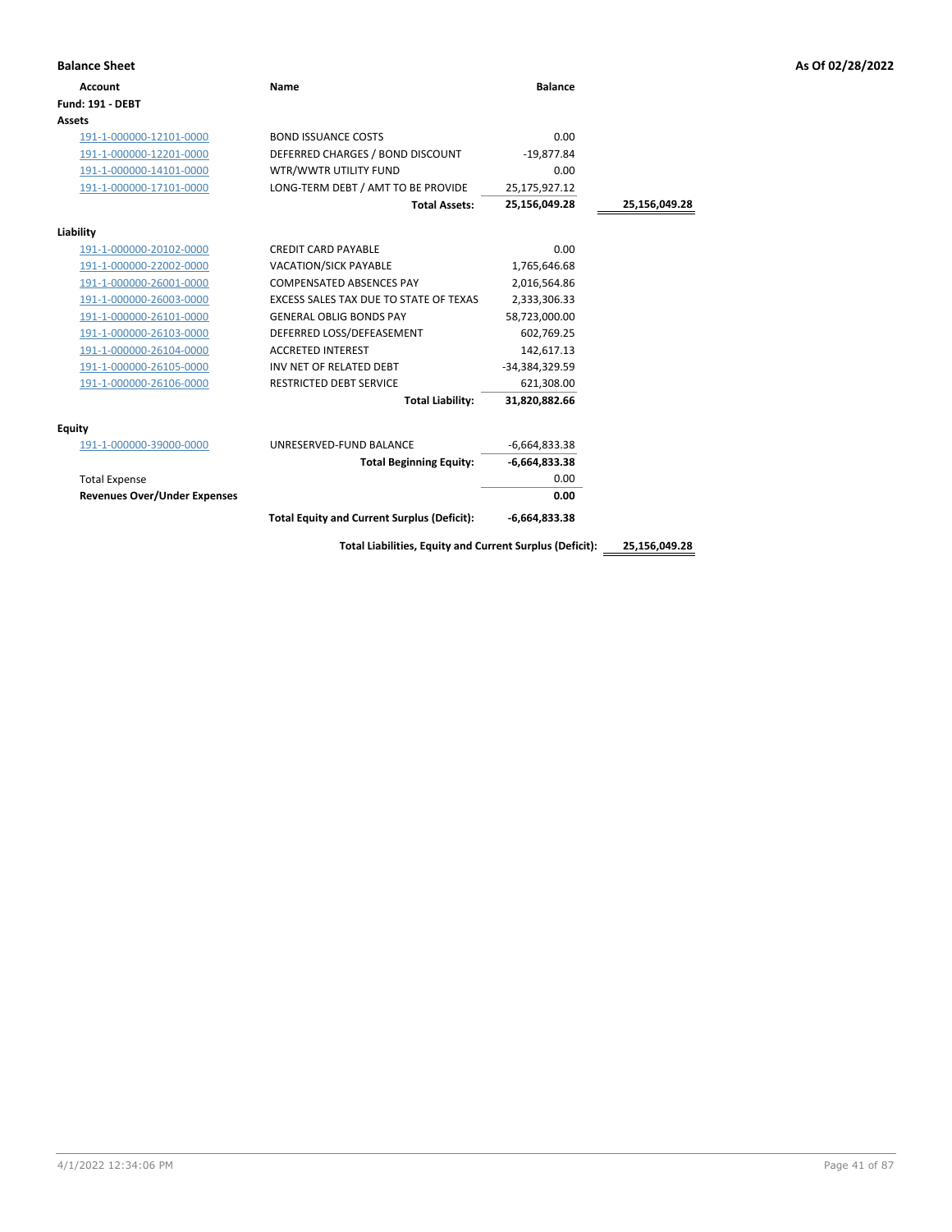**Balance Sheet** As Of 02/28/2022

| Account | Name | Balance | |
|---|---|---|---|
| **Fund: 191 - DEBT** | | | |
| **Assets** | | | |
| 191-1-000000-12101-0000 | BOND ISSUANCE COSTS | 0.00 | |
| 191-1-000000-12201-0000 | DEFERRED CHARGES / BOND DISCOUNT | -19,877.84 | |
| 191-1-000000-14101-0000 | WTR/WWTR UTILITY FUND | 0.00 | |
| 191-1-000000-17101-0000 | LONG-TERM DEBT / AMT TO BE PROVIDE | 25,175,927.12 | |
| | **Total Assets:** | **25,156,049.28** | **25,156,049.28** |
| **Liability** | | | |
| 191-1-000000-20102-0000 | CREDIT CARD PAYABLE | 0.00 | |
| 191-1-000000-22002-0000 | VACATION/SICK PAYABLE | 1,765,646.68 | |
| 191-1-000000-26001-0000 | COMPENSATED ABSENCES PAY | 2,016,564.86 | |
| 191-1-000000-26003-0000 | EXCESS SALES TAX DUE TO STATE OF TEXAS | 2,333,306.33 | |
| 191-1-000000-26101-0000 | GENERAL OBLIG BONDS PAY | 58,723,000.00 | |
| 191-1-000000-26103-0000 | DEFERRED LOSS/DEFEASEMENT | 602,769.25 | |
| 191-1-000000-26104-0000 | ACCRETED INTEREST | 142,617.13 | |
| 191-1-000000-26105-0000 | INV NET OF RELATED DEBT | -34,384,329.59 | |
| 191-1-000000-26106-0000 | RESTRICTED DEBT SERVICE | 621,308.00 | |
| | **Total Liability:** | **31,820,882.66** | |
| **Equity** | | | |
| 191-1-000000-39000-0000 | UNRESERVED-FUND BALANCE | -6,664,833.38 | |
| | **Total Beginning Equity:** | **-6,664,833.38** | |
| Total Expense | | 0.00 | |
| **Revenues Over/Under Expenses** | | **0.00** | |
| | **Total Equity and Current Surplus (Deficit):** | **-6,664,833.38** | |
| | **Total Liabilities, Equity and Current Surplus (Deficit):** | | **25,156,049.28** |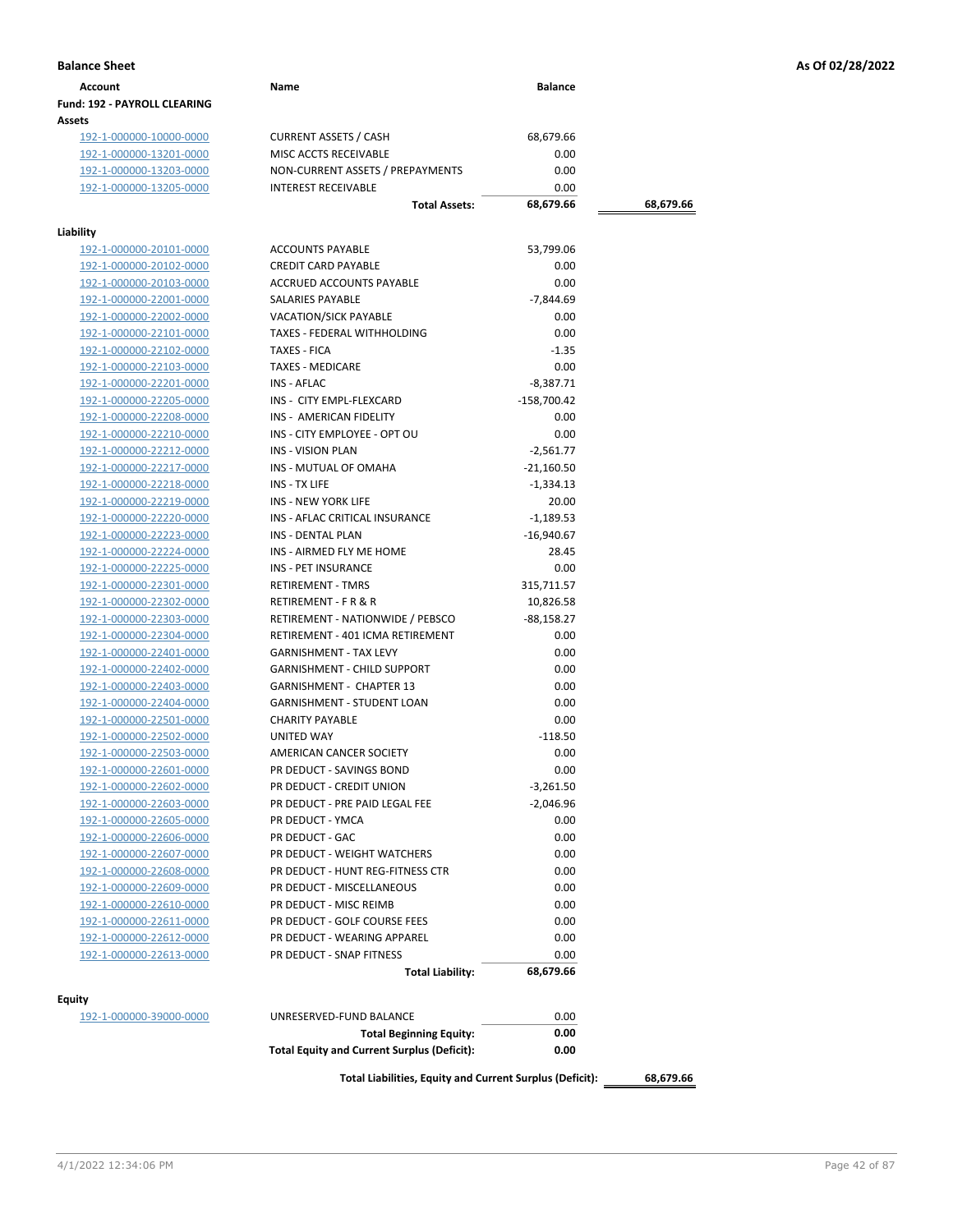**Balance Sheet** **As Of 02/28/2022**

| Account | Name | Balance | |
|---|---|---|---|
| **Fund: 192 - PAYROLL CLEARING** | | | |
| **Assets** | | | |
| 192-1-000000-10000-0000 | CURRENT ASSETS / CASH | 68,679.66 | |
| 192-1-000000-13201-0000 | MISC ACCTS RECEIVABLE | 0.00 | |
| 192-1-000000-13203-0000 | NON-CURRENT ASSETS / PREPAYMENTS | 0.00 | |
| 192-1-000000-13205-0000 | INTEREST RECEIVABLE | 0.00 | |
| | **Total Assets:** | **68,679.66** | **68,679.66** |
| **Liability** | | | |
| 192-1-000000-20101-0000 | ACCOUNTS PAYABLE | 53,799.06 | |
| 192-1-000000-20102-0000 | CREDIT CARD PAYABLE | 0.00 | |
| 192-1-000000-20103-0000 | ACCRUED ACCOUNTS PAYABLE | 0.00 | |
| 192-1-000000-22001-0000 | SALARIES PAYABLE | -7,844.69 | |
| 192-1-000000-22002-0000 | VACATION/SICK PAYABLE | 0.00 | |
| 192-1-000000-22101-0000 | TAXES - FEDERAL WITHHOLDING | 0.00 | |
| 192-1-000000-22102-0000 | TAXES - FICA | -1.35 | |
| 192-1-000000-22103-0000 | TAXES - MEDICARE | 0.00 | |
| 192-1-000000-22201-0000 | INS - AFLAC | -8,387.71 | |
| 192-1-000000-22205-0000 | INS - CITY EMPL-FLEXCARD | -158,700.42 | |
| 192-1-000000-22208-0000 | INS - AMERICAN FIDELITY | 0.00 | |
| 192-1-000000-22210-0000 | INS - CITY EMPLOYEE - OPT OU | 0.00 | |
| 192-1-000000-22212-0000 | INS - VISION PLAN | -2,561.77 | |
| 192-1-000000-22217-0000 | INS - MUTUAL OF OMAHA | -21,160.50 | |
| 192-1-000000-22218-0000 | INS - TX LIFE | -1,334.13 | |
| 192-1-000000-22219-0000 | INS - NEW YORK LIFE | 20.00 | |
| 192-1-000000-22220-0000 | INS - AFLAC CRITICAL INSURANCE | -1,189.53 | |
| 192-1-000000-22223-0000 | INS - DENTAL PLAN | -16,940.67 | |
| 192-1-000000-22224-0000 | INS - AIRMED FLY ME HOME | 28.45 | |
| 192-1-000000-22225-0000 | INS - PET INSURANCE | 0.00 | |
| 192-1-000000-22301-0000 | RETIREMENT - TMRS | 315,711.57 | |
| 192-1-000000-22302-0000 | RETIREMENT - F R & R | 10,826.58 | |
| 192-1-000000-22303-0000 | RETIREMENT - NATIONWIDE / PEBSCO | -88,158.27 | |
| 192-1-000000-22304-0000 | RETIREMENT - 401 ICMA RETIREMENT | 0.00 | |
| 192-1-000000-22401-0000 | GARNISHMENT - TAX LEVY | 0.00 | |
| 192-1-000000-22402-0000 | GARNISHMENT - CHILD SUPPORT | 0.00 | |
| 192-1-000000-22403-0000 | GARNISHMENT - CHAPTER 13 | 0.00 | |
| 192-1-000000-22404-0000 | GARNISHMENT - STUDENT LOAN | 0.00 | |
| 192-1-000000-22501-0000 | CHARITY PAYABLE | 0.00 | |
| 192-1-000000-22502-0000 | UNITED WAY | -118.50 | |
| 192-1-000000-22503-0000 | AMERICAN CANCER SOCIETY | 0.00 | |
| 192-1-000000-22601-0000 | PR DEDUCT - SAVINGS BOND | 0.00 | |
| 192-1-000000-22602-0000 | PR DEDUCT - CREDIT UNION | -3,261.50 | |
| 192-1-000000-22603-0000 | PR DEDUCT - PRE PAID LEGAL FEE | -2,046.96 | |
| 192-1-000000-22605-0000 | PR DEDUCT - YMCA | 0.00 | |
| 192-1-000000-22606-0000 | PR DEDUCT - GAC | 0.00 | |
| 192-1-000000-22607-0000 | PR DEDUCT - WEIGHT WATCHERS | 0.00 | |
| 192-1-000000-22608-0000 | PR DEDUCT - HUNT REG-FITNESS CTR | 0.00 | |
| 192-1-000000-22609-0000 | PR DEDUCT - MISCELLANEOUS | 0.00 | |
| 192-1-000000-22610-0000 | PR DEDUCT - MISC REIMB | 0.00 | |
| 192-1-000000-22611-0000 | PR DEDUCT - GOLF COURSE FEES | 0.00 | |
| 192-1-000000-22612-0000 | PR DEDUCT - WEARING APPAREL | 0.00 | |
| 192-1-000000-22613-0000 | PR DEDUCT - SNAP FITNESS | 0.00 | |
| | **Total Liability:** | **68,679.66** | |
| **Equity** | | | |
| 192-1-000000-39000-0000 | UNRESERVED-FUND BALANCE | 0.00 | |
| | **Total Beginning Equity:** | **0.00** | |
| | **Total Equity and Current Surplus (Deficit):** | **0.00** | |
| | **Total Liabilities, Equity and Current Surplus (Deficit):** | | **68,679.66** |

4/1/2022 12:34:06 PM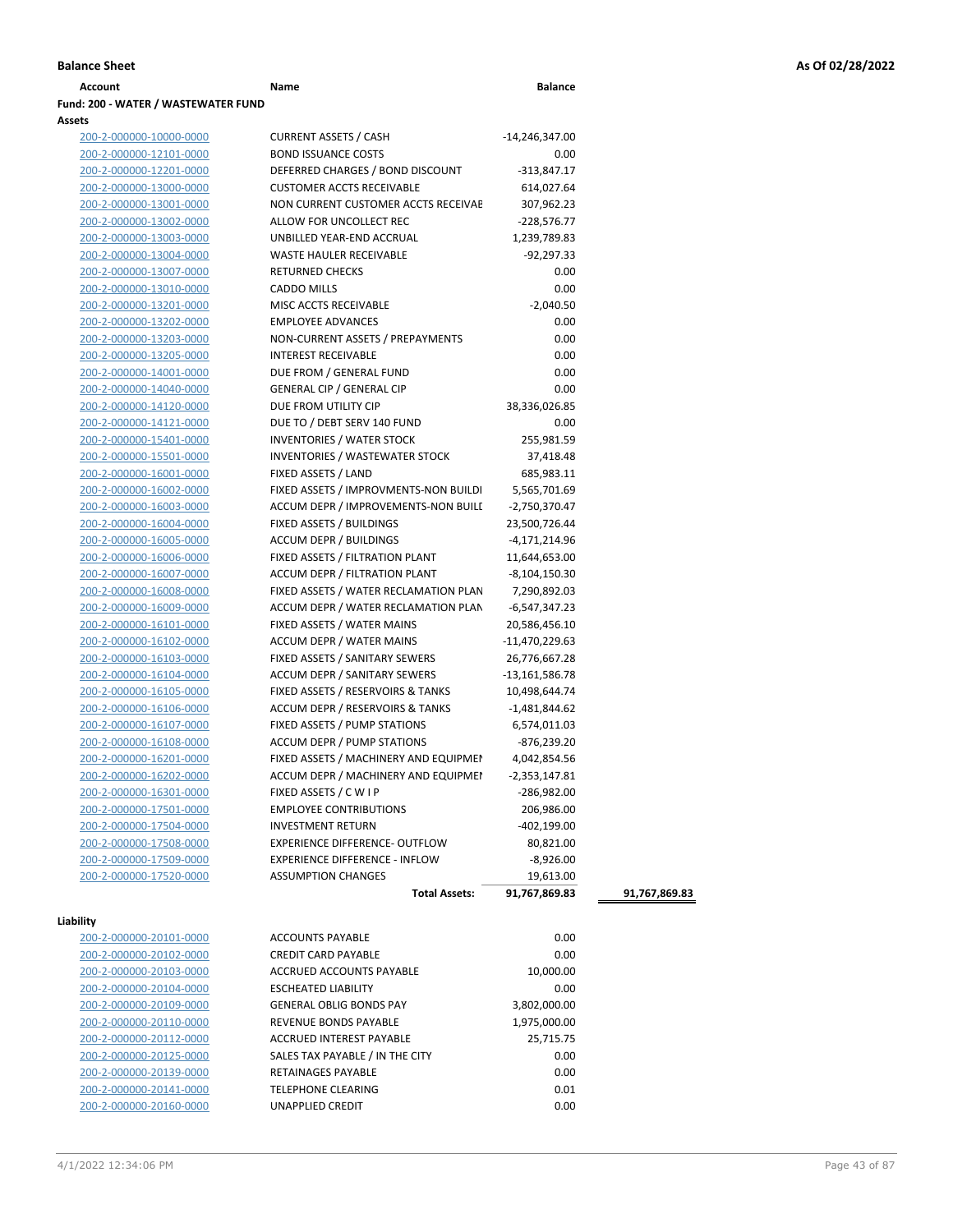**Balance Sheet** **As Of 02/28/2022**

| Account | Name | Balance | |
|---|---|---|---|
| **Fund: 200 - WATER / WASTEWATER FUND** | | | |
| **Assets** | | | |
| 200-2-000000-10000-0000 | CURRENT ASSETS / CASH | -14,246,347.00 | |
| 200-2-000000-12101-0000 | BOND ISSUANCE COSTS | 0.00 | |
| 200-2-000000-12201-0000 | DEFERRED CHARGES / BOND DISCOUNT | -313,847.17 | |
| 200-2-000000-13000-0000 | CUSTOMER ACCTS RECEIVABLE | 614,027.64 | |
| 200-2-000000-13001-0000 | NON CURRENT CUSTOMER ACCTS RECEIVAE | 307,962.23 | |
| 200-2-000000-13002-0000 | ALLOW FOR UNCOLLECT REC | -228,576.77 | |
| 200-2-000000-13003-0000 | UNBILLED YEAR-END ACCRUAL | 1,239,789.83 | |
| 200-2-000000-13004-0000 | WASTE HAULER RECEIVABLE | -92,297.33 | |
| 200-2-000000-13007-0000 | RETURNED CHECKS | 0.00 | |
| 200-2-000000-13010-0000 | CADDO MILLS | 0.00 | |
| 200-2-000000-13201-0000 | MISC ACCTS RECEIVABLE | -2,040.50 | |
| 200-2-000000-13202-0000 | EMPLOYEE ADVANCES | 0.00 | |
| 200-2-000000-13203-0000 | NON-CURRENT ASSETS / PREPAYMENTS | 0.00 | |
| 200-2-000000-13205-0000 | INTEREST RECEIVABLE | 0.00 | |
| 200-2-000000-14001-0000 | DUE FROM / GENERAL FUND | 0.00 | |
| 200-2-000000-14040-0000 | GENERAL CIP / GENERAL CIP | 0.00 | |
| 200-2-000000-14120-0000 | DUE FROM UTILITY CIP | 38,336,026.85 | |
| 200-2-000000-14121-0000 | DUE TO / DEBT SERV 140 FUND | 0.00 | |
| 200-2-000000-15401-0000 | INVENTORIES / WATER STOCK | 255,981.59 | |
| 200-2-000000-15501-0000 | INVENTORIES / WASTEWATER STOCK | 37,418.48 | |
| 200-2-000000-16001-0000 | FIXED ASSETS / LAND | 685,983.11 | |
| 200-2-000000-16002-0000 | FIXED ASSETS / IMPROVMENTS-NON BUILDI | 5,565,701.69 | |
| 200-2-000000-16003-0000 | ACCUM DEPR / IMPROVEMENTS-NON BUILI | -2,750,370.47 | |
| 200-2-000000-16004-0000 | FIXED ASSETS / BUILDINGS | 23,500,726.44 | |
| 200-2-000000-16005-0000 | ACCUM DEPR / BUILDINGS | -4,171,214.96 | |
| 200-2-000000-16006-0000 | FIXED ASSETS / FILTRATION PLANT | 11,644,653.00 | |
| 200-2-000000-16007-0000 | ACCUM DEPR / FILTRATION PLANT | -8,104,150.30 | |
| 200-2-000000-16008-0000 | FIXED ASSETS / WATER RECLAMATION PLAN | 7,290,892.03 | |
| 200-2-000000-16009-0000 | ACCUM DEPR / WATER RECLAMATION PLAN | -6,547,347.23 | |
| 200-2-000000-16101-0000 | FIXED ASSETS / WATER MAINS | 20,586,456.10 | |
| 200-2-000000-16102-0000 | ACCUM DEPR / WATER MAINS | -11,470,229.63 | |
| 200-2-000000-16103-0000 | FIXED ASSETS / SANITARY SEWERS | 26,776,667.28 | |
| 200-2-000000-16104-0000 | ACCUM DEPR / SANITARY SEWERS | -13,161,586.78 | |
| 200-2-000000-16105-0000 | FIXED ASSETS / RESERVOIRS & TANKS | 10,498,644.74 | |
| 200-2-000000-16106-0000 | ACCUM DEPR / RESERVOIRS & TANKS | -1,481,844.62 | |
| 200-2-000000-16107-0000 | FIXED ASSETS / PUMP STATIONS | 6,574,011.03 | |
| 200-2-000000-16108-0000 | ACCUM DEPR / PUMP STATIONS | -876,239.20 | |
| 200-2-000000-16201-0000 | FIXED ASSETS / MACHINERY AND EQUIPMEI | 4,042,854.56 | |
| 200-2-000000-16202-0000 | ACCUM DEPR / MACHINERY AND EQUIPMEI | -2,353,147.81 | |
| 200-2-000000-16301-0000 | FIXED ASSETS / C W I P | -286,982.00 | |
| 200-2-000000-17501-0000 | EMPLOYEE CONTRIBUTIONS | 206,986.00 | |
| 200-2-000000-17504-0000 | INVESTMENT RETURN | -402,199.00 | |
| 200-2-000000-17508-0000 | EXPERIENCE DIFFERENCE- OUTFLOW | 80,821.00 | |
| 200-2-000000-17509-0000 | EXPERIENCE DIFFERENCE - INFLOW | -8,926.00 | |
| 200-2-000000-17520-0000 | ASSUMPTION CHANGES | 19,613.00 | |
| | **Total Assets:** | **91,767,869.83** | **91,767,869.83** |
| **Liability** | | | |
| 200-2-000000-20101-0000 | ACCOUNTS PAYABLE | 0.00 | |
| 200-2-000000-20102-0000 | CREDIT CARD PAYABLE | 0.00 | |
| 200-2-000000-20103-0000 | ACCRUED ACCOUNTS PAYABLE | 10,000.00 | |
| 200-2-000000-20104-0000 | ESCHEATED LIABILITY | 0.00 | |
| 200-2-000000-20109-0000 | GENERAL OBLIG BONDS PAY | 3,802,000.00 | |
| 200-2-000000-20110-0000 | REVENUE BONDS PAYABLE | 1,975,000.00 | |
| 200-2-000000-20112-0000 | ACCRUED INTEREST PAYABLE | 25,715.75 | |
| 200-2-000000-20125-0000 | SALES TAX PAYABLE / IN THE CITY | 0.00 | |
| 200-2-000000-20139-0000 | RETAINAGES PAYABLE | 0.00 | |
| 200-2-000000-20141-0000 | TELEPHONE CLEARING | 0.01 | |
| 200-2-000000-20160-0000 | UNAPPLIED CREDIT | 0.00 | |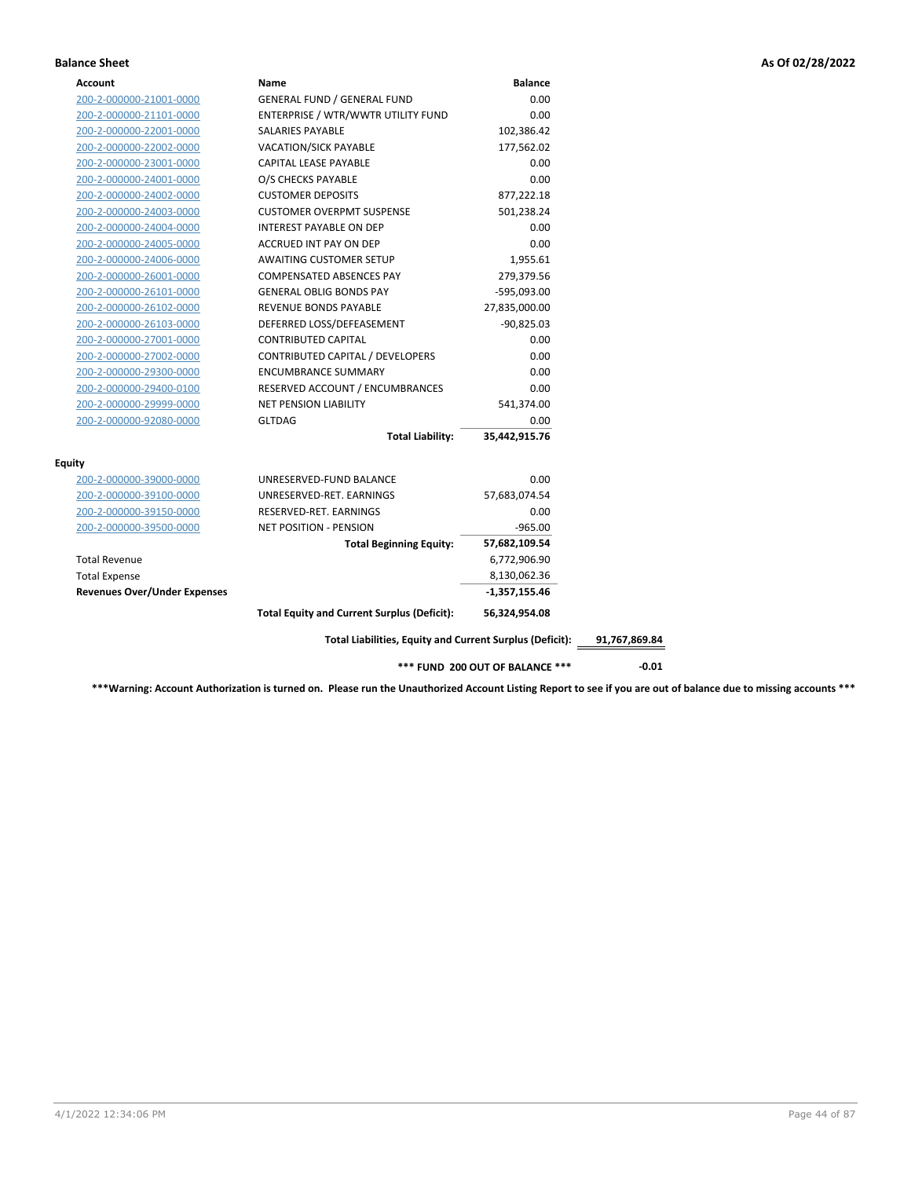**Balance Sheet** — **As Of 02/28/2022**

| Account | Name | Balance | |
|---|---|---|---|
| 200-2-000000-21001-0000 | GENERAL FUND / GENERAL FUND | 0.00 | |
| 200-2-000000-21101-0000 | ENTERPRISE / WTR/WWTR UTILITY FUND | 0.00 | |
| 200-2-000000-22001-0000 | SALARIES PAYABLE | 102,386.42 | |
| 200-2-000000-22002-0000 | VACATION/SICK PAYABLE | 177,562.02 | |
| 200-2-000000-23001-0000 | CAPITAL LEASE PAYABLE | 0.00 | |
| 200-2-000000-24001-0000 | O/S CHECKS PAYABLE | 0.00 | |
| 200-2-000000-24002-0000 | CUSTOMER DEPOSITS | 877,222.18 | |
| 200-2-000000-24003-0000 | CUSTOMER OVERPMT SUSPENSE | 501,238.24 | |
| 200-2-000000-24004-0000 | INTEREST PAYABLE ON DEP | 0.00 | |
| 200-2-000000-24005-0000 | ACCRUED INT PAY ON DEP | 0.00 | |
| 200-2-000000-24006-0000 | AWAITING CUSTOMER SETUP | 1,955.61 | |
| 200-2-000000-26001-0000 | COMPENSATED ABSENCES PAY | 279,379.56 | |
| 200-2-000000-26101-0000 | GENERAL OBLIG BONDS PAY | -595,093.00 | |
| 200-2-000000-26102-0000 | REVENUE BONDS PAYABLE | 27,835,000.00 | |
| 200-2-000000-26103-0000 | DEFERRED LOSS/DEFEASEMENT | -90,825.03 | |
| 200-2-000000-27001-0000 | CONTRIBUTED CAPITAL | 0.00 | |
| 200-2-000000-27002-0000 | CONTRIBUTED CAPITAL / DEVELOPERS | 0.00 | |
| 200-2-000000-29300-0000 | ENCUMBRANCE SUMMARY | 0.00 | |
| 200-2-000000-29400-0100 | RESERVED ACCOUNT / ENCUMBRANCES | 0.00 | |
| 200-2-000000-29999-0000 | NET PENSION LIABILITY | 541,374.00 | |
| 200-2-000000-92080-0000 | GLTDAG | 0.00 | |
| | **Total Liability:** | **35,442,915.76** | |
| **Equity** | | | |
| 200-2-000000-39000-0000 | UNRESERVED-FUND BALANCE | 0.00 | |
| 200-2-000000-39100-0000 | UNRESERVED-RET. EARNINGS | 57,683,074.54 | |
| 200-2-000000-39150-0000 | RESERVED-RET. EARNINGS | 0.00 | |
| 200-2-000000-39500-0000 | NET POSITION - PENSION | -965.00 | |
| | **Total Beginning Equity:** | **57,682,109.54** | |
| Total Revenue | | 6,772,906.90 | |
| Total Expense | | 8,130,062.36 | |
| **Revenues Over/Under Expenses** | | **-1,357,155.46** | |
| | **Total Equity and Current Surplus (Deficit):** | **56,324,954.08** | |
| | **Total Liabilities, Equity and Current Surplus (Deficit):** | | **91,767,869.84** |
| | **\*\*\* FUND 200 OUT OF BALANCE \*\*\*** | | **-0.01** |

**\*\*\*Warning: Account Authorization is turned on. Please run the Unauthorized Account Listing Report to see if you are out of balance due to missing accounts \*\*\***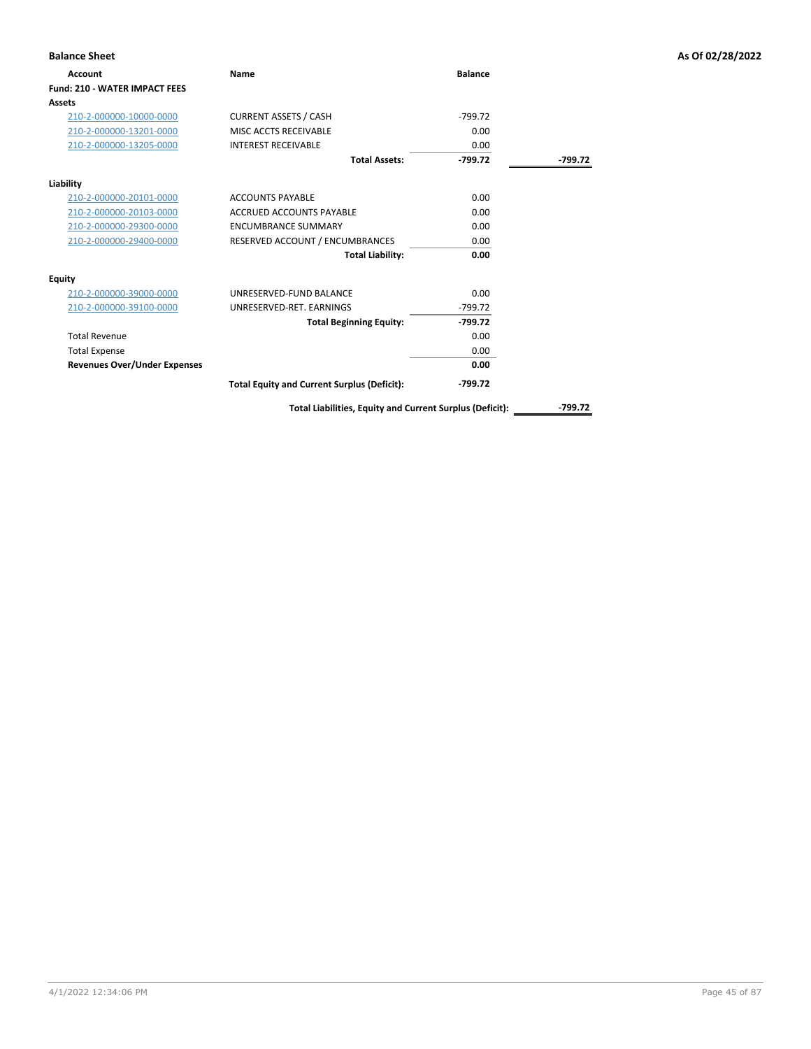**Balance Sheet** — As Of 02/28/2022

| Account | Name | Balance | |
|---|---|---|---|
| **Fund: 210 - WATER IMPACT FEES** | | | |
| **Assets** | | | |
| 210-2-000000-10000-0000 | CURRENT ASSETS / CASH | -799.72 | |
| 210-2-000000-13201-0000 | MISC ACCTS RECEIVABLE | 0.00 | |
| 210-2-000000-13205-0000 | INTEREST RECEIVABLE | 0.00 | |
| | **Total Assets:** | **-799.72** | **-799.72** |
| **Liability** | | | |
| 210-2-000000-20101-0000 | ACCOUNTS PAYABLE | 0.00 | |
| 210-2-000000-20103-0000 | ACCRUED ACCOUNTS PAYABLE | 0.00 | |
| 210-2-000000-29300-0000 | ENCUMBRANCE SUMMARY | 0.00 | |
| 210-2-000000-29400-0000 | RESERVED ACCOUNT / ENCUMBRANCES | 0.00 | |
| | **Total Liability:** | **0.00** | |
| **Equity** | | | |
| 210-2-000000-39000-0000 | UNRESERVED-FUND BALANCE | 0.00 | |
| 210-2-000000-39100-0000 | UNRESERVED-RET. EARNINGS | -799.72 | |
| | **Total Beginning Equity:** | **-799.72** | |
| Total Revenue | | 0.00 | |
| Total Expense | | 0.00 | |
| **Revenues Over/Under Expenses** | | **0.00** | |
| | **Total Equity and Current Surplus (Deficit):** | **-799.72** | |
| | **Total Liabilities, Equity and Current Surplus (Deficit):** | | **-799.72** |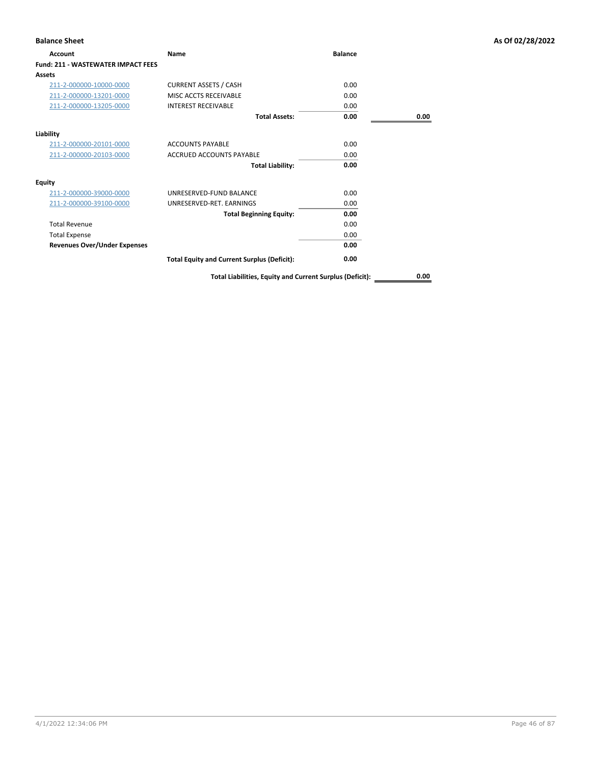## Balance Sheet

As Of 02/28/2022

| Account | Name | Balance | |
|---|---|---|---|
| **Fund: 211 - WASTEWATER IMPACT FEES** | | | |
| **Assets** | | | |
| 211-2-000000-10000-0000 | CURRENT ASSETS / CASH | 0.00 | |
| 211-2-000000-13201-0000 | MISC ACCTS RECEIVABLE | 0.00 | |
| 211-2-000000-13205-0000 | INTEREST RECEIVABLE | 0.00 | |
| | **Total Assets:** | **0.00** | **0.00** |
| **Liability** | | | |
| 211-2-000000-20101-0000 | ACCOUNTS PAYABLE | 0.00 | |
| 211-2-000000-20103-0000 | ACCRUED ACCOUNTS PAYABLE | 0.00 | |
| | **Total Liability:** | **0.00** | |
| **Equity** | | | |
| 211-2-000000-39000-0000 | UNRESERVED-FUND BALANCE | 0.00 | |
| 211-2-000000-39100-0000 | UNRESERVED-RET. EARNINGS | 0.00 | |
| | **Total Beginning Equity:** | **0.00** | |
| Total Revenue | | 0.00 | |
| Total Expense | | 0.00 | |
| **Revenues Over/Under Expenses** | | **0.00** | |
| | **Total Equity and Current Surplus (Deficit):** | **0.00** | |
| | **Total Liabilities, Equity and Current Surplus (Deficit):** | | **0.00** |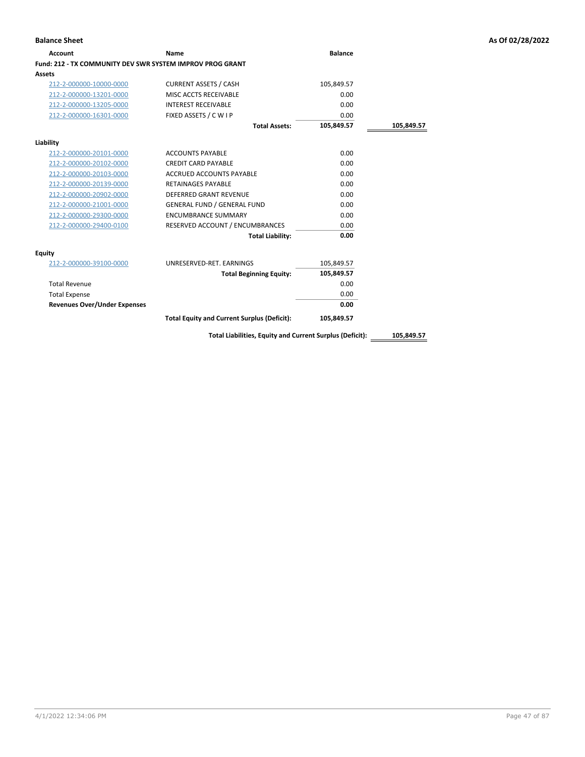**Balance Sheet** — As Of 02/28/2022

| Account | Name | Balance | |
|---|---|---|---|
| **Fund: 212 - TX COMMUNITY DEV SWR SYSTEM IMPROV PROG GRANT** | | | |
| **Assets** | | | |
| 212-2-000000-10000-0000 | CURRENT ASSETS / CASH | 105,849.57 | |
| 212-2-000000-13201-0000 | MISC ACCTS RECEIVABLE | 0.00 | |
| 212-2-000000-13205-0000 | INTEREST RECEIVABLE | 0.00 | |
| 212-2-000000-16301-0000 | FIXED ASSETS / C W I P | 0.00 | |
| | **Total Assets:** | **105,849.57** | **105,849.57** |
| **Liability** | | | |
| 212-2-000000-20101-0000 | ACCOUNTS PAYABLE | 0.00 | |
| 212-2-000000-20102-0000 | CREDIT CARD PAYABLE | 0.00 | |
| 212-2-000000-20103-0000 | ACCRUED ACCOUNTS PAYABLE | 0.00 | |
| 212-2-000000-20139-0000 | RETAINAGES PAYABLE | 0.00 | |
| 212-2-000000-20902-0000 | DEFERRED GRANT REVENUE | 0.00 | |
| 212-2-000000-21001-0000 | GENERAL FUND / GENERAL FUND | 0.00 | |
| 212-2-000000-29300-0000 | ENCUMBRANCE SUMMARY | 0.00 | |
| 212-2-000000-29400-0100 | RESERVED ACCOUNT / ENCUMBRANCES | 0.00 | |
| | **Total Liability:** | **0.00** | |
| **Equity** | | | |
| 212-2-000000-39100-0000 | UNRESERVED-RET. EARNINGS | 105,849.57 | |
| | **Total Beginning Equity:** | **105,849.57** | |
| Total Revenue | | 0.00 | |
| Total Expense | | 0.00 | |
| **Revenues Over/Under Expenses** | | **0.00** | |
| | **Total Equity and Current Surplus (Deficit):** | **105,849.57** | |
| | **Total Liabilities, Equity and Current Surplus (Deficit):** | | **105,849.57** |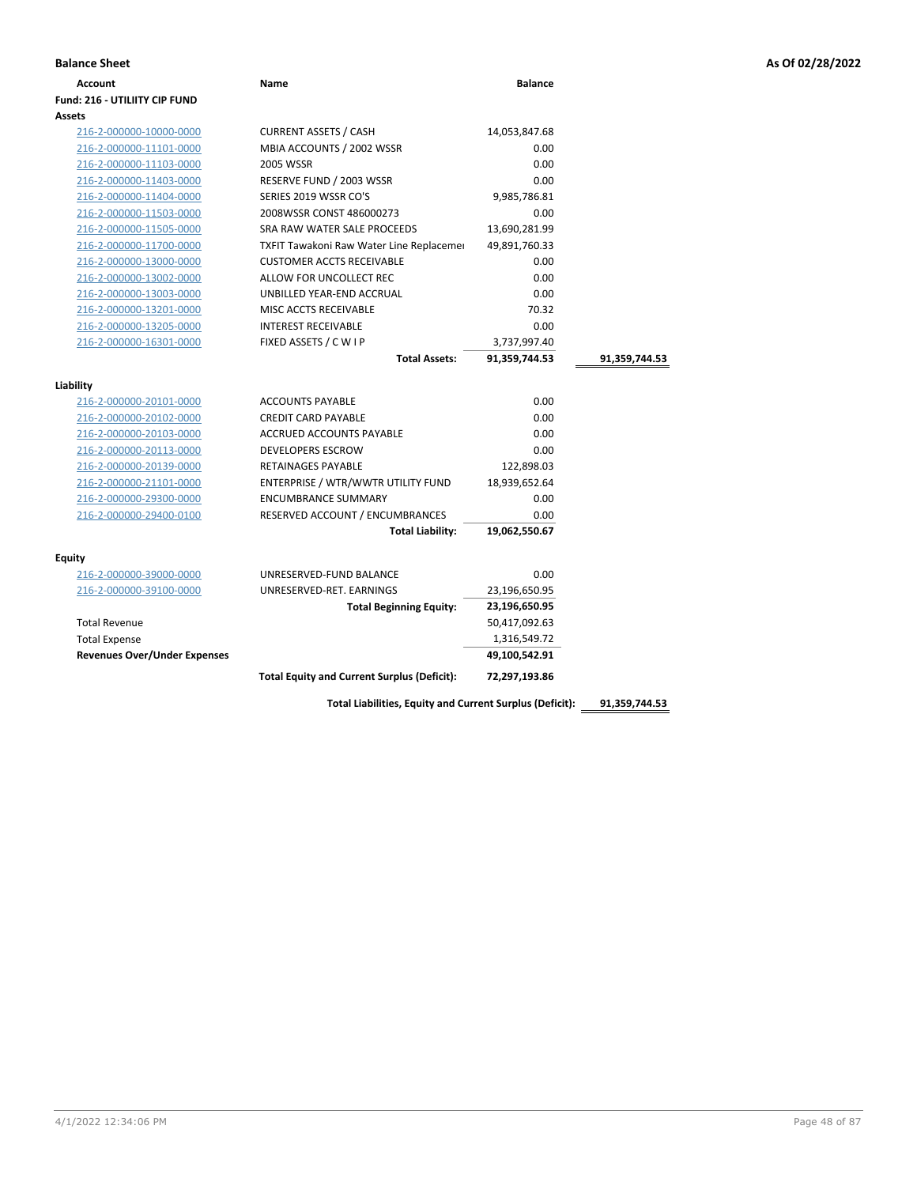**Balance Sheet** — As Of 02/28/2022

| Account | Name | Balance | |
|---|---|---|---|
| **Fund: 216 - UTILIITY CIP FUND** | | | |
| **Assets** | | | |
| 216-2-000000-10000-0000 | CURRENT ASSETS / CASH | 14,053,847.68 | |
| 216-2-000000-11101-0000 | MBIA ACCOUNTS / 2002 WSSR | 0.00 | |
| 216-2-000000-11103-0000 | 2005 WSSR | 0.00 | |
| 216-2-000000-11403-0000 | RESERVE FUND / 2003 WSSR | 0.00 | |
| 216-2-000000-11404-0000 | SERIES 2019 WSSR CO'S | 9,985,786.81 | |
| 216-2-000000-11503-0000 | 2008WSSR CONST 486000273 | 0.00 | |
| 216-2-000000-11505-0000 | SRA RAW WATER SALE PROCEEDS | 13,690,281.99 | |
| 216-2-000000-11700-0000 | TXFIT Tawakoni Raw Water Line Replacemer | 49,891,760.33 | |
| 216-2-000000-13000-0000 | CUSTOMER ACCTS RECEIVABLE | 0.00 | |
| 216-2-000000-13002-0000 | ALLOW FOR UNCOLLECT REC | 0.00 | |
| 216-2-000000-13003-0000 | UNBILLED YEAR-END ACCRUAL | 0.00 | |
| 216-2-000000-13201-0000 | MISC ACCTS RECEIVABLE | 70.32 | |
| 216-2-000000-13205-0000 | INTEREST RECEIVABLE | 0.00 | |
| 216-2-000000-16301-0000 | FIXED ASSETS / C W I P | 3,737,997.40 | |
| | **Total Assets:** | **91,359,744.53** | **91,359,744.53** |
| **Liability** | | | |
| 216-2-000000-20101-0000 | ACCOUNTS PAYABLE | 0.00 | |
| 216-2-000000-20102-0000 | CREDIT CARD PAYABLE | 0.00 | |
| 216-2-000000-20103-0000 | ACCRUED ACCOUNTS PAYABLE | 0.00 | |
| 216-2-000000-20113-0000 | DEVELOPERS ESCROW | 0.00 | |
| 216-2-000000-20139-0000 | RETAINAGES PAYABLE | 122,898.03 | |
| 216-2-000000-21101-0000 | ENTERPRISE / WTR/WWTR UTILITY FUND | 18,939,652.64 | |
| 216-2-000000-29300-0000 | ENCUMBRANCE SUMMARY | 0.00 | |
| 216-2-000000-29400-0100 | RESERVED ACCOUNT / ENCUMBRANCES | 0.00 | |
| | **Total Liability:** | **19,062,550.67** | |
| **Equity** | | | |
| 216-2-000000-39000-0000 | UNRESERVED-FUND BALANCE | 0.00 | |
| 216-2-000000-39100-0000 | UNRESERVED-RET. EARNINGS | 23,196,650.95 | |
| | **Total Beginning Equity:** | **23,196,650.95** | |
| Total Revenue | | 50,417,092.63 | |
| Total Expense | | 1,316,549.72 | |
| **Revenues Over/Under Expenses** | | **49,100,542.91** | |
| | **Total Equity and Current Surplus (Deficit):** | **72,297,193.86** | |
| | **Total Liabilities, Equity and Current Surplus (Deficit):** | | **91,359,744.53** |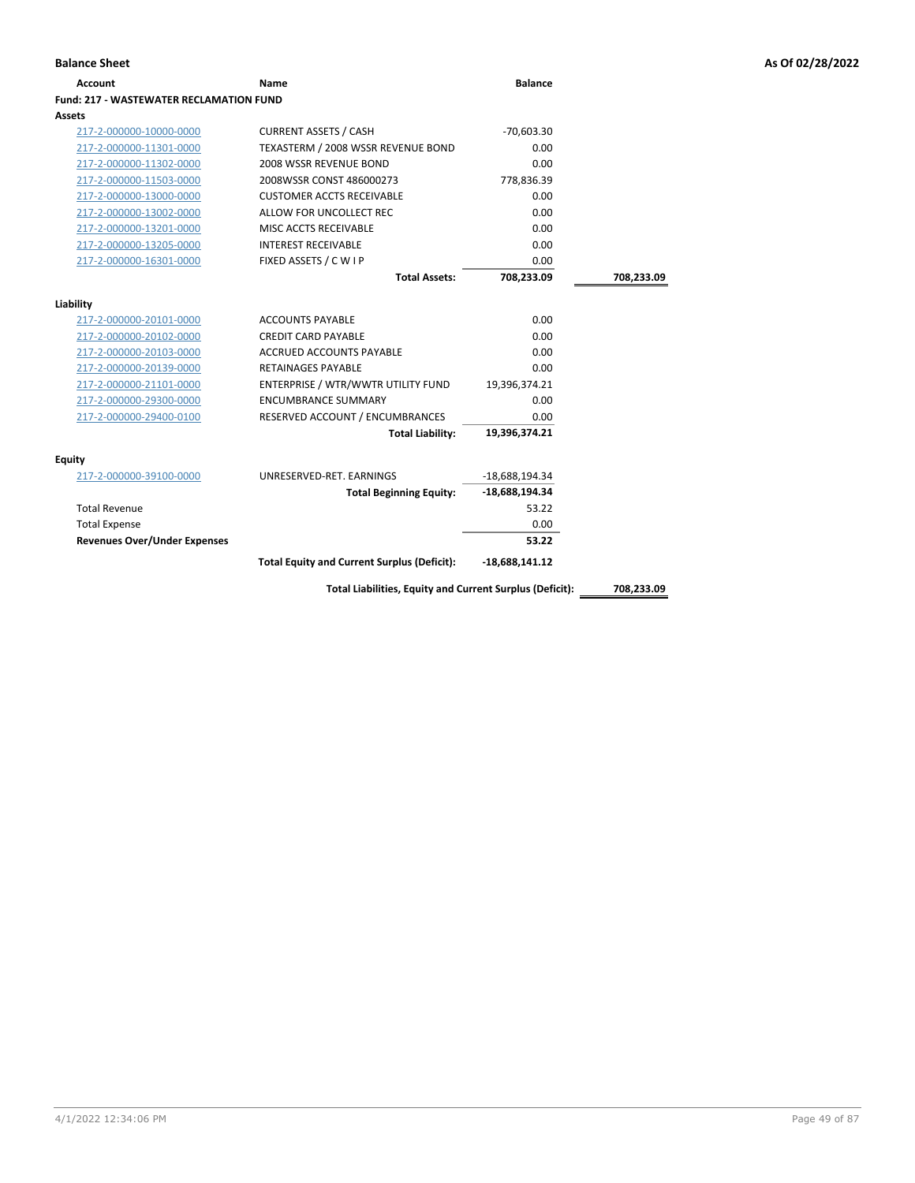**Balance Sheet** — As Of 02/28/2022

| Account | Name | Balance | |
|---|---|---|---|
| **Fund: 217 - WASTEWATER RECLAMATION FUND** | | | |
| **Assets** | | | |
| 217-2-000000-10000-0000 | CURRENT ASSETS / CASH | -70,603.30 | |
| 217-2-000000-11301-0000 | TEXASTERM / 2008 WSSR REVENUE BOND | 0.00 | |
| 217-2-000000-11302-0000 | 2008 WSSR REVENUE BOND | 0.00 | |
| 217-2-000000-11503-0000 | 2008WSSR CONST 486000273 | 778,836.39 | |
| 217-2-000000-13000-0000 | CUSTOMER ACCTS RECEIVABLE | 0.00 | |
| 217-2-000000-13002-0000 | ALLOW FOR UNCOLLECT REC | 0.00 | |
| 217-2-000000-13201-0000 | MISC ACCTS RECEIVABLE | 0.00 | |
| 217-2-000000-13205-0000 | INTEREST RECEIVABLE | 0.00 | |
| 217-2-000000-16301-0000 | FIXED ASSETS / C W I P | 0.00 | |
| | **Total Assets:** | **708,233.09** | **708,233.09** |
| **Liability** | | | |
| 217-2-000000-20101-0000 | ACCOUNTS PAYABLE | 0.00 | |
| 217-2-000000-20102-0000 | CREDIT CARD PAYABLE | 0.00 | |
| 217-2-000000-20103-0000 | ACCRUED ACCOUNTS PAYABLE | 0.00 | |
| 217-2-000000-20139-0000 | RETAINAGES PAYABLE | 0.00 | |
| 217-2-000000-21101-0000 | ENTERPRISE / WTR/WWTR UTILITY FUND | 19,396,374.21 | |
| 217-2-000000-29300-0000 | ENCUMBRANCE SUMMARY | 0.00 | |
| 217-2-000000-29400-0100 | RESERVED ACCOUNT / ENCUMBRANCES | 0.00 | |
| | **Total Liability:** | **19,396,374.21** | |
| **Equity** | | | |
| 217-2-000000-39100-0000 | UNRESERVED-RET. EARNINGS | -18,688,194.34 | |
| | **Total Beginning Equity:** | **-18,688,194.34** | |
| Total Revenue | | 53.22 | |
| Total Expense | | 0.00 | |
| **Revenues Over/Under Expenses** | | **53.22** | |
| | **Total Equity and Current Surplus (Deficit):** | **-18,688,141.12** | |
| | **Total Liabilities, Equity and Current Surplus (Deficit):** | | **708,233.09** |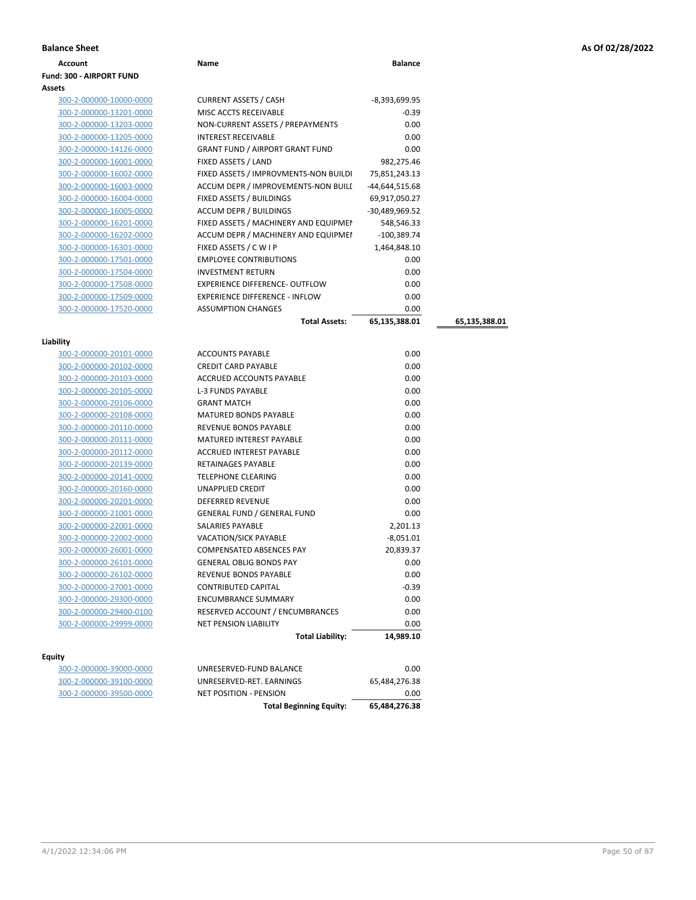**Balance Sheet** — As Of 02/28/2022

| Account | Name | Balance | |
|---|---|---|---|
| **Fund: 300 - AIRPORT FUND** | | | |
| **Assets** | | | |
| 300-2-000000-10000-0000 | CURRENT ASSETS / CASH | -8,393,699.95 | |
| 300-2-000000-13201-0000 | MISC ACCTS RECEIVABLE | -0.39 | |
| 300-2-000000-13203-0000 | NON-CURRENT ASSETS / PREPAYMENTS | 0.00 | |
| 300-2-000000-13205-0000 | INTEREST RECEIVABLE | 0.00 | |
| 300-2-000000-14126-0000 | GRANT FUND / AIRPORT GRANT FUND | 0.00 | |
| 300-2-000000-16001-0000 | FIXED ASSETS / LAND | 982,275.46 | |
| 300-2-000000-16002-0000 | FIXED ASSETS / IMPROVMENTS-NON BUILDI | 75,851,243.13 | |
| 300-2-000000-16003-0000 | ACCUM DEPR / IMPROVEMENTS-NON BUILI | -44,644,515.68 | |
| 300-2-000000-16004-0000 | FIXED ASSETS / BUILDINGS | 69,917,050.27 | |
| 300-2-000000-16005-0000 | ACCUM DEPR / BUILDINGS | -30,489,969.52 | |
| 300-2-000000-16201-0000 | FIXED ASSETS / MACHINERY AND EQUIPMEI | 548,546.33 | |
| 300-2-000000-16202-0000 | ACCUM DEPR / MACHINERY AND EQUIPMEI | -100,389.74 | |
| 300-2-000000-16301-0000 | FIXED ASSETS / C W I P | 1,464,848.10 | |
| 300-2-000000-17501-0000 | EMPLOYEE CONTRIBUTIONS | 0.00 | |
| 300-2-000000-17504-0000 | INVESTMENT RETURN | 0.00 | |
| 300-2-000000-17508-0000 | EXPERIENCE DIFFERENCE- OUTFLOW | 0.00 | |
| 300-2-000000-17509-0000 | EXPERIENCE DIFFERENCE - INFLOW | 0.00 | |
| 300-2-000000-17520-0000 | ASSUMPTION CHANGES | 0.00 | |
| | **Total Assets:** | **65,135,388.01** | **65,135,388.01** |
| **Liability** | | | |
| 300-2-000000-20101-0000 | ACCOUNTS PAYABLE | 0.00 | |
| 300-2-000000-20102-0000 | CREDIT CARD PAYABLE | 0.00 | |
| 300-2-000000-20103-0000 | ACCRUED ACCOUNTS PAYABLE | 0.00 | |
| 300-2-000000-20105-0000 | L-3 FUNDS PAYABLE | 0.00 | |
| 300-2-000000-20106-0000 | GRANT MATCH | 0.00 | |
| 300-2-000000-20108-0000 | MATURED BONDS PAYABLE | 0.00 | |
| 300-2-000000-20110-0000 | REVENUE BONDS PAYABLE | 0.00 | |
| 300-2-000000-20111-0000 | MATURED INTEREST PAYABLE | 0.00 | |
| 300-2-000000-20112-0000 | ACCRUED INTEREST PAYABLE | 0.00 | |
| 300-2-000000-20139-0000 | RETAINAGES PAYABLE | 0.00 | |
| 300-2-000000-20141-0000 | TELEPHONE CLEARING | 0.00 | |
| 300-2-000000-20160-0000 | UNAPPLIED CREDIT | 0.00 | |
| 300-2-000000-20201-0000 | DEFERRED REVENUE | 0.00 | |
| 300-2-000000-21001-0000 | GENERAL FUND / GENERAL FUND | 0.00 | |
| 300-2-000000-22001-0000 | SALARIES PAYABLE | 2,201.13 | |
| 300-2-000000-22002-0000 | VACATION/SICK PAYABLE | -8,051.01 | |
| 300-2-000000-26001-0000 | COMPENSATED ABSENCES PAY | 20,839.37 | |
| 300-2-000000-26101-0000 | GENERAL OBLIG BONDS PAY | 0.00 | |
| 300-2-000000-26102-0000 | REVENUE BONDS PAYABLE | 0.00 | |
| 300-2-000000-27001-0000 | CONTRIBUTED CAPITAL | -0.39 | |
| 300-2-000000-29300-0000 | ENCUMBRANCE SUMMARY | 0.00 | |
| 300-2-000000-29400-0100 | RESERVED ACCOUNT / ENCUMBRANCES | 0.00 | |
| 300-2-000000-29999-0000 | NET PENSION LIABILITY | 0.00 | |
| | **Total Liability:** | **14,989.10** | |
| **Equity** | | | |
| 300-2-000000-39000-0000 | UNRESERVED-FUND BALANCE | 0.00 | |
| 300-2-000000-39100-0000 | UNRESERVED-RET. EARNINGS | 65,484,276.38 | |
| 300-2-000000-39500-0000 | NET POSITION - PENSION | 0.00 | |
| | **Total Beginning Equity:** | **65,484,276.38** | |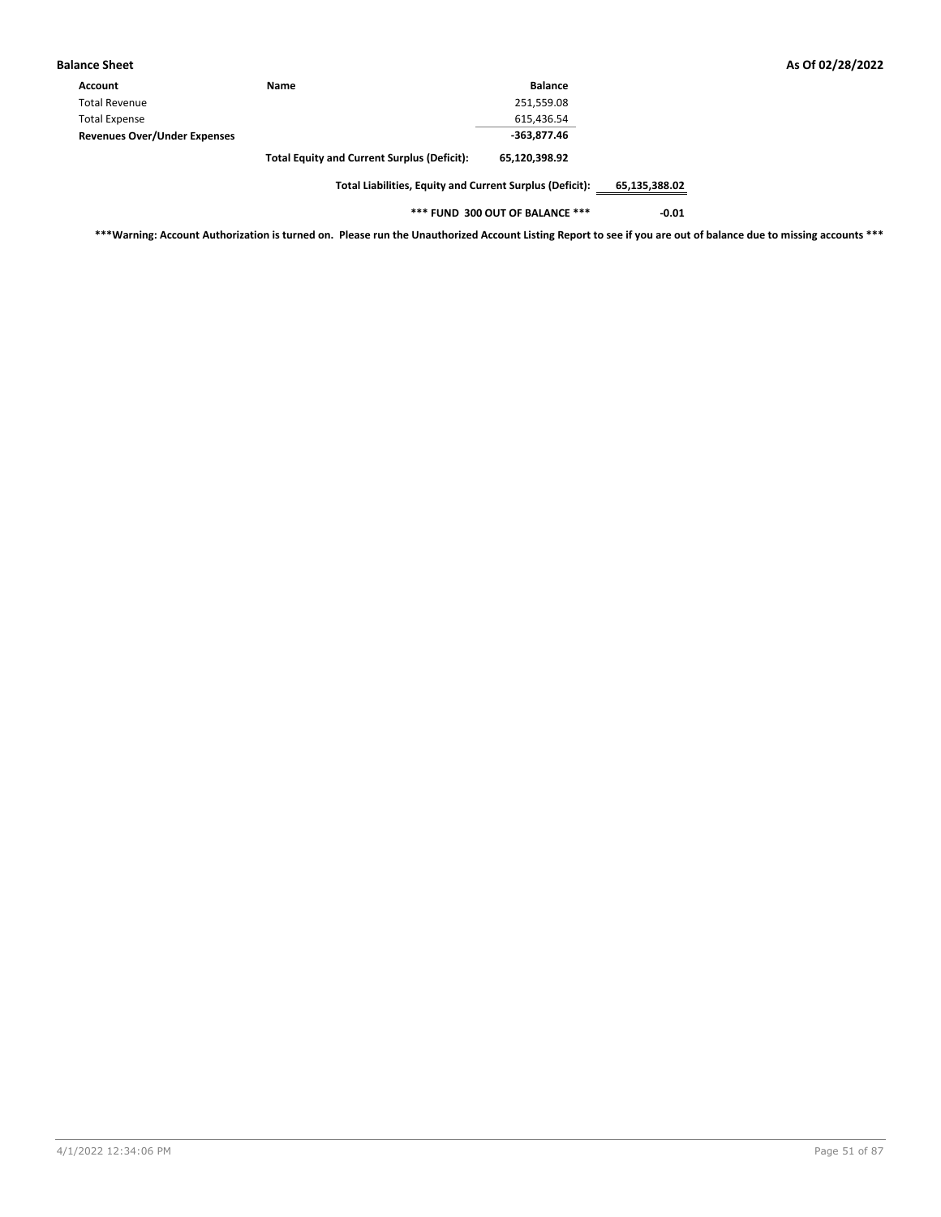**Balance Sheet** **As Of 02/28/2022**

| Account | Name | Balance | |
|---|---|---|---|
| Total Revenue | | 251,559.08 | |
| Total Expense | | 615,436.54 | |
| **Revenues Over/Under Expenses** | | **-363,877.46** | |
| | **Total Equity and Current Surplus (Deficit):** | **65,120,398.92** | |
| | **Total Liabilities, Equity and Current Surplus (Deficit):** | | **65,135,388.02** |
| | **\*\*\* FUND 300 OUT OF BALANCE \*\*\*** | | **-0.01** |

**\*\*\*Warning: Account Authorization is turned on. Please run the Unauthorized Account Listing Report to see if you are out of balance due to missing accounts \*\*\***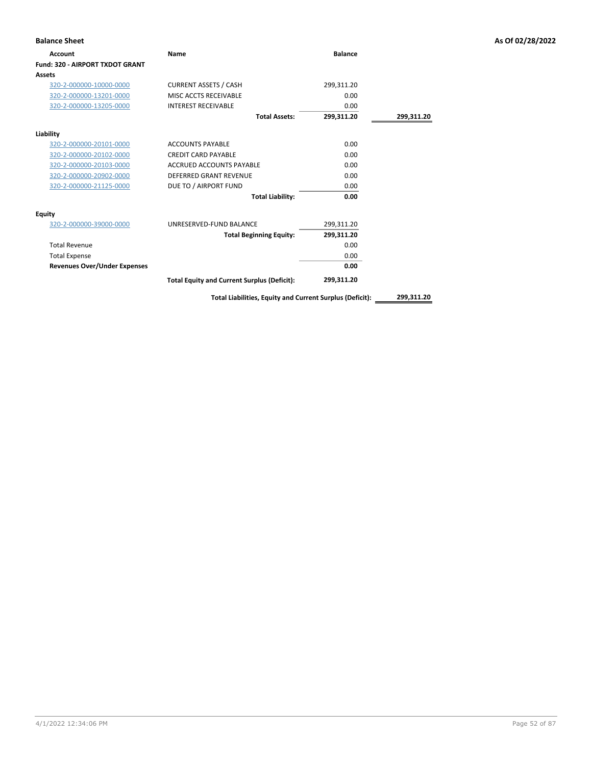**Balance Sheet** **As Of 02/28/2022**

| Account | Name | Balance | |
|---|---|---|---|
| **Fund: 320 - AIRPORT TXDOT GRANT** | | | |
| **Assets** | | | |
| 320-2-000000-10000-0000 | CURRENT ASSETS / CASH | 299,311.20 | |
| 320-2-000000-13201-0000 | MISC ACCTS RECEIVABLE | 0.00 | |
| 320-2-000000-13205-0000 | INTEREST RECEIVABLE | 0.00 | |
| | **Total Assets:** | **299,311.20** | **299,311.20** |
| **Liability** | | | |
| 320-2-000000-20101-0000 | ACCOUNTS PAYABLE | 0.00 | |
| 320-2-000000-20102-0000 | CREDIT CARD PAYABLE | 0.00 | |
| 320-2-000000-20103-0000 | ACCRUED ACCOUNTS PAYABLE | 0.00 | |
| 320-2-000000-20902-0000 | DEFERRED GRANT REVENUE | 0.00 | |
| 320-2-000000-21125-0000 | DUE TO / AIRPORT FUND | 0.00 | |
| | **Total Liability:** | **0.00** | |
| **Equity** | | | |
| 320-2-000000-39000-0000 | UNRESERVED-FUND BALANCE | 299,311.20 | |
| | **Total Beginning Equity:** | **299,311.20** | |
| Total Revenue | | 0.00 | |
| Total Expense | | 0.00 | |
| **Revenues Over/Under Expenses** | | **0.00** | |
| | **Total Equity and Current Surplus (Deficit):** | **299,311.20** | |
| | **Total Liabilities, Equity and Current Surplus (Deficit):** | | **299,311.20** |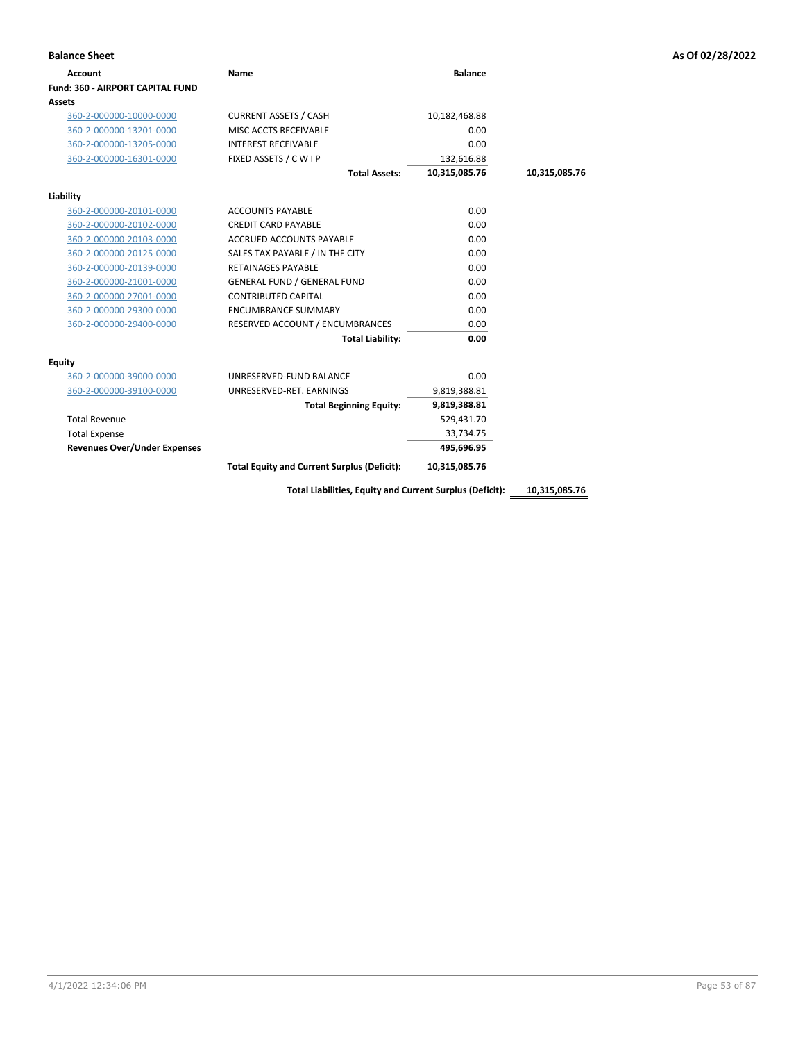**Balance Sheet** — As Of 02/28/2022

| Account | Name | Balance | |
|---|---|---|---|
| **Fund: 360 - AIRPORT CAPITAL FUND** | | | |
| **Assets** | | | |
| 360-2-000000-10000-0000 | CURRENT ASSETS / CASH | 10,182,468.88 | |
| 360-2-000000-13201-0000 | MISC ACCTS RECEIVABLE | 0.00 | |
| 360-2-000000-13205-0000 | INTEREST RECEIVABLE | 0.00 | |
| 360-2-000000-16301-0000 | FIXED ASSETS / C W I P | 132,616.88 | |
| | **Total Assets:** | **10,315,085.76** | **10,315,085.76** |
| **Liability** | | | |
| 360-2-000000-20101-0000 | ACCOUNTS PAYABLE | 0.00 | |
| 360-2-000000-20102-0000 | CREDIT CARD PAYABLE | 0.00 | |
| 360-2-000000-20103-0000 | ACCRUED ACCOUNTS PAYABLE | 0.00 | |
| 360-2-000000-20125-0000 | SALES TAX PAYABLE / IN THE CITY | 0.00 | |
| 360-2-000000-20139-0000 | RETAINAGES PAYABLE | 0.00 | |
| 360-2-000000-21001-0000 | GENERAL FUND / GENERAL FUND | 0.00 | |
| 360-2-000000-27001-0000 | CONTRIBUTED CAPITAL | 0.00 | |
| 360-2-000000-29300-0000 | ENCUMBRANCE SUMMARY | 0.00 | |
| 360-2-000000-29400-0000 | RESERVED ACCOUNT / ENCUMBRANCES | 0.00 | |
| | **Total Liability:** | **0.00** | |
| **Equity** | | | |
| 360-2-000000-39000-0000 | UNRESERVED-FUND BALANCE | 0.00 | |
| 360-2-000000-39100-0000 | UNRESERVED-RET. EARNINGS | 9,819,388.81 | |
| | **Total Beginning Equity:** | **9,819,388.81** | |
| Total Revenue | | 529,431.70 | |
| Total Expense | | 33,734.75 | |
| **Revenues Over/Under Expenses** | | **495,696.95** | |
| | **Total Equity and Current Surplus (Deficit):** | **10,315,085.76** | |
| | **Total Liabilities, Equity and Current Surplus (Deficit):** | | **10,315,085.76** |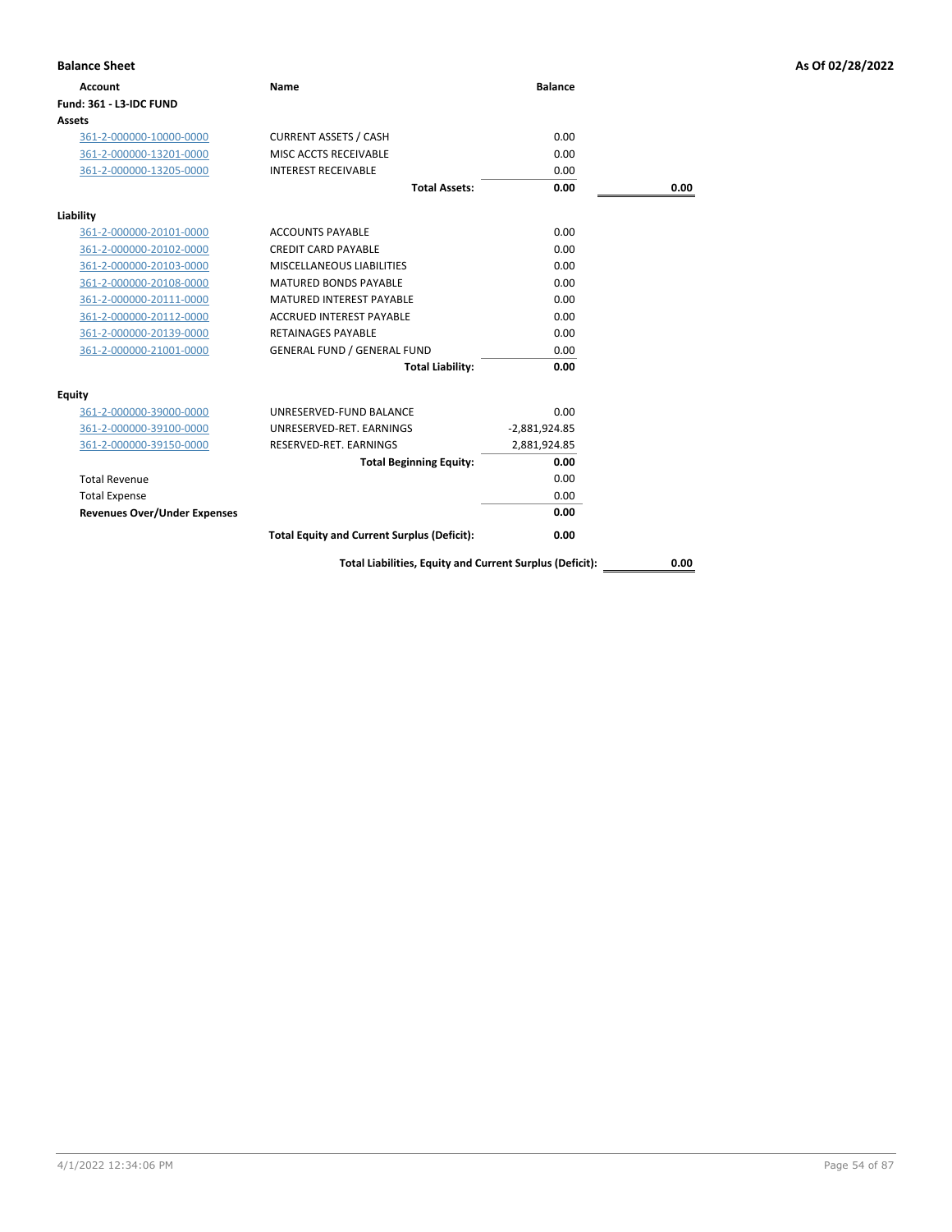**Balance Sheet** — As Of 02/28/2022

| Account | Name | Balance | |
|---|---|---|---|
| **Fund: 361 - L3-IDC FUND** | | | |
| **Assets** | | | |
| 361-2-000000-10000-0000 | CURRENT ASSETS / CASH | 0.00 | |
| 361-2-000000-13201-0000 | MISC ACCTS RECEIVABLE | 0.00 | |
| 361-2-000000-13205-0000 | INTEREST RECEIVABLE | 0.00 | |
| | **Total Assets:** | **0.00** | **0.00** |
| **Liability** | | | |
| 361-2-000000-20101-0000 | ACCOUNTS PAYABLE | 0.00 | |
| 361-2-000000-20102-0000 | CREDIT CARD PAYABLE | 0.00 | |
| 361-2-000000-20103-0000 | MISCELLANEOUS LIABILITIES | 0.00 | |
| 361-2-000000-20108-0000 | MATURED BONDS PAYABLE | 0.00 | |
| 361-2-000000-20111-0000 | MATURED INTEREST PAYABLE | 0.00 | |
| 361-2-000000-20112-0000 | ACCRUED INTEREST PAYABLE | 0.00 | |
| 361-2-000000-20139-0000 | RETAINAGES PAYABLE | 0.00 | |
| 361-2-000000-21001-0000 | GENERAL FUND / GENERAL FUND | 0.00 | |
| | **Total Liability:** | **0.00** | |
| **Equity** | | | |
| 361-2-000000-39000-0000 | UNRESERVED-FUND BALANCE | 0.00 | |
| 361-2-000000-39100-0000 | UNRESERVED-RET. EARNINGS | -2,881,924.85 | |
| 361-2-000000-39150-0000 | RESERVED-RET. EARNINGS | 2,881,924.85 | |
| | **Total Beginning Equity:** | **0.00** | |
| Total Revenue | | 0.00 | |
| Total Expense | | 0.00 | |
| **Revenues Over/Under Expenses** | | **0.00** | |
| | **Total Equity and Current Surplus (Deficit):** | **0.00** | |
| | **Total Liabilities, Equity and Current Surplus (Deficit):** | | **0.00** |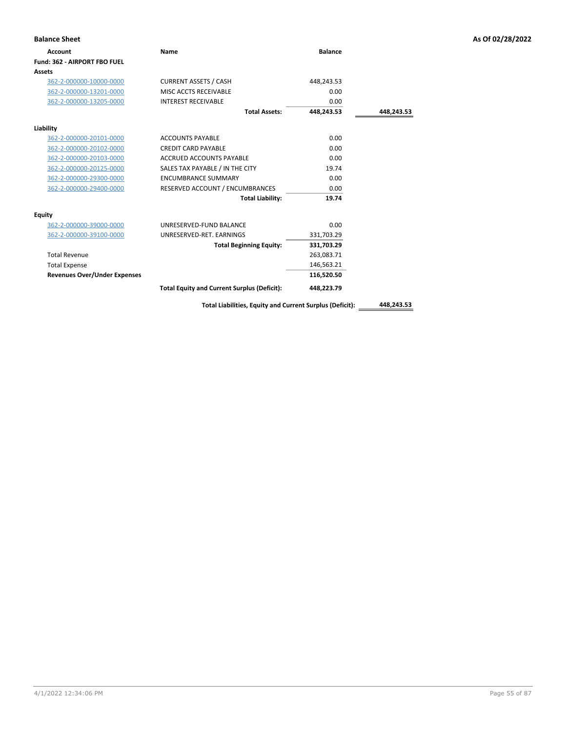**Balance Sheet** **As Of 02/28/2022**

| Account | Name | Balance | |
|---|---|---|---|
| **Fund: 362 - AIRPORT FBO FUEL** | | | |
| **Assets** | | | |
| 362-2-000000-10000-0000 | CURRENT ASSETS / CASH | 448,243.53 | |
| 362-2-000000-13201-0000 | MISC ACCTS RECEIVABLE | 0.00 | |
| 362-2-000000-13205-0000 | INTEREST RECEIVABLE | 0.00 | |
| | **Total Assets:** | **448,243.53** | **448,243.53** |
| **Liability** | | | |
| 362-2-000000-20101-0000 | ACCOUNTS PAYABLE | 0.00 | |
| 362-2-000000-20102-0000 | CREDIT CARD PAYABLE | 0.00 | |
| 362-2-000000-20103-0000 | ACCRUED ACCOUNTS PAYABLE | 0.00 | |
| 362-2-000000-20125-0000 | SALES TAX PAYABLE / IN THE CITY | 19.74 | |
| 362-2-000000-29300-0000 | ENCUMBRANCE SUMMARY | 0.00 | |
| 362-2-000000-29400-0000 | RESERVED ACCOUNT / ENCUMBRANCES | 0.00 | |
| | **Total Liability:** | **19.74** | |
| **Equity** | | | |
| 362-2-000000-39000-0000 | UNRESERVED-FUND BALANCE | 0.00 | |
| 362-2-000000-39100-0000 | UNRESERVED-RET. EARNINGS | 331,703.29 | |
| | **Total Beginning Equity:** | **331,703.29** | |
| Total Revenue | | 263,083.71 | |
| Total Expense | | 146,563.21 | |
| **Revenues Over/Under Expenses** | | **116,520.50** | |
| | **Total Equity and Current Surplus (Deficit):** | **448,223.79** | |
| | **Total Liabilities, Equity and Current Surplus (Deficit):** | | **448,243.53** |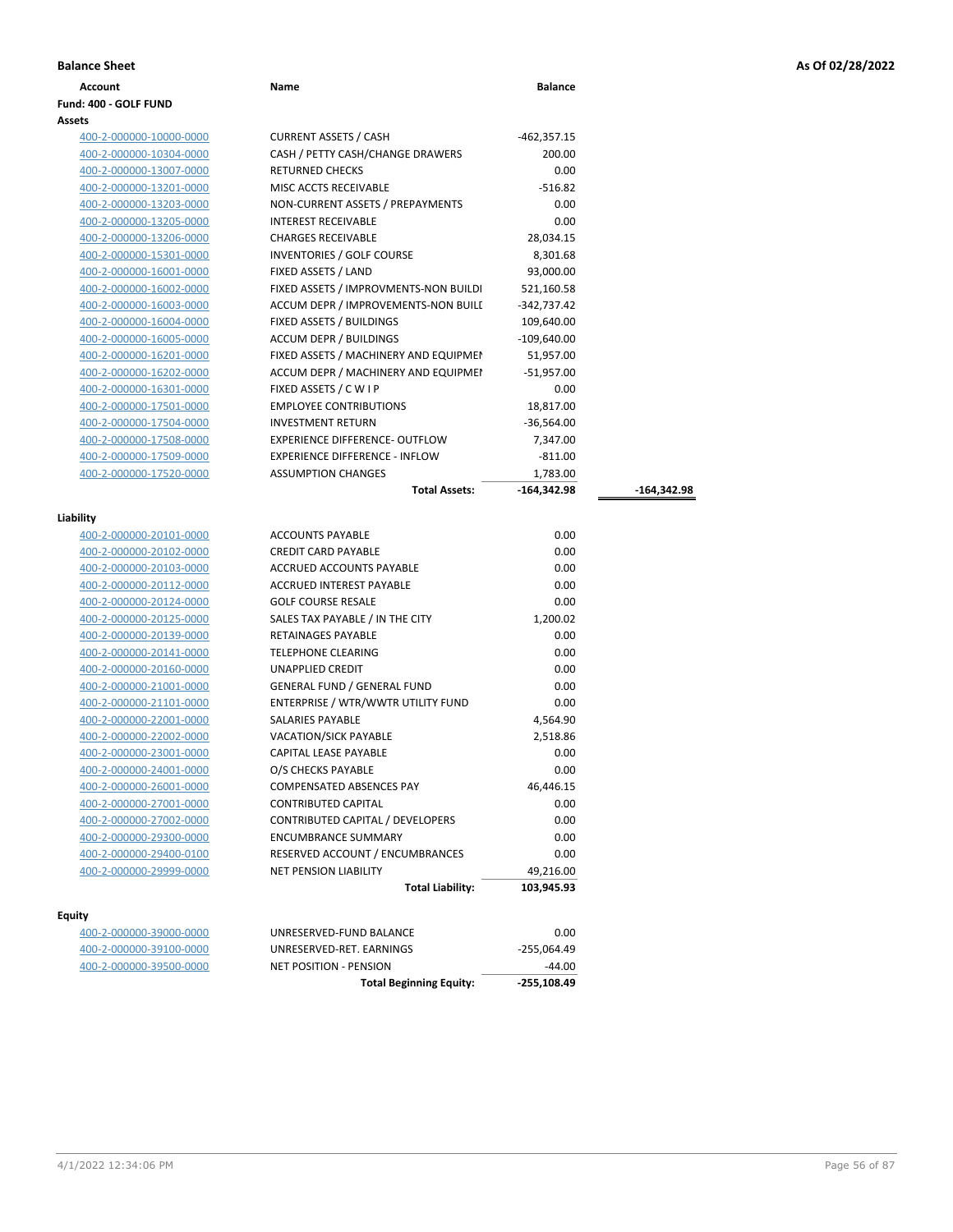**Balance Sheet** — As Of 02/28/2022

| Account | Name | Balance | |
|---|---|---|---|
| **Fund: 400 - GOLF FUND** | | | |
| **Assets** | | | |
| 400-2-000000-10000-0000 | CURRENT ASSETS / CASH | -462,357.15 | |
| 400-2-000000-10304-0000 | CASH / PETTY CASH/CHANGE DRAWERS | 200.00 | |
| 400-2-000000-13007-0000 | RETURNED CHECKS | 0.00 | |
| 400-2-000000-13201-0000 | MISC ACCTS RECEIVABLE | -516.82 | |
| 400-2-000000-13203-0000 | NON-CURRENT ASSETS / PREPAYMENTS | 0.00 | |
| 400-2-000000-13205-0000 | INTEREST RECEIVABLE | 0.00 | |
| 400-2-000000-13206-0000 | CHARGES RECEIVABLE | 28,034.15 | |
| 400-2-000000-15301-0000 | INVENTORIES / GOLF COURSE | 8,301.68 | |
| 400-2-000000-16001-0000 | FIXED ASSETS / LAND | 93,000.00 | |
| 400-2-000000-16002-0000 | FIXED ASSETS / IMPROVMENTS-NON BUILDI | 521,160.58 | |
| 400-2-000000-16003-0000 | ACCUM DEPR / IMPROVEMENTS-NON BUILI | -342,737.42 | |
| 400-2-000000-16004-0000 | FIXED ASSETS / BUILDINGS | 109,640.00 | |
| 400-2-000000-16005-0000 | ACCUM DEPR / BUILDINGS | -109,640.00 | |
| 400-2-000000-16201-0000 | FIXED ASSETS / MACHINERY AND EQUIPMEI | 51,957.00 | |
| 400-2-000000-16202-0000 | ACCUM DEPR / MACHINERY AND EQUIPMEI | -51,957.00 | |
| 400-2-000000-16301-0000 | FIXED ASSETS / C W I P | 0.00 | |
| 400-2-000000-17501-0000 | EMPLOYEE CONTRIBUTIONS | 18,817.00 | |
| 400-2-000000-17504-0000 | INVESTMENT RETURN | -36,564.00 | |
| 400-2-000000-17508-0000 | EXPERIENCE DIFFERENCE- OUTFLOW | 7,347.00 | |
| 400-2-000000-17509-0000 | EXPERIENCE DIFFERENCE - INFLOW | -811.00 | |
| 400-2-000000-17520-0000 | ASSUMPTION CHANGES | 1,783.00 | |
| | **Total Assets:** | **-164,342.98** | **-164,342.98** |
| **Liability** | | | |
| 400-2-000000-20101-0000 | ACCOUNTS PAYABLE | 0.00 | |
| 400-2-000000-20102-0000 | CREDIT CARD PAYABLE | 0.00 | |
| 400-2-000000-20103-0000 | ACCRUED ACCOUNTS PAYABLE | 0.00 | |
| 400-2-000000-20112-0000 | ACCRUED INTEREST PAYABLE | 0.00 | |
| 400-2-000000-20124-0000 | GOLF COURSE RESALE | 0.00 | |
| 400-2-000000-20125-0000 | SALES TAX PAYABLE / IN THE CITY | 1,200.02 | |
| 400-2-000000-20139-0000 | RETAINAGES PAYABLE | 0.00 | |
| 400-2-000000-20141-0000 | TELEPHONE CLEARING | 0.00 | |
| 400-2-000000-20160-0000 | UNAPPLIED CREDIT | 0.00 | |
| 400-2-000000-21001-0000 | GENERAL FUND / GENERAL FUND | 0.00 | |
| 400-2-000000-21101-0000 | ENTERPRISE / WTR/WWTR UTILITY FUND | 0.00 | |
| 400-2-000000-22001-0000 | SALARIES PAYABLE | 4,564.90 | |
| 400-2-000000-22002-0000 | VACATION/SICK PAYABLE | 2,518.86 | |
| 400-2-000000-23001-0000 | CAPITAL LEASE PAYABLE | 0.00 | |
| 400-2-000000-24001-0000 | O/S CHECKS PAYABLE | 0.00 | |
| 400-2-000000-26001-0000 | COMPENSATED ABSENCES PAY | 46,446.15 | |
| 400-2-000000-27001-0000 | CONTRIBUTED CAPITAL | 0.00 | |
| 400-2-000000-27002-0000 | CONTRIBUTED CAPITAL / DEVELOPERS | 0.00 | |
| 400-2-000000-29300-0000 | ENCUMBRANCE SUMMARY | 0.00 | |
| 400-2-000000-29400-0100 | RESERVED ACCOUNT / ENCUMBRANCES | 0.00 | |
| 400-2-000000-29999-0000 | NET PENSION LIABILITY | 49,216.00 | |
| | **Total Liability:** | **103,945.93** | |
| **Equity** | | | |
| 400-2-000000-39000-0000 | UNRESERVED-FUND BALANCE | 0.00 | |
| 400-2-000000-39100-0000 | UNRESERVED-RET. EARNINGS | -255,064.49 | |
| 400-2-000000-39500-0000 | NET POSITION - PENSION | -44.00 | |
| | **Total Beginning Equity:** | **-255,108.49** | |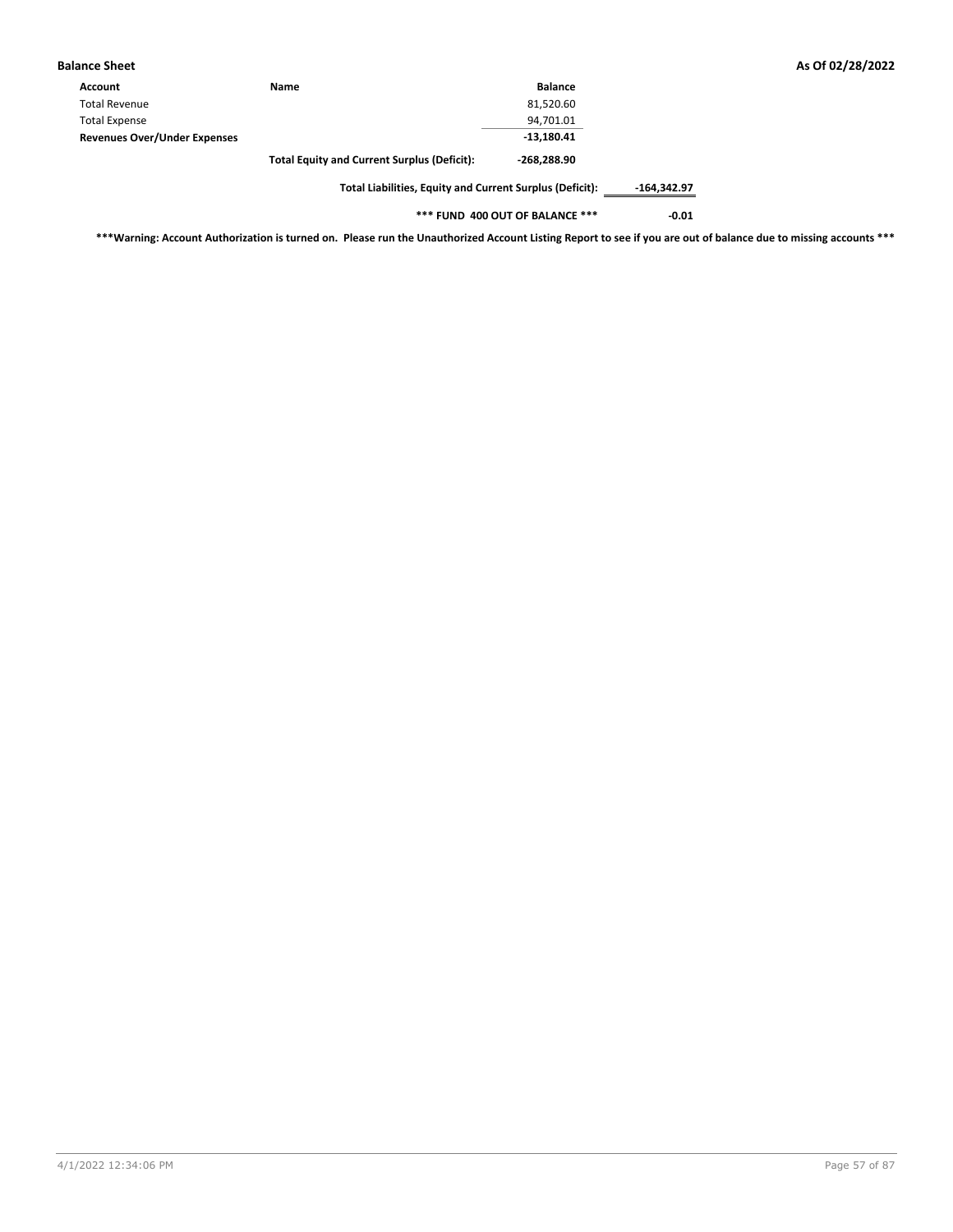**Balance Sheet** — As Of 02/28/2022

| Account | Name | Balance | |
|---|---|---|---|
| Total Revenue | | 81,520.60 | |
| Total Expense | | 94,701.01 | |
| **Revenues Over/Under Expenses** | | **-13,180.41** | |
| | **Total Equity and Current Surplus (Deficit):** | **-268,288.90** | |
| | **Total Liabilities, Equity and Current Surplus (Deficit):** | | **-164,342.97** |
| | **\*\*\* FUND 400 OUT OF BALANCE \*\*\*** | | **-0.01** |

**\*\*\*Warning: Account Authorization is turned on. Please run the Unauthorized Account Listing Report to see if you are out of balance due to missing accounts \*\*\***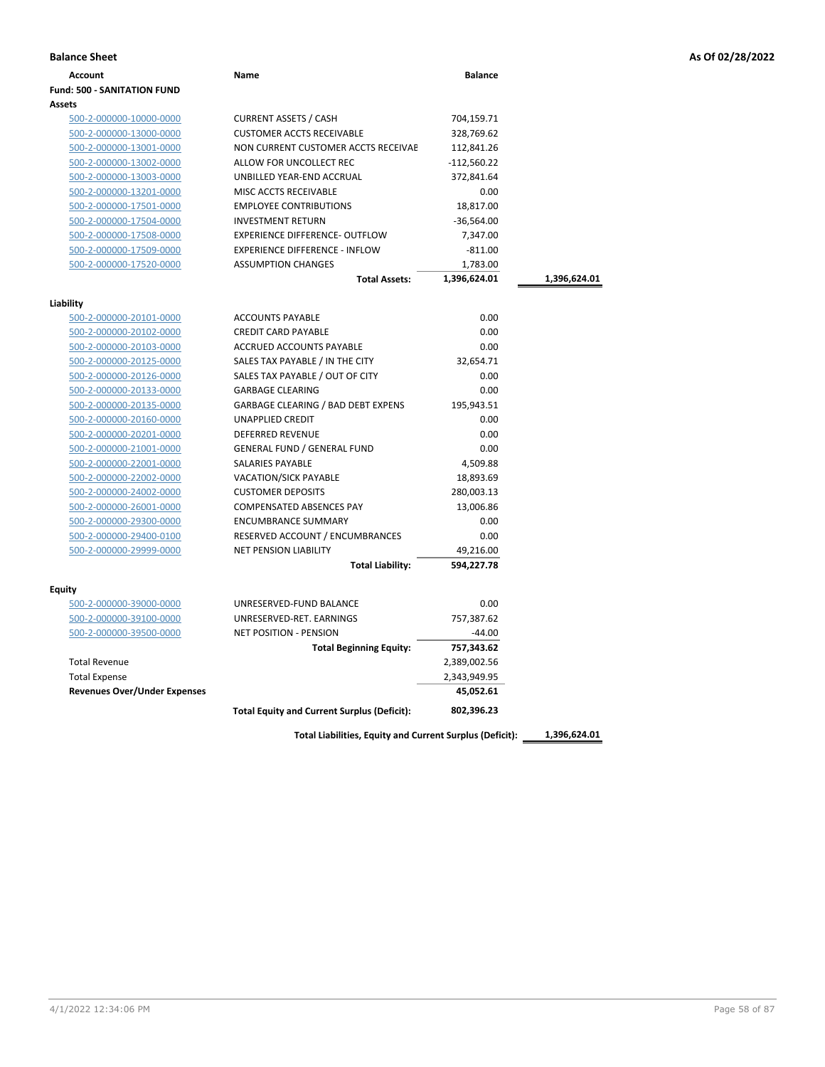**Balance Sheet** — As Of 02/28/2022

| Account | Name | Balance | |
|---|---|---|---|
| **Fund: 500 - SANITATION FUND** | | | |
| **Assets** | | | |
| 500-2-000000-10000-0000 | CURRENT ASSETS / CASH | 704,159.71 | |
| 500-2-000000-13000-0000 | CUSTOMER ACCTS RECEIVABLE | 328,769.62 | |
| 500-2-000000-13001-0000 | NON CURRENT CUSTOMER ACCTS RECEIVAE | 112,841.26 | |
| 500-2-000000-13002-0000 | ALLOW FOR UNCOLLECT REC | -112,560.22 | |
| 500-2-000000-13003-0000 | UNBILLED YEAR-END ACCRUAL | 372,841.64 | |
| 500-2-000000-13201-0000 | MISC ACCTS RECEIVABLE | 0.00 | |
| 500-2-000000-17501-0000 | EMPLOYEE CONTRIBUTIONS | 18,817.00 | |
| 500-2-000000-17504-0000 | INVESTMENT RETURN | -36,564.00 | |
| 500-2-000000-17508-0000 | EXPERIENCE DIFFERENCE- OUTFLOW | 7,347.00 | |
| 500-2-000000-17509-0000 | EXPERIENCE DIFFERENCE - INFLOW | -811.00 | |
| 500-2-000000-17520-0000 | ASSUMPTION CHANGES | 1,783.00 | |
| | **Total Assets:** | **1,396,624.01** | **1,396,624.01** |
| **Liability** | | | |
| 500-2-000000-20101-0000 | ACCOUNTS PAYABLE | 0.00 | |
| 500-2-000000-20102-0000 | CREDIT CARD PAYABLE | 0.00 | |
| 500-2-000000-20103-0000 | ACCRUED ACCOUNTS PAYABLE | 0.00 | |
| 500-2-000000-20125-0000 | SALES TAX PAYABLE / IN THE CITY | 32,654.71 | |
| 500-2-000000-20126-0000 | SALES TAX PAYABLE / OUT OF CITY | 0.00 | |
| 500-2-000000-20133-0000 | GARBAGE CLEARING | 0.00 | |
| 500-2-000000-20135-0000 | GARBAGE CLEARING / BAD DEBT EXPENS | 195,943.51 | |
| 500-2-000000-20160-0000 | UNAPPLIED CREDIT | 0.00 | |
| 500-2-000000-20201-0000 | DEFERRED REVENUE | 0.00 | |
| 500-2-000000-21001-0000 | GENERAL FUND / GENERAL FUND | 0.00 | |
| 500-2-000000-22001-0000 | SALARIES PAYABLE | 4,509.88 | |
| 500-2-000000-22002-0000 | VACATION/SICK PAYABLE | 18,893.69 | |
| 500-2-000000-24002-0000 | CUSTOMER DEPOSITS | 280,003.13 | |
| 500-2-000000-26001-0000 | COMPENSATED ABSENCES PAY | 13,006.86 | |
| 500-2-000000-29300-0000 | ENCUMBRANCE SUMMARY | 0.00 | |
| 500-2-000000-29400-0100 | RESERVED ACCOUNT / ENCUMBRANCES | 0.00 | |
| 500-2-000000-29999-0000 | NET PENSION LIABILITY | 49,216.00 | |
| | **Total Liability:** | **594,227.78** | |
| **Equity** | | | |
| 500-2-000000-39000-0000 | UNRESERVED-FUND BALANCE | 0.00 | |
| 500-2-000000-39100-0000 | UNRESERVED-RET. EARNINGS | 757,387.62 | |
| 500-2-000000-39500-0000 | NET POSITION - PENSION | -44.00 | |
| | **Total Beginning Equity:** | **757,343.62** | |
| Total Revenue | | 2,389,002.56 | |
| Total Expense | | 2,343,949.95 | |
| **Revenues Over/Under Expenses** | | **45,052.61** | |
| | **Total Equity and Current Surplus (Deficit):** | **802,396.23** | |
| | **Total Liabilities, Equity and Current Surplus (Deficit):** | | **1,396,624.01** |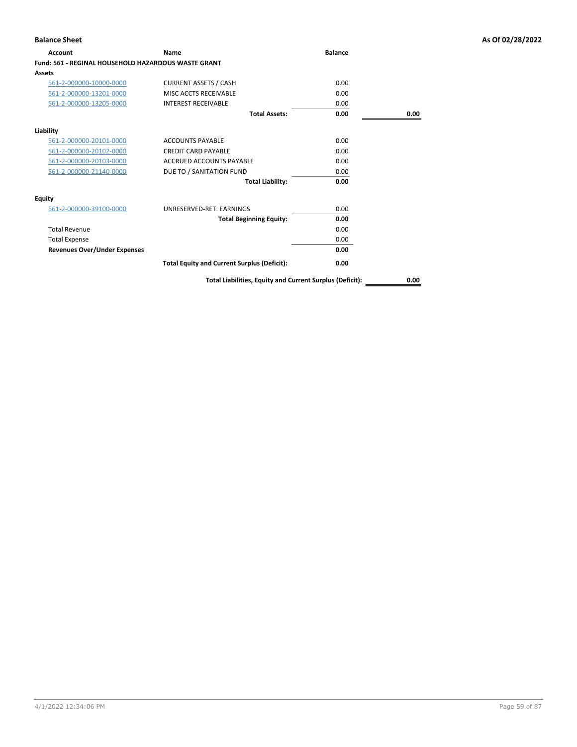**Balance Sheet** **As Of 02/28/2022**

| Account | Name | Balance | |
|---|---|---|---|
| **Fund: 561 - REGINAL HOUSEHOLD HAZARDOUS WASTE GRANT** | | | |
| **Assets** | | | |
| 561-2-000000-10000-0000 | CURRENT ASSETS / CASH | 0.00 | |
| 561-2-000000-13201-0000 | MISC ACCTS RECEIVABLE | 0.00 | |
| 561-2-000000-13205-0000 | INTEREST RECEIVABLE | 0.00 | |
| | **Total Assets:** | **0.00** | **0.00** |
| **Liability** | | | |
| 561-2-000000-20101-0000 | ACCOUNTS PAYABLE | 0.00 | |
| 561-2-000000-20102-0000 | CREDIT CARD PAYABLE | 0.00 | |
| 561-2-000000-20103-0000 | ACCRUED ACCOUNTS PAYABLE | 0.00 | |
| 561-2-000000-21140-0000 | DUE TO / SANITATION FUND | 0.00 | |
| | **Total Liability:** | **0.00** | |
| **Equity** | | | |
| 561-2-000000-39100-0000 | UNRESERVED-RET. EARNINGS | 0.00 | |
| | **Total Beginning Equity:** | **0.00** | |
| Total Revenue | | 0.00 | |
| Total Expense | | 0.00 | |
| **Revenues Over/Under Expenses** | | **0.00** | |
| | **Total Equity and Current Surplus (Deficit):** | **0.00** | |
| | **Total Liabilities, Equity and Current Surplus (Deficit):** | | **0.00** |

4/1/2022 12:34:06 PM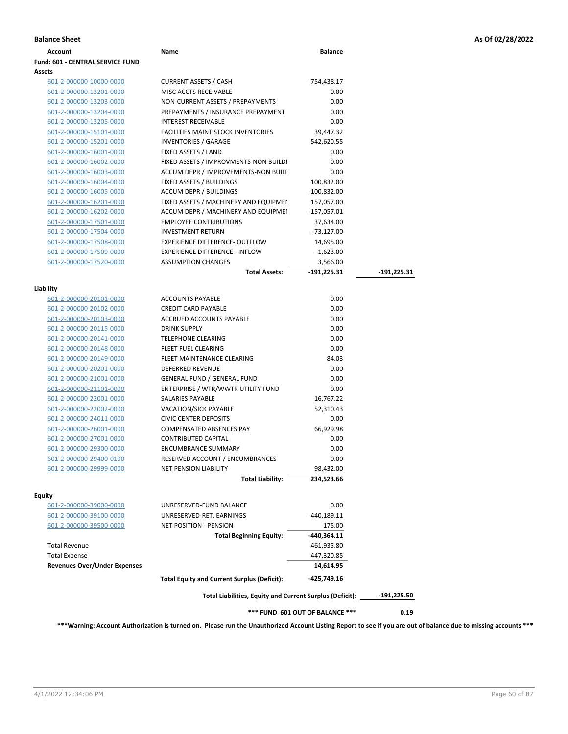**Balance Sheet** — As Of 02/28/2022

| Account | Name | Balance | |
|---|---|---|---|
| **Fund: 601 - CENTRAL SERVICE FUND** | | | |
| **Assets** | | | |
| 601-2-000000-10000-0000 | CURRENT ASSETS / CASH | -754,438.17 | |
| 601-2-000000-13201-0000 | MISC ACCTS RECEIVABLE | 0.00 | |
| 601-2-000000-13203-0000 | NON-CURRENT ASSETS / PREPAYMENTS | 0.00 | |
| 601-2-000000-13204-0000 | PREPAYMENTS / INSURANCE PREPAYMENT | 0.00 | |
| 601-2-000000-13205-0000 | INTEREST RECEIVABLE | 0.00 | |
| 601-2-000000-15101-0000 | FACILITIES MAINT STOCK INVENTORIES | 39,447.32 | |
| 601-2-000000-15201-0000 | INVENTORIES / GARAGE | 542,620.55 | |
| 601-2-000000-16001-0000 | FIXED ASSETS / LAND | 0.00 | |
| 601-2-000000-16002-0000 | FIXED ASSETS / IMPROVMENTS-NON BUILDI | 0.00 | |
| 601-2-000000-16003-0000 | ACCUM DEPR / IMPROVEMENTS-NON BUILI | 0.00 | |
| 601-2-000000-16004-0000 | FIXED ASSETS / BUILDINGS | 100,832.00 | |
| 601-2-000000-16005-0000 | ACCUM DEPR / BUILDINGS | -100,832.00 | |
| 601-2-000000-16201-0000 | FIXED ASSETS / MACHINERY AND EQUIPMEN | 157,057.00 | |
| 601-2-000000-16202-0000 | ACCUM DEPR / MACHINERY AND EQUIPMEI | -157,057.01 | |
| 601-2-000000-17501-0000 | EMPLOYEE CONTRIBUTIONS | 37,634.00 | |
| 601-2-000000-17504-0000 | INVESTMENT RETURN | -73,127.00 | |
| 601-2-000000-17508-0000 | EXPERIENCE DIFFERENCE- OUTFLOW | 14,695.00 | |
| 601-2-000000-17509-0000 | EXPERIENCE DIFFERENCE - INFLOW | -1,623.00 | |
| 601-2-000000-17520-0000 | ASSUMPTION CHANGES | 3,566.00 | |
| | **Total Assets:** | **-191,225.31** | **-191,225.31** |
| **Liability** | | | |
| 601-2-000000-20101-0000 | ACCOUNTS PAYABLE | 0.00 | |
| 601-2-000000-20102-0000 | CREDIT CARD PAYABLE | 0.00 | |
| 601-2-000000-20103-0000 | ACCRUED ACCOUNTS PAYABLE | 0.00 | |
| 601-2-000000-20115-0000 | DRINK SUPPLY | 0.00 | |
| 601-2-000000-20141-0000 | TELEPHONE CLEARING | 0.00 | |
| 601-2-000000-20148-0000 | FLEET FUEL CLEARING | 0.00 | |
| 601-2-000000-20149-0000 | FLEET MAINTENANCE CLEARING | 84.03 | |
| 601-2-000000-20201-0000 | DEFERRED REVENUE | 0.00 | |
| 601-2-000000-21001-0000 | GENERAL FUND / GENERAL FUND | 0.00 | |
| 601-2-000000-21101-0000 | ENTERPRISE / WTR/WWTR UTILITY FUND | 0.00 | |
| 601-2-000000-22001-0000 | SALARIES PAYABLE | 16,767.22 | |
| 601-2-000000-22002-0000 | VACATION/SICK PAYABLE | 52,310.43 | |
| 601-2-000000-24011-0000 | CIVIC CENTER DEPOSITS | 0.00 | |
| 601-2-000000-26001-0000 | COMPENSATED ABSENCES PAY | 66,929.98 | |
| 601-2-000000-27001-0000 | CONTRIBUTED CAPITAL | 0.00 | |
| 601-2-000000-29300-0000 | ENCUMBRANCE SUMMARY | 0.00 | |
| 601-2-000000-29400-0100 | RESERVED ACCOUNT / ENCUMBRANCES | 0.00 | |
| 601-2-000000-29999-0000 | NET PENSION LIABILITY | 98,432.00 | |
| | **Total Liability:** | **234,523.66** | |
| **Equity** | | | |
| 601-2-000000-39000-0000 | UNRESERVED-FUND BALANCE | 0.00 | |
| 601-2-000000-39100-0000 | UNRESERVED-RET. EARNINGS | -440,189.11 | |
| 601-2-000000-39500-0000 | NET POSITION - PENSION | -175.00 | |
| | **Total Beginning Equity:** | **-440,364.11** | |
| Total Revenue | | 461,935.80 | |
| Total Expense | | 447,320.85 | |
| **Revenues Over/Under Expenses** | | **14,614.95** | |
| | **Total Equity and Current Surplus (Deficit):** | **-425,749.16** | |
| | **Total Liabilities, Equity and Current Surplus (Deficit):** | | **-191,225.50** |
| | **\*\*\* FUND 601 OUT OF BALANCE \*\*\*** | | **0.19** |

**\*\*\*Warning: Account Authorization is turned on. Please run the Unauthorized Account Listing Report to see if you are out of balance due to missing accounts \*\*\***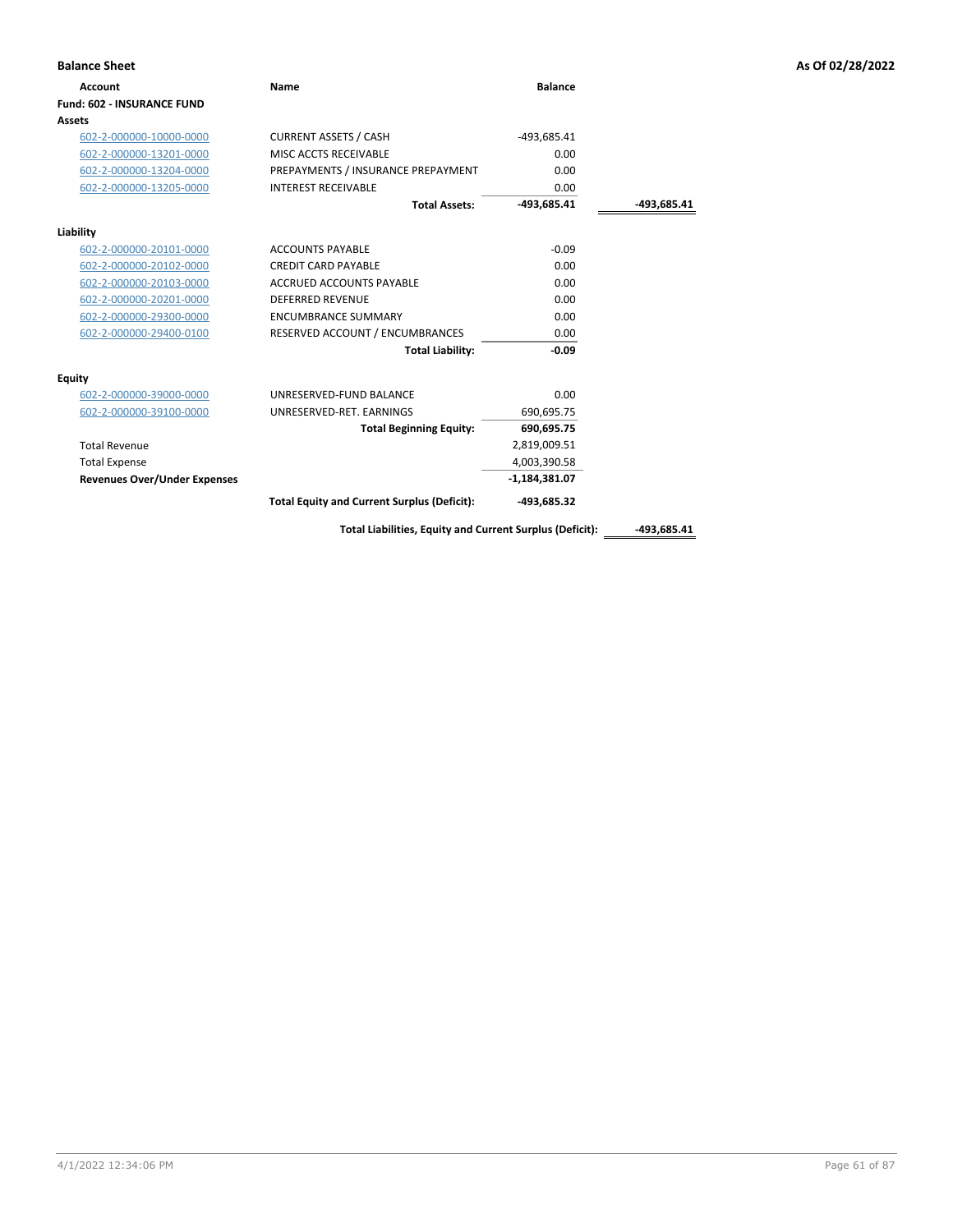**Balance Sheet** | **As Of 02/28/2022**

| Account | Name | Balance | |
|---|---|---|---|
| **Fund: 602 - INSURANCE FUND** | | | |
| **Assets** | | | |
| 602-2-000000-10000-0000 | CURRENT ASSETS / CASH | -493,685.41 | |
| 602-2-000000-13201-0000 | MISC ACCTS RECEIVABLE | 0.00 | |
| 602-2-000000-13204-0000 | PREPAYMENTS / INSURANCE PREPAYMENT | 0.00 | |
| 602-2-000000-13205-0000 | INTEREST RECEIVABLE | 0.00 | |
| | **Total Assets:** | **-493,685.41** | **-493,685.41** |
| **Liability** | | | |
| 602-2-000000-20101-0000 | ACCOUNTS PAYABLE | -0.09 | |
| 602-2-000000-20102-0000 | CREDIT CARD PAYABLE | 0.00 | |
| 602-2-000000-20103-0000 | ACCRUED ACCOUNTS PAYABLE | 0.00 | |
| 602-2-000000-20201-0000 | DEFERRED REVENUE | 0.00 | |
| 602-2-000000-29300-0000 | ENCUMBRANCE SUMMARY | 0.00 | |
| 602-2-000000-29400-0100 | RESERVED ACCOUNT / ENCUMBRANCES | 0.00 | |
| | **Total Liability:** | **-0.09** | |
| **Equity** | | | |
| 602-2-000000-39000-0000 | UNRESERVED-FUND BALANCE | 0.00 | |
| 602-2-000000-39100-0000 | UNRESERVED-RET. EARNINGS | 690,695.75 | |
| | **Total Beginning Equity:** | **690,695.75** | |
| Total Revenue | | 2,819,009.51 | |
| Total Expense | | 4,003,390.58 | |
| **Revenues Over/Under Expenses** | | **-1,184,381.07** | |
| | **Total Equity and Current Surplus (Deficit):** | **-493,685.32** | |
| | **Total Liabilities, Equity and Current Surplus (Deficit):** | | **-493,685.41** |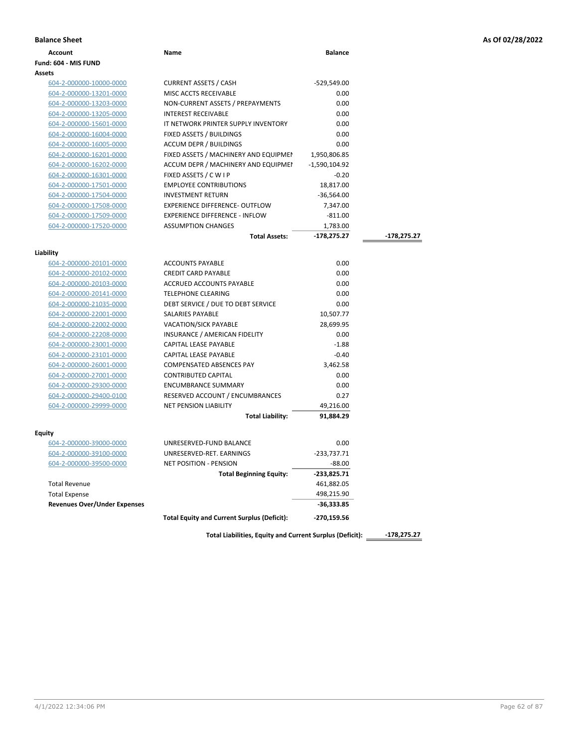**Balance Sheet** — As Of 02/28/2022

| Account | Name | Balance | |
|---|---|---|---|
| **Fund: 604 - MIS FUND** | | | |
| **Assets** | | | |
| 604-2-000000-10000-0000 | CURRENT ASSETS / CASH | -529,549.00 | |
| 604-2-000000-13201-0000 | MISC ACCTS RECEIVABLE | 0.00 | |
| 604-2-000000-13203-0000 | NON-CURRENT ASSETS / PREPAYMENTS | 0.00 | |
| 604-2-000000-13205-0000 | INTEREST RECEIVABLE | 0.00 | |
| 604-2-000000-15601-0000 | IT NETWORK PRINTER SUPPLY INVENTORY | 0.00 | |
| 604-2-000000-16004-0000 | FIXED ASSETS / BUILDINGS | 0.00 | |
| 604-2-000000-16005-0000 | ACCUM DEPR / BUILDINGS | 0.00 | |
| 604-2-000000-16201-0000 | FIXED ASSETS / MACHINERY AND EQUIPMENT | 1,950,806.85 | |
| 604-2-000000-16202-0000 | ACCUM DEPR / MACHINERY AND EQUIPMENT | -1,590,104.92 | |
| 604-2-000000-16301-0000 | FIXED ASSETS / C W I P | -0.20 | |
| 604-2-000000-17501-0000 | EMPLOYEE CONTRIBUTIONS | 18,817.00 | |
| 604-2-000000-17504-0000 | INVESTMENT RETURN | -36,564.00 | |
| 604-2-000000-17508-0000 | EXPERIENCE DIFFERENCE- OUTFLOW | 7,347.00 | |
| 604-2-000000-17509-0000 | EXPERIENCE DIFFERENCE - INFLOW | -811.00 | |
| 604-2-000000-17520-0000 | ASSUMPTION CHANGES | 1,783.00 | |
| | **Total Assets:** | **-178,275.27** | -178,275.27 |
| **Liability** | | | |
| 604-2-000000-20101-0000 | ACCOUNTS PAYABLE | 0.00 | |
| 604-2-000000-20102-0000 | CREDIT CARD PAYABLE | 0.00 | |
| 604-2-000000-20103-0000 | ACCRUED ACCOUNTS PAYABLE | 0.00 | |
| 604-2-000000-20141-0000 | TELEPHONE CLEARING | 0.00 | |
| 604-2-000000-21035-0000 | DEBT SERVICE / DUE TO DEBT SERVICE | 0.00 | |
| 604-2-000000-22001-0000 | SALARIES PAYABLE | 10,507.77 | |
| 604-2-000000-22002-0000 | VACATION/SICK PAYABLE | 28,699.95 | |
| 604-2-000000-22208-0000 | INSURANCE / AMERICAN FIDELITY | 0.00 | |
| 604-2-000000-23001-0000 | CAPITAL LEASE PAYABLE | -1.88 | |
| 604-2-000000-23101-0000 | CAPITAL LEASE PAYABLE | -0.40 | |
| 604-2-000000-26001-0000 | COMPENSATED ABSENCES PAY | 3,462.58 | |
| 604-2-000000-27001-0000 | CONTRIBUTED CAPITAL | 0.00 | |
| 604-2-000000-29300-0000 | ENCUMBRANCE SUMMARY | 0.00 | |
| 604-2-000000-29400-0100 | RESERVED ACCOUNT / ENCUMBRANCES | 0.27 | |
| 604-2-000000-29999-0000 | NET PENSION LIABILITY | 49,216.00 | |
| | **Total Liability:** | **91,884.29** | |
| **Equity** | | | |
| 604-2-000000-39000-0000 | UNRESERVED-FUND BALANCE | 0.00 | |
| 604-2-000000-39100-0000 | UNRESERVED-RET. EARNINGS | -233,737.71 | |
| 604-2-000000-39500-0000 | NET POSITION - PENSION | -88.00 | |
| | **Total Beginning Equity:** | **-233,825.71** | |
| Total Revenue | | 461,882.05 | |
| Total Expense | | 498,215.90 | |
| **Revenues Over/Under Expenses** | | **-36,333.85** | |
| | **Total Equity and Current Surplus (Deficit):** | **-270,159.56** | |
| | **Total Liabilities, Equity and Current Surplus (Deficit):** | | **-178,275.27** |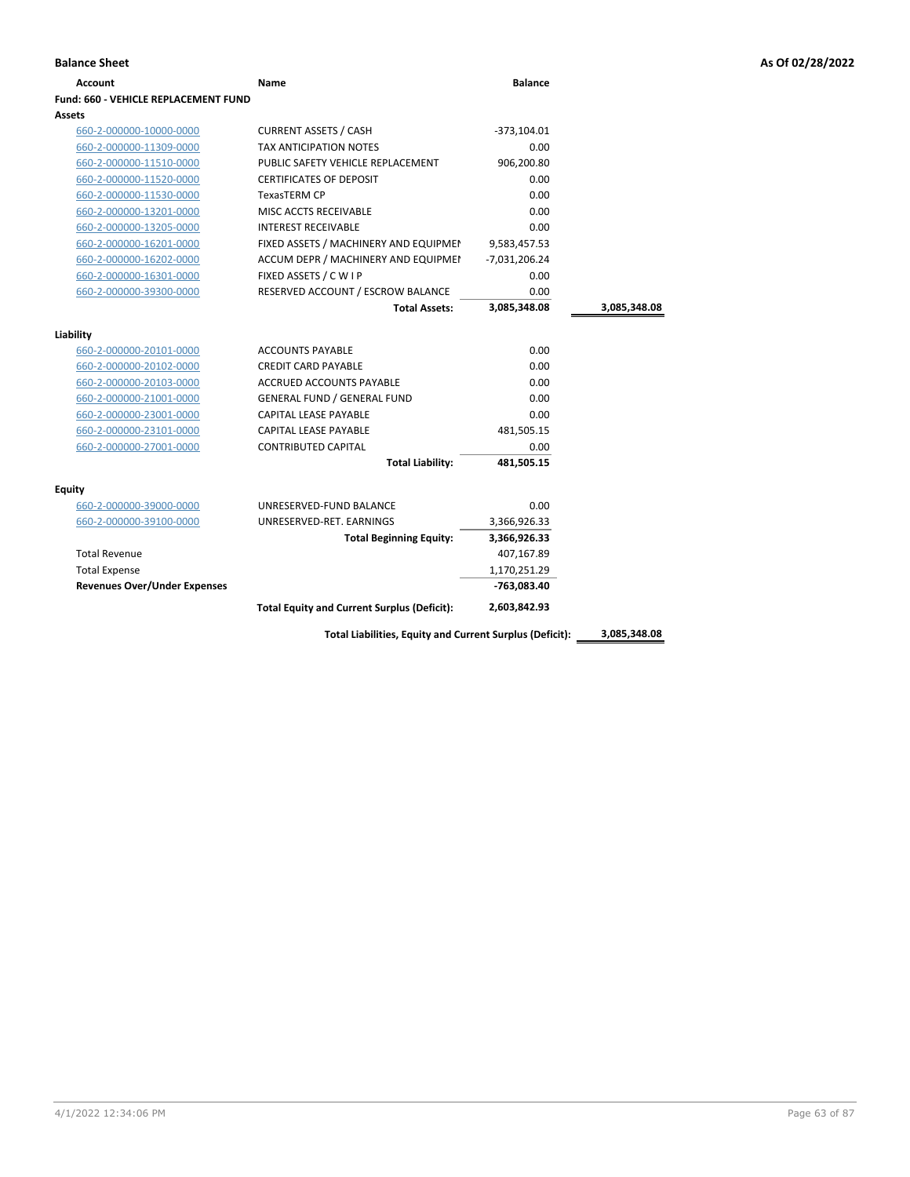## Balance Sheet

As Of 02/28/2022

| Account | Name | Balance | |
|---|---|---|---|
| **Fund: 660 - VEHICLE REPLACEMENT FUND** | | | |
| **Assets** | | | |
| 660-2-000000-10000-0000 | CURRENT ASSETS / CASH | -373,104.01 | |
| 660-2-000000-11309-0000 | TAX ANTICIPATION NOTES | 0.00 | |
| 660-2-000000-11510-0000 | PUBLIC SAFETY VEHICLE REPLACEMENT | 906,200.80 | |
| 660-2-000000-11520-0000 | CERTIFICATES OF DEPOSIT | 0.00 | |
| 660-2-000000-11530-0000 | TexasTERM CP | 0.00 | |
| 660-2-000000-13201-0000 | MISC ACCTS RECEIVABLE | 0.00 | |
| 660-2-000000-13205-0000 | INTEREST RECEIVABLE | 0.00 | |
| 660-2-000000-16201-0000 | FIXED ASSETS / MACHINERY AND EQUIPMEI | 9,583,457.53 | |
| 660-2-000000-16202-0000 | ACCUM DEPR / MACHINERY AND EQUIPMEI | -7,031,206.24 | |
| 660-2-000000-16301-0000 | FIXED ASSETS / C W I P | 0.00 | |
| 660-2-000000-39300-0000 | RESERVED ACCOUNT / ESCROW BALANCE | 0.00 | |
| | **Total Assets:** | **3,085,348.08** | **3,085,348.08** |
| **Liability** | | | |
| 660-2-000000-20101-0000 | ACCOUNTS PAYABLE | 0.00 | |
| 660-2-000000-20102-0000 | CREDIT CARD PAYABLE | 0.00 | |
| 660-2-000000-20103-0000 | ACCRUED ACCOUNTS PAYABLE | 0.00 | |
| 660-2-000000-21001-0000 | GENERAL FUND / GENERAL FUND | 0.00 | |
| 660-2-000000-23001-0000 | CAPITAL LEASE PAYABLE | 0.00 | |
| 660-2-000000-23101-0000 | CAPITAL LEASE PAYABLE | 481,505.15 | |
| 660-2-000000-27001-0000 | CONTRIBUTED CAPITAL | 0.00 | |
| | **Total Liability:** | **481,505.15** | |
| **Equity** | | | |
| 660-2-000000-39000-0000 | UNRESERVED-FUND BALANCE | 0.00 | |
| 660-2-000000-39100-0000 | UNRESERVED-RET. EARNINGS | 3,366,926.33 | |
| | **Total Beginning Equity:** | **3,366,926.33** | |
| Total Revenue | | 407,167.89 | |
| Total Expense | | 1,170,251.29 | |
| **Revenues Over/Under Expenses** | | **-763,083.40** | |
| | **Total Equity and Current Surplus (Deficit):** | **2,603,842.93** | |
| | **Total Liabilities, Equity and Current Surplus (Deficit):** | | **3,085,348.08** |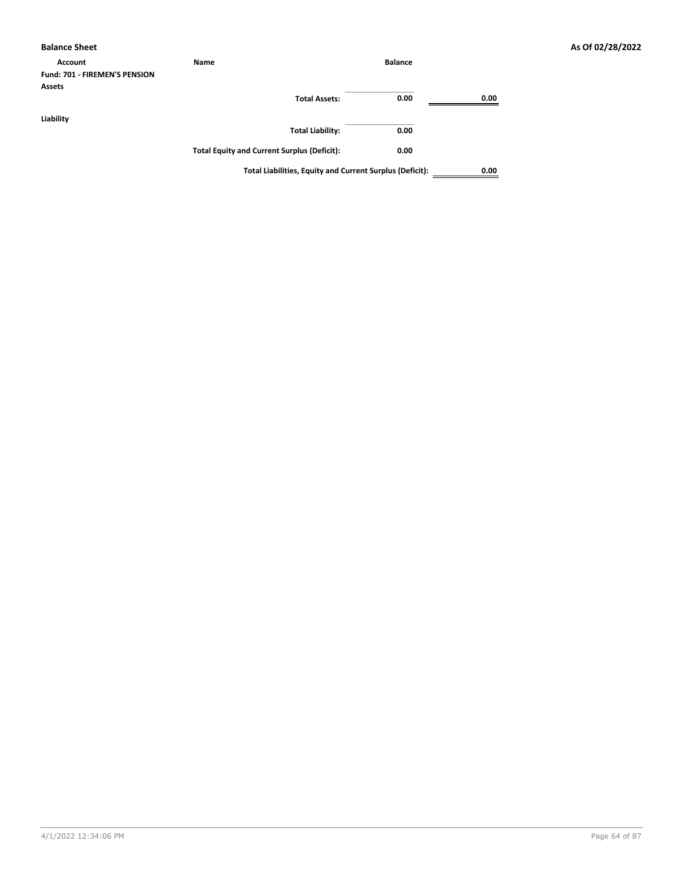**Balance Sheet** **As Of 02/28/2022**

| Account | Name | Balance | |
|---|---|---|---|
| **Fund: 701 - FIREMEN'S PENSION** | | | |
| **Assets** | | | |
| | **Total Assets:** | **0.00** | **0.00** |
| **Liability** | | | |
| | **Total Liability:** | **0.00** | |
| | **Total Equity and Current Surplus (Deficit):** | **0.00** | |
| | **Total Liabilities, Equity and Current Surplus (Deficit):** | | **0.00** |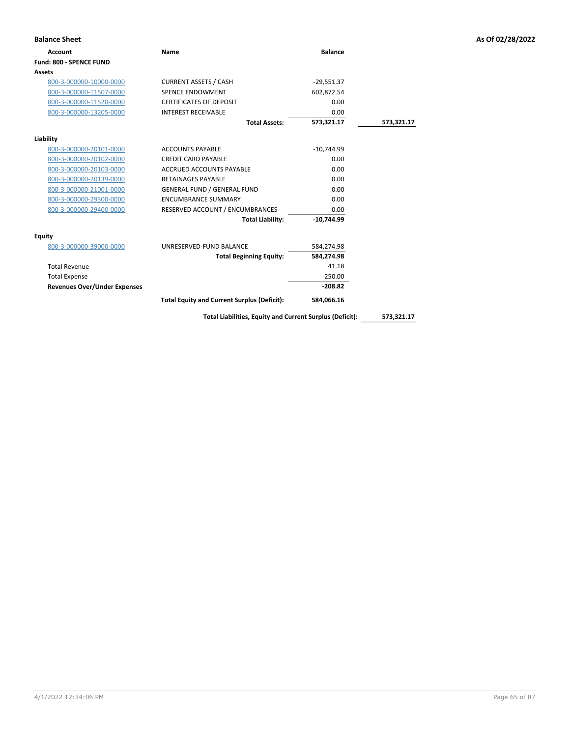**Balance Sheet** | **As Of 02/28/2022**

| Account | Name | Balance | |
|---|---|---|---|
| **Fund: 800 - SPENCE FUND** | | | |
| **Assets** | | | |
| 800-3-000000-10000-0000 | CURRENT ASSETS / CASH | -29,551.37 | |
| 800-3-000000-11507-0000 | SPENCE ENDOWMENT | 602,872.54 | |
| 800-3-000000-11520-0000 | CERTIFICATES OF DEPOSIT | 0.00 | |
| 800-3-000000-13205-0000 | INTEREST RECEIVABLE | 0.00 | |
| | **Total Assets:** | **573,321.17** | **573,321.17** |
| **Liability** | | | |
| 800-3-000000-20101-0000 | ACCOUNTS PAYABLE | -10,744.99 | |
| 800-3-000000-20102-0000 | CREDIT CARD PAYABLE | 0.00 | |
| 800-3-000000-20103-0000 | ACCRUED ACCOUNTS PAYABLE | 0.00 | |
| 800-3-000000-20139-0000 | RETAINAGES PAYABLE | 0.00 | |
| 800-3-000000-21001-0000 | GENERAL FUND / GENERAL FUND | 0.00 | |
| 800-3-000000-29300-0000 | ENCUMBRANCE SUMMARY | 0.00 | |
| 800-3-000000-29400-0000 | RESERVED ACCOUNT / ENCUMBRANCES | 0.00 | |
| | **Total Liability:** | **-10,744.99** | |
| **Equity** | | | |
| 800-3-000000-39000-0000 | UNRESERVED-FUND BALANCE | 584,274.98 | |
| | **Total Beginning Equity:** | **584,274.98** | |
| Total Revenue | | 41.18 | |
| Total Expense | | 250.00 | |
| **Revenues Over/Under Expenses** | | **-208.82** | |
| | **Total Equity and Current Surplus (Deficit):** | **584,066.16** | |
| | **Total Liabilities, Equity and Current Surplus (Deficit):** | | **573,321.17** |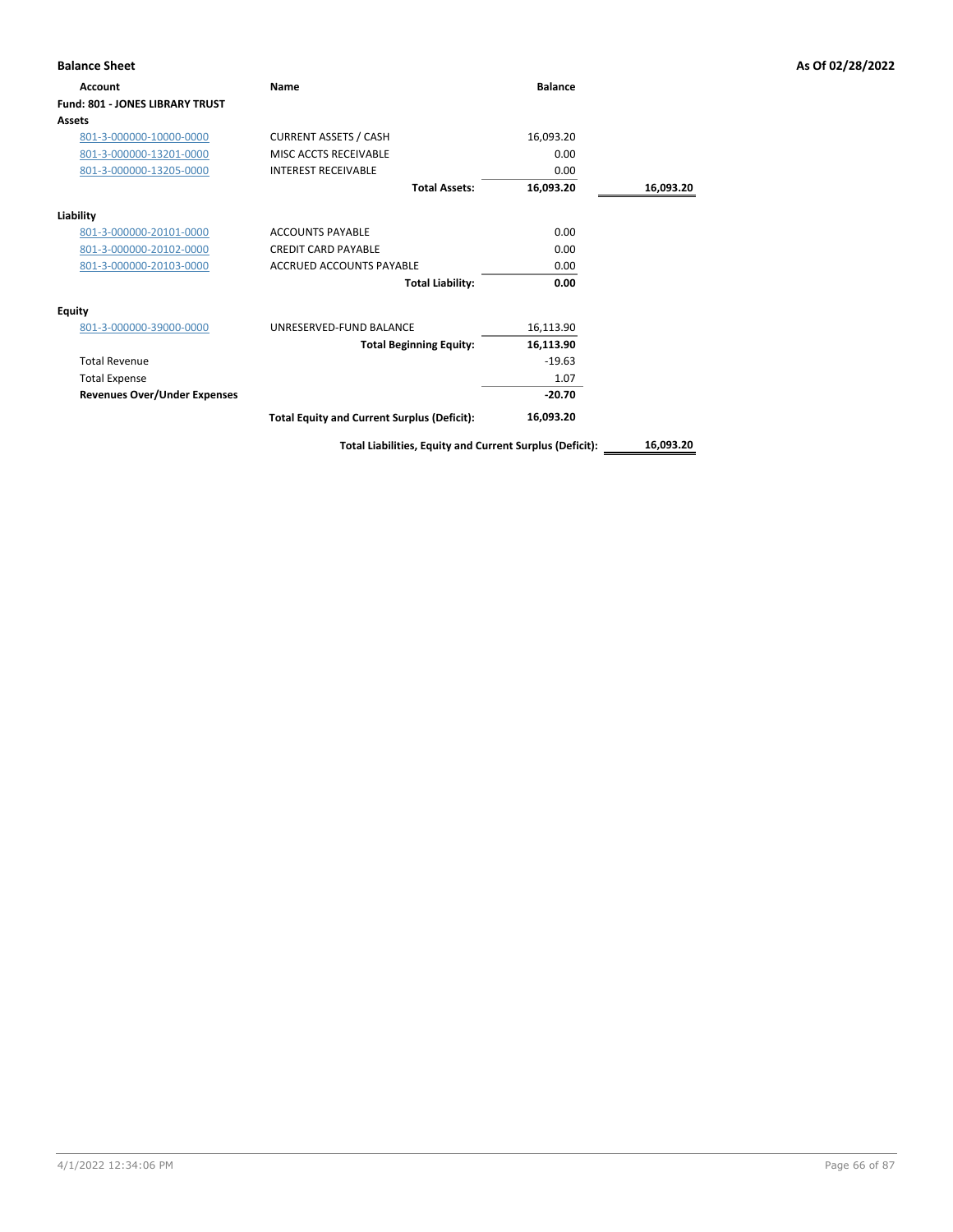**Balance Sheet** | **As Of 02/28/2022**

| Account | Name | Balance | |
|---|---|---|---|
| **Fund: 801 - JONES LIBRARY TRUST** | | | |
| **Assets** | | | |
| 801-3-000000-10000-0000 | CURRENT ASSETS / CASH | 16,093.20 | |
| 801-3-000000-13201-0000 | MISC ACCTS RECEIVABLE | 0.00 | |
| 801-3-000000-13205-0000 | INTEREST RECEIVABLE | 0.00 | |
| | **Total Assets:** | **16,093.20** | **16,093.20** |
| **Liability** | | | |
| 801-3-000000-20101-0000 | ACCOUNTS PAYABLE | 0.00 | |
| 801-3-000000-20102-0000 | CREDIT CARD PAYABLE | 0.00 | |
| 801-3-000000-20103-0000 | ACCRUED ACCOUNTS PAYABLE | 0.00 | |
| | **Total Liability:** | **0.00** | |
| **Equity** | | | |
| 801-3-000000-39000-0000 | UNRESERVED-FUND BALANCE | 16,113.90 | |
| | **Total Beginning Equity:** | **16,113.90** | |
| Total Revenue | | -19.63 | |
| Total Expense | | 1.07 | |
| **Revenues Over/Under Expenses** | | **-20.70** | |
| | **Total Equity and Current Surplus (Deficit):** | **16,093.20** | |
| | **Total Liabilities, Equity and Current Surplus (Deficit):** | | **16,093.20** |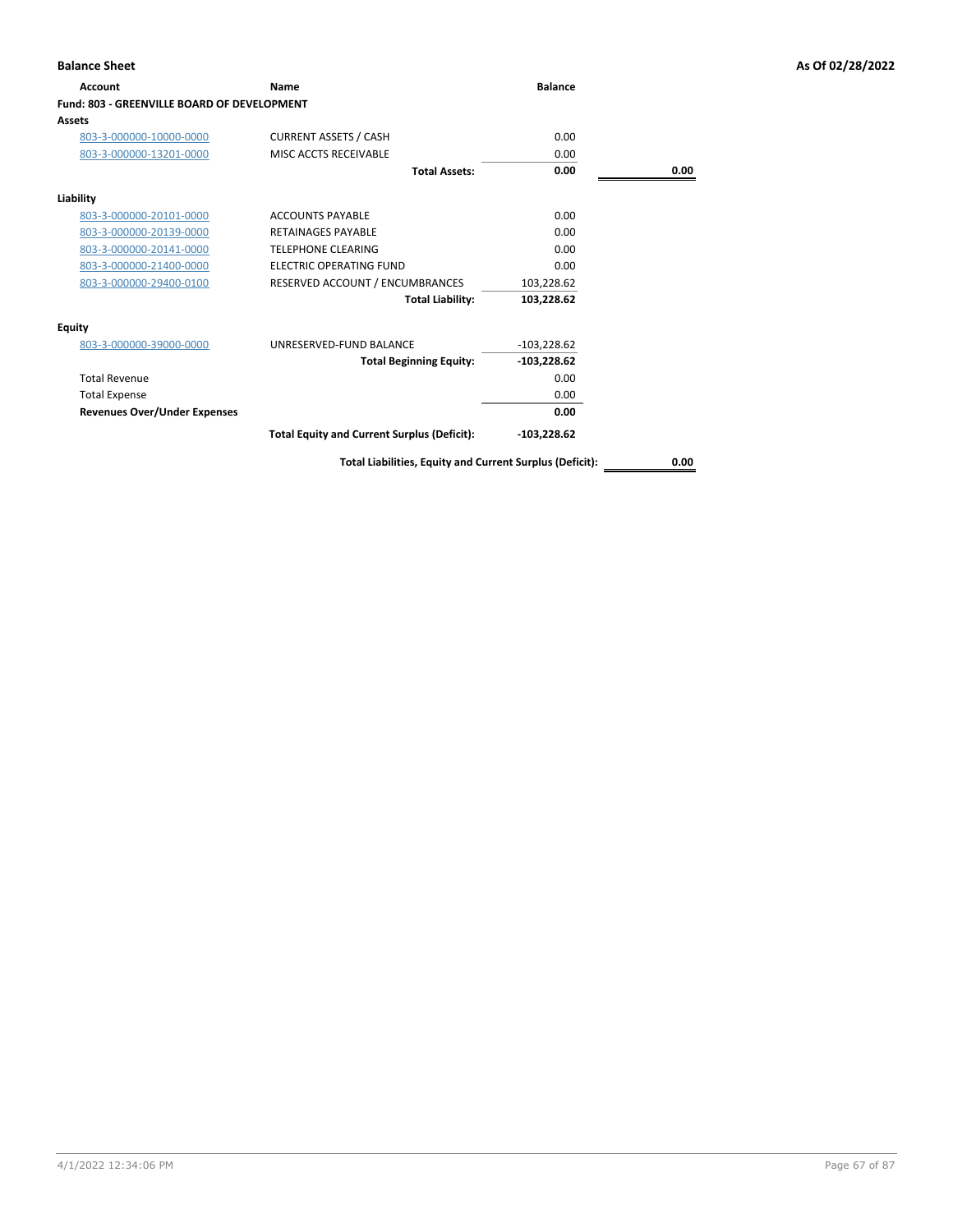## Balance Sheet

As Of 02/28/2022

| Account | Name | Balance | |
|---|---|---|---|
| **Fund: 803 - GREENVILLE BOARD OF DEVELOPMENT** | | | |
| **Assets** | | | |
| 803-3-000000-10000-0000 | CURRENT ASSETS / CASH | 0.00 | |
| 803-3-000000-13201-0000 | MISC ACCTS RECEIVABLE | 0.00 | |
| | **Total Assets:** | **0.00** | **0.00** |
| **Liability** | | | |
| 803-3-000000-20101-0000 | ACCOUNTS PAYABLE | 0.00 | |
| 803-3-000000-20139-0000 | RETAINAGES PAYABLE | 0.00 | |
| 803-3-000000-20141-0000 | TELEPHONE CLEARING | 0.00 | |
| 803-3-000000-21400-0000 | ELECTRIC OPERATING FUND | 0.00 | |
| 803-3-000000-29400-0100 | RESERVED ACCOUNT / ENCUMBRANCES | 103,228.62 | |
| | **Total Liability:** | **103,228.62** | |
| **Equity** | | | |
| 803-3-000000-39000-0000 | UNRESERVED-FUND BALANCE | -103,228.62 | |
| | **Total Beginning Equity:** | **-103,228.62** | |
| Total Revenue | | 0.00 | |
| Total Expense | | 0.00 | |
| **Revenues Over/Under Expenses** | | **0.00** | |
| | **Total Equity and Current Surplus (Deficit):** | **-103,228.62** | |
| | **Total Liabilities, Equity and Current Surplus (Deficit):** | | **0.00** |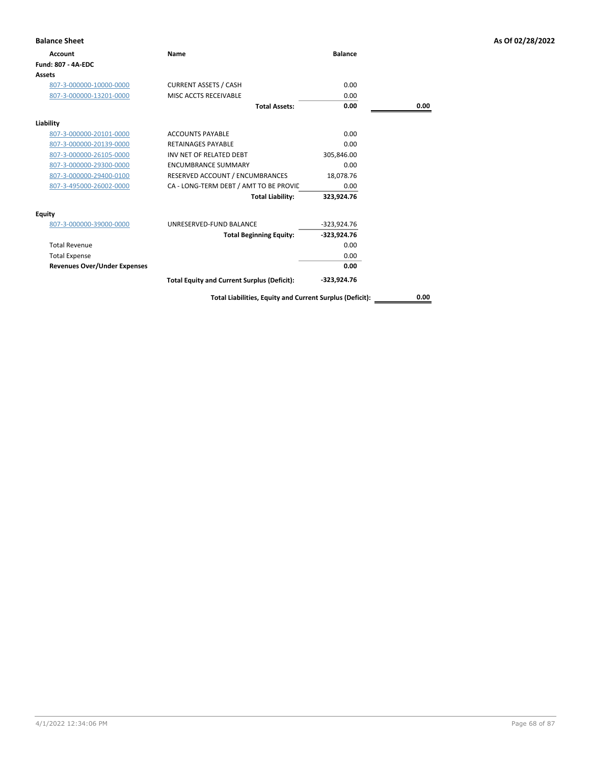**Balance Sheet** — As Of 02/28/2022

| Account | Name | Balance | |
|---|---|---|---|
| **Fund: 807 - 4A-EDC** | | | |
| **Assets** | | | |
| 807-3-000000-10000-0000 | CURRENT ASSETS / CASH | 0.00 | |
| 807-3-000000-13201-0000 | MISC ACCTS RECEIVABLE | 0.00 | |
| | **Total Assets:** | **0.00** | **0.00** |
| **Liability** | | | |
| 807-3-000000-20101-0000 | ACCOUNTS PAYABLE | 0.00 | |
| 807-3-000000-20139-0000 | RETAINAGES PAYABLE | 0.00 | |
| 807-3-000000-26105-0000 | INV NET OF RELATED DEBT | 305,846.00 | |
| 807-3-000000-29300-0000 | ENCUMBRANCE SUMMARY | 0.00 | |
| 807-3-000000-29400-0100 | RESERVED ACCOUNT / ENCUMBRANCES | 18,078.76 | |
| 807-3-495000-26002-0000 | CA - LONG-TERM DEBT / AMT TO BE PROVIC | 0.00 | |
| | **Total Liability:** | **323,924.76** | |
| **Equity** | | | |
| 807-3-000000-39000-0000 | UNRESERVED-FUND BALANCE | -323,924.76 | |
| | **Total Beginning Equity:** | **-323,924.76** | |
| Total Revenue | | 0.00 | |
| Total Expense | | 0.00 | |
| **Revenues Over/Under Expenses** | | **0.00** | |
| | **Total Equity and Current Surplus (Deficit):** | **-323,924.76** | |
| | **Total Liabilities, Equity and Current Surplus (Deficit):** | | **0.00** |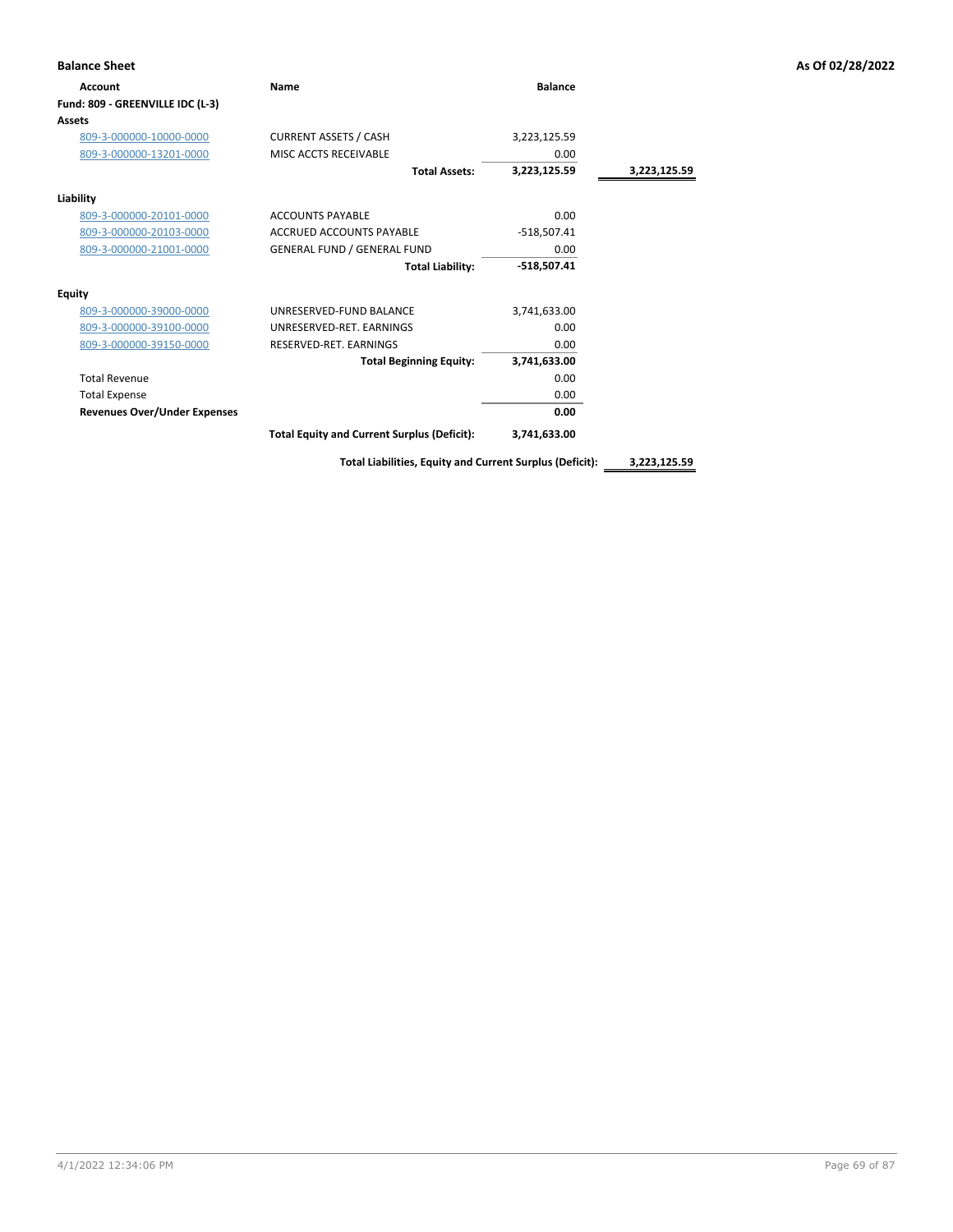**Balance Sheet** — As Of 02/28/2022

| Account | Name | Balance | |
|---|---|---|---|
| **Fund: 809 - GREENVILLE IDC (L-3)** | | | |
| **Assets** | | | |
| 809-3-000000-10000-0000 | CURRENT ASSETS / CASH | 3,223,125.59 | |
| 809-3-000000-13201-0000 | MISC ACCTS RECEIVABLE | 0.00 | |
| | **Total Assets:** | **3,223,125.59** | **3,223,125.59** |
| **Liability** | | | |
| 809-3-000000-20101-0000 | ACCOUNTS PAYABLE | 0.00 | |
| 809-3-000000-20103-0000 | ACCRUED ACCOUNTS PAYABLE | -518,507.41 | |
| 809-3-000000-21001-0000 | GENERAL FUND / GENERAL FUND | 0.00 | |
| | **Total Liability:** | **-518,507.41** | |
| **Equity** | | | |
| 809-3-000000-39000-0000 | UNRESERVED-FUND BALANCE | 3,741,633.00 | |
| 809-3-000000-39100-0000 | UNRESERVED-RET. EARNINGS | 0.00 | |
| 809-3-000000-39150-0000 | RESERVED-RET. EARNINGS | 0.00 | |
| | **Total Beginning Equity:** | **3,741,633.00** | |
| Total Revenue | | 0.00 | |
| Total Expense | | 0.00 | |
| **Revenues Over/Under Expenses** | | **0.00** | |
| | **Total Equity and Current Surplus (Deficit):** | **3,741,633.00** | |
| | **Total Liabilities, Equity and Current Surplus (Deficit):** | | **3,223,125.59** |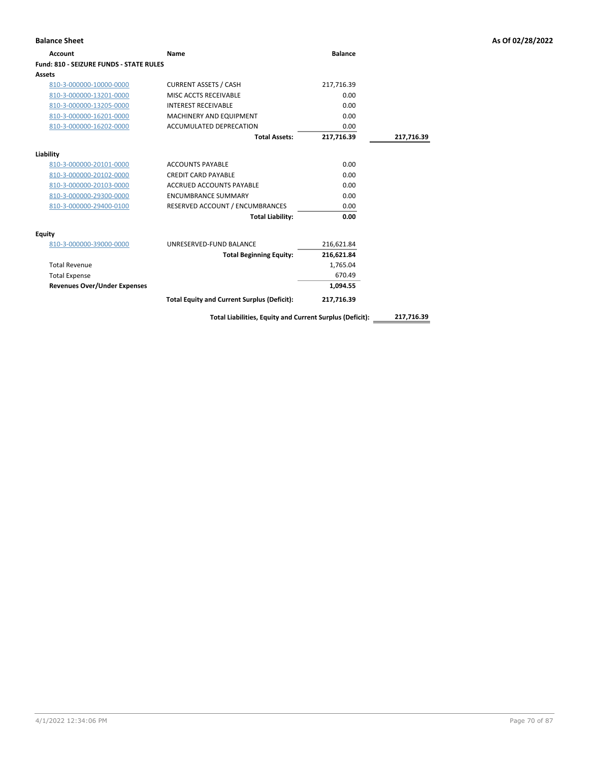**Balance Sheet** — As Of 02/28/2022

| Account | Name | Balance | |
|---|---|---|---|
| **Fund: 810 - SEIZURE FUNDS - STATE RULES** | | | |
| **Assets** | | | |
| 810-3-000000-10000-0000 | CURRENT ASSETS / CASH | 217,716.39 | |
| 810-3-000000-13201-0000 | MISC ACCTS RECEIVABLE | 0.00 | |
| 810-3-000000-13205-0000 | INTEREST RECEIVABLE | 0.00 | |
| 810-3-000000-16201-0000 | MACHINERY AND EQUIPMENT | 0.00 | |
| 810-3-000000-16202-0000 | ACCUMULATED DEPRECATION | 0.00 | |
| | **Total Assets:** | **217,716.39** | **217,716.39** |
| **Liability** | | | |
| 810-3-000000-20101-0000 | ACCOUNTS PAYABLE | 0.00 | |
| 810-3-000000-20102-0000 | CREDIT CARD PAYABLE | 0.00 | |
| 810-3-000000-20103-0000 | ACCRUED ACCOUNTS PAYABLE | 0.00 | |
| 810-3-000000-29300-0000 | ENCUMBRANCE SUMMARY | 0.00 | |
| 810-3-000000-29400-0100 | RESERVED ACCOUNT / ENCUMBRANCES | 0.00 | |
| | **Total Liability:** | **0.00** | |
| **Equity** | | | |
| 810-3-000000-39000-0000 | UNRESERVED-FUND BALANCE | 216,621.84 | |
| | **Total Beginning Equity:** | **216,621.84** | |
| Total Revenue | | 1,765.04 | |
| Total Expense | | 670.49 | |
| **Revenues Over/Under Expenses** | | **1,094.55** | |
| | **Total Equity and Current Surplus (Deficit):** | **217,716.39** | |
| | **Total Liabilities, Equity and Current Surplus (Deficit):** | | **217,716.39** |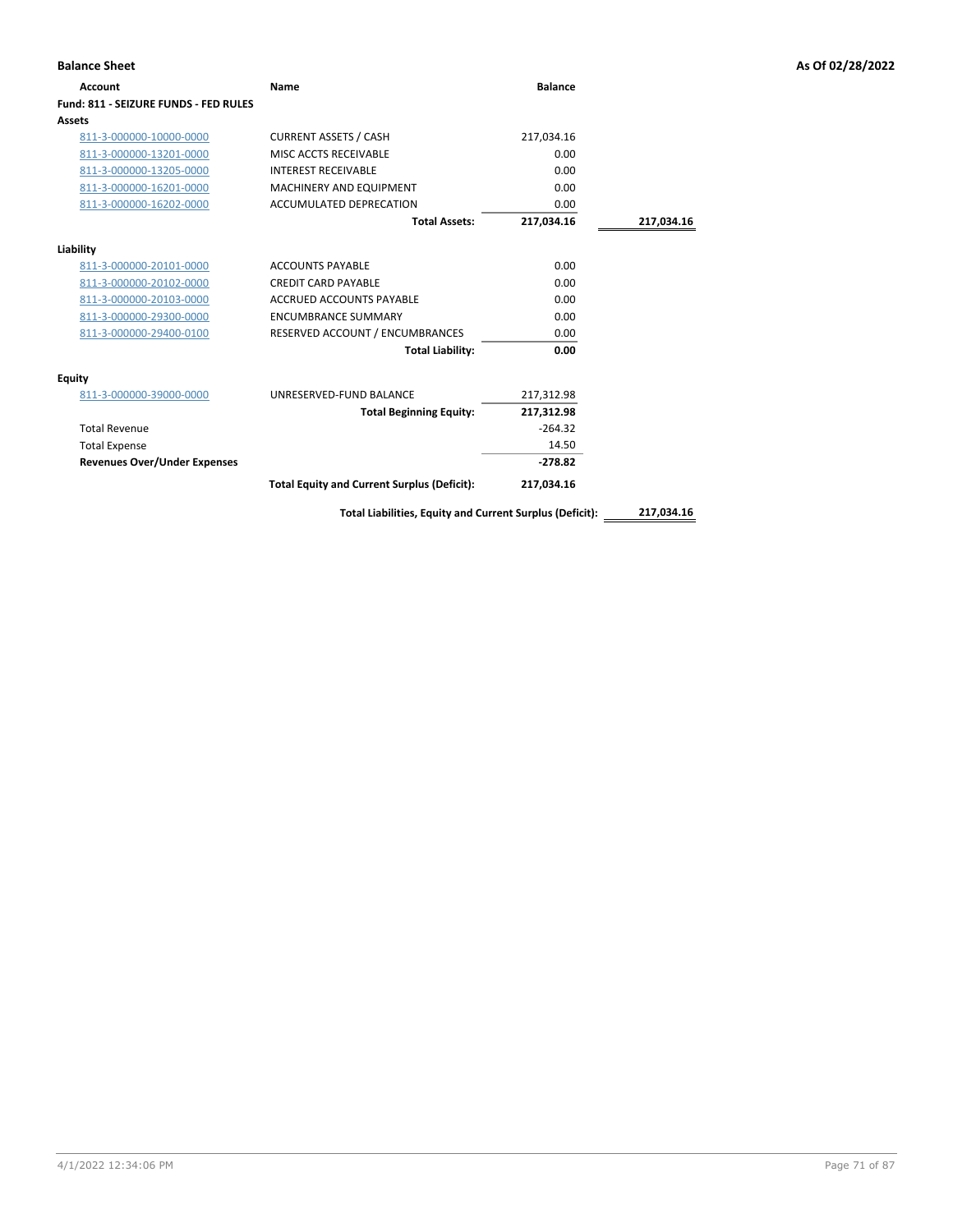**Balance Sheet** — As Of 02/28/2022

| Account | Name | Balance | |
|---|---|---|---|
| **Fund: 811 - SEIZURE FUNDS - FED RULES** | | | |
| **Assets** | | | |
| 811-3-000000-10000-0000 | CURRENT ASSETS / CASH | 217,034.16 | |
| 811-3-000000-13201-0000 | MISC ACCTS RECEIVABLE | 0.00 | |
| 811-3-000000-13205-0000 | INTEREST RECEIVABLE | 0.00 | |
| 811-3-000000-16201-0000 | MACHINERY AND EQUIPMENT | 0.00 | |
| 811-3-000000-16202-0000 | ACCUMULATED DEPRECATION | 0.00 | |
| | **Total Assets:** | **217,034.16** | **217,034.16** |
| **Liability** | | | |
| 811-3-000000-20101-0000 | ACCOUNTS PAYABLE | 0.00 | |
| 811-3-000000-20102-0000 | CREDIT CARD PAYABLE | 0.00 | |
| 811-3-000000-20103-0000 | ACCRUED ACCOUNTS PAYABLE | 0.00 | |
| 811-3-000000-29300-0000 | ENCUMBRANCE SUMMARY | 0.00 | |
| 811-3-000000-29400-0100 | RESERVED ACCOUNT / ENCUMBRANCES | 0.00 | |
| | **Total Liability:** | **0.00** | |
| **Equity** | | | |
| 811-3-000000-39000-0000 | UNRESERVED-FUND BALANCE | 217,312.98 | |
| | **Total Beginning Equity:** | **217,312.98** | |
| Total Revenue | | -264.32 | |
| Total Expense | | 14.50 | |
| **Revenues Over/Under Expenses** | | **-278.82** | |
| | **Total Equity and Current Surplus (Deficit):** | **217,034.16** | |
| | **Total Liabilities, Equity and Current Surplus (Deficit):** | | **217,034.16** |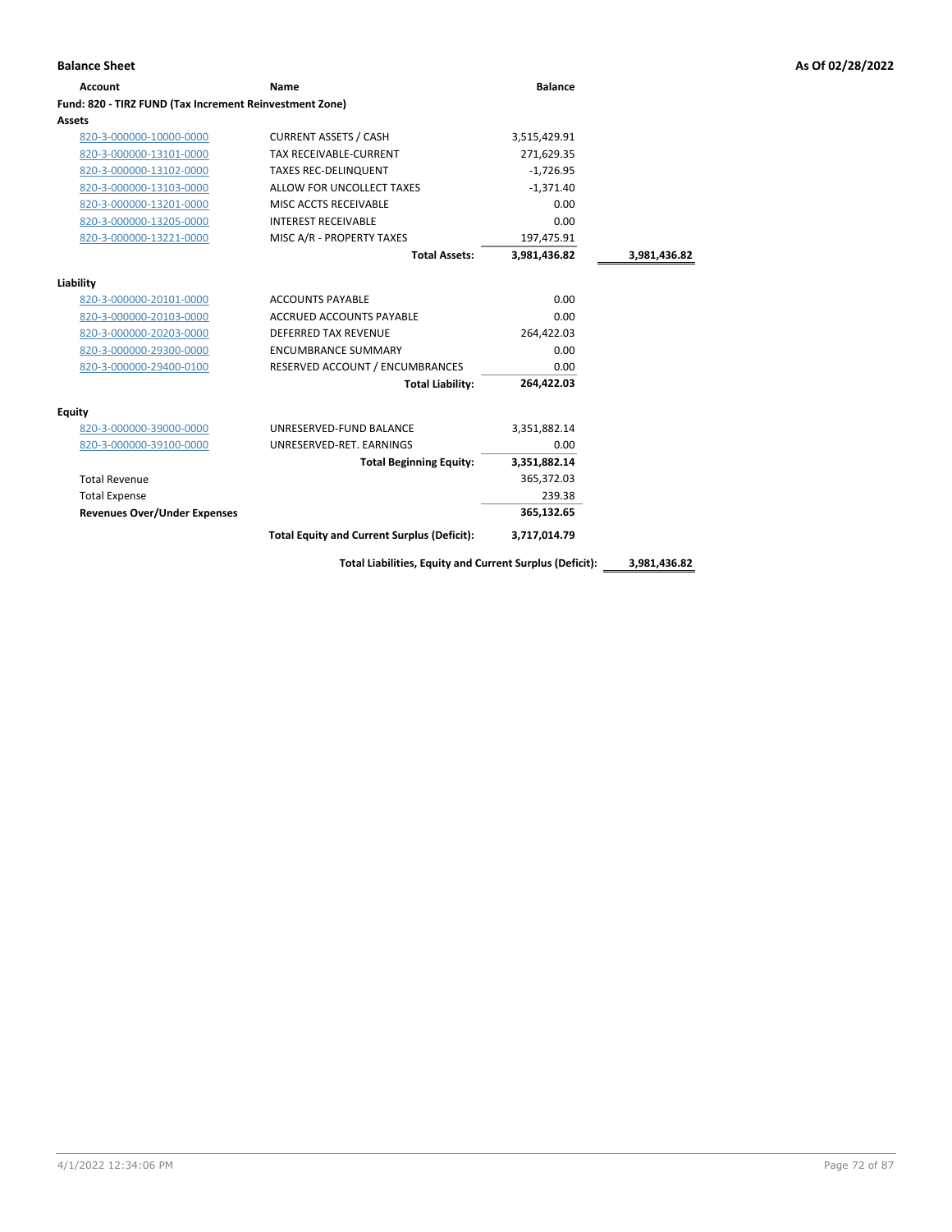**Balance Sheet** **As Of 02/28/2022**

| Account | Name | Balance | |
|---|---|---|---|
| **Fund: 820 - TIRZ FUND (Tax Increment Reinvestment Zone)** | | | |
| **Assets** | | | |
| 820-3-000000-10000-0000 | CURRENT ASSETS / CASH | 3,515,429.91 | |
| 820-3-000000-13101-0000 | TAX RECEIVABLE-CURRENT | 271,629.35 | |
| 820-3-000000-13102-0000 | TAXES REC-DELINQUENT | -1,726.95 | |
| 820-3-000000-13103-0000 | ALLOW FOR UNCOLLECT TAXES | -1,371.40 | |
| 820-3-000000-13201-0000 | MISC ACCTS RECEIVABLE | 0.00 | |
| 820-3-000000-13205-0000 | INTEREST RECEIVABLE | 0.00 | |
| 820-3-000000-13221-0000 | MISC A/R - PROPERTY TAXES | 197,475.91 | |
| | **Total Assets:** | **3,981,436.82** | **3,981,436.82** |
| **Liability** | | | |
| 820-3-000000-20101-0000 | ACCOUNTS PAYABLE | 0.00 | |
| 820-3-000000-20103-0000 | ACCRUED ACCOUNTS PAYABLE | 0.00 | |
| 820-3-000000-20203-0000 | DEFERRED TAX REVENUE | 264,422.03 | |
| 820-3-000000-29300-0000 | ENCUMBRANCE SUMMARY | 0.00 | |
| 820-3-000000-29400-0100 | RESERVED ACCOUNT / ENCUMBRANCES | 0.00 | |
| | **Total Liability:** | **264,422.03** | |
| **Equity** | | | |
| 820-3-000000-39000-0000 | UNRESERVED-FUND BALANCE | 3,351,882.14 | |
| 820-3-000000-39100-0000 | UNRESERVED-RET. EARNINGS | 0.00 | |
| | **Total Beginning Equity:** | **3,351,882.14** | |
| Total Revenue | | 365,372.03 | |
| Total Expense | | 239.38 | |
| **Revenues Over/Under Expenses** | | **365,132.65** | |
| | **Total Equity and Current Surplus (Deficit):** | **3,717,014.79** | |
| | **Total Liabilities, Equity and Current Surplus (Deficit):** | | **3,981,436.82** |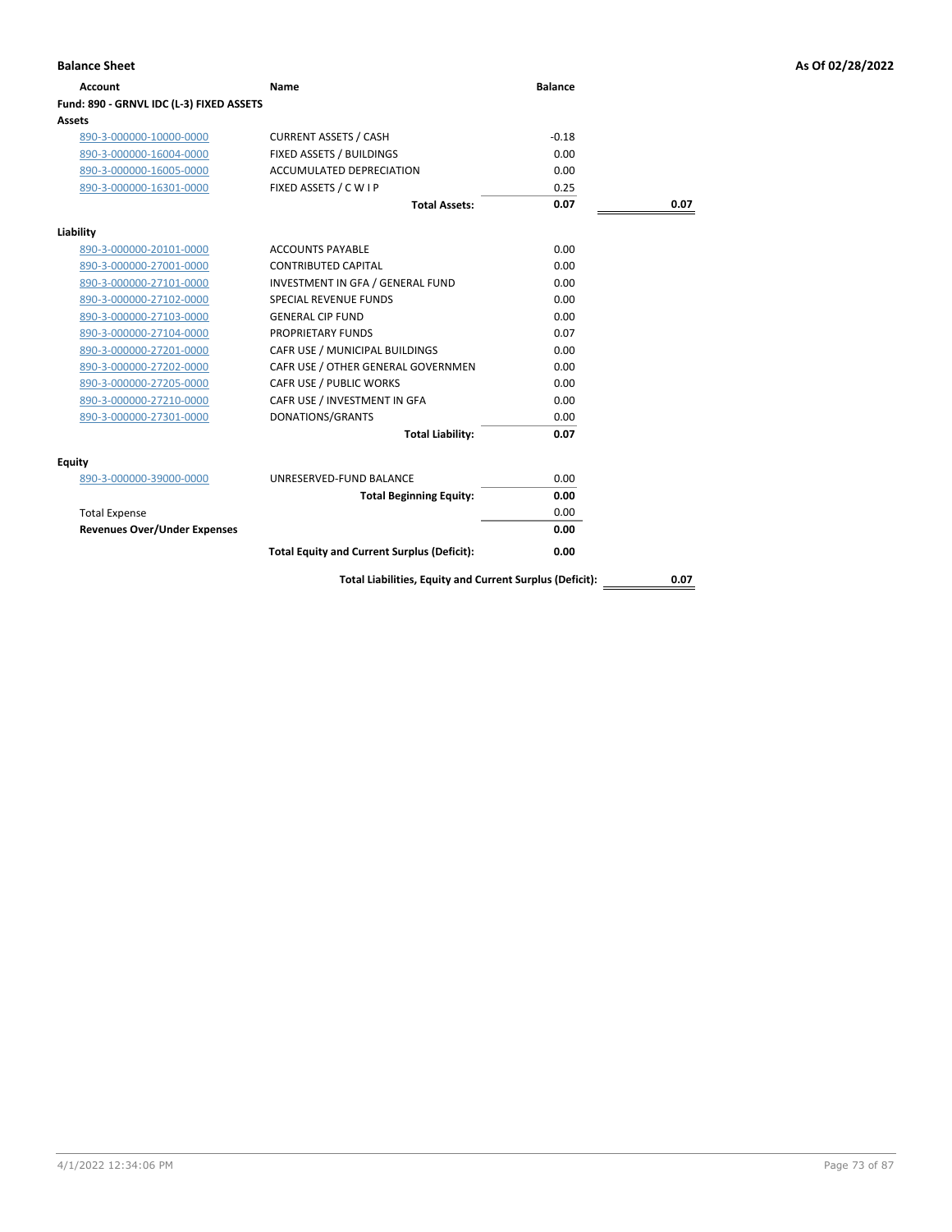**Balance Sheet** **As Of 02/28/2022**

| Account | Name | Balance | |
|---|---|---|---|
| **Fund: 890 - GRNVL IDC (L-3) FIXED ASSETS** | | | |
| **Assets** | | | |
| 890-3-000000-10000-0000 | CURRENT ASSETS / CASH | -0.18 | |
| 890-3-000000-16004-0000 | FIXED ASSETS / BUILDINGS | 0.00 | |
| 890-3-000000-16005-0000 | ACCUMULATED DEPRECIATION | 0.00 | |
| 890-3-000000-16301-0000 | FIXED ASSETS / C W I P | 0.25 | |
| | **Total Assets:** | **0.07** | **0.07** |
| **Liability** | | | |
| 890-3-000000-20101-0000 | ACCOUNTS PAYABLE | 0.00 | |
| 890-3-000000-27001-0000 | CONTRIBUTED CAPITAL | 0.00 | |
| 890-3-000000-27101-0000 | INVESTMENT IN GFA / GENERAL FUND | 0.00 | |
| 890-3-000000-27102-0000 | SPECIAL REVENUE FUNDS | 0.00 | |
| 890-3-000000-27103-0000 | GENERAL CIP FUND | 0.00 | |
| 890-3-000000-27104-0000 | PROPRIETARY FUNDS | 0.07 | |
| 890-3-000000-27201-0000 | CAFR USE / MUNICIPAL BUILDINGS | 0.00 | |
| 890-3-000000-27202-0000 | CAFR USE / OTHER GENERAL GOVERNMEN | 0.00 | |
| 890-3-000000-27205-0000 | CAFR USE / PUBLIC WORKS | 0.00 | |
| 890-3-000000-27210-0000 | CAFR USE / INVESTMENT IN GFA | 0.00 | |
| 890-3-000000-27301-0000 | DONATIONS/GRANTS | 0.00 | |
| | **Total Liability:** | **0.07** | |
| **Equity** | | | |
| 890-3-000000-39000-0000 | UNRESERVED-FUND BALANCE | 0.00 | |
| | **Total Beginning Equity:** | **0.00** | |
| Total Expense | | 0.00 | |
| **Revenues Over/Under Expenses** | | **0.00** | |
| | **Total Equity and Current Surplus (Deficit):** | **0.00** | |
| | **Total Liabilities, Equity and Current Surplus (Deficit):** | | **0.07** |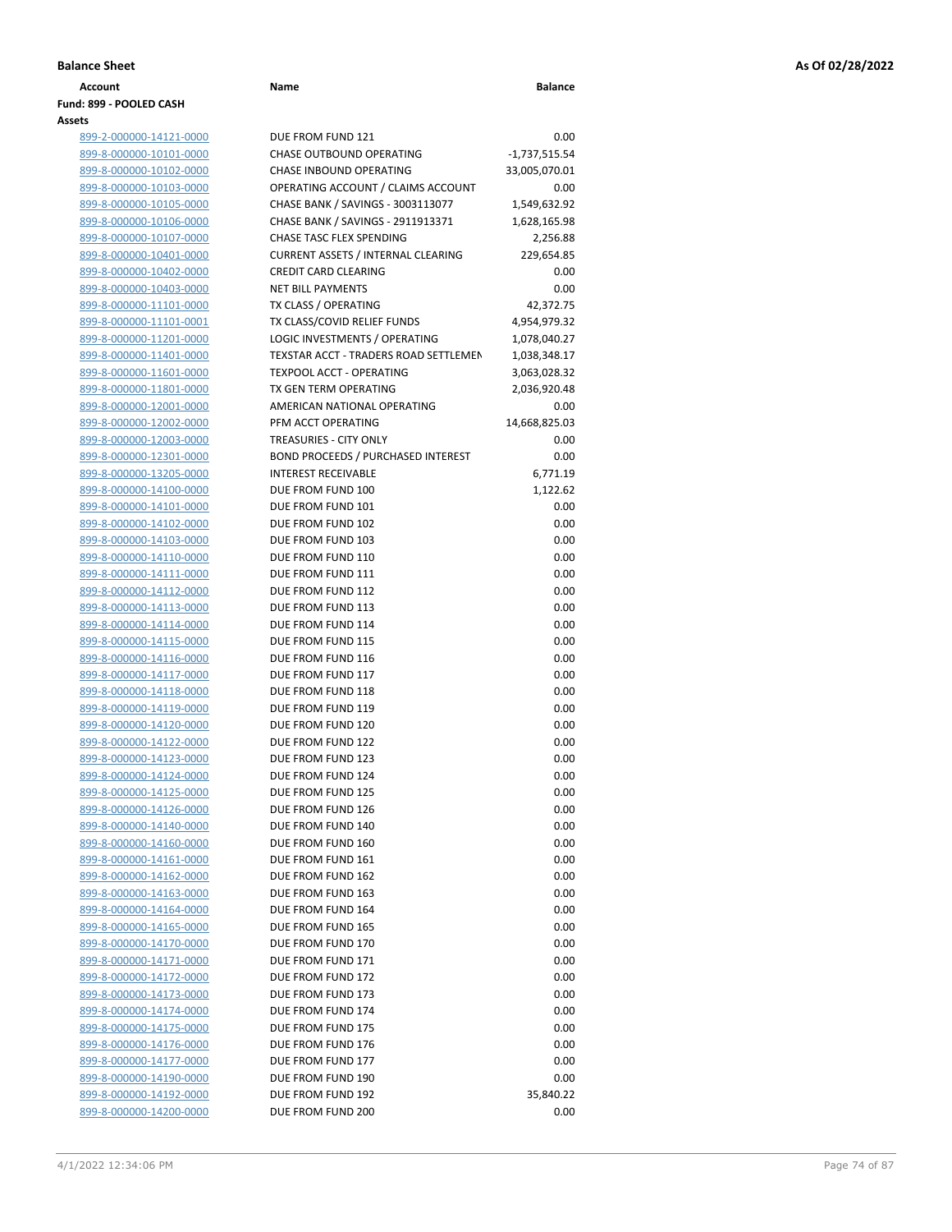**Balance Sheet** — As Of 02/28/2022

| Account | Name | Balance |
|---|---|---|
| **Fund: 899 - POOLED CASH** | | |
| **Assets** | | |
| 899-2-000000-14121-0000 | DUE FROM FUND 121 | 0.00 |
| 899-8-000000-10101-0000 | CHASE OUTBOUND OPERATING | -1,737,515.54 |
| 899-8-000000-10102-0000 | CHASE INBOUND OPERATING | 33,005,070.01 |
| 899-8-000000-10103-0000 | OPERATING ACCOUNT / CLAIMS ACCOUNT | 0.00 |
| 899-8-000000-10105-0000 | CHASE BANK / SAVINGS - 3003113077 | 1,549,632.92 |
| 899-8-000000-10106-0000 | CHASE BANK / SAVINGS - 2911913371 | 1,628,165.98 |
| 899-8-000000-10107-0000 | CHASE TASC FLEX SPENDING | 2,256.88 |
| 899-8-000000-10401-0000 | CURRENT ASSETS / INTERNAL CLEARING | 229,654.85 |
| 899-8-000000-10402-0000 | CREDIT CARD CLEARING | 0.00 |
| 899-8-000000-10403-0000 | NET BILL PAYMENTS | 0.00 |
| 899-8-000000-11101-0000 | TX CLASS / OPERATING | 42,372.75 |
| 899-8-000000-11101-0001 | TX CLASS/COVID RELIEF FUNDS | 4,954,979.32 |
| 899-8-000000-11201-0000 | LOGIC INVESTMENTS / OPERATING | 1,078,040.27 |
| 899-8-000000-11401-0000 | TEXSTAR ACCT - TRADERS ROAD SETTLEMEN | 1,038,348.17 |
| 899-8-000000-11601-0000 | TEXPOOL ACCT - OPERATING | 3,063,028.32 |
| 899-8-000000-11801-0000 | TX GEN TERM OPERATING | 2,036,920.48 |
| 899-8-000000-12001-0000 | AMERICAN NATIONAL OPERATING | 0.00 |
| 899-8-000000-12002-0000 | PFM ACCT OPERATING | 14,668,825.03 |
| 899-8-000000-12003-0000 | TREASURIES - CITY ONLY | 0.00 |
| 899-8-000000-12301-0000 | BOND PROCEEDS / PURCHASED INTEREST | 0.00 |
| 899-8-000000-13205-0000 | INTEREST RECEIVABLE | 6,771.19 |
| 899-8-000000-14100-0000 | DUE FROM FUND 100 | 1,122.62 |
| 899-8-000000-14101-0000 | DUE FROM FUND 101 | 0.00 |
| 899-8-000000-14102-0000 | DUE FROM FUND 102 | 0.00 |
| 899-8-000000-14103-0000 | DUE FROM FUND 103 | 0.00 |
| 899-8-000000-14110-0000 | DUE FROM FUND 110 | 0.00 |
| 899-8-000000-14111-0000 | DUE FROM FUND 111 | 0.00 |
| 899-8-000000-14112-0000 | DUE FROM FUND 112 | 0.00 |
| 899-8-000000-14113-0000 | DUE FROM FUND 113 | 0.00 |
| 899-8-000000-14114-0000 | DUE FROM FUND 114 | 0.00 |
| 899-8-000000-14115-0000 | DUE FROM FUND 115 | 0.00 |
| 899-8-000000-14116-0000 | DUE FROM FUND 116 | 0.00 |
| 899-8-000000-14117-0000 | DUE FROM FUND 117 | 0.00 |
| 899-8-000000-14118-0000 | DUE FROM FUND 118 | 0.00 |
| 899-8-000000-14119-0000 | DUE FROM FUND 119 | 0.00 |
| 899-8-000000-14120-0000 | DUE FROM FUND 120 | 0.00 |
| 899-8-000000-14122-0000 | DUE FROM FUND 122 | 0.00 |
| 899-8-000000-14123-0000 | DUE FROM FUND 123 | 0.00 |
| 899-8-000000-14124-0000 | DUE FROM FUND 124 | 0.00 |
| 899-8-000000-14125-0000 | DUE FROM FUND 125 | 0.00 |
| 899-8-000000-14126-0000 | DUE FROM FUND 126 | 0.00 |
| 899-8-000000-14140-0000 | DUE FROM FUND 140 | 0.00 |
| 899-8-000000-14160-0000 | DUE FROM FUND 160 | 0.00 |
| 899-8-000000-14161-0000 | DUE FROM FUND 161 | 0.00 |
| 899-8-000000-14162-0000 | DUE FROM FUND 162 | 0.00 |
| 899-8-000000-14163-0000 | DUE FROM FUND 163 | 0.00 |
| 899-8-000000-14164-0000 | DUE FROM FUND 164 | 0.00 |
| 899-8-000000-14165-0000 | DUE FROM FUND 165 | 0.00 |
| 899-8-000000-14170-0000 | DUE FROM FUND 170 | 0.00 |
| 899-8-000000-14171-0000 | DUE FROM FUND 171 | 0.00 |
| 899-8-000000-14172-0000 | DUE FROM FUND 172 | 0.00 |
| 899-8-000000-14173-0000 | DUE FROM FUND 173 | 0.00 |
| 899-8-000000-14174-0000 | DUE FROM FUND 174 | 0.00 |
| 899-8-000000-14175-0000 | DUE FROM FUND 175 | 0.00 |
| 899-8-000000-14176-0000 | DUE FROM FUND 176 | 0.00 |
| 899-8-000000-14177-0000 | DUE FROM FUND 177 | 0.00 |
| 899-8-000000-14190-0000 | DUE FROM FUND 190 | 0.00 |
| 899-8-000000-14192-0000 | DUE FROM FUND 192 | 35,840.22 |
| 899-8-000000-14200-0000 | DUE FROM FUND 200 | 0.00 |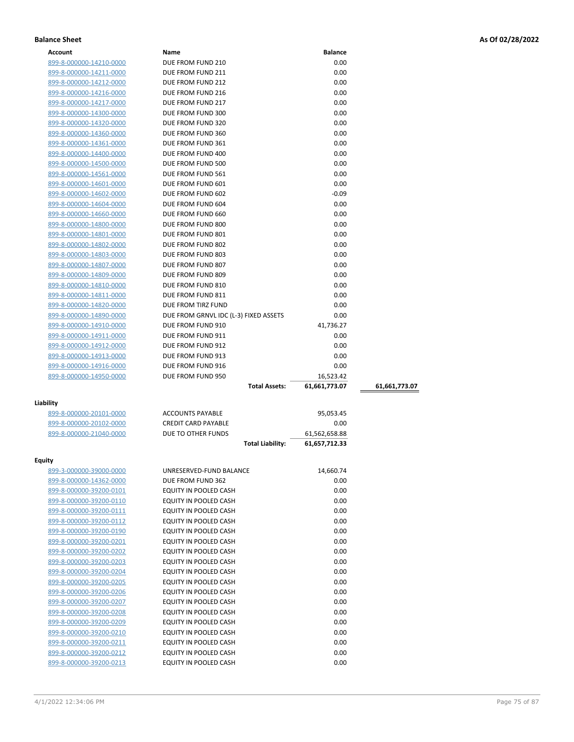**Balance Sheet** — As Of 02/28/2022

| Account | Name | Balance | |
|---|---|---|---|
| 899-8-000000-14210-0000 | DUE FROM FUND 210 | 0.00 | |
| 899-8-000000-14211-0000 | DUE FROM FUND 211 | 0.00 | |
| 899-8-000000-14212-0000 | DUE FROM FUND 212 | 0.00 | |
| 899-8-000000-14216-0000 | DUE FROM FUND 216 | 0.00 | |
| 899-8-000000-14217-0000 | DUE FROM FUND 217 | 0.00 | |
| 899-8-000000-14300-0000 | DUE FROM FUND 300 | 0.00 | |
| 899-8-000000-14320-0000 | DUE FROM FUND 320 | 0.00 | |
| 899-8-000000-14360-0000 | DUE FROM FUND 360 | 0.00 | |
| 899-8-000000-14361-0000 | DUE FROM FUND 361 | 0.00 | |
| 899-8-000000-14400-0000 | DUE FROM FUND 400 | 0.00 | |
| 899-8-000000-14500-0000 | DUE FROM FUND 500 | 0.00 | |
| 899-8-000000-14561-0000 | DUE FROM FUND 561 | 0.00 | |
| 899-8-000000-14601-0000 | DUE FROM FUND 601 | 0.00 | |
| 899-8-000000-14602-0000 | DUE FROM FUND 602 | -0.09 | |
| 899-8-000000-14604-0000 | DUE FROM FUND 604 | 0.00 | |
| 899-8-000000-14660-0000 | DUE FROM FUND 660 | 0.00 | |
| 899-8-000000-14800-0000 | DUE FROM FUND 800 | 0.00 | |
| 899-8-000000-14801-0000 | DUE FROM FUND 801 | 0.00 | |
| 899-8-000000-14802-0000 | DUE FROM FUND 802 | 0.00 | |
| 899-8-000000-14803-0000 | DUE FROM FUND 803 | 0.00 | |
| 899-8-000000-14807-0000 | DUE FROM FUND 807 | 0.00 | |
| 899-8-000000-14809-0000 | DUE FROM FUND 809 | 0.00 | |
| 899-8-000000-14810-0000 | DUE FROM FUND 810 | 0.00 | |
| 899-8-000000-14811-0000 | DUE FROM FUND 811 | 0.00 | |
| 899-8-000000-14820-0000 | DUE FROM TIRZ FUND | 0.00 | |
| 899-8-000000-14890-0000 | DUE FROM GRNVL IDC (L-3) FIXED ASSETS | 0.00 | |
| 899-8-000000-14910-0000 | DUE FROM FUND 910 | 41,736.27 | |
| 899-8-000000-14911-0000 | DUE FROM FUND 911 | 0.00 | |
| 899-8-000000-14912-0000 | DUE FROM FUND 912 | 0.00 | |
| 899-8-000000-14913-0000 | DUE FROM FUND 913 | 0.00 | |
| 899-8-000000-14916-0000 | DUE FROM FUND 916 | 0.00 | |
| 899-8-000000-14950-0000 | DUE FROM FUND 950 | 16,523.42 | |
| | **Total Assets:** | **61,661,773.07** | **61,661,773.07** |

**Liability**

| Account | Name | Balance |
|---|---|---|
| 899-8-000000-20101-0000 | ACCOUNTS PAYABLE | 95,053.45 |
| 899-8-000000-20102-0000 | CREDIT CARD PAYABLE | 0.00 |
| 899-8-000000-21040-0000 | DUE TO OTHER FUNDS | 61,562,658.88 |
| | **Total Liability:** | **61,657,712.33** |

**Equity**

| Account | Name | Balance |
|---|---|---|
| 899-3-000000-39000-0000 | UNRESERVED-FUND BALANCE | 14,660.74 |
| 899-8-000000-14362-0000 | DUE FROM FUND 362 | 0.00 |
| 899-8-000000-39200-0101 | EQUITY IN POOLED CASH | 0.00 |
| 899-8-000000-39200-0110 | EQUITY IN POOLED CASH | 0.00 |
| 899-8-000000-39200-0111 | EQUITY IN POOLED CASH | 0.00 |
| 899-8-000000-39200-0112 | EQUITY IN POOLED CASH | 0.00 |
| 899-8-000000-39200-0190 | EQUITY IN POOLED CASH | 0.00 |
| 899-8-000000-39200-0201 | EQUITY IN POOLED CASH | 0.00 |
| 899-8-000000-39200-0202 | EQUITY IN POOLED CASH | 0.00 |
| 899-8-000000-39200-0203 | EQUITY IN POOLED CASH | 0.00 |
| 899-8-000000-39200-0204 | EQUITY IN POOLED CASH | 0.00 |
| 899-8-000000-39200-0205 | EQUITY IN POOLED CASH | 0.00 |
| 899-8-000000-39200-0206 | EQUITY IN POOLED CASH | 0.00 |
| 899-8-000000-39200-0207 | EQUITY IN POOLED CASH | 0.00 |
| 899-8-000000-39200-0208 | EQUITY IN POOLED CASH | 0.00 |
| 899-8-000000-39200-0209 | EQUITY IN POOLED CASH | 0.00 |
| 899-8-000000-39200-0210 | EQUITY IN POOLED CASH | 0.00 |
| 899-8-000000-39200-0211 | EQUITY IN POOLED CASH | 0.00 |
| 899-8-000000-39200-0212 | EQUITY IN POOLED CASH | 0.00 |
| 899-8-000000-39200-0213 | EQUITY IN POOLED CASH | 0.00 |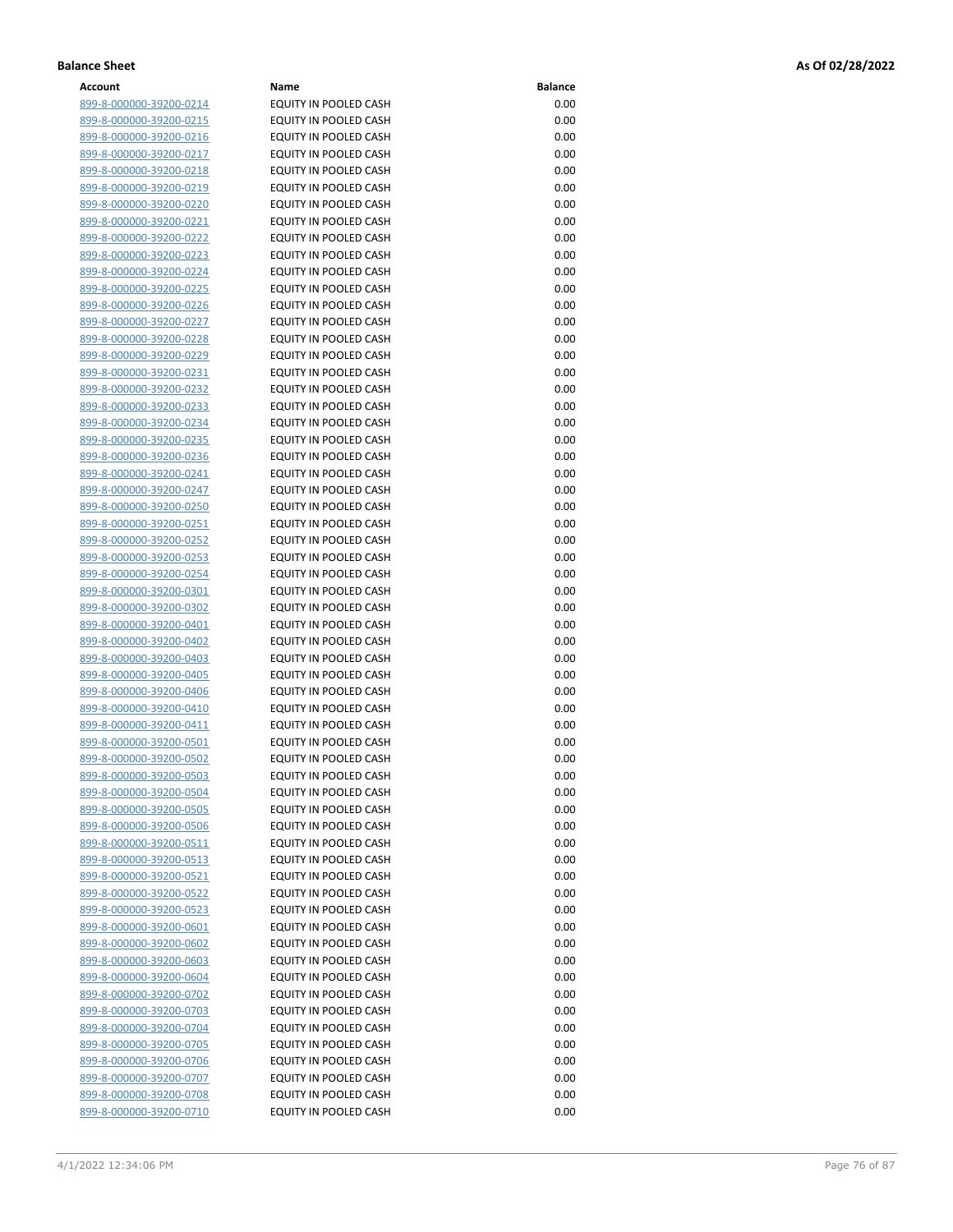**Balance Sheet** **As Of 02/28/2022**

| Account | Name | Balance |
|---|---|---|
| 899-8-000000-39200-0214 | EQUITY IN POOLED CASH | 0.00 |
| 899-8-000000-39200-0215 | EQUITY IN POOLED CASH | 0.00 |
| 899-8-000000-39200-0216 | EQUITY IN POOLED CASH | 0.00 |
| 899-8-000000-39200-0217 | EQUITY IN POOLED CASH | 0.00 |
| 899-8-000000-39200-0218 | EQUITY IN POOLED CASH | 0.00 |
| 899-8-000000-39200-0219 | EQUITY IN POOLED CASH | 0.00 |
| 899-8-000000-39200-0220 | EQUITY IN POOLED CASH | 0.00 |
| 899-8-000000-39200-0221 | EQUITY IN POOLED CASH | 0.00 |
| 899-8-000000-39200-0222 | EQUITY IN POOLED CASH | 0.00 |
| 899-8-000000-39200-0223 | EQUITY IN POOLED CASH | 0.00 |
| 899-8-000000-39200-0224 | EQUITY IN POOLED CASH | 0.00 |
| 899-8-000000-39200-0225 | EQUITY IN POOLED CASH | 0.00 |
| 899-8-000000-39200-0226 | EQUITY IN POOLED CASH | 0.00 |
| 899-8-000000-39200-0227 | EQUITY IN POOLED CASH | 0.00 |
| 899-8-000000-39200-0228 | EQUITY IN POOLED CASH | 0.00 |
| 899-8-000000-39200-0229 | EQUITY IN POOLED CASH | 0.00 |
| 899-8-000000-39200-0231 | EQUITY IN POOLED CASH | 0.00 |
| 899-8-000000-39200-0232 | EQUITY IN POOLED CASH | 0.00 |
| 899-8-000000-39200-0233 | EQUITY IN POOLED CASH | 0.00 |
| 899-8-000000-39200-0234 | EQUITY IN POOLED CASH | 0.00 |
| 899-8-000000-39200-0235 | EQUITY IN POOLED CASH | 0.00 |
| 899-8-000000-39200-0236 | EQUITY IN POOLED CASH | 0.00 |
| 899-8-000000-39200-0241 | EQUITY IN POOLED CASH | 0.00 |
| 899-8-000000-39200-0247 | EQUITY IN POOLED CASH | 0.00 |
| 899-8-000000-39200-0250 | EQUITY IN POOLED CASH | 0.00 |
| 899-8-000000-39200-0251 | EQUITY IN POOLED CASH | 0.00 |
| 899-8-000000-39200-0252 | EQUITY IN POOLED CASH | 0.00 |
| 899-8-000000-39200-0253 | EQUITY IN POOLED CASH | 0.00 |
| 899-8-000000-39200-0254 | EQUITY IN POOLED CASH | 0.00 |
| 899-8-000000-39200-0301 | EQUITY IN POOLED CASH | 0.00 |
| 899-8-000000-39200-0302 | EQUITY IN POOLED CASH | 0.00 |
| 899-8-000000-39200-0401 | EQUITY IN POOLED CASH | 0.00 |
| 899-8-000000-39200-0402 | EQUITY IN POOLED CASH | 0.00 |
| 899-8-000000-39200-0403 | EQUITY IN POOLED CASH | 0.00 |
| 899-8-000000-39200-0405 | EQUITY IN POOLED CASH | 0.00 |
| 899-8-000000-39200-0406 | EQUITY IN POOLED CASH | 0.00 |
| 899-8-000000-39200-0410 | EQUITY IN POOLED CASH | 0.00 |
| 899-8-000000-39200-0411 | EQUITY IN POOLED CASH | 0.00 |
| 899-8-000000-39200-0501 | EQUITY IN POOLED CASH | 0.00 |
| 899-8-000000-39200-0502 | EQUITY IN POOLED CASH | 0.00 |
| 899-8-000000-39200-0503 | EQUITY IN POOLED CASH | 0.00 |
| 899-8-000000-39200-0504 | EQUITY IN POOLED CASH | 0.00 |
| 899-8-000000-39200-0505 | EQUITY IN POOLED CASH | 0.00 |
| 899-8-000000-39200-0506 | EQUITY IN POOLED CASH | 0.00 |
| 899-8-000000-39200-0511 | EQUITY IN POOLED CASH | 0.00 |
| 899-8-000000-39200-0513 | EQUITY IN POOLED CASH | 0.00 |
| 899-8-000000-39200-0521 | EQUITY IN POOLED CASH | 0.00 |
| 899-8-000000-39200-0522 | EQUITY IN POOLED CASH | 0.00 |
| 899-8-000000-39200-0523 | EQUITY IN POOLED CASH | 0.00 |
| 899-8-000000-39200-0601 | EQUITY IN POOLED CASH | 0.00 |
| 899-8-000000-39200-0602 | EQUITY IN POOLED CASH | 0.00 |
| 899-8-000000-39200-0603 | EQUITY IN POOLED CASH | 0.00 |
| 899-8-000000-39200-0604 | EQUITY IN POOLED CASH | 0.00 |
| 899-8-000000-39200-0702 | EQUITY IN POOLED CASH | 0.00 |
| 899-8-000000-39200-0703 | EQUITY IN POOLED CASH | 0.00 |
| 899-8-000000-39200-0704 | EQUITY IN POOLED CASH | 0.00 |
| 899-8-000000-39200-0705 | EQUITY IN POOLED CASH | 0.00 |
| 899-8-000000-39200-0706 | EQUITY IN POOLED CASH | 0.00 |
| 899-8-000000-39200-0707 | EQUITY IN POOLED CASH | 0.00 |
| 899-8-000000-39200-0708 | EQUITY IN POOLED CASH | 0.00 |
| 899-8-000000-39200-0710 | EQUITY IN POOLED CASH | 0.00 |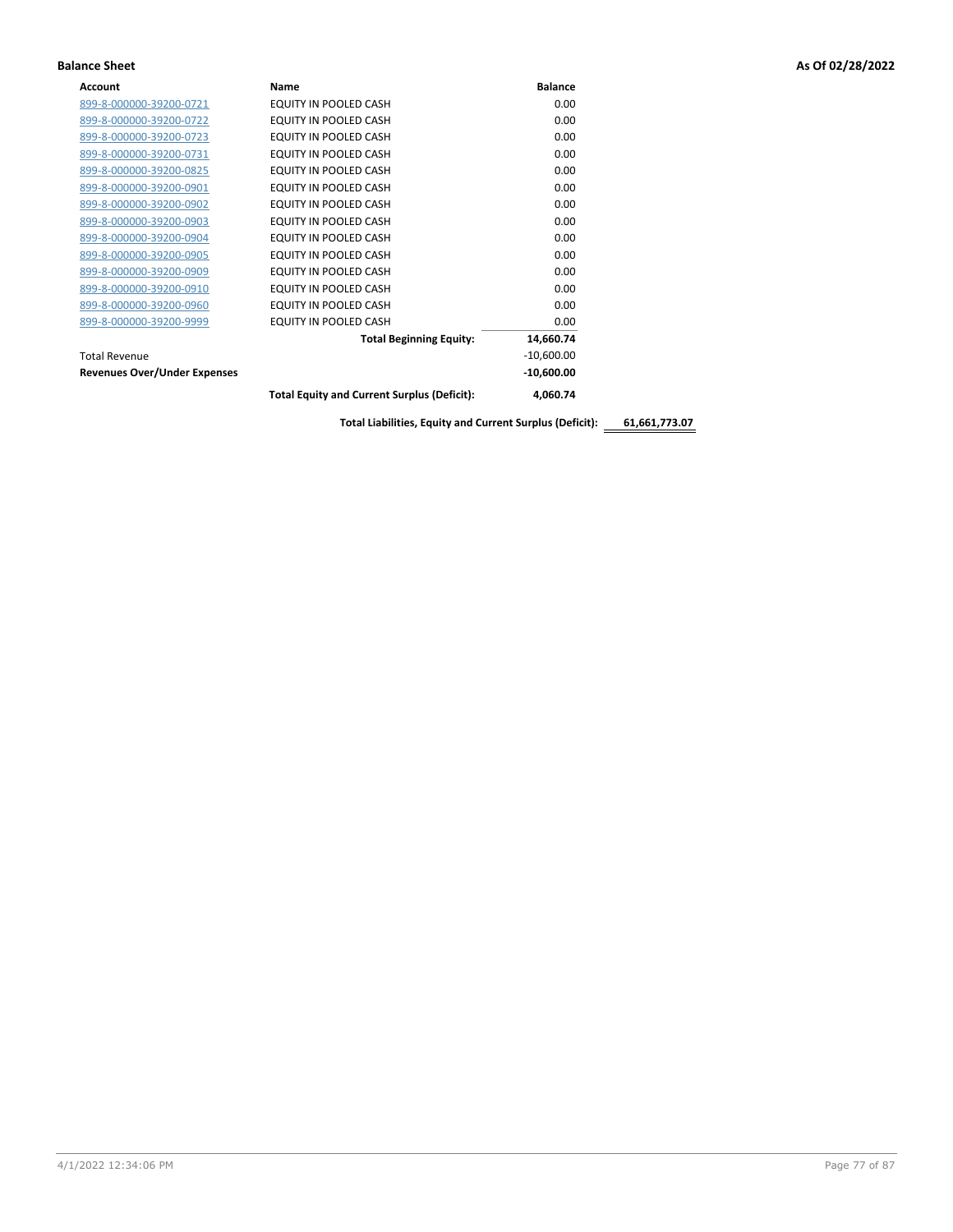**Balance Sheet** **As Of 02/28/2022**

| Account | Name | Balance | |
|---|---|---|---|
| 899-8-000000-39200-0721 | EQUITY IN POOLED CASH | 0.00 | |
| 899-8-000000-39200-0722 | EQUITY IN POOLED CASH | 0.00 | |
| 899-8-000000-39200-0723 | EQUITY IN POOLED CASH | 0.00 | |
| 899-8-000000-39200-0731 | EQUITY IN POOLED CASH | 0.00 | |
| 899-8-000000-39200-0825 | EQUITY IN POOLED CASH | 0.00 | |
| 899-8-000000-39200-0901 | EQUITY IN POOLED CASH | 0.00 | |
| 899-8-000000-39200-0902 | EQUITY IN POOLED CASH | 0.00 | |
| 899-8-000000-39200-0903 | EQUITY IN POOLED CASH | 0.00 | |
| 899-8-000000-39200-0904 | EQUITY IN POOLED CASH | 0.00 | |
| 899-8-000000-39200-0905 | EQUITY IN POOLED CASH | 0.00 | |
| 899-8-000000-39200-0909 | EQUITY IN POOLED CASH | 0.00 | |
| 899-8-000000-39200-0910 | EQUITY IN POOLED CASH | 0.00 | |
| 899-8-000000-39200-0960 | EQUITY IN POOLED CASH | 0.00 | |
| 899-8-000000-39200-9999 | EQUITY IN POOLED CASH | 0.00 | |
| | **Total Beginning Equity:** | **14,660.74** | |
| Total Revenue | | -10,600.00 | |
| **Revenues Over/Under Expenses** | | **-10,600.00** | |
| | **Total Equity and Current Surplus (Deficit):** | **4,060.74** | |
| | **Total Liabilities, Equity and Current Surplus (Deficit):** | | **61,661,773.07** |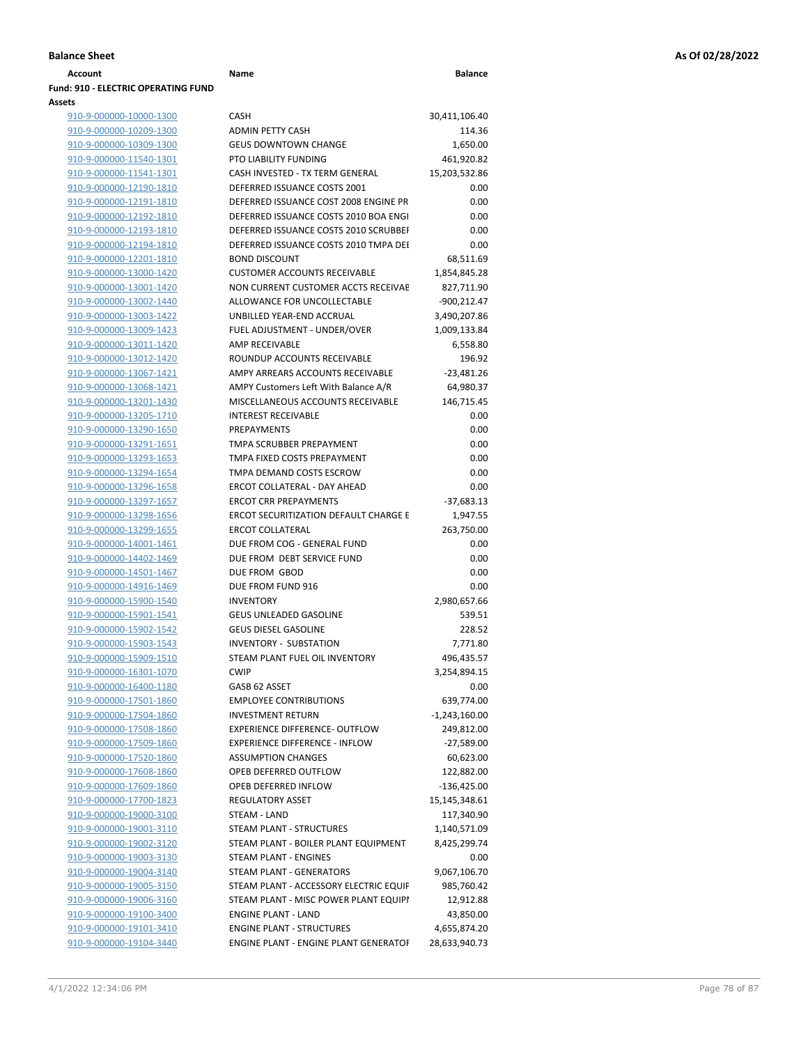**Balance Sheet** **As Of 02/28/2022**

| Account | Name | Balance |
|---|---|---|
| **Fund: 910 - ELECTRIC OPERATING FUND** | | |
| **Assets** | | |
| 910-9-000000-10000-1300 | CASH | 30,411,106.40 |
| 910-9-000000-10209-1300 | ADMIN PETTY CASH | 114.36 |
| 910-9-000000-10309-1300 | GEUS DOWNTOWN CHANGE | 1,650.00 |
| 910-9-000000-11540-1301 | PTO LIABILITY FUNDING | 461,920.82 |
| 910-9-000000-11541-1301 | CASH INVESTED - TX TERM GENERAL | 15,203,532.86 |
| 910-9-000000-12190-1810 | DEFERRED ISSUANCE COSTS 2001 | 0.00 |
| 910-9-000000-12191-1810 | DEFERRED ISSUANCE COST 2008 ENGINE PR | 0.00 |
| 910-9-000000-12192-1810 | DEFERRED ISSUANCE COSTS 2010 BOA ENGI | 0.00 |
| 910-9-000000-12193-1810 | DEFERRED ISSUANCE COSTS 2010 SCRUBBEI | 0.00 |
| 910-9-000000-12194-1810 | DEFERRED ISSUANCE COSTS 2010 TMPA DEI | 0.00 |
| 910-9-000000-12201-1810 | BOND DISCOUNT | 68,511.69 |
| 910-9-000000-13000-1420 | CUSTOMER ACCOUNTS RECEIVABLE | 1,854,845.28 |
| 910-9-000000-13001-1420 | NON CURRENT CUSTOMER ACCTS RECEIVAE | 827,711.90 |
| 910-9-000000-13002-1440 | ALLOWANCE FOR UNCOLLECTABLE | -900,212.47 |
| 910-9-000000-13003-1422 | UNBILLED YEAR-END ACCRUAL | 3,490,207.86 |
| 910-9-000000-13009-1423 | FUEL ADJUSTMENT - UNDER/OVER | 1,009,133.84 |
| 910-9-000000-13011-1420 | AMP RECEIVABLE | 6,558.80 |
| 910-9-000000-13012-1420 | ROUNDUP ACCOUNTS RECEIVABLE | 196.92 |
| 910-9-000000-13067-1421 | AMPY ARREARS ACCOUNTS RECEIVABLE | -23,481.26 |
| 910-9-000000-13068-1421 | AMPY Customers Left With Balance A/R | 64,980.37 |
| 910-9-000000-13201-1430 | MISCELLANEOUS ACCOUNTS RECEIVABLE | 146,715.45 |
| 910-9-000000-13205-1710 | INTEREST RECEIVABLE | 0.00 |
| 910-9-000000-13290-1650 | PREPAYMENTS | 0.00 |
| 910-9-000000-13291-1651 | TMPA SCRUBBER PREPAYMENT | 0.00 |
| 910-9-000000-13293-1653 | TMPA FIXED COSTS PREPAYMENT | 0.00 |
| 910-9-000000-13294-1654 | TMPA DEMAND COSTS ESCROW | 0.00 |
| 910-9-000000-13296-1658 | ERCOT COLLATERAL - DAY AHEAD | 0.00 |
| 910-9-000000-13297-1657 | ERCOT CRR PREPAYMENTS | -37,683.13 |
| 910-9-000000-13298-1656 | ERCOT SECURITIZATION DEFAULT CHARGE E | 1,947.55 |
| 910-9-000000-13299-1655 | ERCOT COLLATERAL | 263,750.00 |
| 910-9-000000-14001-1461 | DUE FROM COG - GENERAL FUND | 0.00 |
| 910-9-000000-14402-1469 | DUE FROM DEBT SERVICE FUND | 0.00 |
| 910-9-000000-14501-1467 | DUE FROM GBOD | 0.00 |
| 910-9-000000-14916-1469 | DUE FROM FUND 916 | 0.00 |
| 910-9-000000-15900-1540 | INVENTORY | 2,980,657.66 |
| 910-9-000000-15901-1541 | GEUS UNLEADED GASOLINE | 539.51 |
| 910-9-000000-15902-1542 | GEUS DIESEL GASOLINE | 228.52 |
| 910-9-000000-15903-1543 | INVENTORY - SUBSTATION | 7,771.80 |
| 910-9-000000-15909-1510 | STEAM PLANT FUEL OIL INVENTORY | 496,435.57 |
| 910-9-000000-16301-1070 | CWIP | 3,254,894.15 |
| 910-9-000000-16400-1180 | GASB 62 ASSET | 0.00 |
| 910-9-000000-17501-1860 | EMPLOYEE CONTRIBUTIONS | 639,774.00 |
| 910-9-000000-17504-1860 | INVESTMENT RETURN | -1,243,160.00 |
| 910-9-000000-17508-1860 | EXPERIENCE DIFFERENCE- OUTFLOW | 249,812.00 |
| 910-9-000000-17509-1860 | EXPERIENCE DIFFERENCE - INFLOW | -27,589.00 |
| 910-9-000000-17520-1860 | ASSUMPTION CHANGES | 60,623.00 |
| 910-9-000000-17608-1860 | OPEB DEFERRED OUTFLOW | 122,882.00 |
| 910-9-000000-17609-1860 | OPEB DEFERRED INFLOW | -136,425.00 |
| 910-9-000000-17700-1823 | REGULATORY ASSET | 15,145,348.61 |
| 910-9-000000-19000-3100 | STEAM - LAND | 117,340.90 |
| 910-9-000000-19001-3110 | STEAM PLANT - STRUCTURES | 1,140,571.09 |
| 910-9-000000-19002-3120 | STEAM PLANT - BOILER PLANT EQUIPMENT | 8,425,299.74 |
| 910-9-000000-19003-3130 | STEAM PLANT - ENGINES | 0.00 |
| 910-9-000000-19004-3140 | STEAM PLANT - GENERATORS | 9,067,106.70 |
| 910-9-000000-19005-3150 | STEAM PLANT - ACCESSORY ELECTRIC EQUIF | 985,760.42 |
| 910-9-000000-19006-3160 | STEAM PLANT - MISC POWER PLANT EQUIPI | 12,912.88 |
| 910-9-000000-19100-3400 | ENGINE PLANT - LAND | 43,850.00 |
| 910-9-000000-19101-3410 | ENGINE PLANT - STRUCTURES | 4,655,874.20 |
| 910-9-000000-19104-3440 | ENGINE PLANT - ENGINE PLANT GENERATOF | 28,633,940.73 |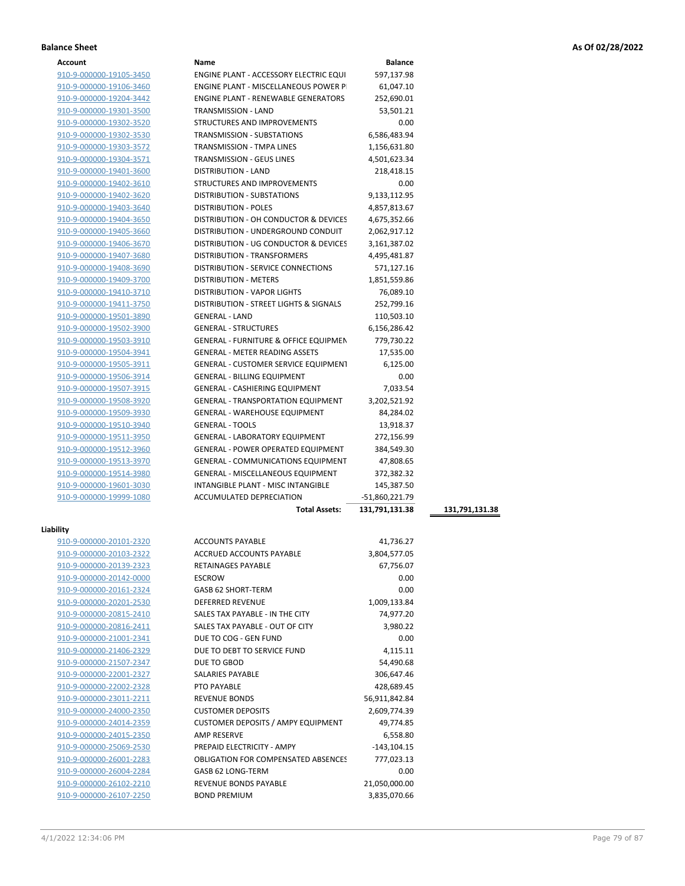**Balance Sheet** **As Of 02/28/2022**

| Account | Name | Balance | |
|---|---|---|---|
| 910-9-000000-19105-3450 | ENGINE PLANT - ACCESSORY ELECTRIC EQUI | 597,137.98 | |
| 910-9-000000-19106-3460 | ENGINE PLANT - MISCELLANEOUS POWER P | 61,047.10 | |
| 910-9-000000-19204-3442 | ENGINE PLANT - RENEWABLE GENERATORS | 252,690.01 | |
| 910-9-000000-19301-3500 | TRANSMISSION - LAND | 53,501.21 | |
| 910-9-000000-19302-3520 | STRUCTURES AND IMPROVEMENTS | 0.00 | |
| 910-9-000000-19302-3530 | TRANSMISSION - SUBSTATIONS | 6,586,483.94 | |
| 910-9-000000-19303-3572 | TRANSMISSION - TMPA LINES | 1,156,631.80 | |
| 910-9-000000-19304-3571 | TRANSMISSION - GEUS LINES | 4,501,623.34 | |
| 910-9-000000-19401-3600 | DISTRIBUTION - LAND | 218,418.15 | |
| 910-9-000000-19402-3610 | STRUCTURES AND IMPROVEMENTS | 0.00 | |
| 910-9-000000-19402-3620 | DISTRIBUTION - SUBSTATIONS | 9,133,112.95 | |
| 910-9-000000-19403-3640 | DISTRIBUTION - POLES | 4,857,813.67 | |
| 910-9-000000-19404-3650 | DISTRIBUTION - OH CONDUCTOR & DEVICES | 4,675,352.66 | |
| 910-9-000000-19405-3660 | DISTRIBUTION - UNDERGROUND CONDUIT | 2,062,917.12 | |
| 910-9-000000-19406-3670 | DISTRIBUTION - UG CONDUCTOR & DEVICES | 3,161,387.02 | |
| 910-9-000000-19407-3680 | DISTRIBUTION - TRANSFORMERS | 4,495,481.87 | |
| 910-9-000000-19408-3690 | DISTRIBUTION - SERVICE CONNECTIONS | 571,127.16 | |
| 910-9-000000-19409-3700 | DISTRIBUTION - METERS | 1,851,559.86 | |
| 910-9-000000-19410-3710 | DISTRIBUTION - VAPOR LIGHTS | 76,089.10 | |
| 910-9-000000-19411-3750 | DISTRIBUTION - STREET LIGHTS & SIGNALS | 252,799.16 | |
| 910-9-000000-19501-3890 | GENERAL - LAND | 110,503.10 | |
| 910-9-000000-19502-3900 | GENERAL - STRUCTURES | 6,156,286.42 | |
| 910-9-000000-19503-3910 | GENERAL - FURNITURE & OFFICE EQUIPMEN | 779,730.22 | |
| 910-9-000000-19504-3941 | GENERAL - METER READING ASSETS | 17,535.00 | |
| 910-9-000000-19505-3911 | GENERAL - CUSTOMER SERVICE EQUIPMENT | 6,125.00 | |
| 910-9-000000-19506-3914 | GENERAL - BILLING EQUIPMENT | 0.00 | |
| 910-9-000000-19507-3915 | GENERAL - CASHIERING EQUIPMENT | 7,033.54 | |
| 910-9-000000-19508-3920 | GENERAL - TRANSPORTATION EQUIPMENT | 3,202,521.92 | |
| 910-9-000000-19509-3930 | GENERAL - WAREHOUSE EQUIPMENT | 84,284.02 | |
| 910-9-000000-19510-3940 | GENERAL - TOOLS | 13,918.37 | |
| 910-9-000000-19511-3950 | GENERAL - LABORATORY EQUIPMENT | 272,156.99 | |
| 910-9-000000-19512-3960 | GENERAL - POWER OPERATED EQUIPMENT | 384,549.30 | |
| 910-9-000000-19513-3970 | GENERAL - COMMUNICATIONS EQUIPMENT | 47,808.65 | |
| 910-9-000000-19514-3980 | GENERAL - MISCELLANEOUS EQUIPMENT | 372,382.32 | |
| 910-9-000000-19601-3030 | INTANGIBLE PLANT - MISC INTANGIBLE | 145,387.50 | |
| 910-9-000000-19999-1080 | ACCUMULATED DEPRECIATION | -51,860,221.79 | |
| | **Total Assets:** | **131,791,131.38** | **131,791,131.38** |

**Liability**

| Account | Name | Balance |
|---|---|---|
| 910-9-000000-20101-2320 | ACCOUNTS PAYABLE | 41,736.27 |
| 910-9-000000-20103-2322 | ACCRUED ACCOUNTS PAYABLE | 3,804,577.05 |
| 910-9-000000-20139-2323 | RETAINAGES PAYABLE | 67,756.07 |
| 910-9-000000-20142-0000 | ESCROW | 0.00 |
| 910-9-000000-20161-2324 | GASB 62 SHORT-TERM | 0.00 |
| 910-9-000000-20201-2530 | DEFERRED REVENUE | 1,009,133.84 |
| 910-9-000000-20815-2410 | SALES TAX PAYABLE - IN THE CITY | 74,977.20 |
| 910-9-000000-20816-2411 | SALES TAX PAYABLE - OUT OF CITY | 3,980.22 |
| 910-9-000000-21001-2341 | DUE TO COG - GEN FUND | 0.00 |
| 910-9-000000-21406-2329 | DUE TO DEBT TO SERVICE FUND | 4,115.11 |
| 910-9-000000-21507-2347 | DUE TO GBOD | 54,490.68 |
| 910-9-000000-22001-2327 | SALARIES PAYABLE | 306,647.46 |
| 910-9-000000-22002-2328 | PTO PAYABLE | 428,689.45 |
| 910-9-000000-23011-2211 | REVENUE BONDS | 56,911,842.84 |
| 910-9-000000-24000-2350 | CUSTOMER DEPOSITS | 2,609,774.39 |
| 910-9-000000-24014-2359 | CUSTOMER DEPOSITS / AMPY EQUIPMENT | 49,774.85 |
| 910-9-000000-24015-2350 | AMP RESERVE | 6,558.80 |
| 910-9-000000-25069-2530 | PREPAID ELECTRICITY - AMPY | -143,104.15 |
| 910-9-000000-26001-2283 | OBLIGATION FOR COMPENSATED ABSENCES | 777,023.13 |
| 910-9-000000-26004-2284 | GASB 62 LONG-TERM | 0.00 |
| 910-9-000000-26102-2210 | REVENUE BONDS PAYABLE | 21,050,000.00 |
| 910-9-000000-26107-2250 | BOND PREMIUM | 3,835,070.66 |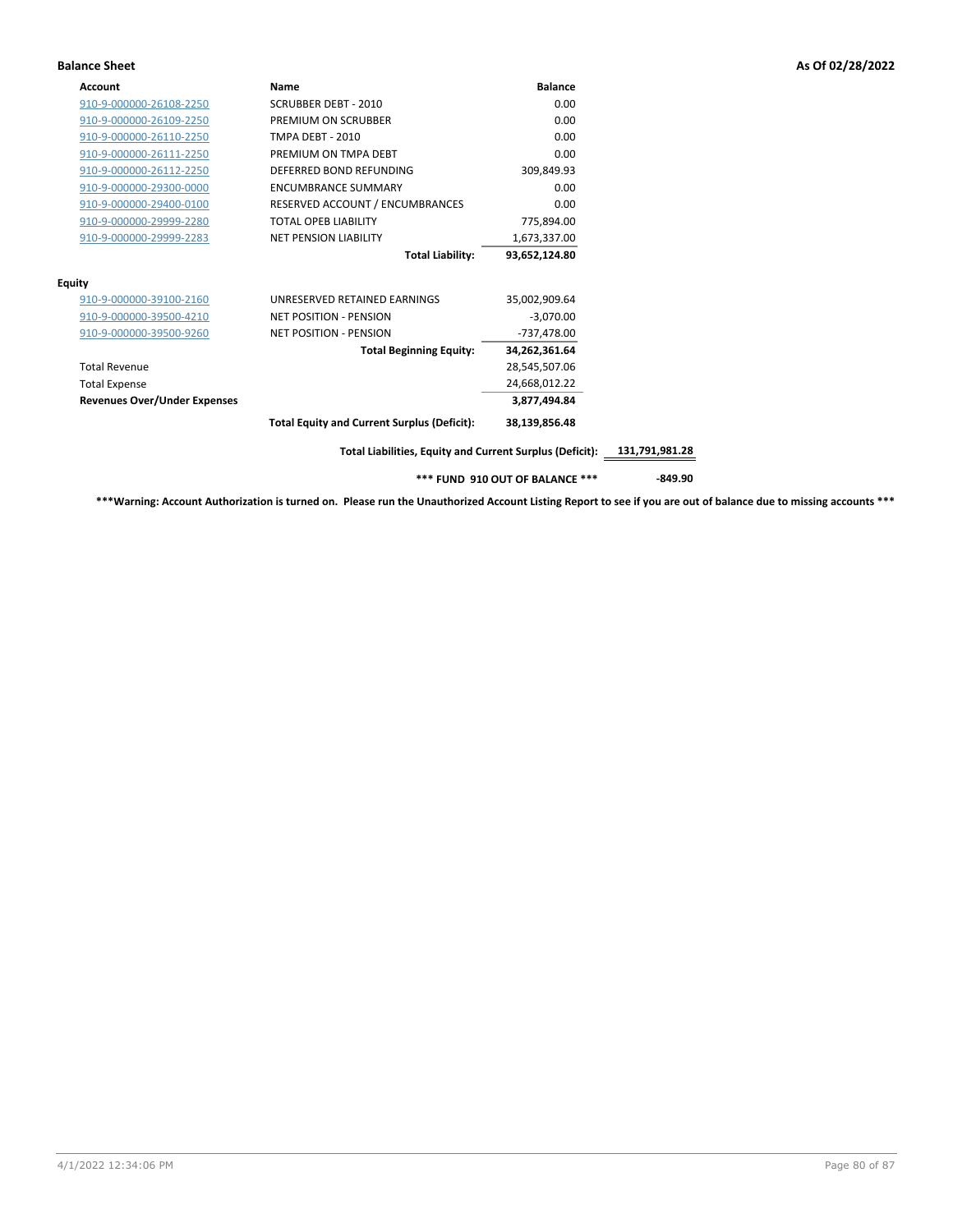**Balance Sheet** **As Of 02/28/2022**

| Account | Name | Balance | |
|---|---|---|---|
| 910-9-000000-26108-2250 | SCRUBBER DEBT - 2010 | 0.00 | |
| 910-9-000000-26109-2250 | PREMIUM ON SCRUBBER | 0.00 | |
| 910-9-000000-26110-2250 | TMPA DEBT - 2010 | 0.00 | |
| 910-9-000000-26111-2250 | PREMIUM ON TMPA DEBT | 0.00 | |
| 910-9-000000-26112-2250 | DEFERRED BOND REFUNDING | 309,849.93 | |
| 910-9-000000-29300-0000 | ENCUMBRANCE SUMMARY | 0.00 | |
| 910-9-000000-29400-0100 | RESERVED ACCOUNT / ENCUMBRANCES | 0.00 | |
| 910-9-000000-29999-2280 | TOTAL OPEB LIABILITY | 775,894.00 | |
| 910-9-000000-29999-2283 | NET PENSION LIABILITY | 1,673,337.00 | |
| | **Total Liability:** | **93,652,124.80** | |
| **Equity** | | | |
| 910-9-000000-39100-2160 | UNRESERVED RETAINED EARNINGS | 35,002,909.64 | |
| 910-9-000000-39500-4210 | NET POSITION - PENSION | -3,070.00 | |
| 910-9-000000-39500-9260 | NET POSITION - PENSION | -737,478.00 | |
| | **Total Beginning Equity:** | **34,262,361.64** | |
| Total Revenue | | 28,545,507.06 | |
| Total Expense | | 24,668,012.22 | |
| **Revenues Over/Under Expenses** | | **3,877,494.84** | |
| | **Total Equity and Current Surplus (Deficit):** | **38,139,856.48** | |
| | **Total Liabilities, Equity and Current Surplus (Deficit):** | | **131,791,981.28** |
| | **\*\*\* FUND 910 OUT OF BALANCE \*\*\*** | | **-849.90** |

**\*\*\*Warning: Account Authorization is turned on. Please run the Unauthorized Account Listing Report to see if you are out of balance due to missing accounts \*\*\***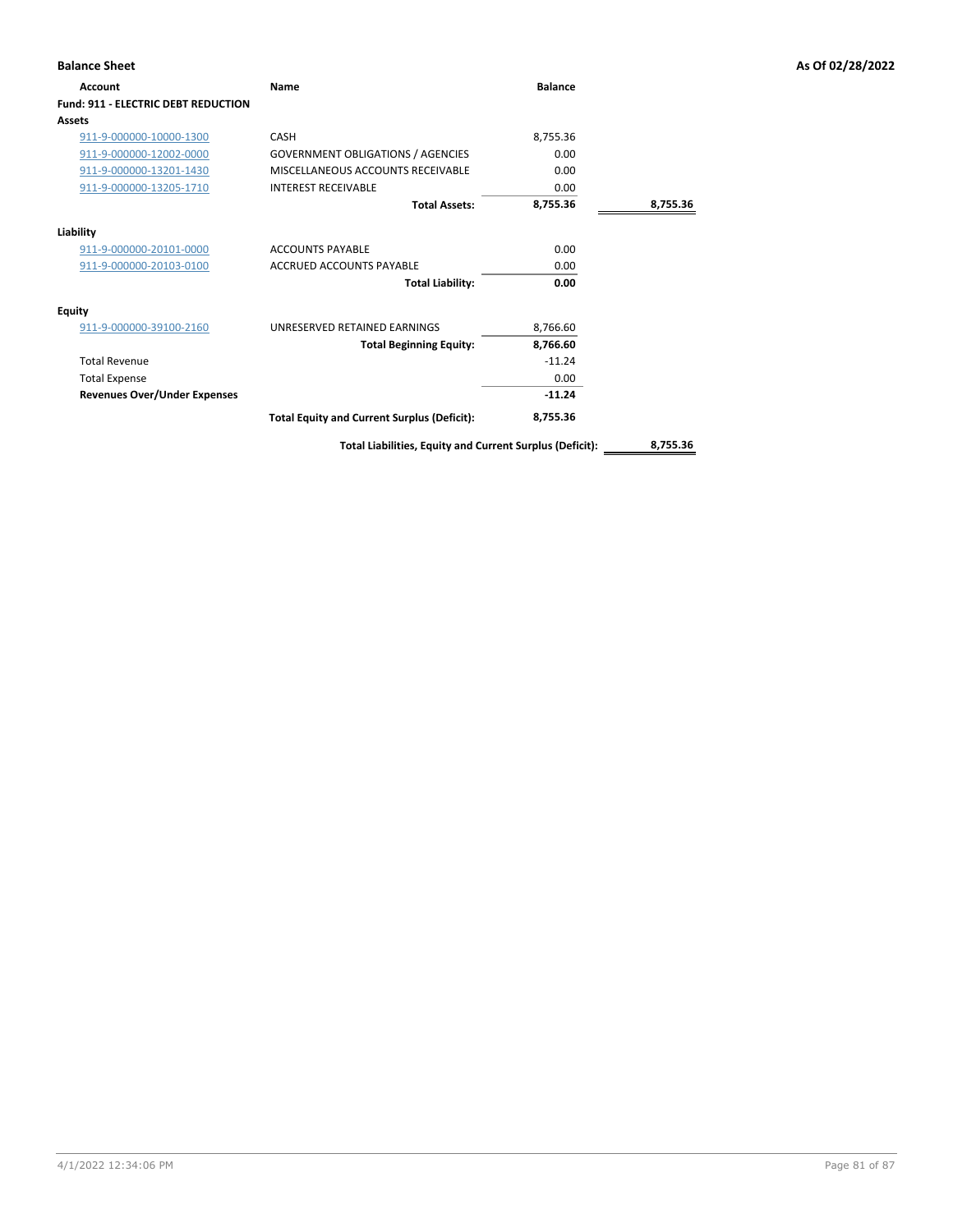## Balance Sheet

As Of 02/28/2022

| Account | Name | Balance | |
|---|---|---|---|
| **Fund: 911 - ELECTRIC DEBT REDUCTION** | | | |
| **Assets** | | | |
| 911-9-000000-10000-1300 | CASH | 8,755.36 | |
| 911-9-000000-12002-0000 | GOVERNMENT OBLIGATIONS / AGENCIES | 0.00 | |
| 911-9-000000-13201-1430 | MISCELLANEOUS ACCOUNTS RECEIVABLE | 0.00 | |
| 911-9-000000-13205-1710 | INTEREST RECEIVABLE | 0.00 | |
| | **Total Assets:** | **8,755.36** | **8,755.36** |
| **Liability** | | | |
| 911-9-000000-20101-0000 | ACCOUNTS PAYABLE | 0.00 | |
| 911-9-000000-20103-0100 | ACCRUED ACCOUNTS PAYABLE | 0.00 | |
| | **Total Liability:** | **0.00** | |
| **Equity** | | | |
| 911-9-000000-39100-2160 | UNRESERVED RETAINED EARNINGS | 8,766.60 | |
| | **Total Beginning Equity:** | **8,766.60** | |
| Total Revenue | | -11.24 | |
| Total Expense | | 0.00 | |
| **Revenues Over/Under Expenses** | | **-11.24** | |
| | **Total Equity and Current Surplus (Deficit):** | **8,755.36** | |
| | **Total Liabilities, Equity and Current Surplus (Deficit):** | | **8,755.36** |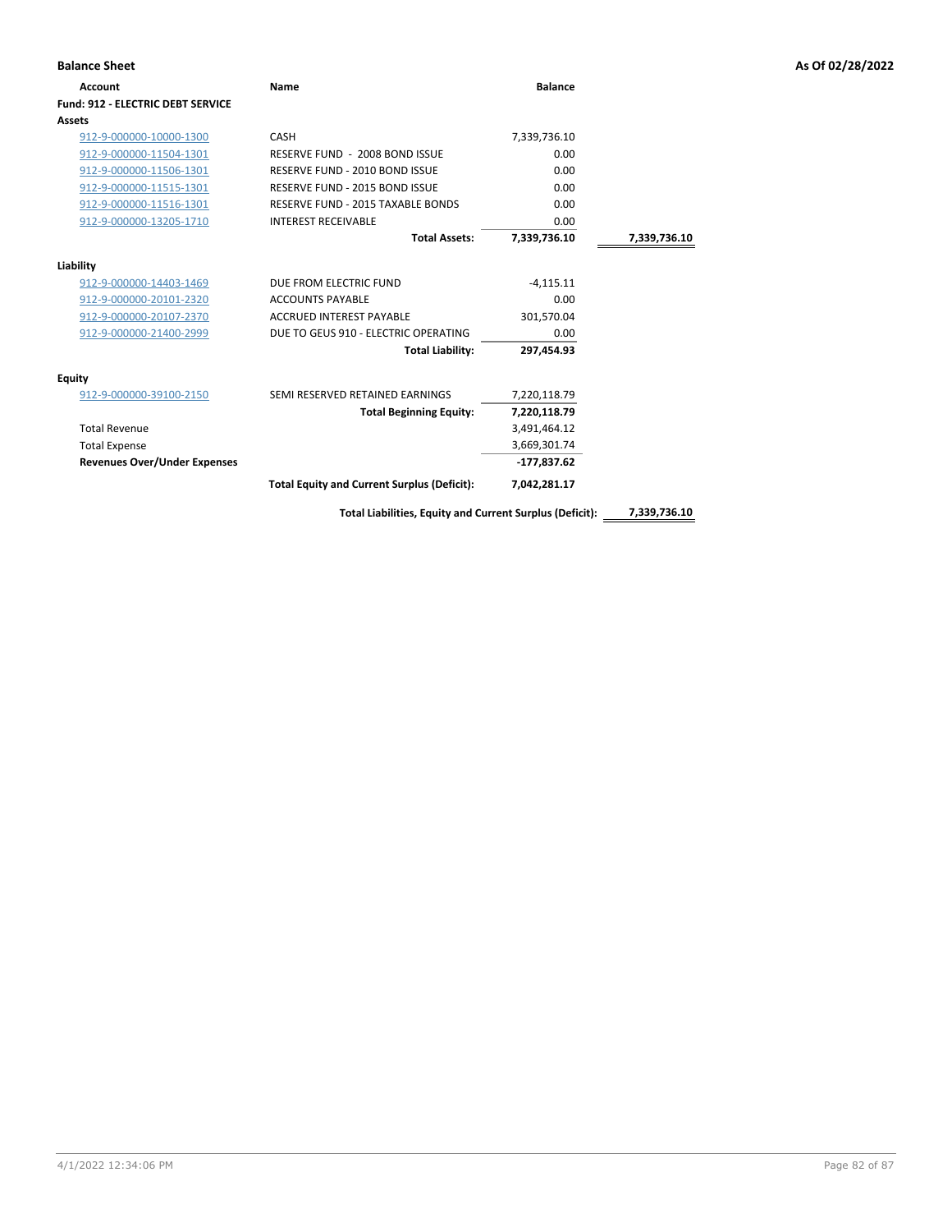**Balance Sheet** — As Of 02/28/2022

| Account | Name | Balance | |
|---|---|---|---|
| **Fund: 912 - ELECTRIC DEBT SERVICE** | | | |
| **Assets** | | | |
| 912-9-000000-10000-1300 | CASH | 7,339,736.10 | |
| 912-9-000000-11504-1301 | RESERVE FUND - 2008 BOND ISSUE | 0.00 | |
| 912-9-000000-11506-1301 | RESERVE FUND - 2010 BOND ISSUE | 0.00 | |
| 912-9-000000-11515-1301 | RESERVE FUND - 2015 BOND ISSUE | 0.00 | |
| 912-9-000000-11516-1301 | RESERVE FUND - 2015 TAXABLE BONDS | 0.00 | |
| 912-9-000000-13205-1710 | INTEREST RECEIVABLE | 0.00 | |
| | **Total Assets:** | **7,339,736.10** | **7,339,736.10** |
| **Liability** | | | |
| 912-9-000000-14403-1469 | DUE FROM ELECTRIC FUND | -4,115.11 | |
| 912-9-000000-20101-2320 | ACCOUNTS PAYABLE | 0.00 | |
| 912-9-000000-20107-2370 | ACCRUED INTEREST PAYABLE | 301,570.04 | |
| 912-9-000000-21400-2999 | DUE TO GEUS 910 - ELECTRIC OPERATING | 0.00 | |
| | **Total Liability:** | **297,454.93** | |
| **Equity** | | | |
| 912-9-000000-39100-2150 | SEMI RESERVED RETAINED EARNINGS | 7,220,118.79 | |
| | **Total Beginning Equity:** | **7,220,118.79** | |
| Total Revenue | | 3,491,464.12 | |
| Total Expense | | 3,669,301.74 | |
| **Revenues Over/Under Expenses** | | **-177,837.62** | |
| | **Total Equity and Current Surplus (Deficit):** | **7,042,281.17** | |
| | **Total Liabilities, Equity and Current Surplus (Deficit):** | | **7,339,736.10** |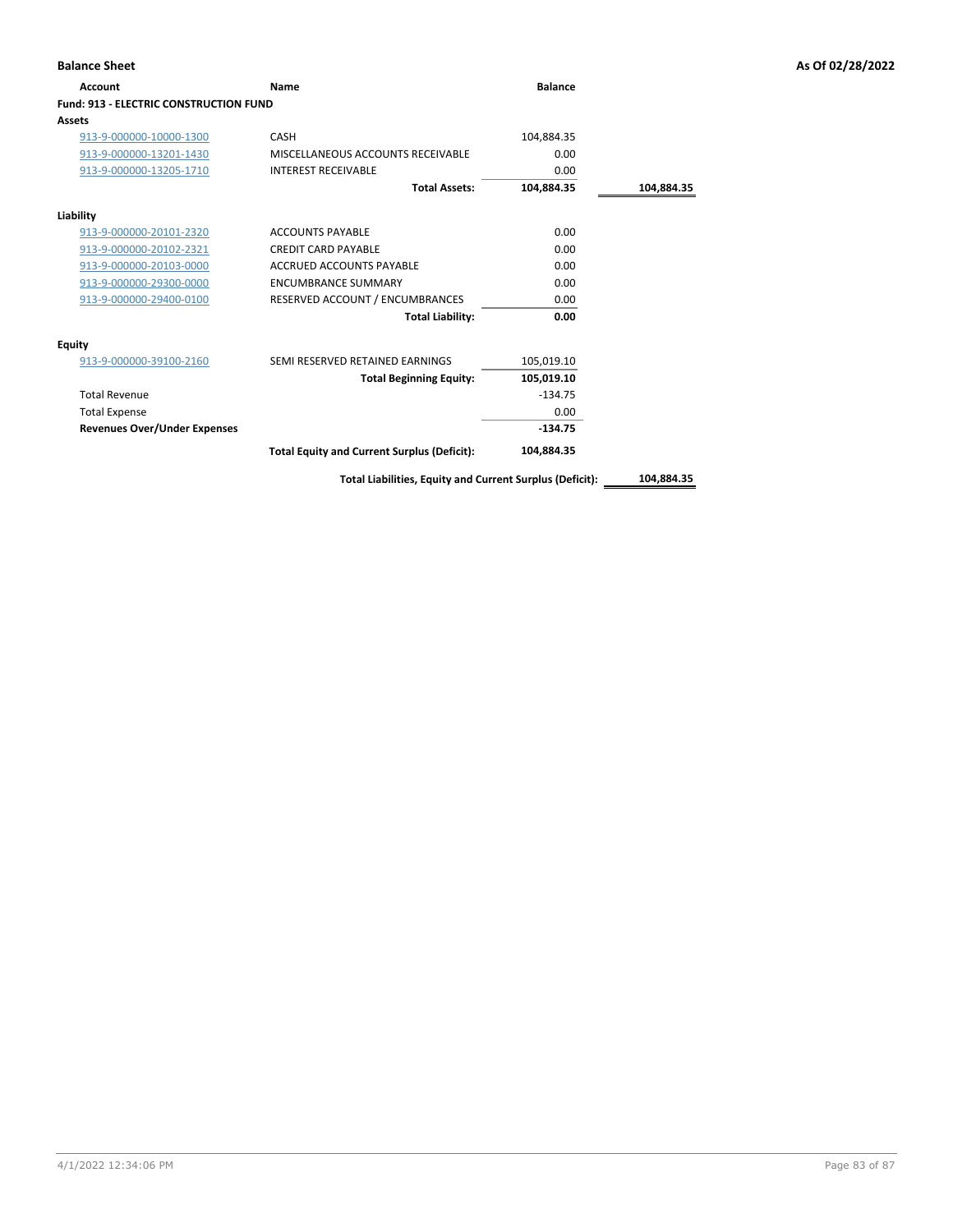**Balance Sheet** — As Of 02/28/2022

| Account | Name | Balance | |
|---|---|---|---|
| **Fund: 913 - ELECTRIC CONSTRUCTION FUND** | | | |
| **Assets** | | | |
| 913-9-000000-10000-1300 | CASH | 104,884.35 | |
| 913-9-000000-13201-1430 | MISCELLANEOUS ACCOUNTS RECEIVABLE | 0.00 | |
| 913-9-000000-13205-1710 | INTEREST RECEIVABLE | 0.00 | |
| | **Total Assets:** | **104,884.35** | **104,884.35** |
| **Liability** | | | |
| 913-9-000000-20101-2320 | ACCOUNTS PAYABLE | 0.00 | |
| 913-9-000000-20102-2321 | CREDIT CARD PAYABLE | 0.00 | |
| 913-9-000000-20103-0000 | ACCRUED ACCOUNTS PAYABLE | 0.00 | |
| 913-9-000000-29300-0000 | ENCUMBRANCE SUMMARY | 0.00 | |
| 913-9-000000-29400-0100 | RESERVED ACCOUNT / ENCUMBRANCES | 0.00 | |
| | **Total Liability:** | **0.00** | |
| **Equity** | | | |
| 913-9-000000-39100-2160 | SEMI RESERVED RETAINED EARNINGS | 105,019.10 | |
| | **Total Beginning Equity:** | **105,019.10** | |
| Total Revenue | | -134.75 | |
| Total Expense | | 0.00 | |
| **Revenues Over/Under Expenses** | | **-134.75** | |
| | **Total Equity and Current Surplus (Deficit):** | **104,884.35** | |
| | **Total Liabilities, Equity and Current Surplus (Deficit):** | | **104,884.35** |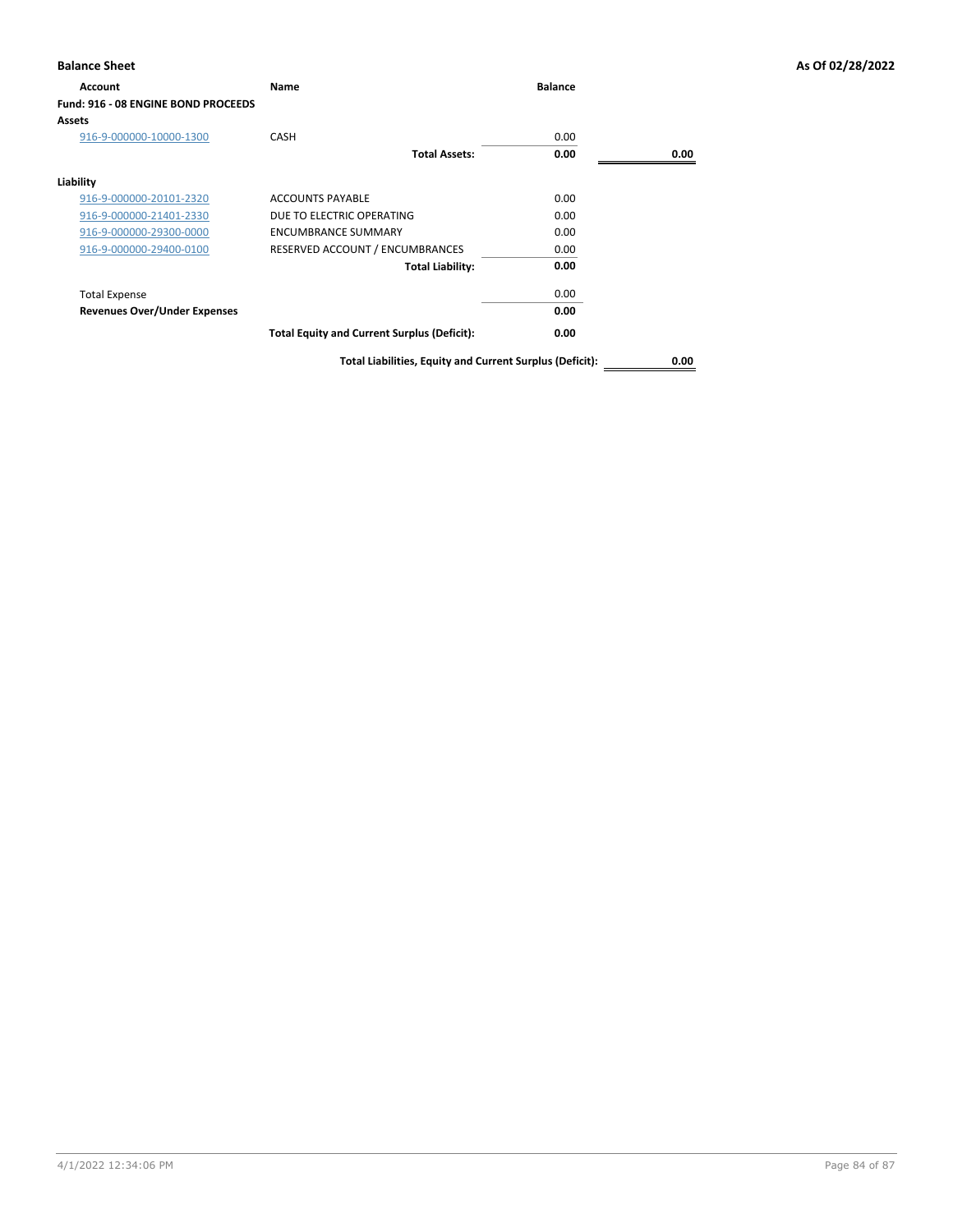**Balance Sheet** **As Of 02/28/2022**

| Account | Name | Balance | |
|---|---|---|---|
| **Fund: 916 - 08 ENGINE BOND PROCEEDS** | | | |
| **Assets** | | | |
| 916-9-000000-10000-1300 | CASH | 0.00 | |
| | **Total Assets:** | **0.00** | **0.00** |
| **Liability** | | | |
| 916-9-000000-20101-2320 | ACCOUNTS PAYABLE | 0.00 | |
| 916-9-000000-21401-2330 | DUE TO ELECTRIC OPERATING | 0.00 | |
| 916-9-000000-29300-0000 | ENCUMBRANCE SUMMARY | 0.00 | |
| 916-9-000000-29400-0100 | RESERVED ACCOUNT / ENCUMBRANCES | 0.00 | |
| | **Total Liability:** | **0.00** | |
| Total Expense | | 0.00 | |
| **Revenues Over/Under Expenses** | | **0.00** | |
| | **Total Equity and Current Surplus (Deficit):** | **0.00** | |
| | **Total Liabilities, Equity and Current Surplus (Deficit):** | | **0.00** |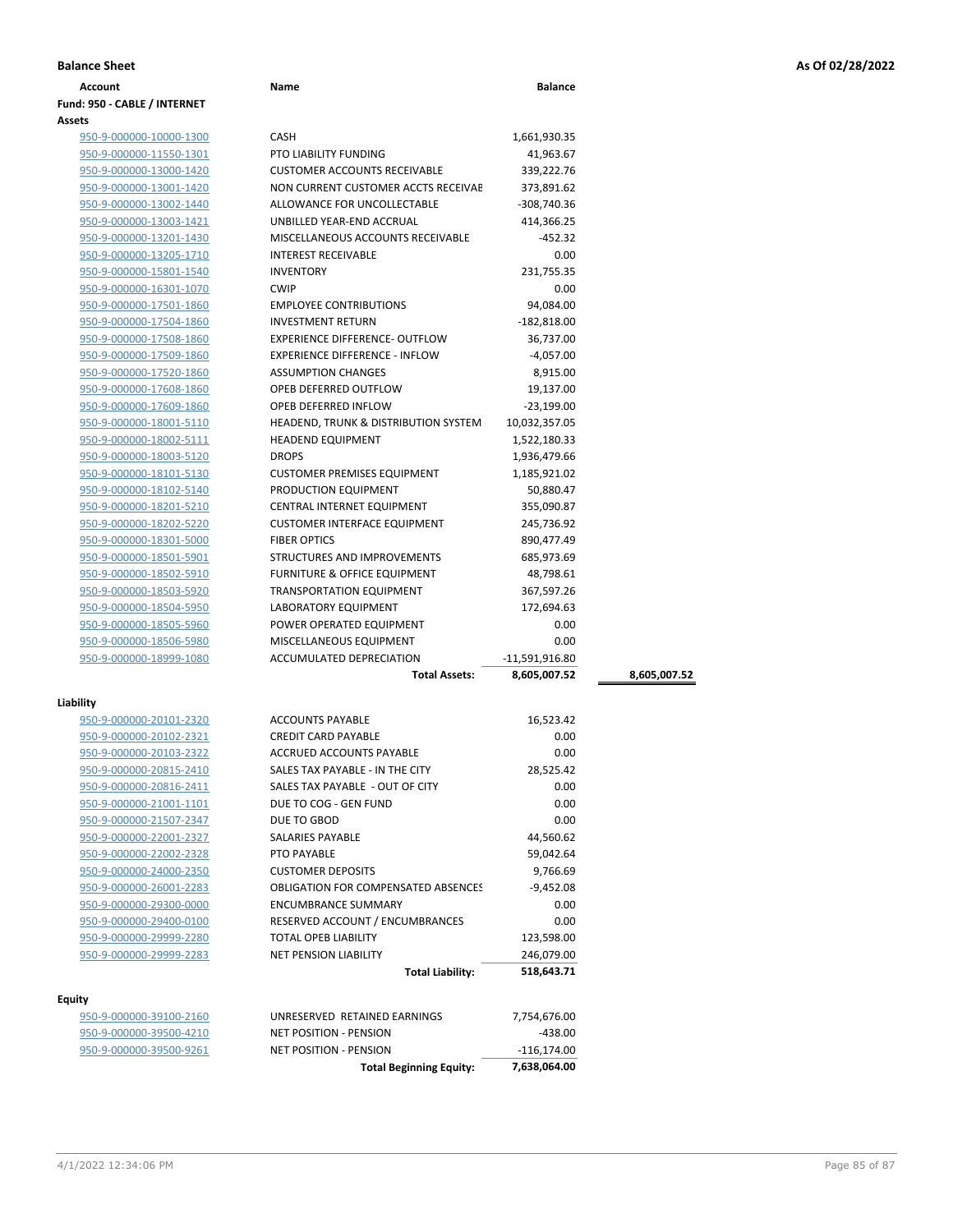**Balance Sheet** — As Of 02/28/2022

| Account | Name | Balance | |
|---|---|---|---|
| **Fund: 950 - CABLE / INTERNET** | | | |
| **Assets** | | | |
| 950-9-000000-10000-1300 | CASH | 1,661,930.35 | |
| 950-9-000000-11550-1301 | PTO LIABILITY FUNDING | 41,963.67 | |
| 950-9-000000-13000-1420 | CUSTOMER ACCOUNTS RECEIVABLE | 339,222.76 | |
| 950-9-000000-13001-1420 | NON CURRENT CUSTOMER ACCTS RECEIVAE | 373,891.62 | |
| 950-9-000000-13002-1440 | ALLOWANCE FOR UNCOLLECTABLE | -308,740.36 | |
| 950-9-000000-13003-1421 | UNBILLED YEAR-END ACCRUAL | 414,366.25 | |
| 950-9-000000-13201-1430 | MISCELLANEOUS ACCOUNTS RECEIVABLE | -452.32 | |
| 950-9-000000-13205-1710 | INTEREST RECEIVABLE | 0.00 | |
| 950-9-000000-15801-1540 | INVENTORY | 231,755.35 | |
| 950-9-000000-16301-1070 | CWIP | 0.00 | |
| 950-9-000000-17501-1860 | EMPLOYEE CONTRIBUTIONS | 94,084.00 | |
| 950-9-000000-17504-1860 | INVESTMENT RETURN | -182,818.00 | |
| 950-9-000000-17508-1860 | EXPERIENCE DIFFERENCE- OUTFLOW | 36,737.00 | |
| 950-9-000000-17509-1860 | EXPERIENCE DIFFERENCE - INFLOW | -4,057.00 | |
| 950-9-000000-17520-1860 | ASSUMPTION CHANGES | 8,915.00 | |
| 950-9-000000-17608-1860 | OPEB DEFERRED OUTFLOW | 19,137.00 | |
| 950-9-000000-17609-1860 | OPEB DEFERRED INFLOW | -23,199.00 | |
| 950-9-000000-18001-5110 | HEADEND, TRUNK & DISTRIBUTION SYSTEM | 10,032,357.05 | |
| 950-9-000000-18002-5111 | HEADEND EQUIPMENT | 1,522,180.33 | |
| 950-9-000000-18003-5120 | DROPS | 1,936,479.66 | |
| 950-9-000000-18101-5130 | CUSTOMER PREMISES EQUIPMENT | 1,185,921.02 | |
| 950-9-000000-18102-5140 | PRODUCTION EQUIPMENT | 50,880.47 | |
| 950-9-000000-18201-5210 | CENTRAL INTERNET EQUIPMENT | 355,090.87 | |
| 950-9-000000-18202-5220 | CUSTOMER INTERFACE EQUIPMENT | 245,736.92 | |
| 950-9-000000-18301-5000 | FIBER OPTICS | 890,477.49 | |
| 950-9-000000-18501-5901 | STRUCTURES AND IMPROVEMENTS | 685,973.69 | |
| 950-9-000000-18502-5910 | FURNITURE & OFFICE EQUIPMENT | 48,798.61 | |
| 950-9-000000-18503-5920 | TRANSPORTATION EQUIPMENT | 367,597.26 | |
| 950-9-000000-18504-5950 | LABORATORY EQUIPMENT | 172,694.63 | |
| 950-9-000000-18505-5960 | POWER OPERATED EQUIPMENT | 0.00 | |
| 950-9-000000-18506-5980 | MISCELLANEOUS EQUIPMENT | 0.00 | |
| 950-9-000000-18999-1080 | ACCUMULATED DEPRECIATION | -11,591,916.80 | |
| | **Total Assets:** | **8,605,007.52** | **8,605,007.52** |
| **Liability** | | | |
| 950-9-000000-20101-2320 | ACCOUNTS PAYABLE | 16,523.42 | |
| 950-9-000000-20102-2321 | CREDIT CARD PAYABLE | 0.00 | |
| 950-9-000000-20103-2322 | ACCRUED ACCOUNTS PAYABLE | 0.00 | |
| 950-9-000000-20815-2410 | SALES TAX PAYABLE - IN THE CITY | 28,525.42 | |
| 950-9-000000-20816-2411 | SALES TAX PAYABLE - OUT OF CITY | 0.00 | |
| 950-9-000000-21001-1101 | DUE TO COG - GEN FUND | 0.00 | |
| 950-9-000000-21507-2347 | DUE TO GBOD | 0.00 | |
| 950-9-000000-22001-2327 | SALARIES PAYABLE | 44,560.62 | |
| 950-9-000000-22002-2328 | PTO PAYABLE | 59,042.64 | |
| 950-9-000000-24000-2350 | CUSTOMER DEPOSITS | 9,766.69 | |
| 950-9-000000-26001-2283 | OBLIGATION FOR COMPENSATED ABSENCES | -9,452.08 | |
| 950-9-000000-29300-0000 | ENCUMBRANCE SUMMARY | 0.00 | |
| 950-9-000000-29400-0100 | RESERVED ACCOUNT / ENCUMBRANCES | 0.00 | |
| 950-9-000000-29999-2280 | TOTAL OPEB LIABILITY | 123,598.00 | |
| 950-9-000000-29999-2283 | NET PENSION LIABILITY | 246,079.00 | |
| | **Total Liability:** | **518,643.71** | |
| **Equity** | | | |
| 950-9-000000-39100-2160 | UNRESERVED RETAINED EARNINGS | 7,754,676.00 | |
| 950-9-000000-39500-4210 | NET POSITION - PENSION | -438.00 | |
| 950-9-000000-39500-9261 | NET POSITION - PENSION | -116,174.00 | |
| | **Total Beginning Equity:** | **7,638,064.00** | |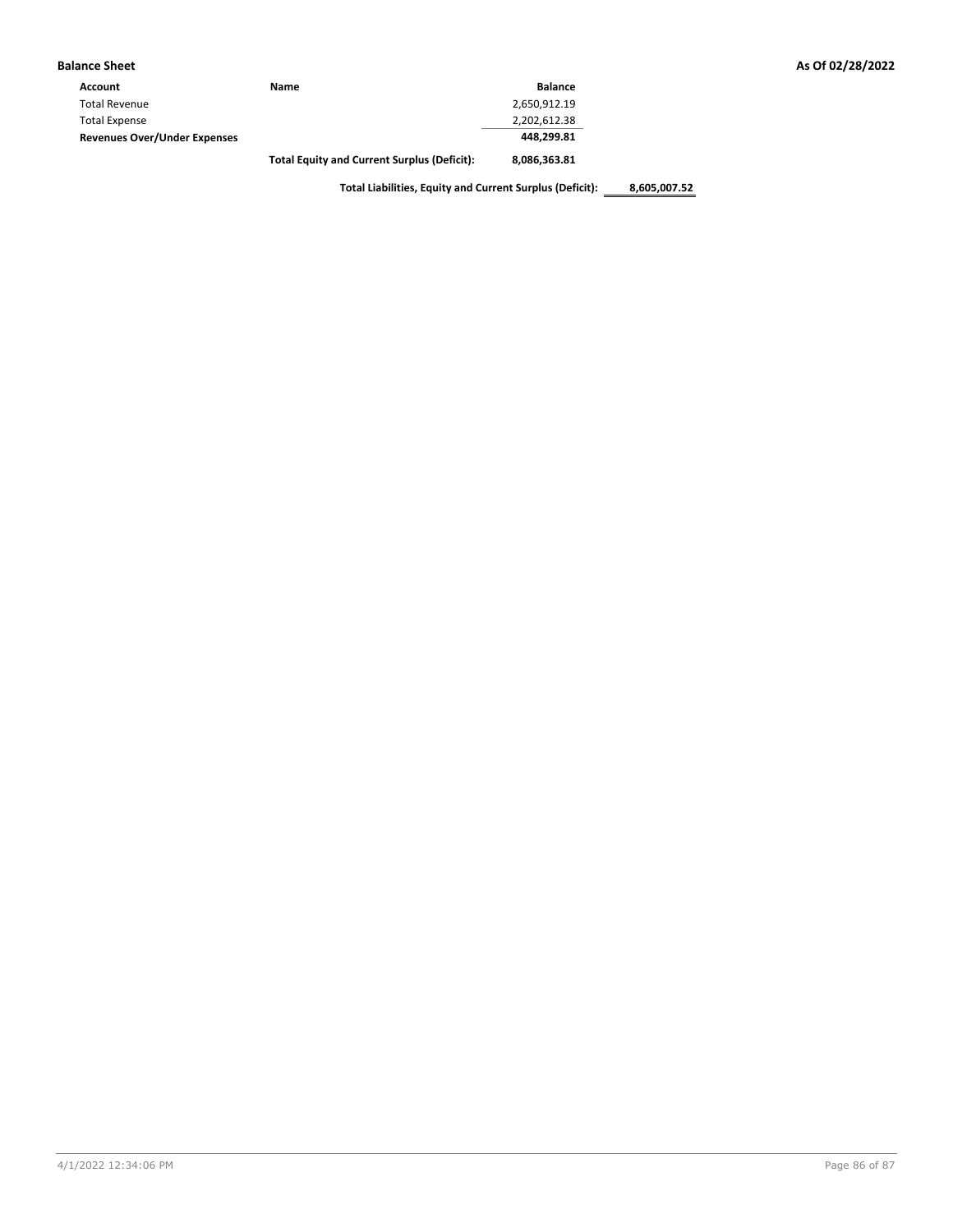**Balance Sheet** **As Of 02/28/2022**

| Account | Name | Balance | |
|---|---|---|---|
| Total Revenue | | 2,650,912.19 | |
| Total Expense | | 2,202,612.38 | |
| **Revenues Over/Under Expenses** | | **448,299.81** | |
| | **Total Equity and Current Surplus (Deficit):** | **8,086,363.81** | |
| | **Total Liabilities, Equity and Current Surplus (Deficit):** | | **8,605,007.52** |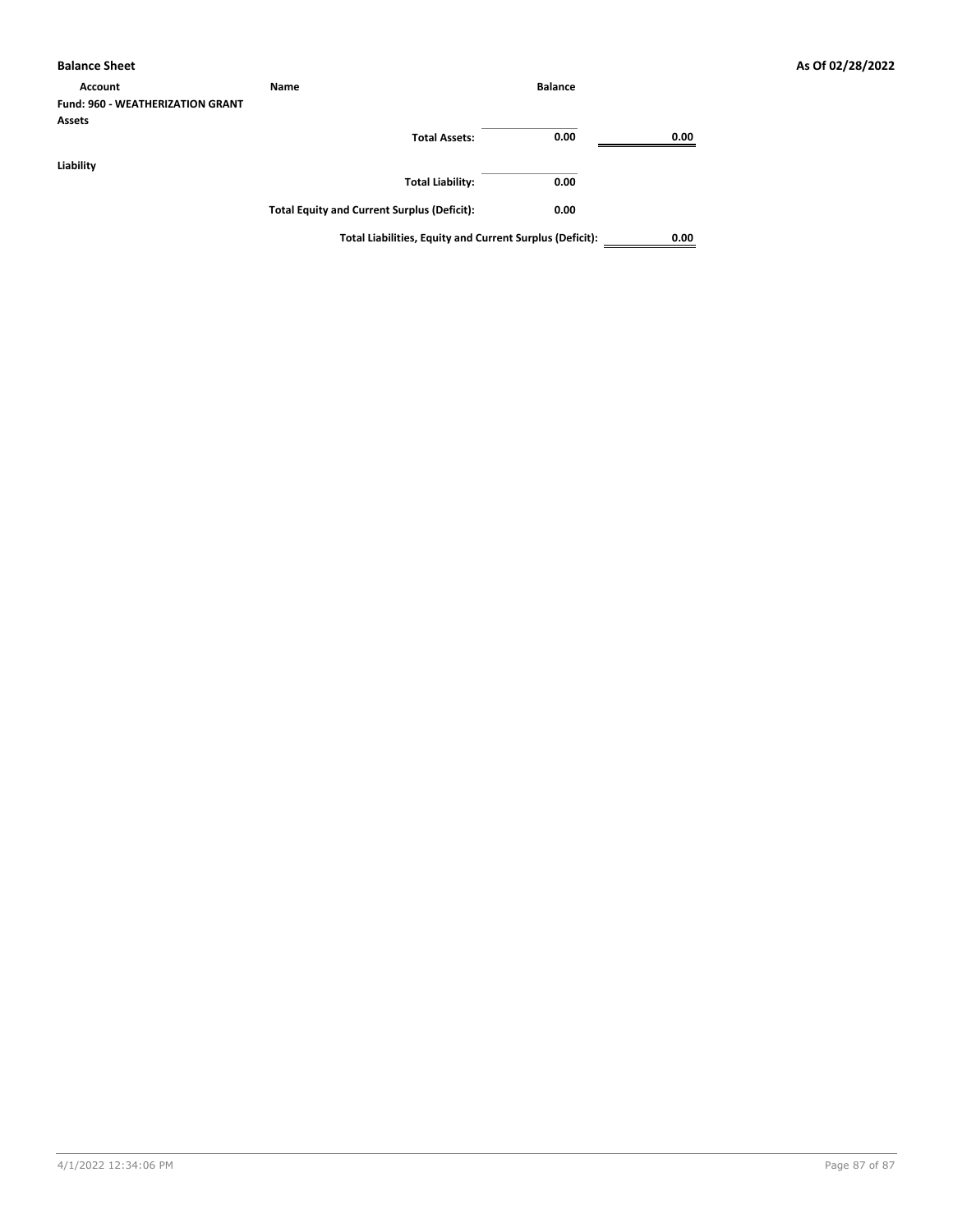**Balance Sheet** **As Of 02/28/2022**

| Account | Name | Balance | |
|---|---|---|---|
| **Fund: 960 - WEATHERIZATION GRANT** | | | |
| **Assets** | | | |
| | **Total Assets:** | 0.00 | 0.00 |
| **Liability** | | | |
| | **Total Liability:** | 0.00 | |
| | **Total Equity and Current Surplus (Deficit):** | 0.00 | |
| | **Total Liabilities, Equity and Current Surplus (Deficit):** | | 0.00 |